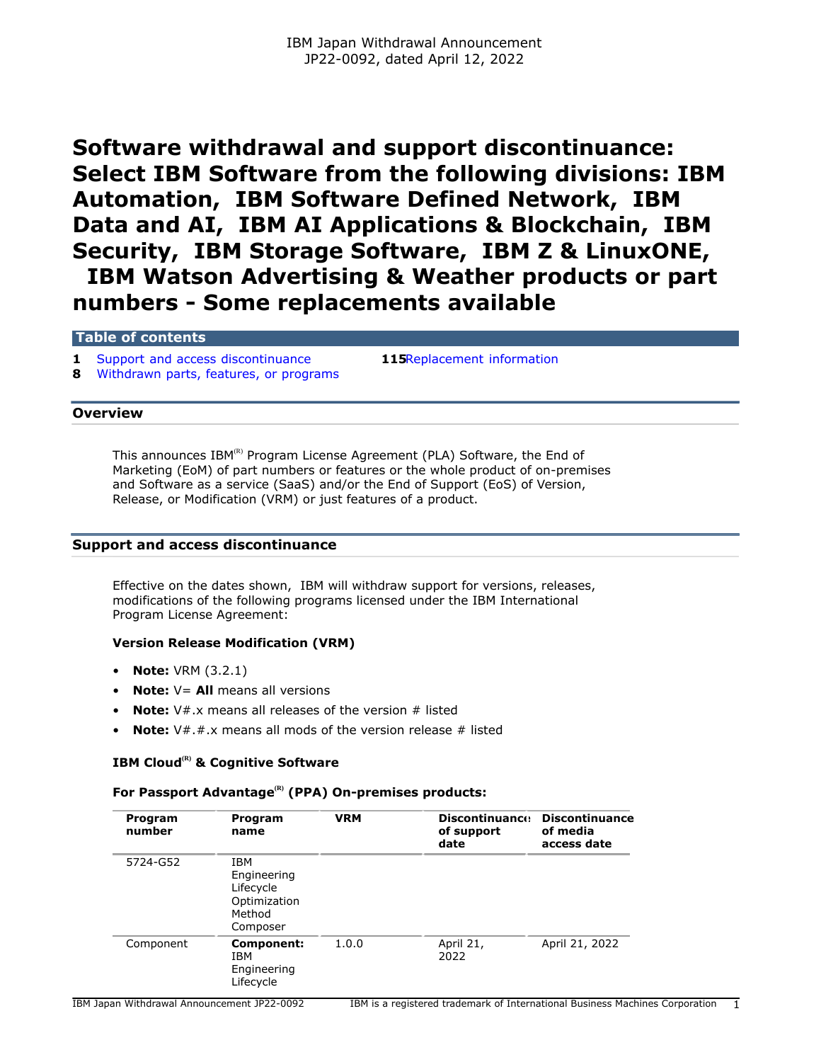IBM Japan Withdrawal Announcement
JP22-0092, dated April 12, 2022

# Software withdrawal and support discontinuance: Select IBM Software from the following divisions: IBM Automation, IBM Software Defined Network, IBM Data and AI, IBM AI Applications & Blockchain, IBM Security, IBM Storage Software, IBM Z & LinuxONE, IBM Watson Advertising & Weather products or part numbers - Some replacements available

## Table of contents

| | | | |
|---|---|---|---|
| **1** | Support and access discontinuance | **115** | Replacement information |
| **8** | Withdrawn parts, features, or programs | | |

## Overview

This announces IBM(R) Program License Agreement (PLA) Software, the End of Marketing (EoM) of part numbers or features or the whole product of on-premises and Software as a service (SaaS) and/or the End of Support (EoS) of Version, Release, or Modification (VRM) or just features of a product.

## Support and access discontinuance

Effective on the dates shown, IBM will withdraw support for versions, releases, modifications of the following programs licensed under the IBM International Program License Agreement:

### Version Release Modification (VRM)

- **Note:** VRM (3.2.1)
- **Note:** V= **All** means all versions
- **Note:** V#.x means all releases of the version # listed
- **Note:** V#.#.x means all mods of the version release # listed

### IBM Cloud(R) & Cognitive Software

### For Passport Advantage(R) (PPA) On-premises products:

| Program number | Program name | VRM | Discontinuance of support date | Discontinuance of media access date |
|---|---|---|---|---|
| 5724-G52 | IBM Engineering Lifecycle Optimization Method Composer | | | |
| Component | **Component:** IBM Engineering Lifecycle | 1.0.0 | April 21, 2022 | April 21, 2022 |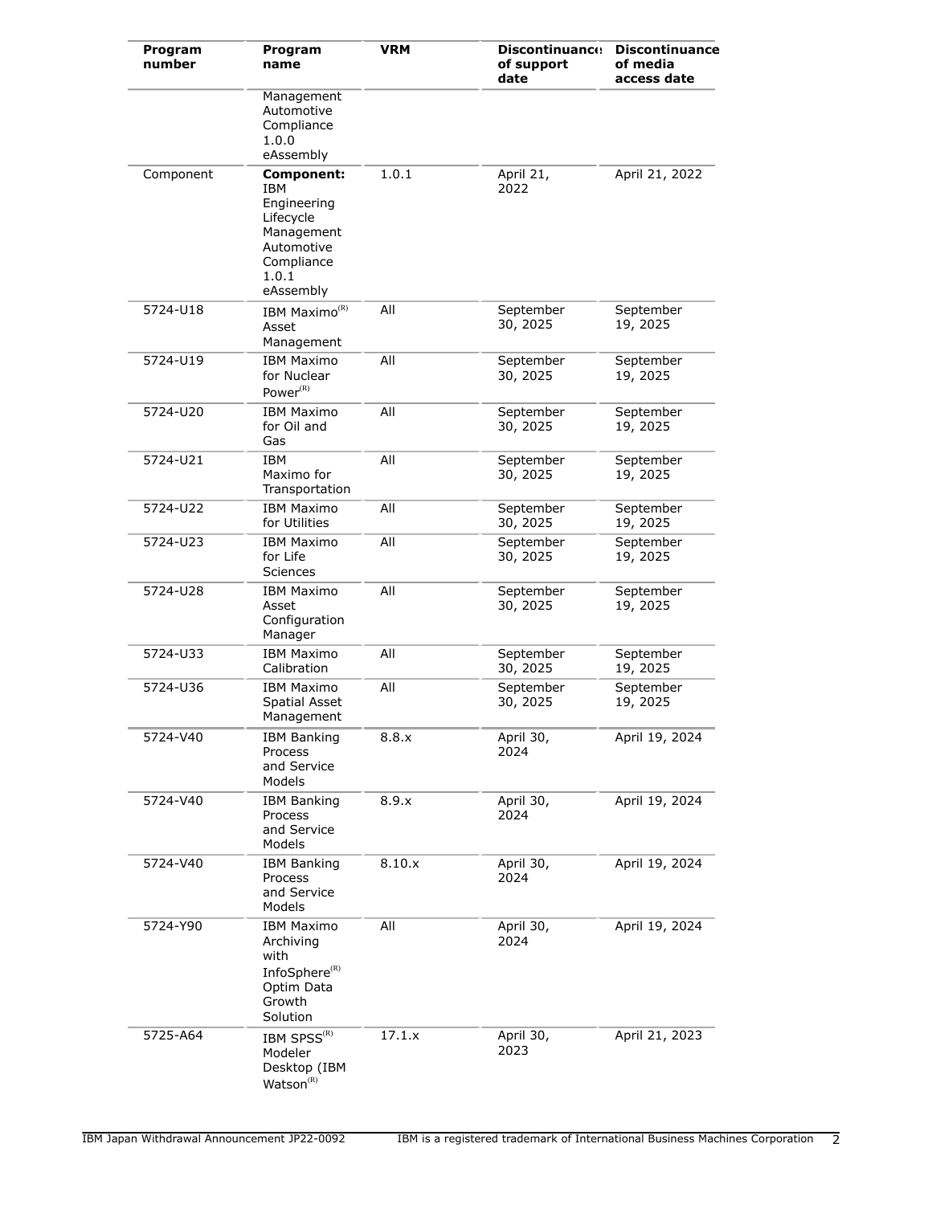| Program number | Program name | VRM | Discontinuance of support date | Discontinuance of media access date |
| --- | --- | --- | --- | --- |
| | Management Automotive Compliance 1.0.0 eAssembly | | | |
| Component | **Component:** IBM Engineering Lifecycle Management Automotive Compliance 1.0.1 eAssembly | 1.0.1 | April 21, 2022 | April 21, 2022 |
| 5724-U18 | IBM Maximo(R) Asset Management | All | September 30, 2025 | September 19, 2025 |
| 5724-U19 | IBM Maximo for Nuclear Power(R) | All | September 30, 2025 | September 19, 2025 |
| 5724-U20 | IBM Maximo for Oil and Gas | All | September 30, 2025 | September 19, 2025 |
| 5724-U21 | IBM Maximo for Transportation | All | September 30, 2025 | September 19, 2025 |
| 5724-U22 | IBM Maximo for Utilities | All | September 30, 2025 | September 19, 2025 |
| 5724-U23 | IBM Maximo for Life Sciences | All | September 30, 2025 | September 19, 2025 |
| 5724-U28 | IBM Maximo Asset Configuration Manager | All | September 30, 2025 | September 19, 2025 |
| 5724-U33 | IBM Maximo Calibration | All | September 30, 2025 | September 19, 2025 |
| 5724-U36 | IBM Maximo Spatial Asset Management | All | September 30, 2025 | September 19, 2025 |
| 5724-V40 | IBM Banking Process and Service Models | 8.8.x | April 30, 2024 | April 19, 2024 |
| 5724-V40 | IBM Banking Process and Service Models | 8.9.x | April 30, 2024 | April 19, 2024 |
| 5724-V40 | IBM Banking Process and Service Models | 8.10.x | April 30, 2024 | April 19, 2024 |
| 5724-Y90 | IBM Maximo Archiving with InfoSphere(R) Optim Data Growth Solution | All | April 30, 2024 | April 19, 2024 |
| 5725-A64 | IBM SPSS(R) Modeler Desktop (IBM Watson(R) | 17.1.x | April 30, 2023 | April 21, 2023 |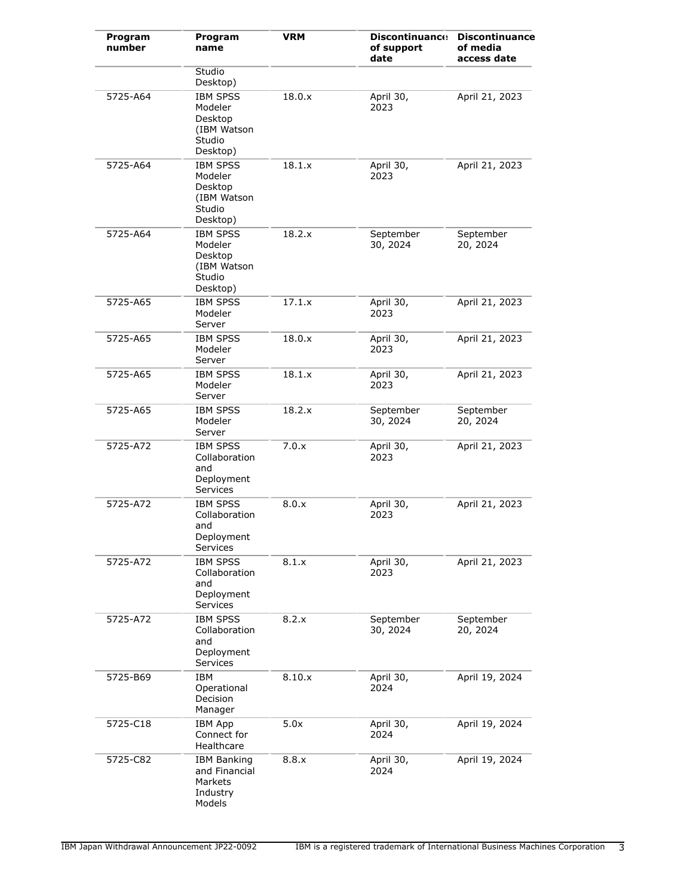| Program number | Program name | VRM | Discontinuance of support date | Discontinuance of media access date |
|---|---|---|---|---|
| | Studio Desktop) | | | |
| 5725-A64 | IBM SPSS Modeler Desktop (IBM Watson Studio Desktop) | 18.0.x | April 30, 2023 | April 21, 2023 |
| 5725-A64 | IBM SPSS Modeler Desktop (IBM Watson Studio Desktop) | 18.1.x | April 30, 2023 | April 21, 2023 |
| 5725-A64 | IBM SPSS Modeler Desktop (IBM Watson Studio Desktop) | 18.2.x | September 30, 2024 | September 20, 2024 |
| 5725-A65 | IBM SPSS Modeler Server | 17.1.x | April 30, 2023 | April 21, 2023 |
| 5725-A65 | IBM SPSS Modeler Server | 18.0.x | April 30, 2023 | April 21, 2023 |
| 5725-A65 | IBM SPSS Modeler Server | 18.1.x | April 30, 2023 | April 21, 2023 |
| 5725-A65 | IBM SPSS Modeler Server | 18.2.x | September 30, 2024 | September 20, 2024 |
| 5725-A72 | IBM SPSS Collaboration and Deployment Services | 7.0.x | April 30, 2023 | April 21, 2023 |
| 5725-A72 | IBM SPSS Collaboration and Deployment Services | 8.0.x | April 30, 2023 | April 21, 2023 |
| 5725-A72 | IBM SPSS Collaboration and Deployment Services | 8.1.x | April 30, 2023 | April 21, 2023 |
| 5725-A72 | IBM SPSS Collaboration and Deployment Services | 8.2.x | September 30, 2024 | September 20, 2024 |
| 5725-B69 | IBM Operational Decision Manager | 8.10.x | April 30, 2024 | April 19, 2024 |
| 5725-C18 | IBM App Connect for Healthcare | 5.0x | April 30, 2024 | April 19, 2024 |
| 5725-C82 | IBM Banking and Financial Markets Industry Models | 8.8.x | April 30, 2024 | April 19, 2024 |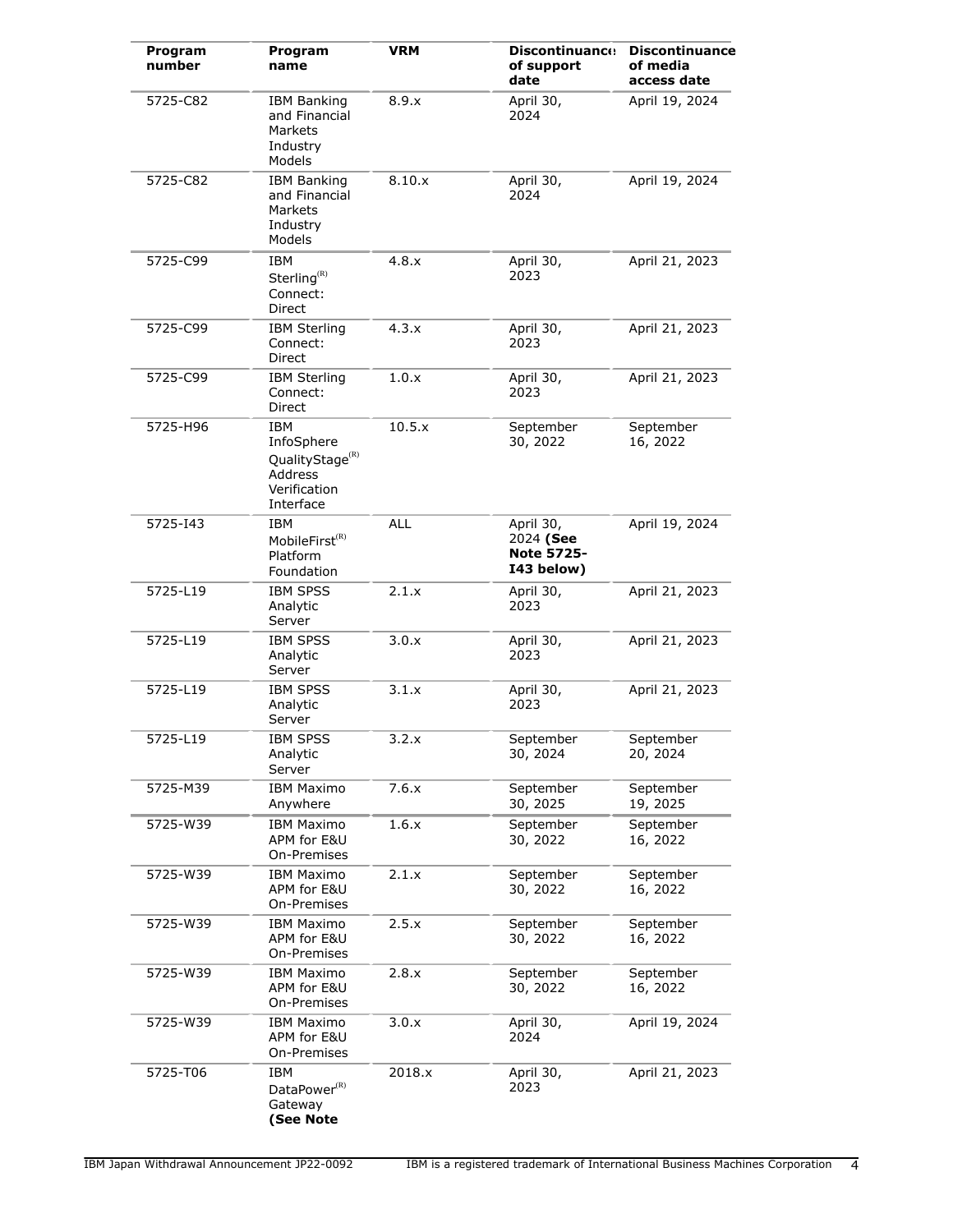| Program number | Program name | VRM | Discontinuance of support date | Discontinuance of media access date |
|---|---|---|---|---|
| 5725-C82 | IBM Banking and Financial Markets Industry Models | 8.9.x | April 30, 2024 | April 19, 2024 |
| 5725-C82 | IBM Banking and Financial Markets Industry Models | 8.10.x | April 30, 2024 | April 19, 2024 |
| 5725-C99 | IBM Sterling(R) Connect: Direct | 4.8.x | April 30, 2023 | April 21, 2023 |
| 5725-C99 | IBM Sterling Connect: Direct | 4.3.x | April 30, 2023 | April 21, 2023 |
| 5725-C99 | IBM Sterling Connect: Direct | 1.0.x | April 30, 2023 | April 21, 2023 |
| 5725-H96 | IBM InfoSphere QualityStage(R) Address Verification Interface | 10.5.x | September 30, 2022 | September 16, 2022 |
| 5725-I43 | IBM MobileFirst(R) Platform Foundation | ALL | April 30, 2024 **(See Note 5725-I43 below)** | April 19, 2024 |
| 5725-L19 | IBM SPSS Analytic Server | 2.1.x | April 30, 2023 | April 21, 2023 |
| 5725-L19 | IBM SPSS Analytic Server | 3.0.x | April 30, 2023 | April 21, 2023 |
| 5725-L19 | IBM SPSS Analytic Server | 3.1.x | April 30, 2023 | April 21, 2023 |
| 5725-L19 | IBM SPSS Analytic Server | 3.2.x | September 30, 2024 | September 20, 2024 |
| 5725-M39 | IBM Maximo Anywhere | 7.6.x | September 30, 2025 | September 19, 2025 |
| 5725-W39 | IBM Maximo APM for E&U On-Premises | 1.6.x | September 30, 2022 | September 16, 2022 |
| 5725-W39 | IBM Maximo APM for E&U On-Premises | 2.1.x | September 30, 2022 | September 16, 2022 |
| 5725-W39 | IBM Maximo APM for E&U On-Premises | 2.5.x | September 30, 2022 | September 16, 2022 |
| 5725-W39 | IBM Maximo APM for E&U On-Premises | 2.8.x | September 30, 2022 | September 16, 2022 |
| 5725-W39 | IBM Maximo APM for E&U On-Premises | 3.0.x | April 30, 2024 | April 19, 2024 |
| 5725-T06 | IBM DataPower(R) Gateway **(See Note** | 2018.x | April 30, 2023 | April 21, 2023 |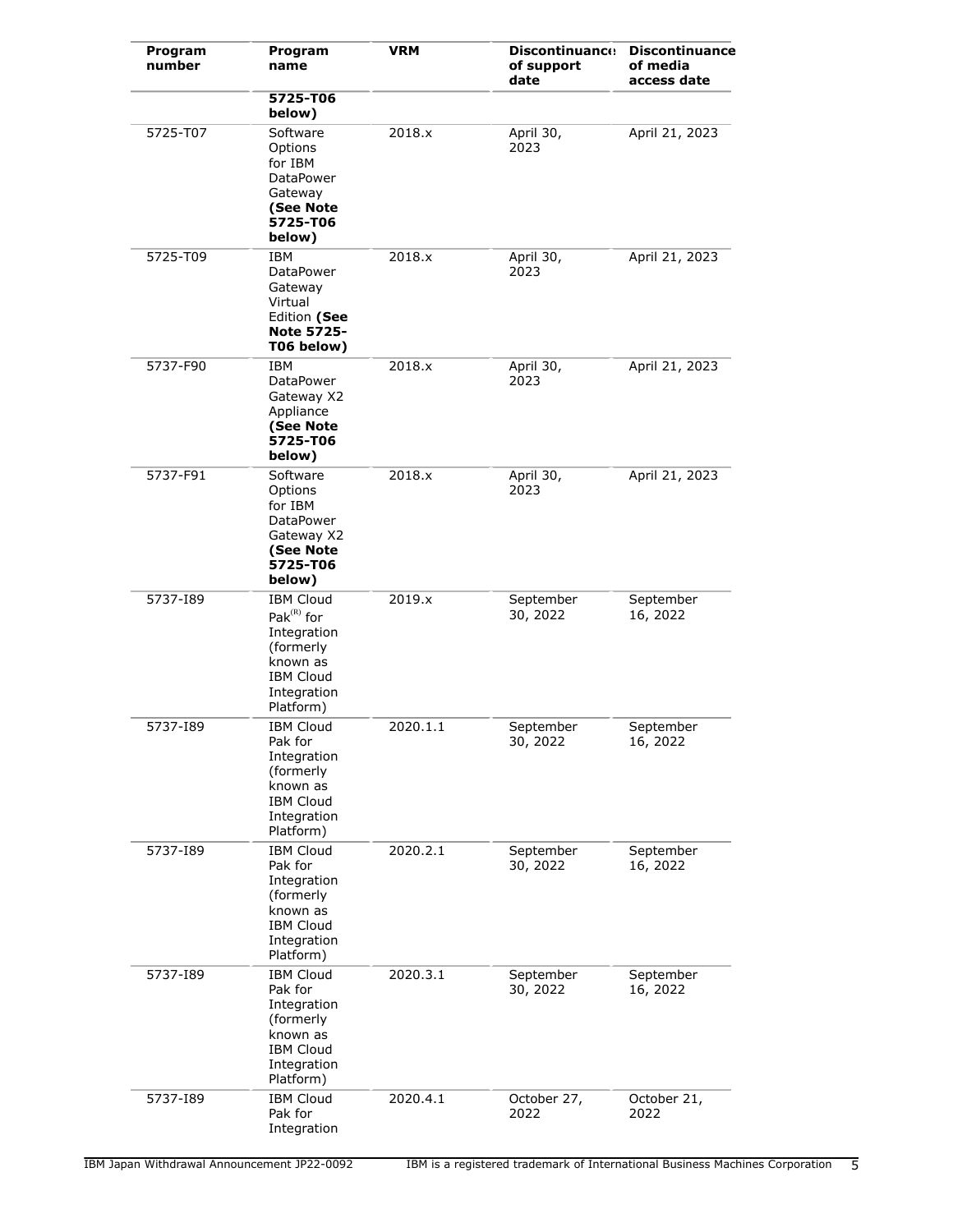| Program number | Program name | VRM | Discontinuance of support date | Discontinuance of media access date |
|---|---|---|---|---|
| | **5725-T06 below)** | | | |
| 5725-T07 | Software Options for IBM DataPower Gateway **(See Note 5725-T06 below)** | 2018.x | April 30, 2023 | April 21, 2023 |
| 5725-T09 | IBM DataPower Gateway Virtual Edition **(See Note 5725-T06 below)** | 2018.x | April 30, 2023 | April 21, 2023 |
| 5737-F90 | IBM DataPower Gateway X2 Appliance **(See Note 5725-T06 below)** | 2018.x | April 30, 2023 | April 21, 2023 |
| 5737-F91 | Software Options for IBM DataPower Gateway X2 **(See Note 5725-T06 below)** | 2018.x | April 30, 2023 | April 21, 2023 |
| 5737-I89 | IBM Cloud Pak(R) for Integration (formerly known as IBM Cloud Integration Platform) | 2019.x | September 30, 2022 | September 16, 2022 |
| 5737-I89 | IBM Cloud Pak for Integration (formerly known as IBM Cloud Integration Platform) | 2020.1.1 | September 30, 2022 | September 16, 2022 |
| 5737-I89 | IBM Cloud Pak for Integration (formerly known as IBM Cloud Integration Platform) | 2020.2.1 | September 30, 2022 | September 16, 2022 |
| 5737-I89 | IBM Cloud Pak for Integration (formerly known as IBM Cloud Integration Platform) | 2020.3.1 | September 30, 2022 | September 16, 2022 |
| 5737-I89 | IBM Cloud Pak for Integration | 2020.4.1 | October 27, 2022 | October 21, 2022 |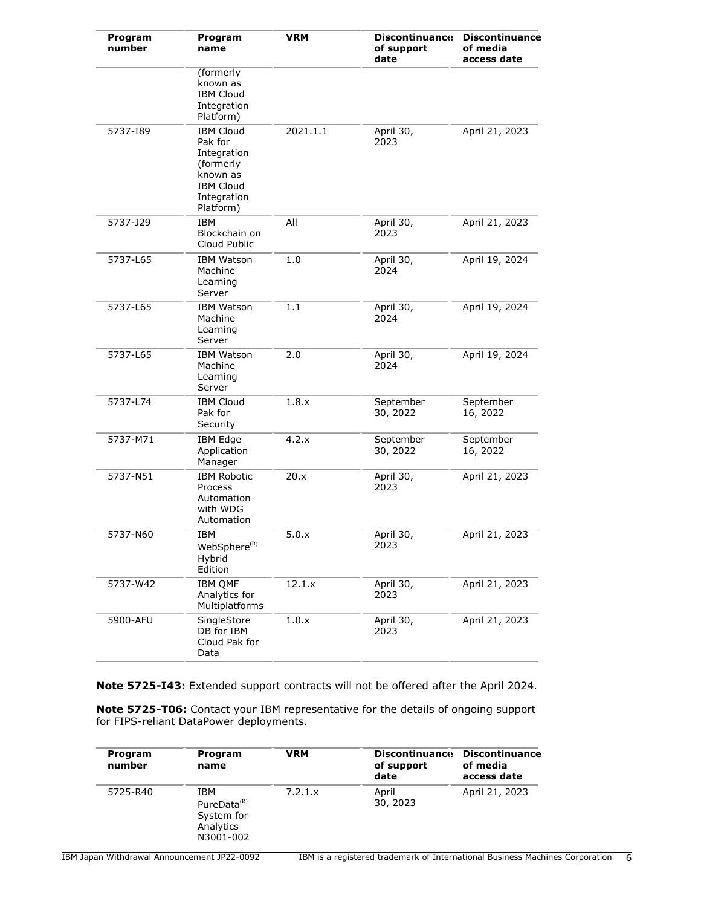| Program number | Program name | VRM | Discontinuance of support date | Discontinuance of media access date |
|---|---|---|---|---|
| | (formerly known as IBM Cloud Integration Platform) | | | |
| 5737-I89 | IBM Cloud Pak for Integration (formerly known as IBM Cloud Integration Platform) | 2021.1.1 | April 30, 2023 | April 21, 2023 |
| 5737-J29 | IBM Blockchain on Cloud Public | All | April 30, 2023 | April 21, 2023 |
| 5737-L65 | IBM Watson Machine Learning Server | 1.0 | April 30, 2024 | April 19, 2024 |
| 5737-L65 | IBM Watson Machine Learning Server | 1.1 | April 30, 2024 | April 19, 2024 |
| 5737-L65 | IBM Watson Machine Learning Server | 2.0 | April 30, 2024 | April 19, 2024 |
| 5737-L74 | IBM Cloud Pak for Security | 1.8.x | September 30, 2022 | September 16, 2022 |
| 5737-M71 | IBM Edge Application Manager | 4.2.x | September 30, 2022 | September 16, 2022 |
| 5737-N51 | IBM Robotic Process Automation with WDG Automation | 20.x | April 30, 2023 | April 21, 2023 |
| 5737-N60 | IBM WebSphere(R) Hybrid Edition | 5.0.x | April 30, 2023 | April 21, 2023 |
| 5737-W42 | IBM QMF Analytics for Multiplatforms | 12.1.x | April 30, 2023 | April 21, 2023 |
| 5900-AFU | SingleStore DB for IBM Cloud Pak for Data | 1.0.x | April 30, 2023 | April 21, 2023 |

**Note 5725-I43:** Extended support contracts will not be offered after the April 2024.

**Note 5725-T06:** Contact your IBM representative for the details of ongoing support for FIPS-reliant DataPower deployments.

| Program number | Program name | VRM | Discontinuance of support date | Discontinuance of media access date |
|---|---|---|---|---|
| 5725-R40 | IBM PureData(R) System for Analytics N3001-002 | 7.2.1.x | April 30, 2023 | April 21, 2023 |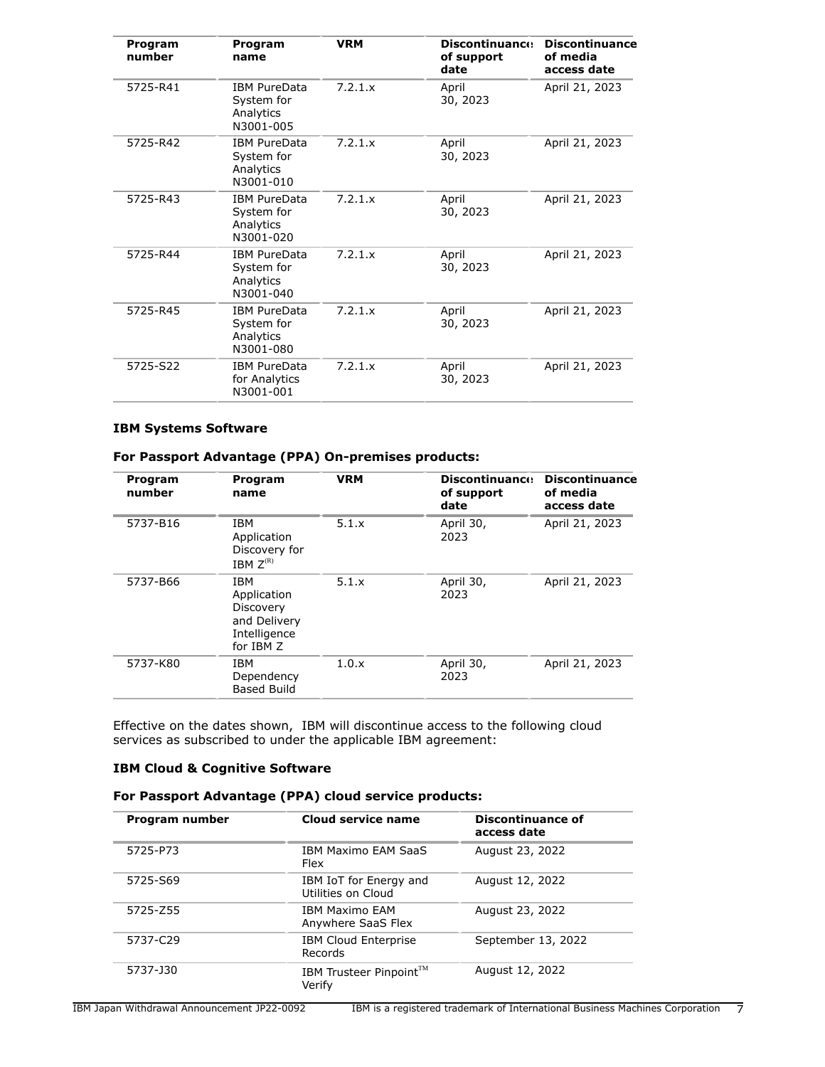| Program number | Program name | VRM | Discontinuance of support date | Discontinuance of media access date |
|---|---|---|---|---|
| 5725-R41 | IBM PureData System for Analytics N3001-005 | 7.2.1.x | April 30, 2023 | April 21, 2023 |
| 5725-R42 | IBM PureData System for Analytics N3001-010 | 7.2.1.x | April 30, 2023 | April 21, 2023 |
| 5725-R43 | IBM PureData System for Analytics N3001-020 | 7.2.1.x | April 30, 2023 | April 21, 2023 |
| 5725-R44 | IBM PureData System for Analytics N3001-040 | 7.2.1.x | April 30, 2023 | April 21, 2023 |
| 5725-R45 | IBM PureData System for Analytics N3001-080 | 7.2.1.x | April 30, 2023 | April 21, 2023 |
| 5725-S22 | IBM PureData for Analytics N3001-001 | 7.2.1.x | April 30, 2023 | April 21, 2023 |

**IBM Systems Software**

**For Passport Advantage (PPA) On-premises products:**

| Program number | Program name | VRM | Discontinuance of support date | Discontinuance of media access date |
|---|---|---|---|---|
| 5737-B16 | IBM Application Discovery for IBM Z(R) | 5.1.x | April 30, 2023 | April 21, 2023 |
| 5737-B66 | IBM Application Discovery and Delivery Intelligence for IBM Z | 5.1.x | April 30, 2023 | April 21, 2023 |
| 5737-K80 | IBM Dependency Based Build | 1.0.x | April 30, 2023 | April 21, 2023 |

Effective on the dates shown, IBM will discontinue access to the following cloud services as subscribed to under the applicable IBM agreement:

**IBM Cloud & Cognitive Software**

**For Passport Advantage (PPA) cloud service products:**

| Program number | Cloud service name | Discontinuance of access date |
|---|---|---|
| 5725-P73 | IBM Maximo EAM SaaS Flex | August 23, 2022 |
| 5725-S69 | IBM IoT for Energy and Utilities on Cloud | August 12, 2022 |
| 5725-Z55 | IBM Maximo EAM Anywhere SaaS Flex | August 23, 2022 |
| 5737-C29 | IBM Cloud Enterprise Records | September 13, 2022 |
| 5737-J30 | IBM Trusteer Pinpoint(TM) Verify | August 12, 2022 |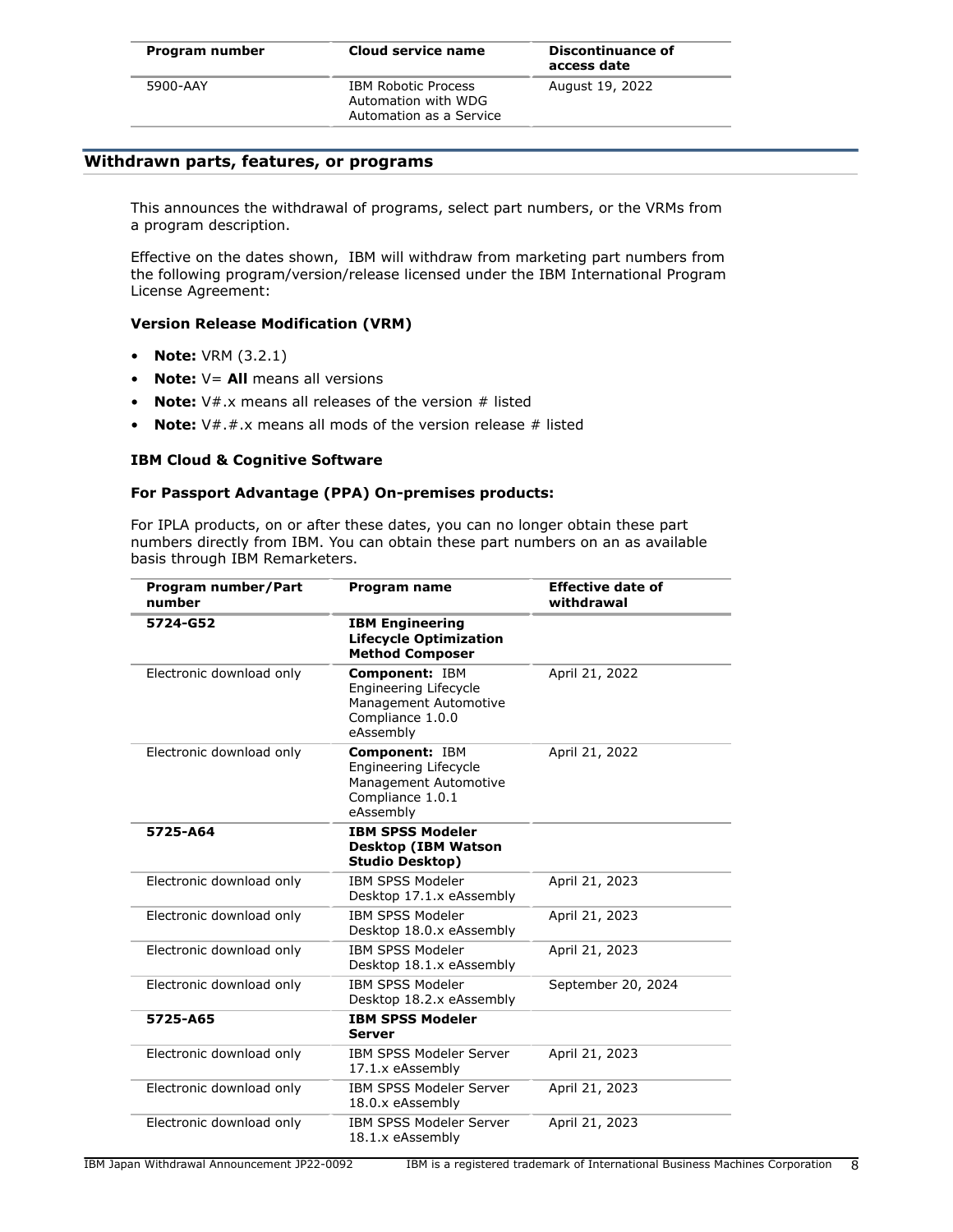| Program number | Cloud service name | Discontinuance of access date |
|---|---|---|
| 5900-AAY | IBM Robotic Process Automation with WDG Automation as a Service | August 19, 2022 |

## Withdrawn parts, features, or programs

This announces the withdrawal of programs, select part numbers, or the VRMs from a program description.

Effective on the dates shown, IBM will withdraw from marketing part numbers from the following program/version/release licensed under the IBM International Program License Agreement:

### Version Release Modification (VRM)

- **Note:** VRM (3.2.1)
- **Note:** V= **All** means all versions
- **Note:** V#.x means all releases of the version # listed
- **Note:** V#.#.x means all mods of the version release # listed

### IBM Cloud & Cognitive Software

### For Passport Advantage (PPA) On-premises products:

For IPLA products, on or after these dates, you can no longer obtain these part numbers directly from IBM. You can obtain these part numbers on an as available basis through IBM Remarketers.

| Program number/Part number | Program name | Effective date of withdrawal |
|---|---|---|
| **5724-G52** | **IBM Engineering Lifecycle Optimization Method Composer** | |
| Electronic download only | **Component:** IBM Engineering Lifecycle Management Automotive Compliance 1.0.0 eAssembly | April 21, 2022 |
| Electronic download only | **Component:** IBM Engineering Lifecycle Management Automotive Compliance 1.0.1 eAssembly | April 21, 2022 |
| **5725-A64** | **IBM SPSS Modeler Desktop (IBM Watson Studio Desktop)** | |
| Electronic download only | IBM SPSS Modeler Desktop 17.1.x eAssembly | April 21, 2023 |
| Electronic download only | IBM SPSS Modeler Desktop 18.0.x eAssembly | April 21, 2023 |
| Electronic download only | IBM SPSS Modeler Desktop 18.1.x eAssembly | April 21, 2023 |
| Electronic download only | IBM SPSS Modeler Desktop 18.2.x eAssembly | September 20, 2024 |
| **5725-A65** | **IBM SPSS Modeler Server** | |
| Electronic download only | IBM SPSS Modeler Server 17.1.x eAssembly | April 21, 2023 |
| Electronic download only | IBM SPSS Modeler Server 18.0.x eAssembly | April 21, 2023 |
| Electronic download only | IBM SPSS Modeler Server 18.1.x eAssembly | April 21, 2023 |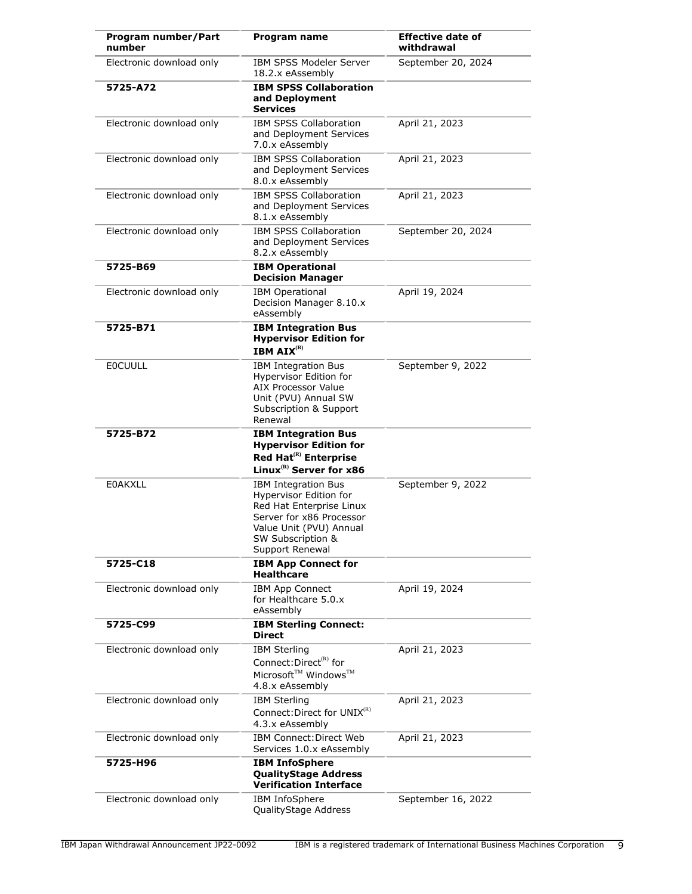| Program number/Part number | Program name | Effective date of withdrawal |
|---|---|---|
| Electronic download only | IBM SPSS Modeler Server 18.2.x eAssembly | September 20, 2024 |
| **5725-A72** | **IBM SPSS Collaboration and Deployment Services** | |
| Electronic download only | IBM SPSS Collaboration and Deployment Services 7.0.x eAssembly | April 21, 2023 |
| Electronic download only | IBM SPSS Collaboration and Deployment Services 8.0.x eAssembly | April 21, 2023 |
| Electronic download only | IBM SPSS Collaboration and Deployment Services 8.1.x eAssembly | April 21, 2023 |
| Electronic download only | IBM SPSS Collaboration and Deployment Services 8.2.x eAssembly | September 20, 2024 |
| **5725-B69** | **IBM Operational Decision Manager** | |
| Electronic download only | IBM Operational Decision Manager 8.10.x eAssembly | April 19, 2024 |
| **5725-B71** | **IBM Integration Bus Hypervisor Edition for IBM AIX(R)** | |
| E0CUULL | IBM Integration Bus Hypervisor Edition for AIX Processor Value Unit (PVU) Annual SW Subscription & Support Renewal | September 9, 2022 |
| **5725-B72** | **IBM Integration Bus Hypervisor Edition for Red Hat(R) Enterprise Linux(R) Server for x86** | |
| E0AKXLL | IBM Integration Bus Hypervisor Edition for Red Hat Enterprise Linux Server for x86 Processor Value Unit (PVU) Annual SW Subscription & Support Renewal | September 9, 2022 |
| **5725-C18** | **IBM App Connect for Healthcare** | |
| Electronic download only | IBM App Connect for Healthcare 5.0.x eAssembly | April 19, 2024 |
| **5725-C99** | **IBM Sterling Connect: Direct** | |
| Electronic download only | IBM Sterling Connect:Direct(R) for Microsoft(TM) Windows(TM) 4.8.x eAssembly | April 21, 2023 |
| Electronic download only | IBM Sterling Connect:Direct for UNIX(R) 4.3.x eAssembly | April 21, 2023 |
| Electronic download only | IBM Connect:Direct Web Services 1.0.x eAssembly | April 21, 2023 |
| **5725-H96** | **IBM InfoSphere QualityStage Address Verification Interface** | |
| Electronic download only | IBM InfoSphere QualityStage Address | September 16, 2022 |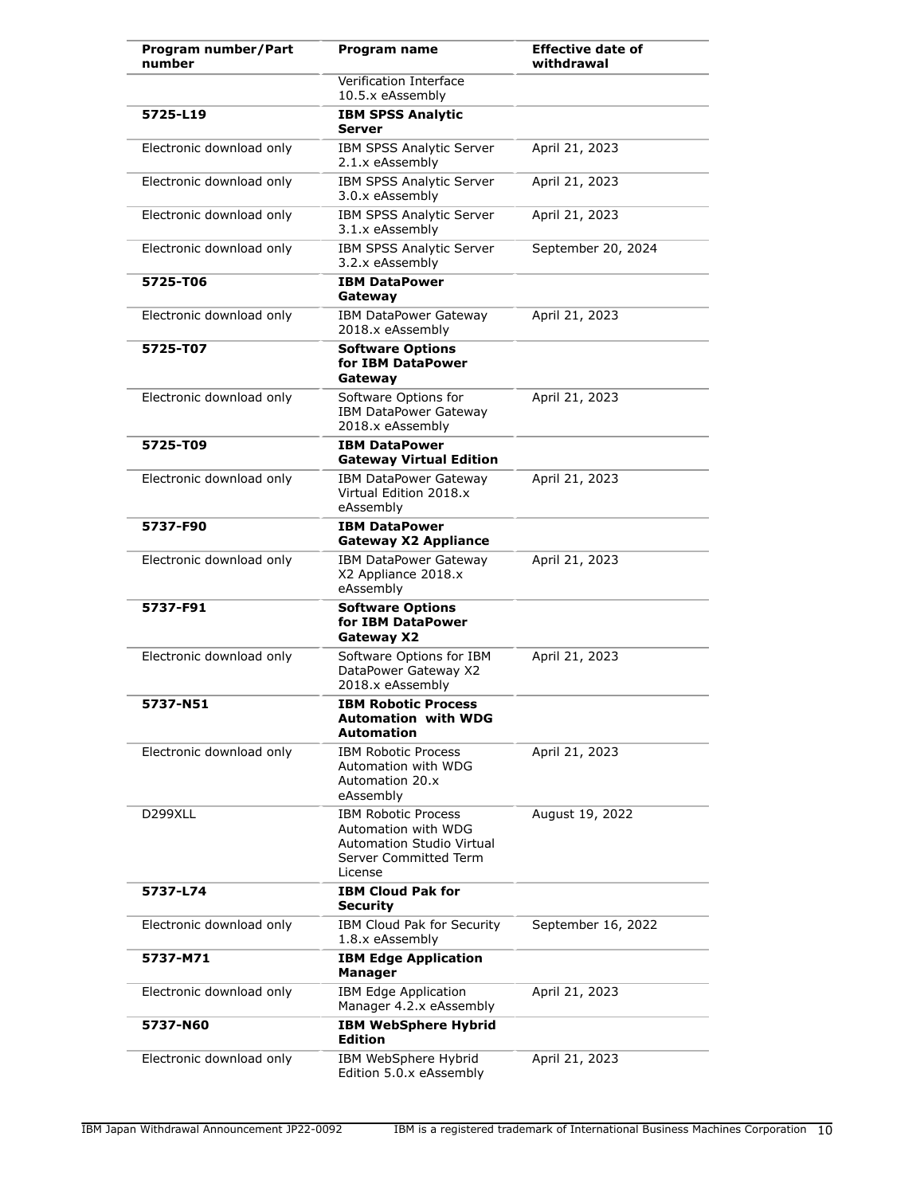| Program number/Part number | Program name | Effective date of withdrawal |
|---|---|---|
| | Verification Interface 10.5.x eAssembly | |
| **5725-L19** | **IBM SPSS Analytic Server** | |
| Electronic download only | IBM SPSS Analytic Server 2.1.x eAssembly | April 21, 2023 |
| Electronic download only | IBM SPSS Analytic Server 3.0.x eAssembly | April 21, 2023 |
| Electronic download only | IBM SPSS Analytic Server 3.1.x eAssembly | April 21, 2023 |
| Electronic download only | IBM SPSS Analytic Server 3.2.x eAssembly | September 20, 2024 |
| **5725-T06** | **IBM DataPower Gateway** | |
| Electronic download only | IBM DataPower Gateway 2018.x eAssembly | April 21, 2023 |
| **5725-T07** | **Software Options for IBM DataPower Gateway** | |
| Electronic download only | Software Options for IBM DataPower Gateway 2018.x eAssembly | April 21, 2023 |
| **5725-T09** | **IBM DataPower Gateway Virtual Edition** | |
| Electronic download only | IBM DataPower Gateway Virtual Edition 2018.x eAssembly | April 21, 2023 |
| **5737-F90** | **IBM DataPower Gateway X2 Appliance** | |
| Electronic download only | IBM DataPower Gateway X2 Appliance 2018.x eAssembly | April 21, 2023 |
| **5737-F91** | **Software Options for IBM DataPower Gateway X2** | |
| Electronic download only | Software Options for IBM DataPower Gateway X2 2018.x eAssembly | April 21, 2023 |
| **5737-N51** | **IBM Robotic Process Automation with WDG Automation** | |
| Electronic download only | IBM Robotic Process Automation with WDG Automation 20.x eAssembly | April 21, 2023 |
| D299XLL | IBM Robotic Process Automation with WDG Automation Studio Virtual Server Committed Term License | August 19, 2022 |
| **5737-L74** | **IBM Cloud Pak for Security** | |
| Electronic download only | IBM Cloud Pak for Security 1.8.x eAssembly | September 16, 2022 |
| **5737-M71** | **IBM Edge Application Manager** | |
| Electronic download only | IBM Edge Application Manager 4.2.x eAssembly | April 21, 2023 |
| **5737-N60** | **IBM WebSphere Hybrid Edition** | |
| Electronic download only | IBM WebSphere Hybrid Edition 5.0.x eAssembly | April 21, 2023 |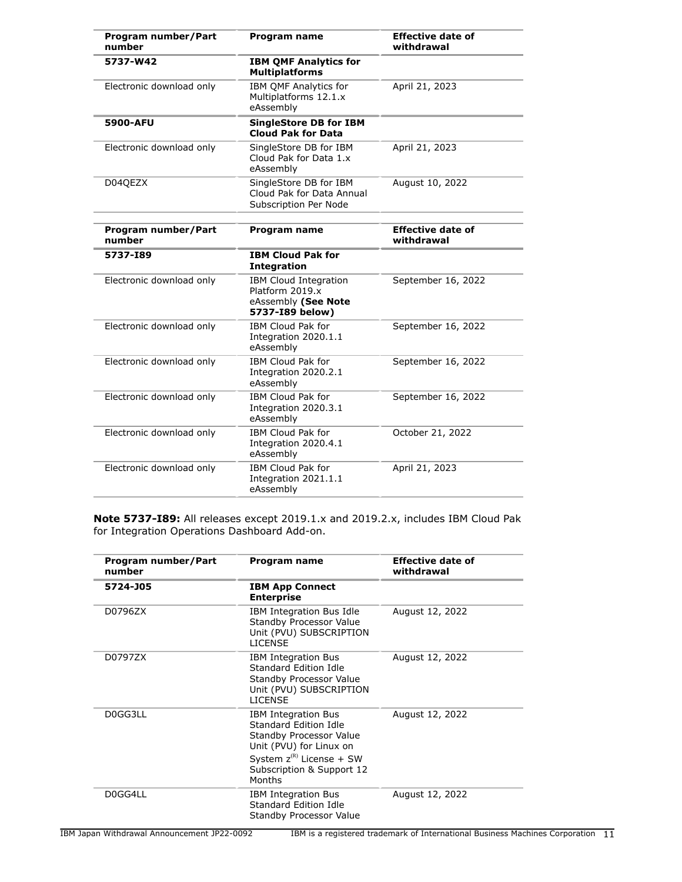| Program number/Part number | Program name | Effective date of withdrawal |
|---|---|---|
| **5737-W42** | **IBM QMF Analytics for Multiplatforms** | |
| Electronic download only | IBM QMF Analytics for Multiplatforms 12.1.x eAssembly | April 21, 2023 |
| **5900-AFU** | **SingleStore DB for IBM Cloud Pak for Data** | |
| Electronic download only | SingleStore DB for IBM Cloud Pak for Data 1.x eAssembly | April 21, 2023 |
| D04QEZX | SingleStore DB for IBM Cloud Pak for Data Annual Subscription Per Node | August 10, 2022 |

| Program number/Part number | Program name | Effective date of withdrawal |
|---|---|---|
| **5737-I89** | **IBM Cloud Pak for Integration** | |
| Electronic download only | IBM Cloud Integration Platform 2019.x eAssembly **(See Note 5737-I89 below)** | September 16, 2022 |
| Electronic download only | IBM Cloud Pak for Integration 2020.1.1 eAssembly | September 16, 2022 |
| Electronic download only | IBM Cloud Pak for Integration 2020.2.1 eAssembly | September 16, 2022 |
| Electronic download only | IBM Cloud Pak for Integration 2020.3.1 eAssembly | September 16, 2022 |
| Electronic download only | IBM Cloud Pak for Integration 2020.4.1 eAssembly | October 21, 2022 |
| Electronic download only | IBM Cloud Pak for Integration 2021.1.1 eAssembly | April 21, 2023 |

**Note 5737-I89:** All releases except 2019.1.x and 2019.2.x, includes IBM Cloud Pak for Integration Operations Dashboard Add-on.

| Program number/Part number | Program name | Effective date of withdrawal |
|---|---|---|
| **5724-J05** | **IBM App Connect Enterprise** | |
| D0796ZX | IBM Integration Bus Idle Standby Processor Value Unit (PVU) SUBSCRIPTION LICENSE | August 12, 2022 |
| D0797ZX | IBM Integration Bus Standard Edition Idle Standby Processor Value Unit (PVU) SUBSCRIPTION LICENSE | August 12, 2022 |
| D0GG3LL | IBM Integration Bus Standard Edition Idle Standby Processor Value Unit (PVU) for Linux on System z(R) License + SW Subscription & Support 12 Months | August 12, 2022 |
| D0GG4LL | IBM Integration Bus Standard Edition Idle Standby Processor Value | August 12, 2022 |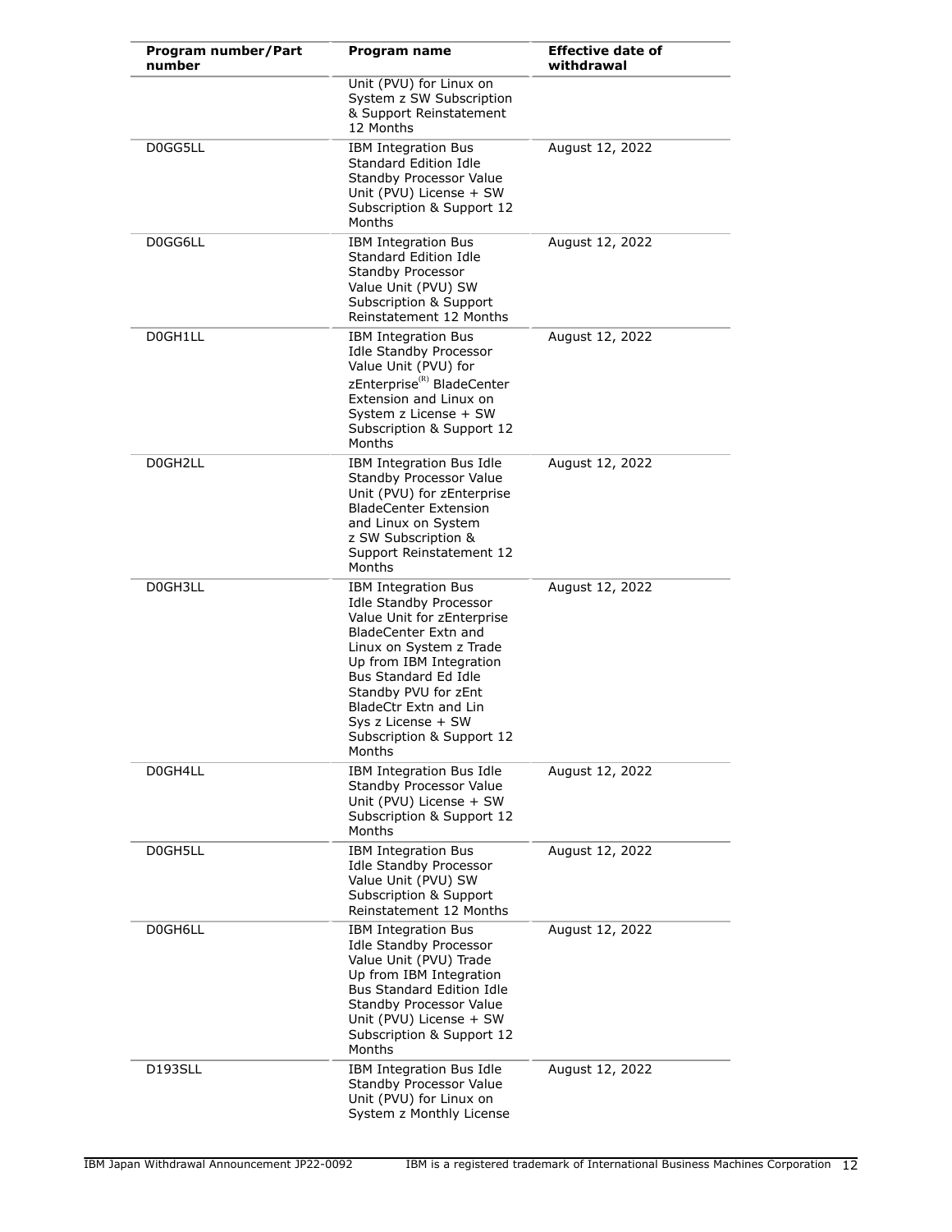| Program number/Part number | Program name | Effective date of withdrawal |
|---|---|---|
| | Unit (PVU) for Linux on System z SW Subscription & Support Reinstatement 12 Months | |
| D0GG5LL | IBM Integration Bus Standard Edition Idle Standby Processor Value Unit (PVU) License + SW Subscription & Support 12 Months | August 12, 2022 |
| D0GG6LL | IBM Integration Bus Standard Edition Idle Standby Processor Value Unit (PVU) SW Subscription & Support Reinstatement 12 Months | August 12, 2022 |
| D0GH1LL | IBM Integration Bus Idle Standby Processor Value Unit (PVU) for zEnterprise(R) BladeCenter Extension and Linux on System z License + SW Subscription & Support 12 Months | August 12, 2022 |
| D0GH2LL | IBM Integration Bus Idle Standby Processor Value Unit (PVU) for zEnterprise BladeCenter Extension and Linux on System z SW Subscription & Support Reinstatement 12 Months | August 12, 2022 |
| D0GH3LL | IBM Integration Bus Idle Standby Processor Value Unit for zEnterprise BladeCenter Extn and Linux on System z Trade Up from IBM Integration Bus Standard Ed Idle Standby PVU for zEnt BladeCtr Extn and Lin Sys z License + SW Subscription & Support 12 Months | August 12, 2022 |
| D0GH4LL | IBM Integration Bus Idle Standby Processor Value Unit (PVU) License + SW Subscription & Support 12 Months | August 12, 2022 |
| D0GH5LL | IBM Integration Bus Idle Standby Processor Value Unit (PVU) SW Subscription & Support Reinstatement 12 Months | August 12, 2022 |
| D0GH6LL | IBM Integration Bus Idle Standby Processor Value Unit (PVU) Trade Up from IBM Integration Bus Standard Edition Idle Standby Processor Value Unit (PVU) License + SW Subscription & Support 12 Months | August 12, 2022 |
| D193SLL | IBM Integration Bus Idle Standby Processor Value Unit (PVU) for Linux on System z Monthly License | August 12, 2022 |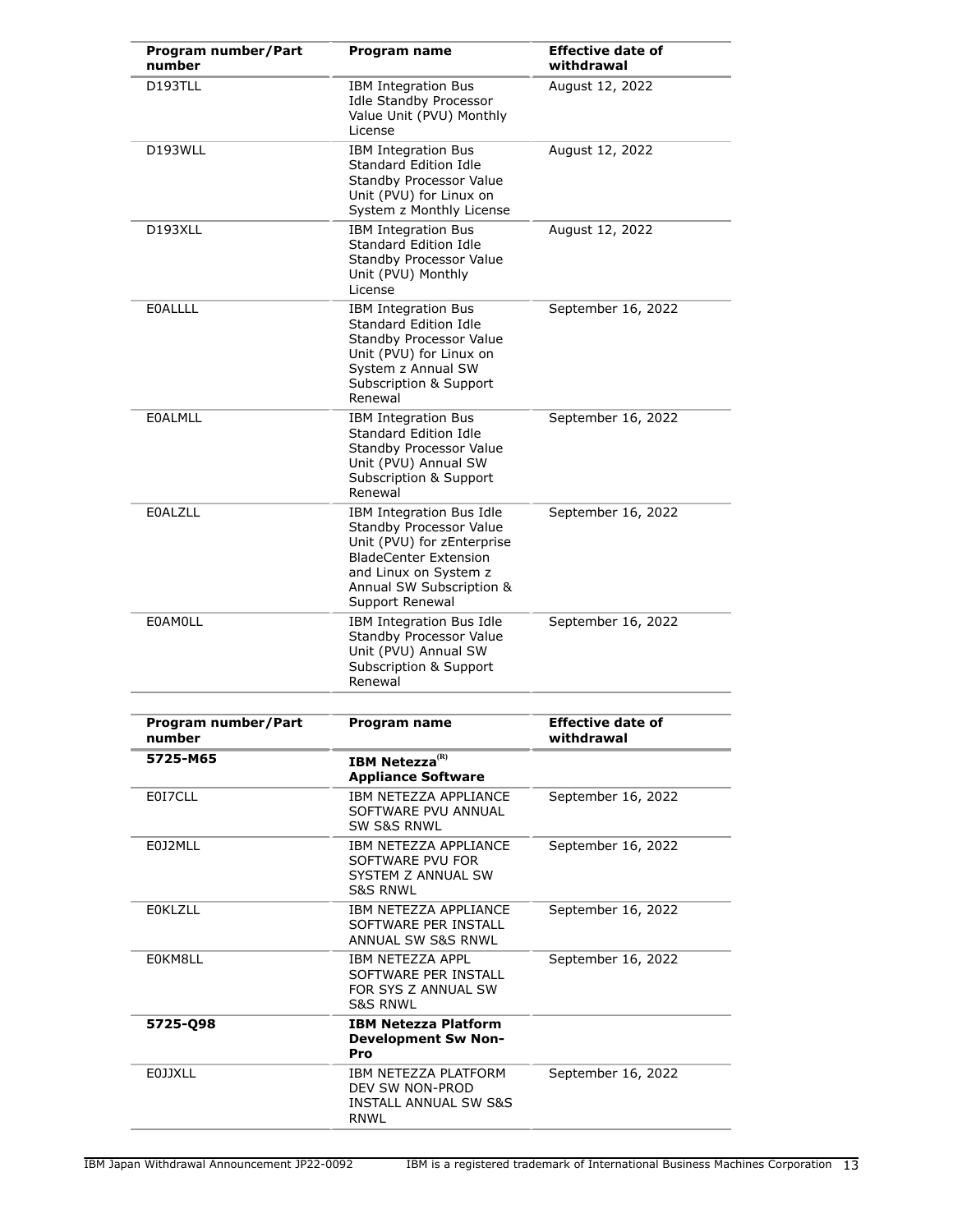| Program number/Part number | Program name | Effective date of withdrawal |
|---|---|---|
| D193TLL | IBM Integration Bus Idle Standby Processor Value Unit (PVU) Monthly License | August 12, 2022 |
| D193WLL | IBM Integration Bus Standard Edition Idle Standby Processor Value Unit (PVU) for Linux on System z Monthly License | August 12, 2022 |
| D193XLL | IBM Integration Bus Standard Edition Idle Standby Processor Value Unit (PVU) Monthly License | August 12, 2022 |
| E0ALLLL | IBM Integration Bus Standard Edition Idle Standby Processor Value Unit (PVU) for Linux on System z Annual SW Subscription & Support Renewal | September 16, 2022 |
| E0ALMLL | IBM Integration Bus Standard Edition Idle Standby Processor Value Unit (PVU) Annual SW Subscription & Support Renewal | September 16, 2022 |
| E0ALZLL | IBM Integration Bus Idle Standby Processor Value Unit (PVU) for zEnterprise BladeCenter Extension and Linux on System z Annual SW Subscription & Support Renewal | September 16, 2022 |
| E0AM0LL | IBM Integration Bus Idle Standby Processor Value Unit (PVU) Annual SW Subscription & Support Renewal | September 16, 2022 |

| Program number/Part number | Program name | Effective date of withdrawal |
|---|---|---|
| **5725-M65** | **IBM Netezza(R) Appliance Software** | |
| E0I7CLL | IBM NETEZZA APPLIANCE SOFTWARE PVU ANNUAL SW S&S RNWL | September 16, 2022 |
| E0J2MLL | IBM NETEZZA APPLIANCE SOFTWARE PVU FOR SYSTEM Z ANNUAL SW S&S RNWL | September 16, 2022 |
| E0KLZLL | IBM NETEZZA APPLIANCE SOFTWARE PER INSTALL ANNUAL SW S&S RNWL | September 16, 2022 |
| E0KM8LL | IBM NETEZZA APPL SOFTWARE PER INSTALL FOR SYS Z ANNUAL SW S&S RNWL | September 16, 2022 |
| **5725-Q98** | **IBM Netezza Platform Development Sw Non-Pro** | |
| E0JJXLL | IBM NETEZZA PLATFORM DEV SW NON-PROD INSTALL ANNUAL SW S&S RNWL | September 16, 2022 |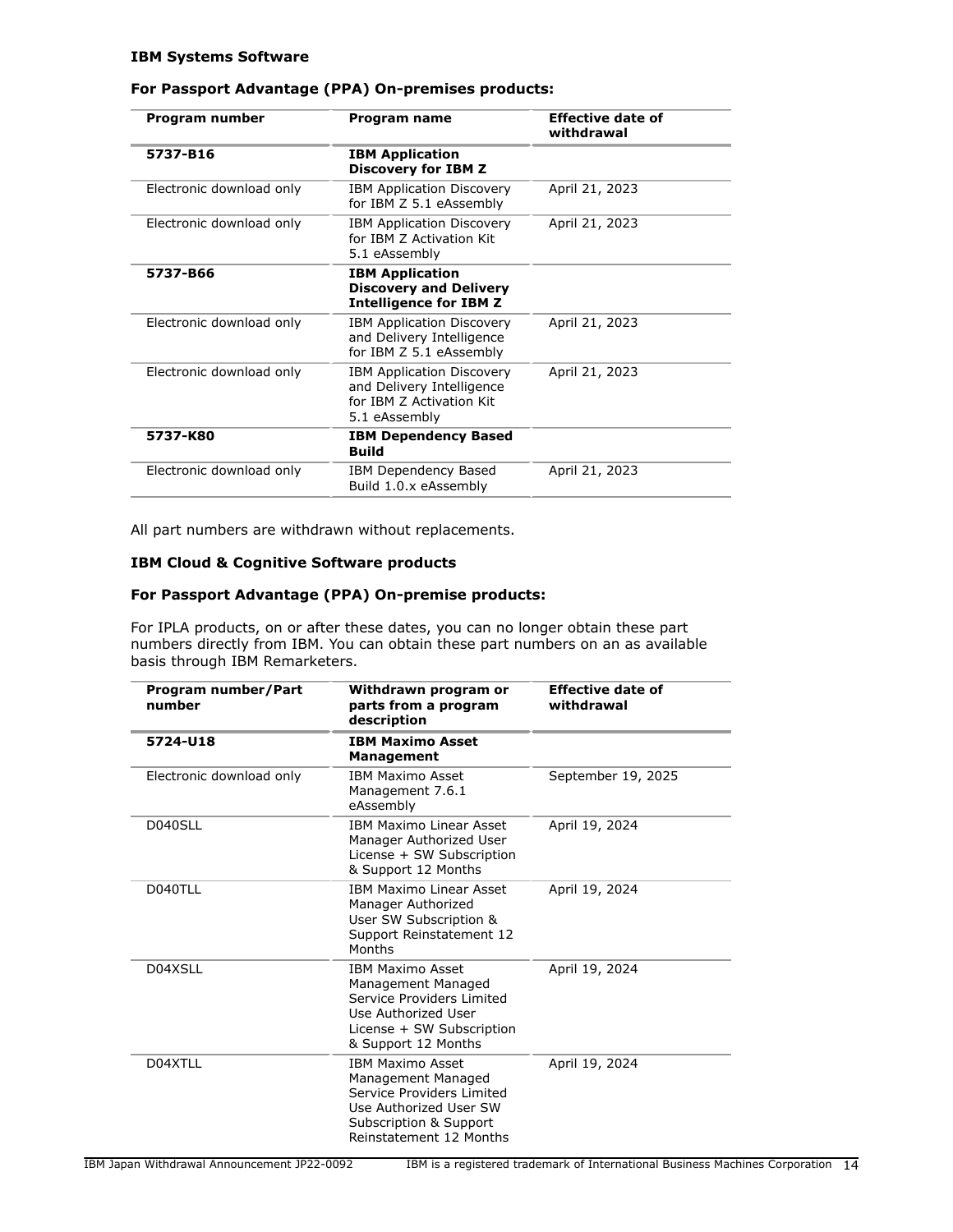**IBM Systems Software**

**For Passport Advantage (PPA) On-premises products:**

| Program number | Program name | Effective date of withdrawal |
|---|---|---|
| **5737-B16** | **IBM Application Discovery for IBM Z** | |
| Electronic download only | IBM Application Discovery for IBM Z 5.1 eAssembly | April 21, 2023 |
| Electronic download only | IBM Application Discovery for IBM Z Activation Kit 5.1 eAssembly | April 21, 2023 |
| **5737-B66** | **IBM Application Discovery and Delivery Intelligence for IBM Z** | |
| Electronic download only | IBM Application Discovery and Delivery Intelligence for IBM Z 5.1 eAssembly | April 21, 2023 |
| Electronic download only | IBM Application Discovery and Delivery Intelligence for IBM Z Activation Kit 5.1 eAssembly | April 21, 2023 |
| **5737-K80** | **IBM Dependency Based Build** | |
| Electronic download only | IBM Dependency Based Build 1.0.x eAssembly | April 21, 2023 |

All part numbers are withdrawn without replacements.

**IBM Cloud & Cognitive Software products**

**For Passport Advantage (PPA) On-premise products:**

For IPLA products, on or after these dates, you can no longer obtain these part numbers directly from IBM. You can obtain these part numbers on an as available basis through IBM Remarketers.

| Program number/Part number | Withdrawn program or parts from a program description | Effective date of withdrawal |
|---|---|---|
| **5724-U18** | **IBM Maximo Asset Management** | |
| Electronic download only | IBM Maximo Asset Management 7.6.1 eAssembly | September 19, 2025 |
| D040SLL | IBM Maximo Linear Asset Manager Authorized User License + SW Subscription & Support 12 Months | April 19, 2024 |
| D040TLL | IBM Maximo Linear Asset Manager Authorized User SW Subscription & Support Reinstatement 12 Months | April 19, 2024 |
| D04XSLL | IBM Maximo Asset Management Managed Service Providers Limited Use Authorized User License + SW Subscription & Support 12 Months | April 19, 2024 |
| D04XTLL | IBM Maximo Asset Management Managed Service Providers Limited Use Authorized User SW Subscription & Support Reinstatement 12 Months | April 19, 2024 |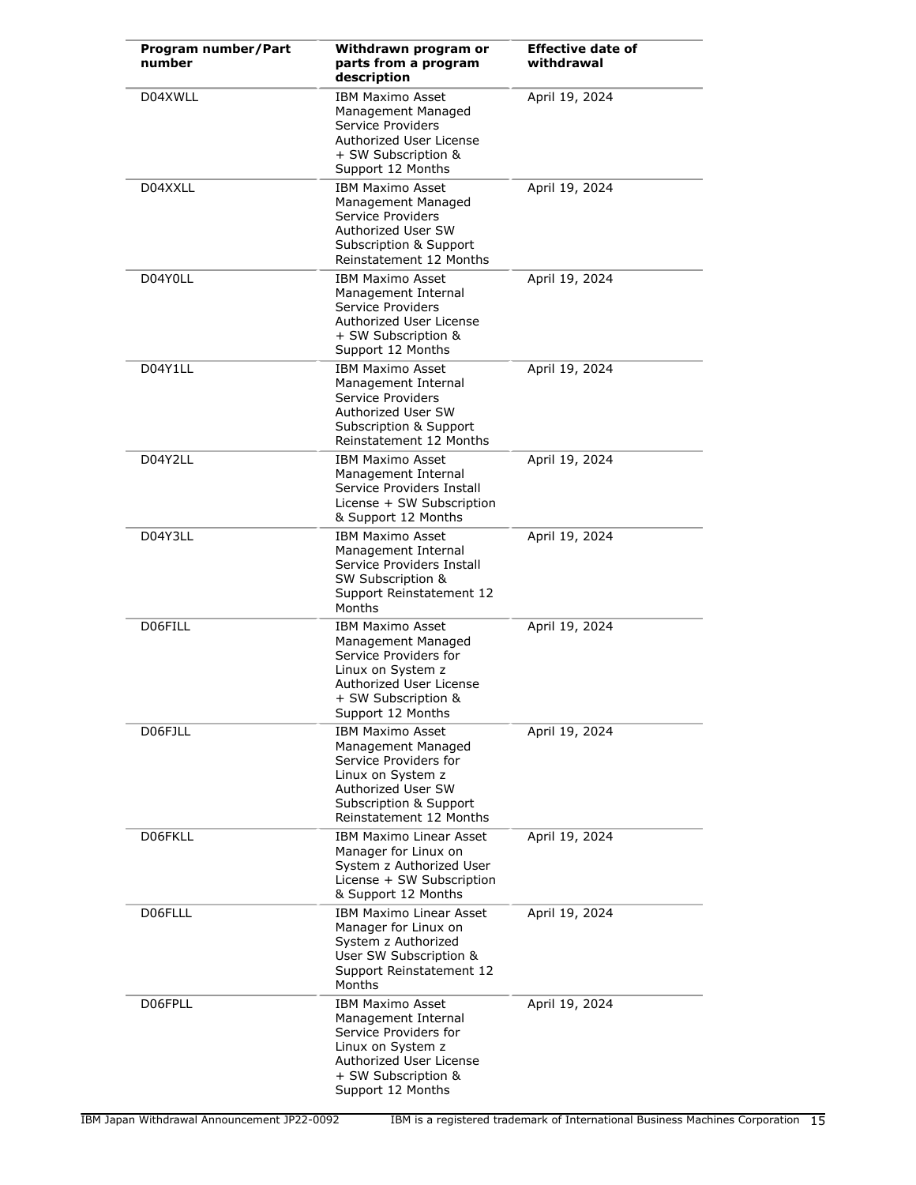| Program number/Part number | Withdrawn program or parts from a program description | Effective date of withdrawal |
|---|---|---|
| D04XWLL | IBM Maximo Asset Management Managed Service Providers Authorized User License + SW Subscription & Support 12 Months | April 19, 2024 |
| D04XXLL | IBM Maximo Asset Management Managed Service Providers Authorized User SW Subscription & Support Reinstatement 12 Months | April 19, 2024 |
| D04Y0LL | IBM Maximo Asset Management Internal Service Providers Authorized User License + SW Subscription & Support 12 Months | April 19, 2024 |
| D04Y1LL | IBM Maximo Asset Management Internal Service Providers Authorized User SW Subscription & Support Reinstatement 12 Months | April 19, 2024 |
| D04Y2LL | IBM Maximo Asset Management Internal Service Providers Install License + SW Subscription & Support 12 Months | April 19, 2024 |
| D04Y3LL | IBM Maximo Asset Management Internal Service Providers Install SW Subscription & Support Reinstatement 12 Months | April 19, 2024 |
| D06FILL | IBM Maximo Asset Management Managed Service Providers for Linux on System z Authorized User License + SW Subscription & Support 12 Months | April 19, 2024 |
| D06FJLL | IBM Maximo Asset Management Managed Service Providers for Linux on System z Authorized User SW Subscription & Support Reinstatement 12 Months | April 19, 2024 |
| D06FKLL | IBM Maximo Linear Asset Manager for Linux on System z Authorized User License + SW Subscription & Support 12 Months | April 19, 2024 |
| D06FLLL | IBM Maximo Linear Asset Manager for Linux on System z Authorized User SW Subscription & Support Reinstatement 12 Months | April 19, 2024 |
| D06FPLL | IBM Maximo Asset Management Internal Service Providers for Linux on System z Authorized User License + SW Subscription & Support 12 Months | April 19, 2024 |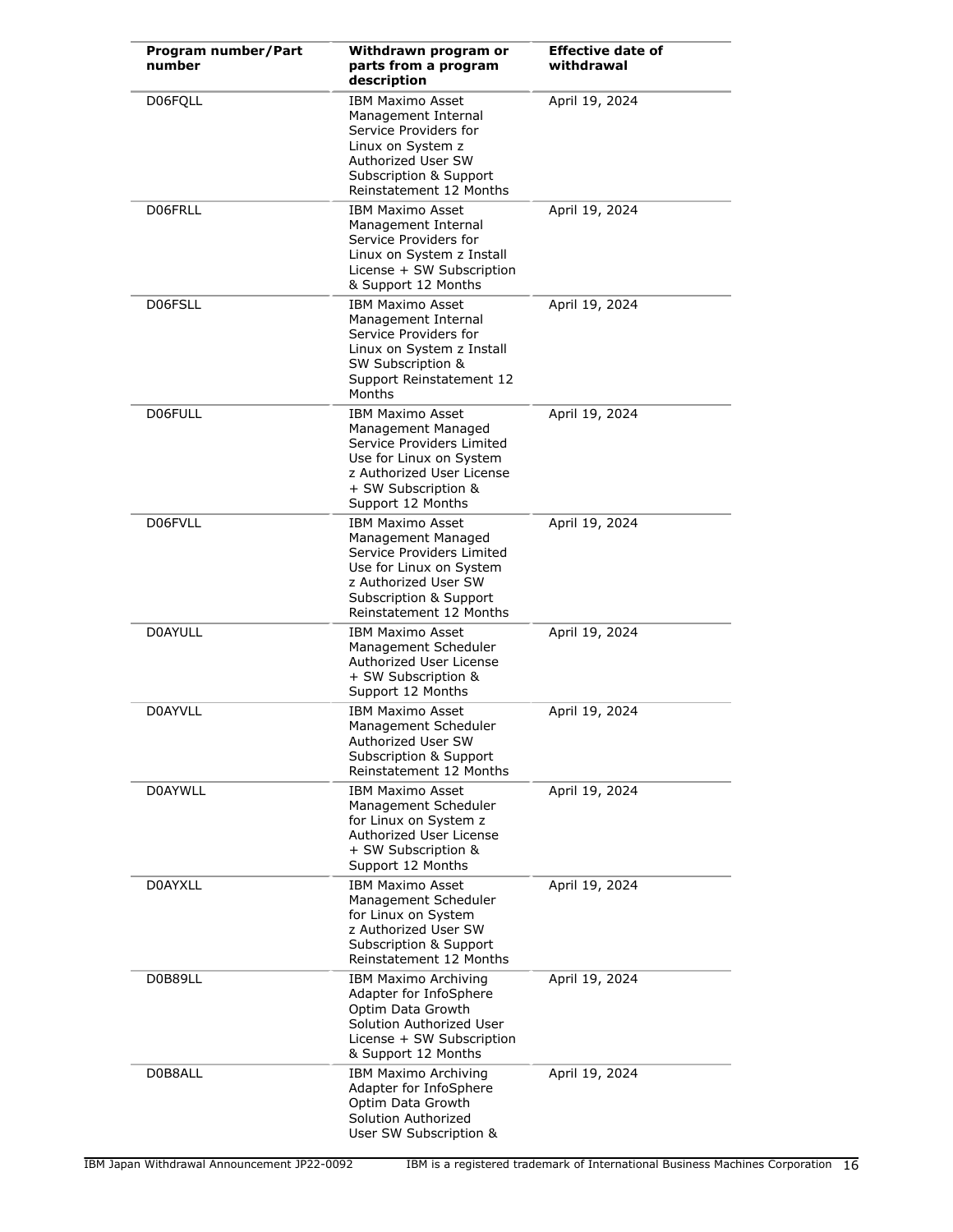| Program number/Part number | Withdrawn program or parts from a program description | Effective date of withdrawal |
| --- | --- | --- |
| D06FQLL | IBM Maximo Asset Management Internal Service Providers for Linux on System z Authorized User SW Subscription & Support Reinstatement 12 Months | April 19, 2024 |
| D06FRLL | IBM Maximo Asset Management Internal Service Providers for Linux on System z Install License + SW Subscription & Support 12 Months | April 19, 2024 |
| D06FSLL | IBM Maximo Asset Management Internal Service Providers for Linux on System z Install SW Subscription & Support Reinstatement 12 Months | April 19, 2024 |
| D06FULL | IBM Maximo Asset Management Managed Service Providers Limited Use for Linux on System z Authorized User License + SW Subscription & Support 12 Months | April 19, 2024 |
| D06FVLL | IBM Maximo Asset Management Managed Service Providers Limited Use for Linux on System z Authorized User SW Subscription & Support Reinstatement 12 Months | April 19, 2024 |
| D0AYULL | IBM Maximo Asset Management Scheduler Authorized User License + SW Subscription & Support 12 Months | April 19, 2024 |
| D0AYVLL | IBM Maximo Asset Management Scheduler Authorized User SW Subscription & Support Reinstatement 12 Months | April 19, 2024 |
| D0AYWLL | IBM Maximo Asset Management Scheduler for Linux on System z Authorized User License + SW Subscription & Support 12 Months | April 19, 2024 |
| D0AYXLL | IBM Maximo Asset Management Scheduler for Linux on System z Authorized User SW Subscription & Support Reinstatement 12 Months | April 19, 2024 |
| D0B89LL | IBM Maximo Archiving Adapter for InfoSphere Optim Data Growth Solution Authorized User License + SW Subscription & Support 12 Months | April 19, 2024 |
| D0B8ALL | IBM Maximo Archiving Adapter for InfoSphere Optim Data Growth Solution Authorized User SW Subscription & | April 19, 2024 |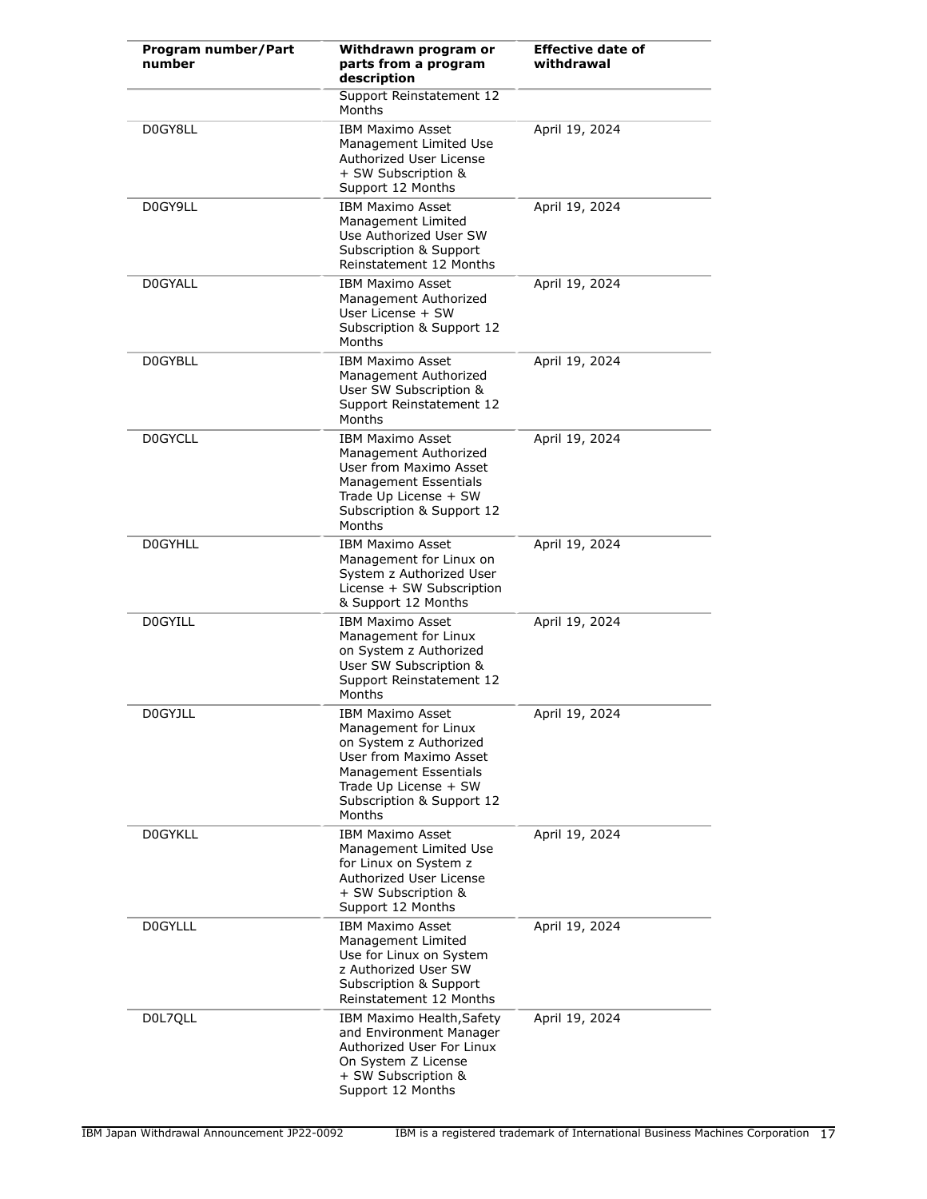| Program number/Part number | Withdrawn program or parts from a program description | Effective date of withdrawal |
|---|---|---|
| | Support Reinstatement 12 Months | |
| D0GY8LL | IBM Maximo Asset Management Limited Use Authorized User License + SW Subscription & Support 12 Months | April 19, 2024 |
| D0GY9LL | IBM Maximo Asset Management Limited Use Authorized User SW Subscription & Support Reinstatement 12 Months | April 19, 2024 |
| D0GYALL | IBM Maximo Asset Management Authorized User License + SW Subscription & Support 12 Months | April 19, 2024 |
| D0GYBLL | IBM Maximo Asset Management Authorized User SW Subscription & Support Reinstatement 12 Months | April 19, 2024 |
| D0GYCLL | IBM Maximo Asset Management Authorized User from Maximo Asset Management Essentials Trade Up License + SW Subscription & Support 12 Months | April 19, 2024 |
| D0GYHLL | IBM Maximo Asset Management for Linux on System z Authorized User License + SW Subscription & Support 12 Months | April 19, 2024 |
| D0GYILL | IBM Maximo Asset Management for Linux on System z Authorized User SW Subscription & Support Reinstatement 12 Months | April 19, 2024 |
| D0GYJLL | IBM Maximo Asset Management for Linux on System z Authorized User from Maximo Asset Management Essentials Trade Up License + SW Subscription & Support 12 Months | April 19, 2024 |
| D0GYKLL | IBM Maximo Asset Management Limited Use for Linux on System z Authorized User License + SW Subscription & Support 12 Months | April 19, 2024 |
| D0GYLLL | IBM Maximo Asset Management Limited Use for Linux on System z Authorized User SW Subscription & Support Reinstatement 12 Months | April 19, 2024 |
| D0L7QLL | IBM Maximo Health,Safety and Environment Manager Authorized User For Linux On System Z License + SW Subscription & Support 12 Months | April 19, 2024 |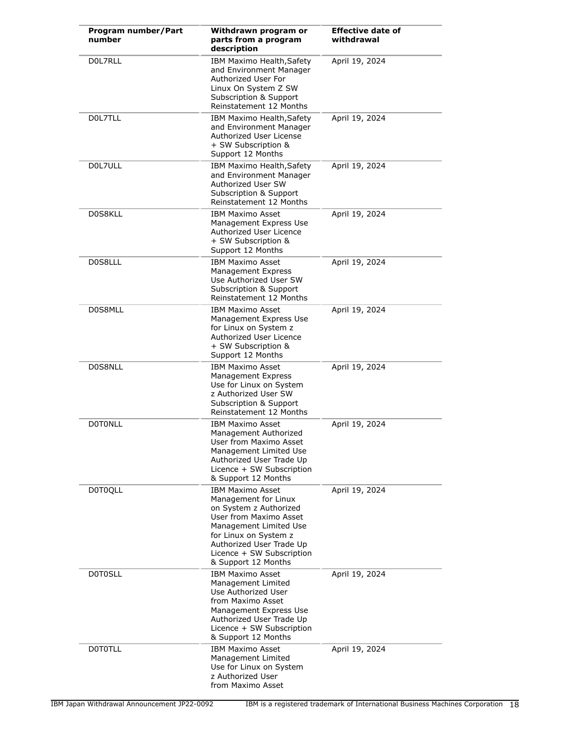| Program number/Part number | Withdrawn program or parts from a program description | Effective date of withdrawal |
|---|---|---|
| D0L7RLL | IBM Maximo Health,Safety and Environment Manager Authorized User For Linux On System Z SW Subscription & Support Reinstatement 12 Months | April 19, 2024 |
| D0L7TLL | IBM Maximo Health,Safety and Environment Manager Authorized User License + SW Subscription & Support 12 Months | April 19, 2024 |
| D0L7ULL | IBM Maximo Health,Safety and Environment Manager Authorized User SW Subscription & Support Reinstatement 12 Months | April 19, 2024 |
| D0S8KLL | IBM Maximo Asset Management Express Use Authorized User Licence + SW Subscription & Support 12 Months | April 19, 2024 |
| D0S8LLL | IBM Maximo Asset Management Express Use Authorized User SW Subscription & Support Reinstatement 12 Months | April 19, 2024 |
| D0S8MLL | IBM Maximo Asset Management Express Use for Linux on System z Authorized User Licence + SW Subscription & Support 12 Months | April 19, 2024 |
| D0S8NLL | IBM Maximo Asset Management Express Use for Linux on System z Authorized User SW Subscription & Support Reinstatement 12 Months | April 19, 2024 |
| D0T0NLL | IBM Maximo Asset Management Authorized User from Maximo Asset Management Limited Use Authorized User Trade Up Licence + SW Subscription & Support 12 Months | April 19, 2024 |
| D0T0QLL | IBM Maximo Asset Management for Linux on System z Authorized User from Maximo Asset Management Limited Use for Linux on System z Authorized User Trade Up Licence + SW Subscription & Support 12 Months | April 19, 2024 |
| D0T0SLL | IBM Maximo Asset Management Limited Use Authorized User from Maximo Asset Management Express Use Authorized User Trade Up Licence + SW Subscription & Support 12 Months | April 19, 2024 |
| D0T0TLL | IBM Maximo Asset Management Limited Use for Linux on System z Authorized User from Maximo Asset | April 19, 2024 |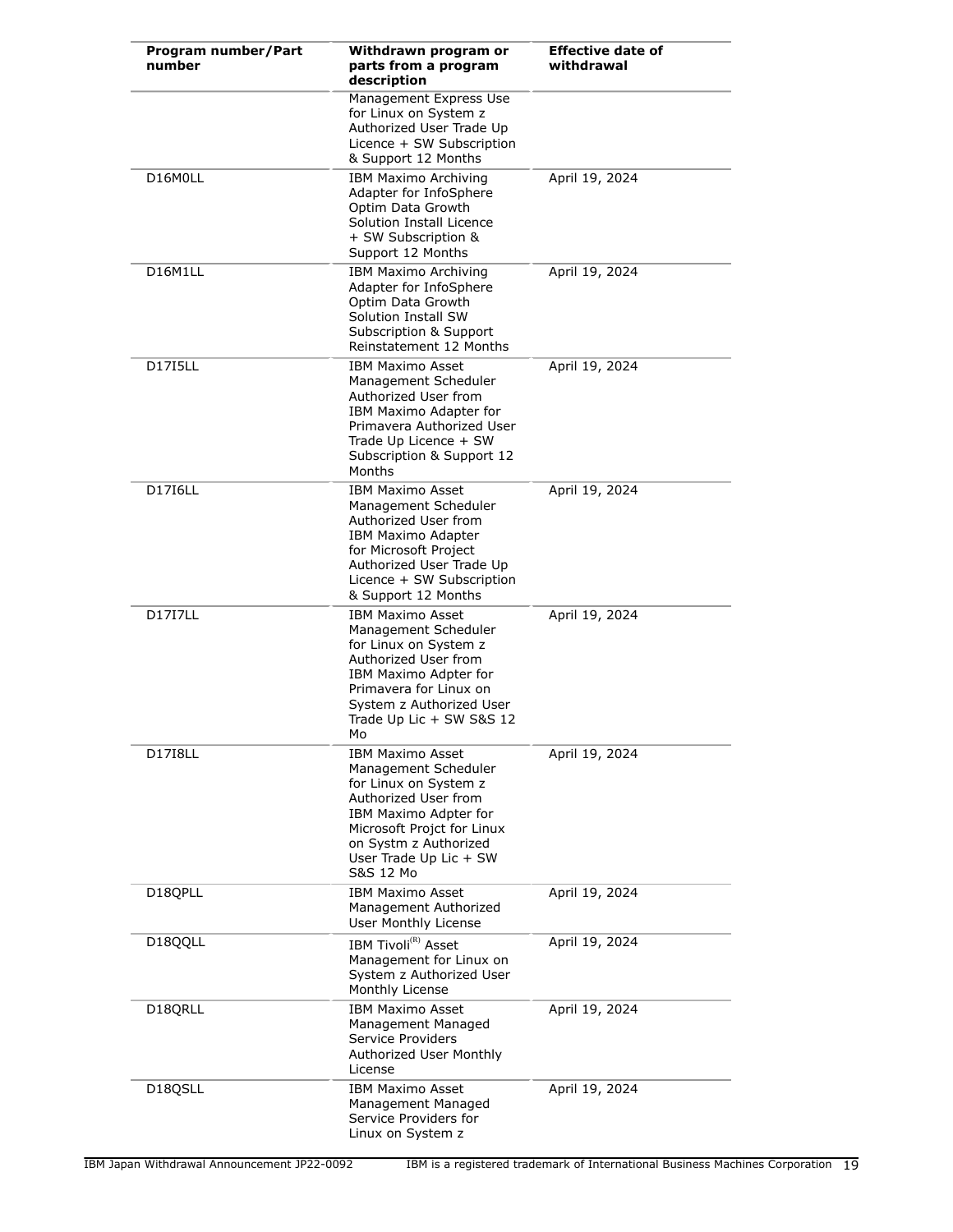| Program number/Part number | Withdrawn program or parts from a program description | Effective date of withdrawal |
| --- | --- | --- |
| | Management Express Use for Linux on System z Authorized User Trade Up Licence + SW Subscription & Support 12 Months | |
| D16M0LL | IBM Maximo Archiving Adapter for InfoSphere Optim Data Growth Solution Install Licence + SW Subscription & Support 12 Months | April 19, 2024 |
| D16M1LL | IBM Maximo Archiving Adapter for InfoSphere Optim Data Growth Solution Install SW Subscription & Support Reinstatement 12 Months | April 19, 2024 |
| D17I5LL | IBM Maximo Asset Management Scheduler Authorized User from IBM Maximo Adapter for Primavera Authorized User Trade Up Licence + SW Subscription & Support 12 Months | April 19, 2024 |
| D17I6LL | IBM Maximo Asset Management Scheduler Authorized User from IBM Maximo Adapter for Microsoft Project Authorized User Trade Up Licence + SW Subscription & Support 12 Months | April 19, 2024 |
| D17I7LL | IBM Maximo Asset Management Scheduler for Linux on System z Authorized User from IBM Maximo Adpter for Primavera for Linux on System z Authorized User Trade Up Lic + SW S&S 12 Mo | April 19, 2024 |
| D17I8LL | IBM Maximo Asset Management Scheduler for Linux on System z Authorized User from IBM Maximo Adpter for Microsoft Projct for Linux on Systm z Authorized User Trade Up Lic + SW S&S 12 Mo | April 19, 2024 |
| D18QPLL | IBM Maximo Asset Management Authorized User Monthly License | April 19, 2024 |
| D18QQLL | IBM Tivoli(R) Asset Management for Linux on System z Authorized User Monthly License | April 19, 2024 |
| D18QRLL | IBM Maximo Asset Management Managed Service Providers Authorized User Monthly License | April 19, 2024 |
| D18QSLL | IBM Maximo Asset Management Managed Service Providers for Linux on System z | April 19, 2024 |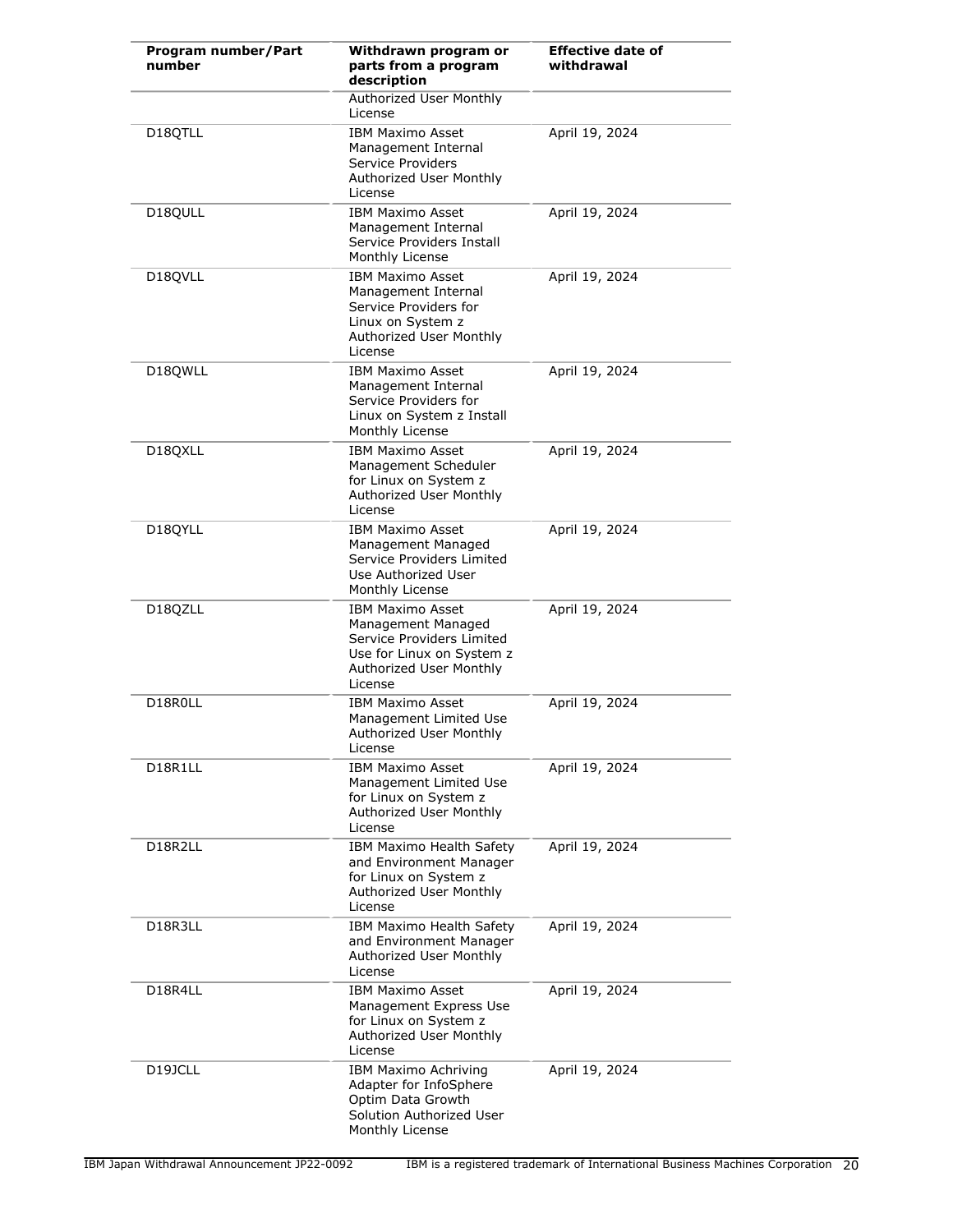| Program number/Part number | Withdrawn program or parts from a program description | Effective date of withdrawal |
|---|---|---|
| | Authorized User Monthly License | |
| D18QTLL | IBM Maximo Asset Management Internal Service Providers Authorized User Monthly License | April 19, 2024 |
| D18QULL | IBM Maximo Asset Management Internal Service Providers Install Monthly License | April 19, 2024 |
| D18QVLL | IBM Maximo Asset Management Internal Service Providers for Linux on System z Authorized User Monthly License | April 19, 2024 |
| D18QWLL | IBM Maximo Asset Management Internal Service Providers for Linux on System z Install Monthly License | April 19, 2024 |
| D18QXLL | IBM Maximo Asset Management Scheduler for Linux on System z Authorized User Monthly License | April 19, 2024 |
| D18QYLL | IBM Maximo Asset Management Managed Service Providers Limited Use Authorized User Monthly License | April 19, 2024 |
| D18QZLL | IBM Maximo Asset Management Managed Service Providers Limited Use for Linux on System z Authorized User Monthly License | April 19, 2024 |
| D18R0LL | IBM Maximo Asset Management Limited Use Authorized User Monthly License | April 19, 2024 |
| D18R1LL | IBM Maximo Asset Management Limited Use for Linux on System z Authorized User Monthly License | April 19, 2024 |
| D18R2LL | IBM Maximo Health Safety and Environment Manager for Linux on System z Authorized User Monthly License | April 19, 2024 |
| D18R3LL | IBM Maximo Health Safety and Environment Manager Authorized User Monthly License | April 19, 2024 |
| D18R4LL | IBM Maximo Asset Management Express Use for Linux on System z Authorized User Monthly License | April 19, 2024 |
| D19JCLL | IBM Maximo Achriving Adapter for InfoSphere Optim Data Growth Solution Authorized User Monthly License | April 19, 2024 |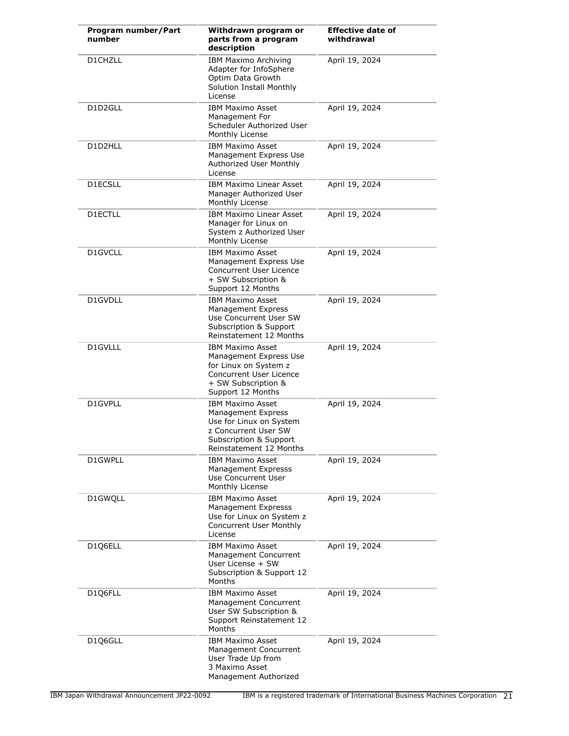| Program number/Part number | Withdrawn program or parts from a program description | Effective date of withdrawal |
|---|---|---|
| D1CHZLL | IBM Maximo Archiving Adapter for InfoSphere Optim Data Growth Solution Install Monthly License | April 19, 2024 |
| D1D2GLL | IBM Maximo Asset Management For Scheduler Authorized User Monthly License | April 19, 2024 |
| D1D2HLL | IBM Maximo Asset Management Express Use Authorized User Monthly License | April 19, 2024 |
| D1ECSLL | IBM Maximo Linear Asset Manager Authorized User Monthly License | April 19, 2024 |
| D1ECTLL | IBM Maximo Linear Asset Manager for Linux on System z Authorized User Monthly License | April 19, 2024 |
| D1GVCLL | IBM Maximo Asset Management Express Use Concurrent User Licence + SW Subscription & Support 12 Months | April 19, 2024 |
| D1GVDLL | IBM Maximo Asset Management Express Use Concurrent User SW Subscription & Support Reinstatement 12 Months | April 19, 2024 |
| D1GVLLL | IBM Maximo Asset Management Express Use for Linux on System z Concurrent User Licence + SW Subscription & Support 12 Months | April 19, 2024 |
| D1GVPLL | IBM Maximo Asset Management Express Use for Linux on System z Concurrent User SW Subscription & Support Reinstatement 12 Months | April 19, 2024 |
| D1GWPLL | IBM Maximo Asset Management Expresss Use Concurrent User Monthly License | April 19, 2024 |
| D1GWQLL | IBM Maximo Asset Management Expresss Use for Linux on System z Concurrent User Monthly License | April 19, 2024 |
| D1Q6ELL | IBM Maximo Asset Management Concurrent User License + SW Subscription & Support 12 Months | April 19, 2024 |
| D1Q6FLL | IBM Maximo Asset Management Concurrent User SW Subscription & Support Reinstatement 12 Months | April 19, 2024 |
| D1Q6GLL | IBM Maximo Asset Management Concurrent User Trade Up from 3 Maximo Asset Management Authorized | April 19, 2024 |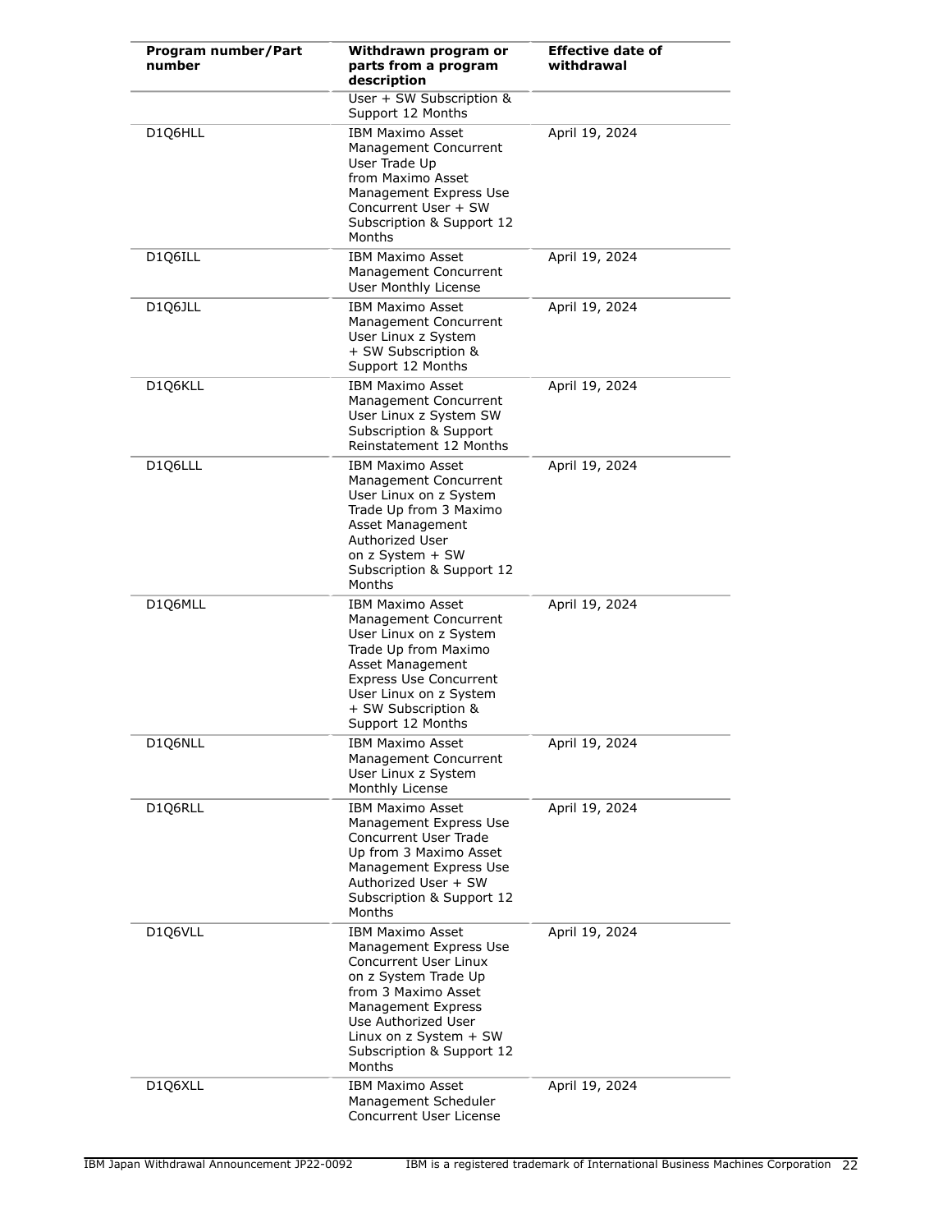| Program number/Part number | Withdrawn program or parts from a program description | Effective date of withdrawal |
|---|---|---|
| | User + SW Subscription & Support 12 Months | |
| D1Q6HLL | IBM Maximo Asset Management Concurrent User Trade Up from Maximo Asset Management Express Use Concurrent User + SW Subscription & Support 12 Months | April 19, 2024 |
| D1Q6ILL | IBM Maximo Asset Management Concurrent User Monthly License | April 19, 2024 |
| D1Q6JLL | IBM Maximo Asset Management Concurrent User Linux z System + SW Subscription & Support 12 Months | April 19, 2024 |
| D1Q6KLL | IBM Maximo Asset Management Concurrent User Linux z System SW Subscription & Support Reinstatement 12 Months | April 19, 2024 |
| D1Q6LLL | IBM Maximo Asset Management Concurrent User Linux on z System Trade Up from 3 Maximo Asset Management Authorized User on z System + SW Subscription & Support 12 Months | April 19, 2024 |
| D1Q6MLL | IBM Maximo Asset Management Concurrent User Linux on z System Trade Up from Maximo Asset Management Express Use Concurrent User Linux on z System + SW Subscription & Support 12 Months | April 19, 2024 |
| D1Q6NLL | IBM Maximo Asset Management Concurrent User Linux z System Monthly License | April 19, 2024 |
| D1Q6RLL | IBM Maximo Asset Management Express Use Concurrent User Trade Up from 3 Maximo Asset Management Express Use Authorized User + SW Subscription & Support 12 Months | April 19, 2024 |
| D1Q6VLL | IBM Maximo Asset Management Express Use Concurrent User Linux on z System Trade Up from 3 Maximo Asset Management Express Use Authorized User Linux on z System + SW Subscription & Support 12 Months | April 19, 2024 |
| D1Q6XLL | IBM Maximo Asset Management Scheduler Concurrent User License | April 19, 2024 |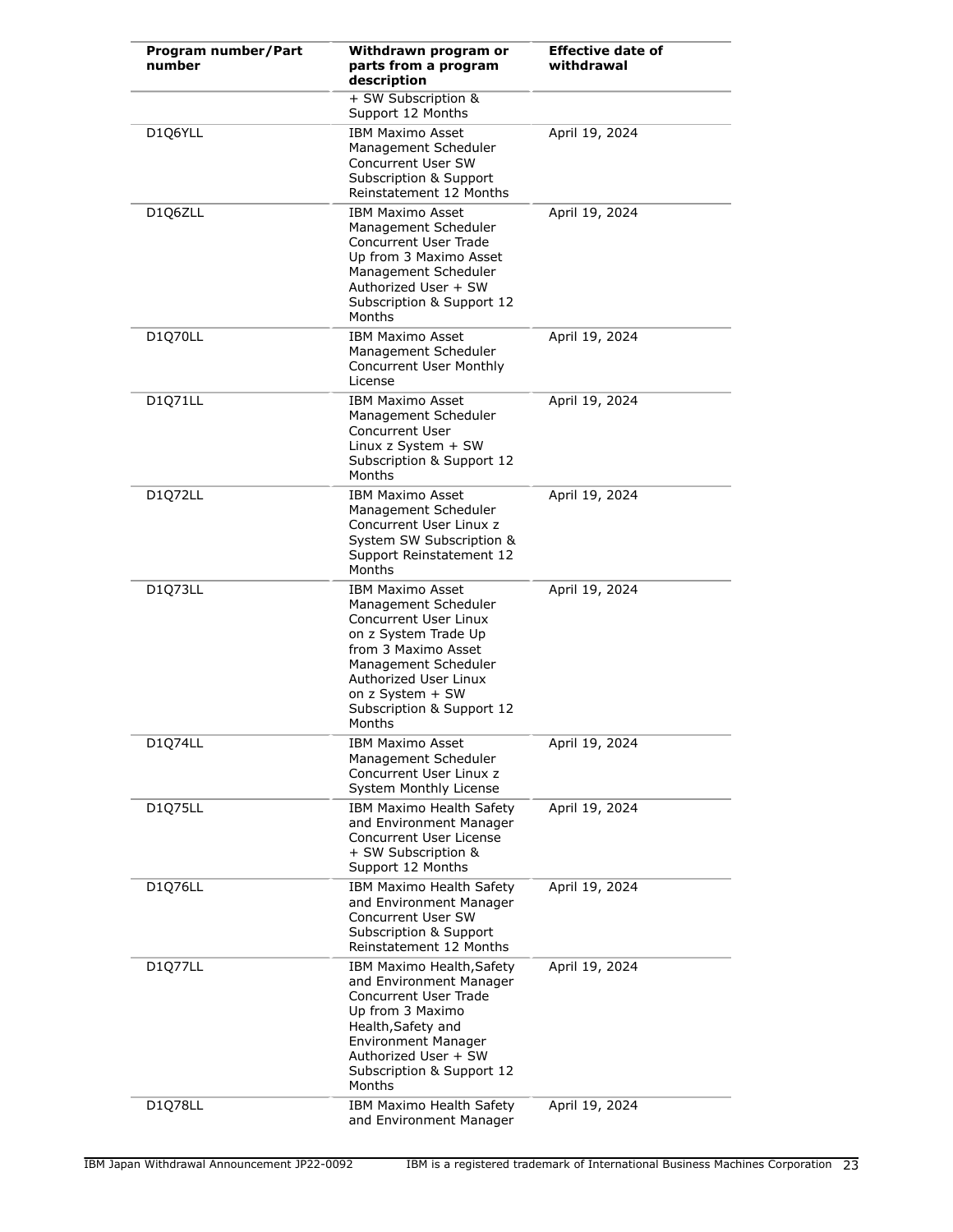| Program number/Part number | Withdrawn program or parts from a program description | Effective date of withdrawal |
|---|---|---|
| | + SW Subscription & Support 12 Months | |
| D1Q6YLL | IBM Maximo Asset Management Scheduler Concurrent User SW Subscription & Support Reinstatement 12 Months | April 19, 2024 |
| D1Q6ZLL | IBM Maximo Asset Management Scheduler Concurrent User Trade Up from 3 Maximo Asset Management Scheduler Authorized User + SW Subscription & Support 12 Months | April 19, 2024 |
| D1Q70LL | IBM Maximo Asset Management Scheduler Concurrent User Monthly License | April 19, 2024 |
| D1Q71LL | IBM Maximo Asset Management Scheduler Concurrent User Linux z System + SW Subscription & Support 12 Months | April 19, 2024 |
| D1Q72LL | IBM Maximo Asset Management Scheduler Concurrent User Linux z System SW Subscription & Support Reinstatement 12 Months | April 19, 2024 |
| D1Q73LL | IBM Maximo Asset Management Scheduler Concurrent User Linux on z System Trade Up from 3 Maximo Asset Management Scheduler Authorized User Linux on z System + SW Subscription & Support 12 Months | April 19, 2024 |
| D1Q74LL | IBM Maximo Asset Management Scheduler Concurrent User Linux z System Monthly License | April 19, 2024 |
| D1Q75LL | IBM Maximo Health Safety and Environment Manager Concurrent User License + SW Subscription & Support 12 Months | April 19, 2024 |
| D1Q76LL | IBM Maximo Health Safety and Environment Manager Concurrent User SW Subscription & Support Reinstatement 12 Months | April 19, 2024 |
| D1Q77LL | IBM Maximo Health,Safety and Environment Manager Concurrent User Trade Up from 3 Maximo Health,Safety and Environment Manager Authorized User + SW Subscription & Support 12 Months | April 19, 2024 |
| D1Q78LL | IBM Maximo Health Safety and Environment Manager | April 19, 2024 |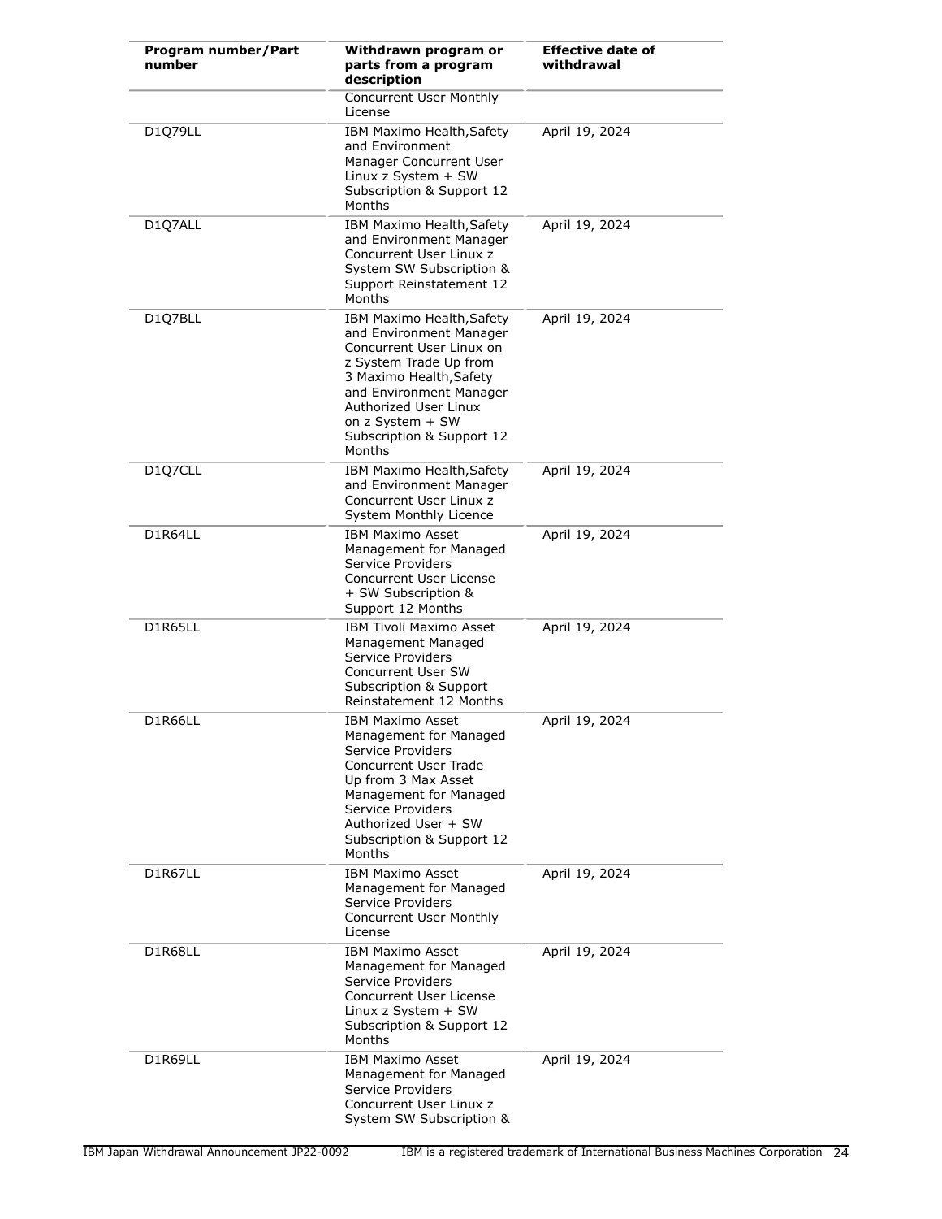| Program number/Part number | Withdrawn program or parts from a program description | Effective date of withdrawal |
|---|---|---|
| | Concurrent User Monthly License | |
| D1Q79LL | IBM Maximo Health,Safety and Environment Manager Concurrent User Linux z System + SW Subscription & Support 12 Months | April 19, 2024 |
| D1Q7ALL | IBM Maximo Health,Safety and Environment Manager Concurrent User Linux z System SW Subscription & Support Reinstatement 12 Months | April 19, 2024 |
| D1Q7BLL | IBM Maximo Health,Safety and Environment Manager Concurrent User Linux on z System Trade Up from 3 Maximo Health,Safety and Environment Manager Authorized User Linux on z System + SW Subscription & Support 12 Months | April 19, 2024 |
| D1Q7CLL | IBM Maximo Health,Safety and Environment Manager Concurrent User Linux z System Monthly Licence | April 19, 2024 |
| D1R64LL | IBM Maximo Asset Management for Managed Service Providers Concurrent User License + SW Subscription & Support 12 Months | April 19, 2024 |
| D1R65LL | IBM Tivoli Maximo Asset Management Managed Service Providers Concurrent User SW Subscription & Support Reinstatement 12 Months | April 19, 2024 |
| D1R66LL | IBM Maximo Asset Management for Managed Service Providers Concurrent User Trade Up from 3 Max Asset Management for Managed Service Providers Authorized User + SW Subscription & Support 12 Months | April 19, 2024 |
| D1R67LL | IBM Maximo Asset Management for Managed Service Providers Concurrent User Monthly License | April 19, 2024 |
| D1R68LL | IBM Maximo Asset Management for Managed Service Providers Concurrent User License Linux z System + SW Subscription & Support 12 Months | April 19, 2024 |
| D1R69LL | IBM Maximo Asset Management for Managed Service Providers Concurrent User Linux z System SW Subscription & | April 19, 2024 |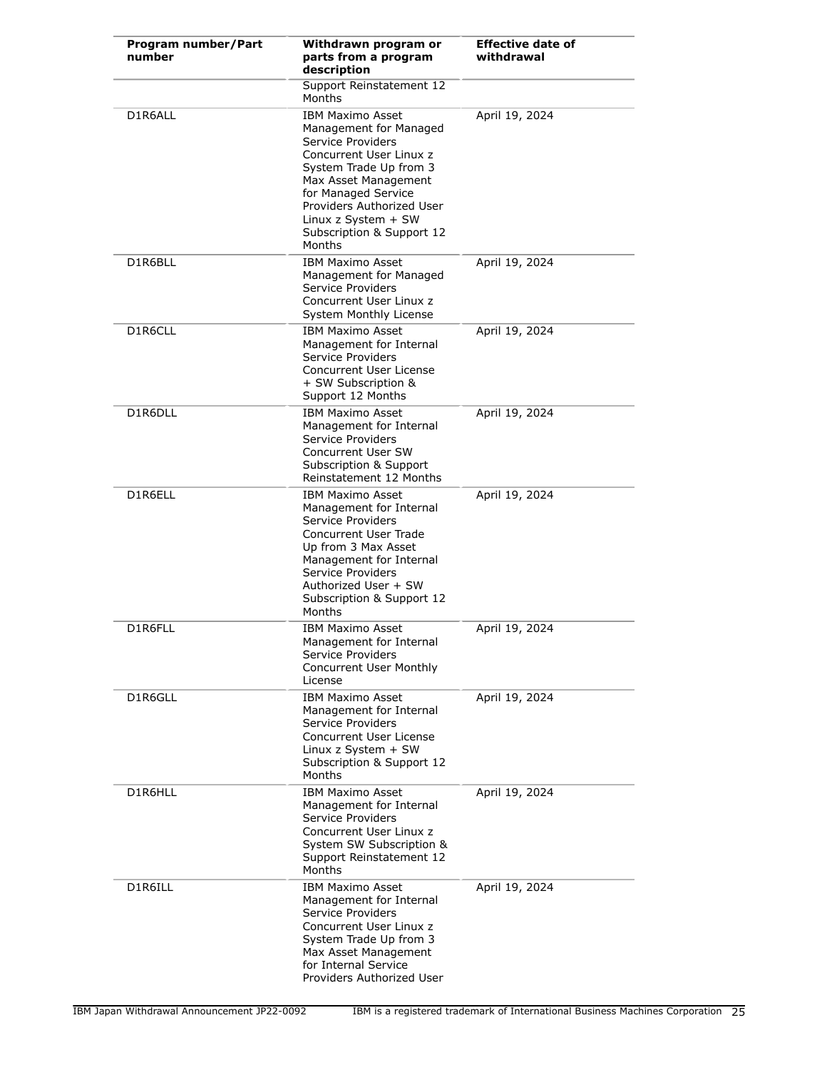| Program number/Part number | Withdrawn program or parts from a program description | Effective date of withdrawal |
|---|---|---|
| | Support Reinstatement 12 Months | |
| D1R6ALL | IBM Maximo Asset Management for Managed Service Providers Concurrent User Linux z System Trade Up from 3 Max Asset Management for Managed Service Providers Authorized User Linux z System + SW Subscription & Support 12 Months | April 19, 2024 |
| D1R6BLL | IBM Maximo Asset Management for Managed Service Providers Concurrent User Linux z System Monthly License | April 19, 2024 |
| D1R6CLL | IBM Maximo Asset Management for Internal Service Providers Concurrent User License + SW Subscription & Support 12 Months | April 19, 2024 |
| D1R6DLL | IBM Maximo Asset Management for Internal Service Providers Concurrent User SW Subscription & Support Reinstatement 12 Months | April 19, 2024 |
| D1R6ELL | IBM Maximo Asset Management for Internal Service Providers Concurrent User Trade Up from 3 Max Asset Management for Internal Service Providers Authorized User + SW Subscription & Support 12 Months | April 19, 2024 |
| D1R6FLL | IBM Maximo Asset Management for Internal Service Providers Concurrent User Monthly License | April 19, 2024 |
| D1R6GLL | IBM Maximo Asset Management for Internal Service Providers Concurrent User License Linux z System + SW Subscription & Support 12 Months | April 19, 2024 |
| D1R6HLL | IBM Maximo Asset Management for Internal Service Providers Concurrent User Linux z System SW Subscription & Support Reinstatement 12 Months | April 19, 2024 |
| D1R6ILL | IBM Maximo Asset Management for Internal Service Providers Concurrent User Linux z System Trade Up from 3 Max Asset Management for Internal Service Providers Authorized User | April 19, 2024 |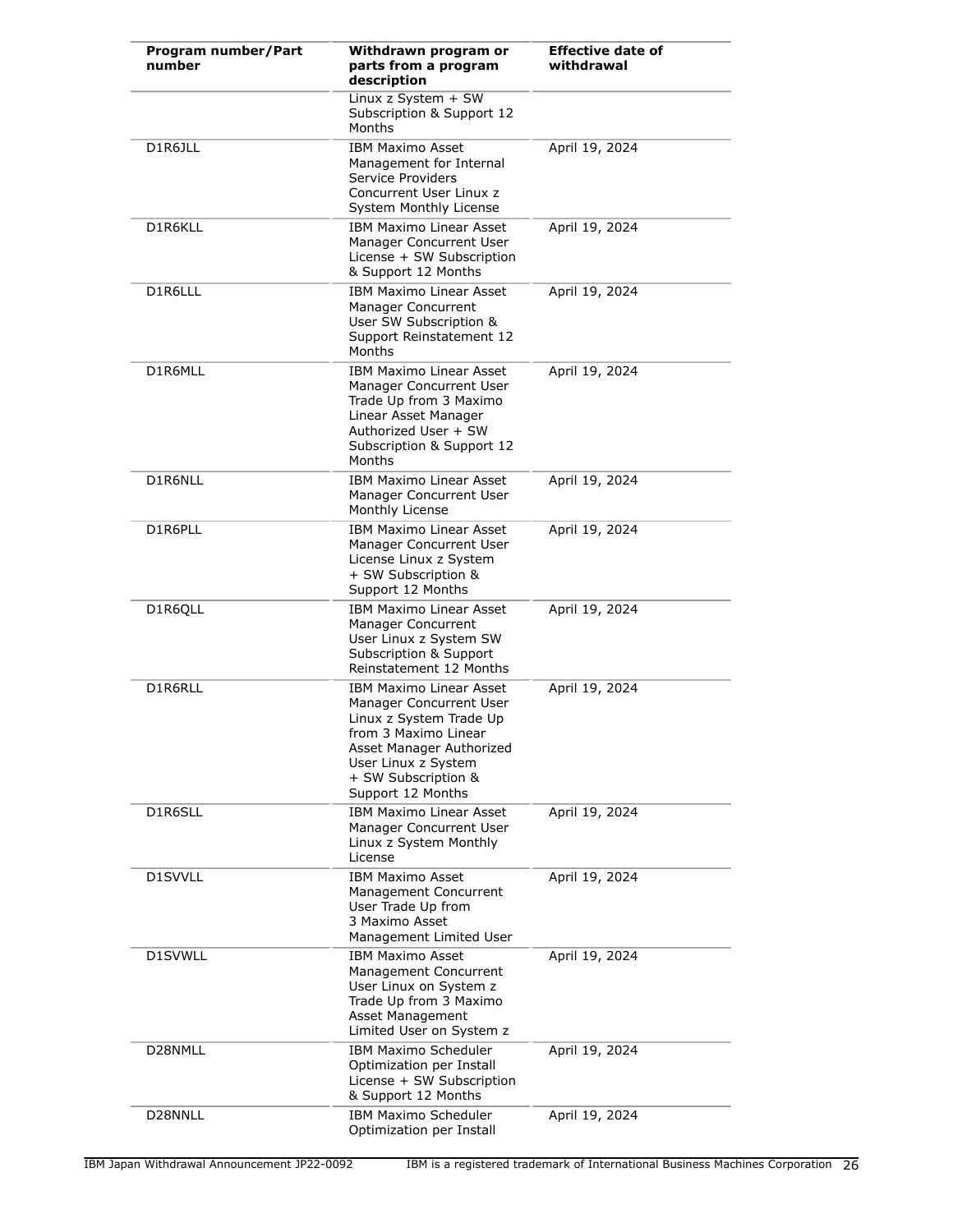| Program number/Part number | Withdrawn program or parts from a program description | Effective date of withdrawal |
|---|---|---|
| | Linux z System + SW Subscription & Support 12 Months | |
| D1R6JLL | IBM Maximo Asset Management for Internal Service Providers Concurrent User Linux z System Monthly License | April 19, 2024 |
| D1R6KLL | IBM Maximo Linear Asset Manager Concurrent User License + SW Subscription & Support 12 Months | April 19, 2024 |
| D1R6LLL | IBM Maximo Linear Asset Manager Concurrent User SW Subscription & Support Reinstatement 12 Months | April 19, 2024 |
| D1R6MLL | IBM Maximo Linear Asset Manager Concurrent User Trade Up from 3 Maximo Linear Asset Manager Authorized User + SW Subscription & Support 12 Months | April 19, 2024 |
| D1R6NLL | IBM Maximo Linear Asset Manager Concurrent User Monthly License | April 19, 2024 |
| D1R6PLL | IBM Maximo Linear Asset Manager Concurrent User License Linux z System + SW Subscription & Support 12 Months | April 19, 2024 |
| D1R6QLL | IBM Maximo Linear Asset Manager Concurrent User Linux z System SW Subscription & Support Reinstatement 12 Months | April 19, 2024 |
| D1R6RLL | IBM Maximo Linear Asset Manager Concurrent User Linux z System Trade Up from 3 Maximo Linear Asset Manager Authorized User Linux z System + SW Subscription & Support 12 Months | April 19, 2024 |
| D1R6SLL | IBM Maximo Linear Asset Manager Concurrent User Linux z System Monthly License | April 19, 2024 |
| D1SVVLL | IBM Maximo Asset Management Concurrent User Trade Up from 3 Maximo Asset Management Limited User | April 19, 2024 |
| D1SVWLL | IBM Maximo Asset Management Concurrent User Linux on System z Trade Up from 3 Maximo Asset Management Limited User on System z | April 19, 2024 |
| D28NMLL | IBM Maximo Scheduler Optimization per Install License + SW Subscription & Support 12 Months | April 19, 2024 |
| D28NNLL | IBM Maximo Scheduler Optimization per Install | April 19, 2024 |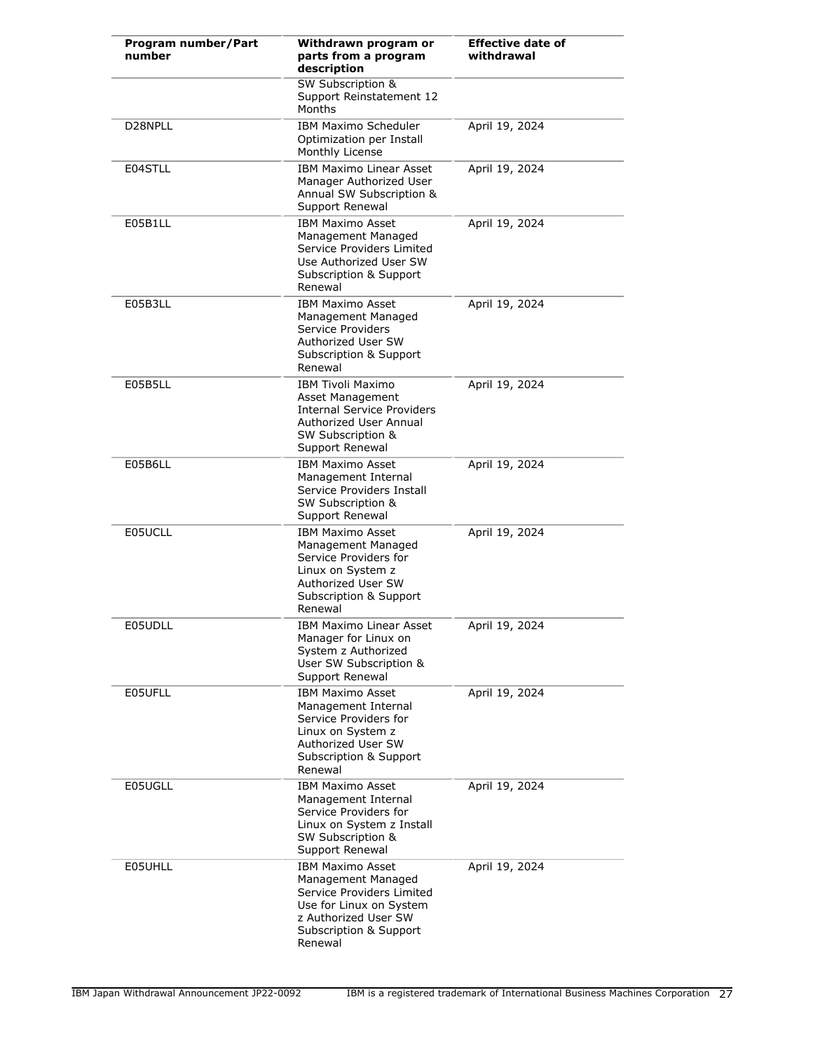| Program number/Part number | Withdrawn program or parts from a program description | Effective date of withdrawal |
|---|---|---|
| | SW Subscription & Support Reinstatement 12 Months | |
| D28NPLL | IBM Maximo Scheduler Optimization per Install Monthly License | April 19, 2024 |
| E04STLL | IBM Maximo Linear Asset Manager Authorized User Annual SW Subscription & Support Renewal | April 19, 2024 |
| E05B1LL | IBM Maximo Asset Management Managed Service Providers Limited Use Authorized User SW Subscription & Support Renewal | April 19, 2024 |
| E05B3LL | IBM Maximo Asset Management Managed Service Providers Authorized User SW Subscription & Support Renewal | April 19, 2024 |
| E05B5LL | IBM Tivoli Maximo Asset Management Internal Service Providers Authorized User Annual SW Subscription & Support Renewal | April 19, 2024 |
| E05B6LL | IBM Maximo Asset Management Internal Service Providers Install SW Subscription & Support Renewal | April 19, 2024 |
| E05UCLL | IBM Maximo Asset Management Managed Service Providers for Linux on System z Authorized User SW Subscription & Support Renewal | April 19, 2024 |
| E05UDLL | IBM Maximo Linear Asset Manager for Linux on System z Authorized User SW Subscription & Support Renewal | April 19, 2024 |
| E05UFLL | IBM Maximo Asset Management Internal Service Providers for Linux on System z Authorized User SW Subscription & Support Renewal | April 19, 2024 |
| E05UGLL | IBM Maximo Asset Management Internal Service Providers for Linux on System z Install SW Subscription & Support Renewal | April 19, 2024 |
| E05UHLL | IBM Maximo Asset Management Managed Service Providers Limited Use for Linux on System z Authorized User SW Subscription & Support Renewal | April 19, 2024 |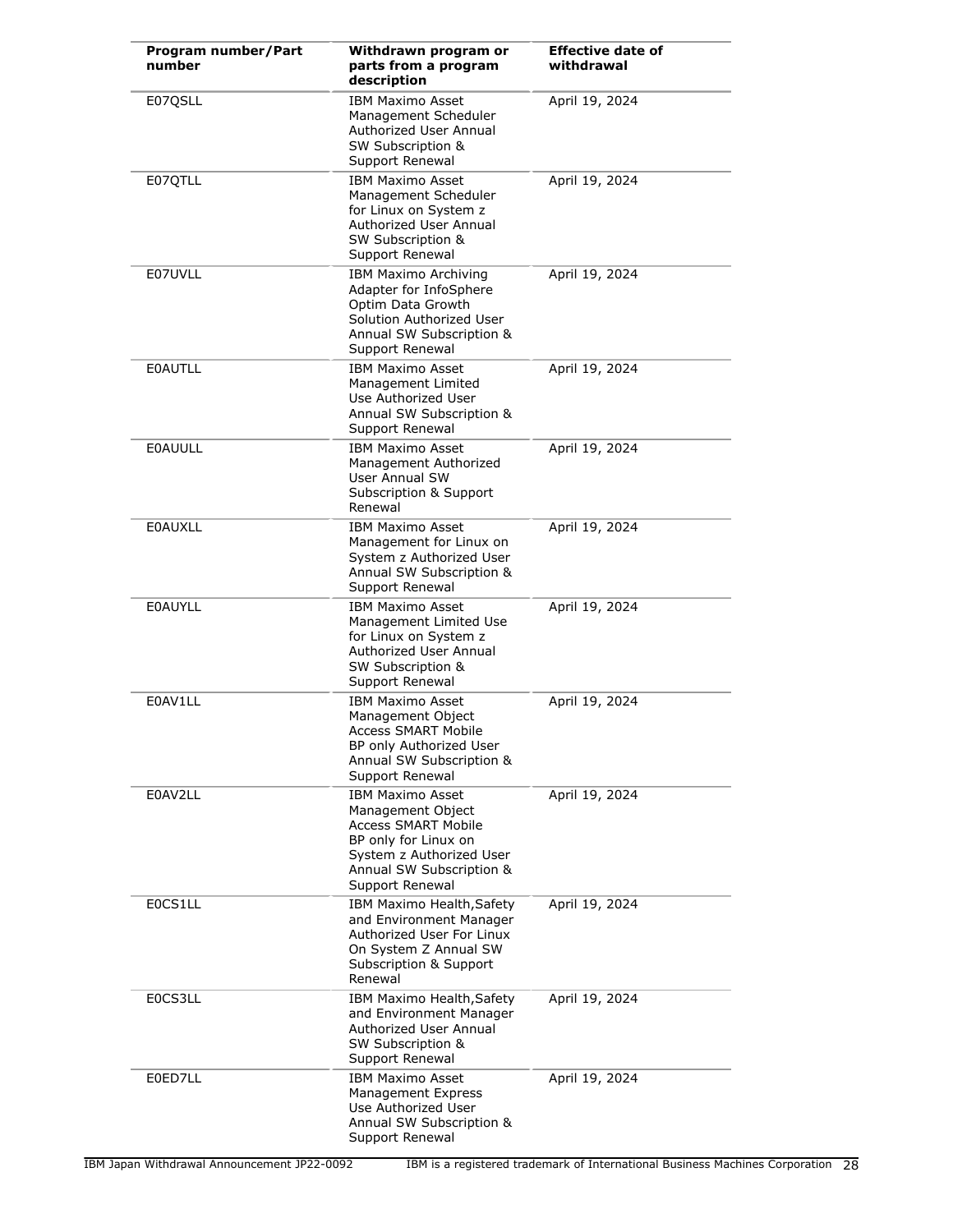| Program number/Part number | Withdrawn program or parts from a program description | Effective date of withdrawal |
|---|---|---|
| E07QSLL | IBM Maximo Asset Management Scheduler Authorized User Annual SW Subscription & Support Renewal | April 19, 2024 |
| E07QTLL | IBM Maximo Asset Management Scheduler for Linux on System z Authorized User Annual SW Subscription & Support Renewal | April 19, 2024 |
| E07UVLL | IBM Maximo Archiving Adapter for InfoSphere Optim Data Growth Solution Authorized User Annual SW Subscription & Support Renewal | April 19, 2024 |
| E0AUTLL | IBM Maximo Asset Management Limited Use Authorized User Annual SW Subscription & Support Renewal | April 19, 2024 |
| E0AUULL | IBM Maximo Asset Management Authorized User Annual SW Subscription & Support Renewal | April 19, 2024 |
| E0AUXLL | IBM Maximo Asset Management for Linux on System z Authorized User Annual SW Subscription & Support Renewal | April 19, 2024 |
| E0AUYLL | IBM Maximo Asset Management Limited Use for Linux on System z Authorized User Annual SW Subscription & Support Renewal | April 19, 2024 |
| E0AV1LL | IBM Maximo Asset Management Object Access SMART Mobile BP only Authorized User Annual SW Subscription & Support Renewal | April 19, 2024 |
| E0AV2LL | IBM Maximo Asset Management Object Access SMART Mobile BP only for Linux on System z Authorized User Annual SW Subscription & Support Renewal | April 19, 2024 |
| E0CS1LL | IBM Maximo Health,Safety and Environment Manager Authorized User For Linux On System Z Annual SW Subscription & Support Renewal | April 19, 2024 |
| E0CS3LL | IBM Maximo Health,Safety and Environment Manager Authorized User Annual SW Subscription & Support Renewal | April 19, 2024 |
| E0ED7LL | IBM Maximo Asset Management Express Use Authorized User Annual SW Subscription & Support Renewal | April 19, 2024 |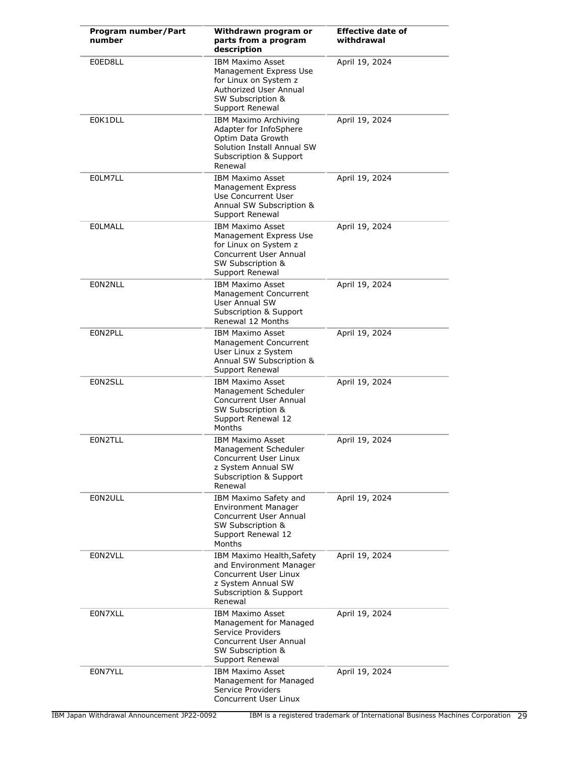| Program number/Part number | Withdrawn program or parts from a program description | Effective date of withdrawal |
|---|---|---|
| E0ED8LL | IBM Maximo Asset Management Express Use for Linux on System z Authorized User Annual SW Subscription & Support Renewal | April 19, 2024 |
| E0K1DLL | IBM Maximo Archiving Adapter for InfoSphere Optim Data Growth Solution Install Annual SW Subscription & Support Renewal | April 19, 2024 |
| E0LM7LL | IBM Maximo Asset Management Express Use Concurrent User Annual SW Subscription & Support Renewal | April 19, 2024 |
| E0LMALL | IBM Maximo Asset Management Express Use for Linux on System z Concurrent User Annual SW Subscription & Support Renewal | April 19, 2024 |
| E0N2NLL | IBM Maximo Asset Management Concurrent User Annual SW Subscription & Support Renewal 12 Months | April 19, 2024 |
| E0N2PLL | IBM Maximo Asset Management Concurrent User Linux z System Annual SW Subscription & Support Renewal | April 19, 2024 |
| E0N2SLL | IBM Maximo Asset Management Scheduler Concurrent User Annual SW Subscription & Support Renewal 12 Months | April 19, 2024 |
| E0N2TLL | IBM Maximo Asset Management Scheduler Concurrent User Linux z System Annual SW Subscription & Support Renewal | April 19, 2024 |
| E0N2ULL | IBM Maximo Safety and Environment Manager Concurrent User Annual SW Subscription & Support Renewal 12 Months | April 19, 2024 |
| E0N2VLL | IBM Maximo Health,Safety and Environment Manager Concurrent User Linux z System Annual SW Subscription & Support Renewal | April 19, 2024 |
| E0N7XLL | IBM Maximo Asset Management for Managed Service Providers Concurrent User Annual SW Subscription & Support Renewal | April 19, 2024 |
| E0N7YLL | IBM Maximo Asset Management for Managed Service Providers Concurrent User Linux | April 19, 2024 |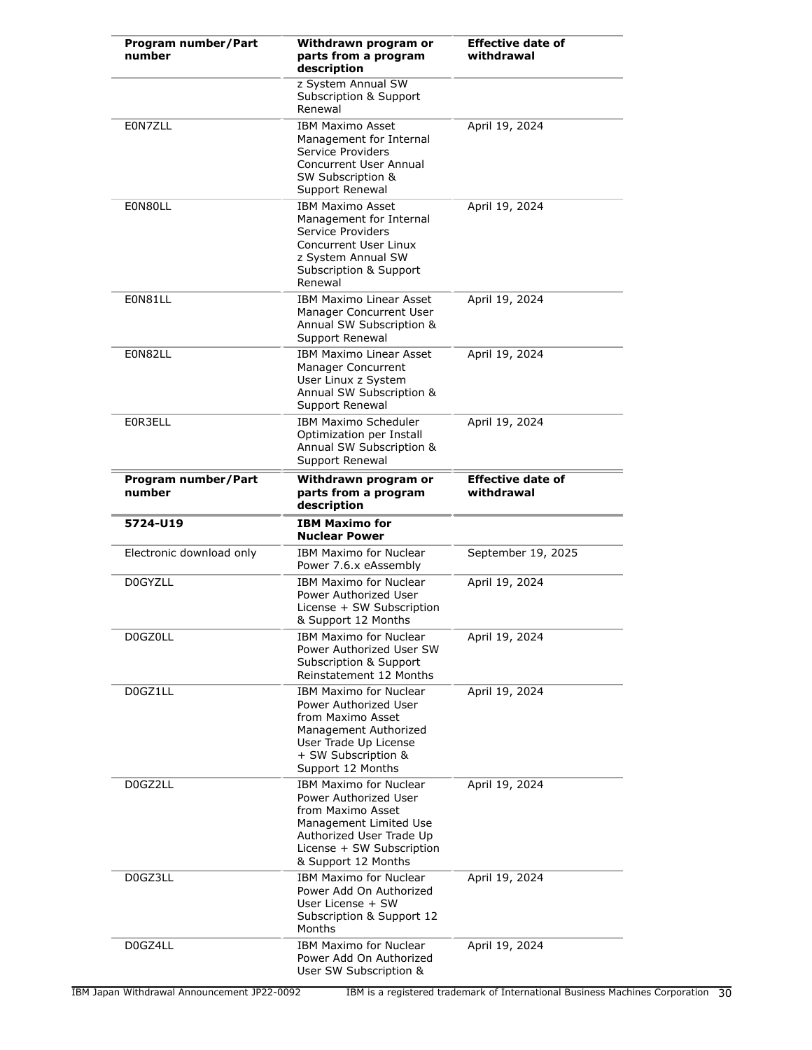| Program number/Part number | Withdrawn program or parts from a program description | Effective date of withdrawal |
|---|---|---|
| | z System Annual SW Subscription & Support Renewal | |
| E0N7ZLL | IBM Maximo Asset Management for Internal Service Providers Concurrent User Annual SW Subscription & Support Renewal | April 19, 2024 |
| E0N80LL | IBM Maximo Asset Management for Internal Service Providers Concurrent User Linux z System Annual SW Subscription & Support Renewal | April 19, 2024 |
| E0N81LL | IBM Maximo Linear Asset Manager Concurrent User Annual SW Subscription & Support Renewal | April 19, 2024 |
| E0N82LL | IBM Maximo Linear Asset Manager Concurrent User Linux z System Annual SW Subscription & Support Renewal | April 19, 2024 |
| E0R3ELL | IBM Maximo Scheduler Optimization per Install Annual SW Subscription & Support Renewal | April 19, 2024 |

| Program number/Part number | Withdrawn program or parts from a program description | Effective date of withdrawal |
|---|---|---|
| **5724-U19** | **IBM Maximo for Nuclear Power** | |
| Electronic download only | IBM Maximo for Nuclear Power 7.6.x eAssembly | September 19, 2025 |
| D0GYZLL | IBM Maximo for Nuclear Power Authorized User License + SW Subscription & Support 12 Months | April 19, 2024 |
| D0GZ0LL | IBM Maximo for Nuclear Power Authorized User SW Subscription & Support Reinstatement 12 Months | April 19, 2024 |
| D0GZ1LL | IBM Maximo for Nuclear Power Authorized User from Maximo Asset Management Authorized User Trade Up License + SW Subscription & Support 12 Months | April 19, 2024 |
| D0GZ2LL | IBM Maximo for Nuclear Power Authorized User from Maximo Asset Management Limited Use Authorized User Trade Up License + SW Subscription & Support 12 Months | April 19, 2024 |
| D0GZ3LL | IBM Maximo for Nuclear Power Add On Authorized User License + SW Subscription & Support 12 Months | April 19, 2024 |
| D0GZ4LL | IBM Maximo for Nuclear Power Add On Authorized User SW Subscription & | April 19, 2024 |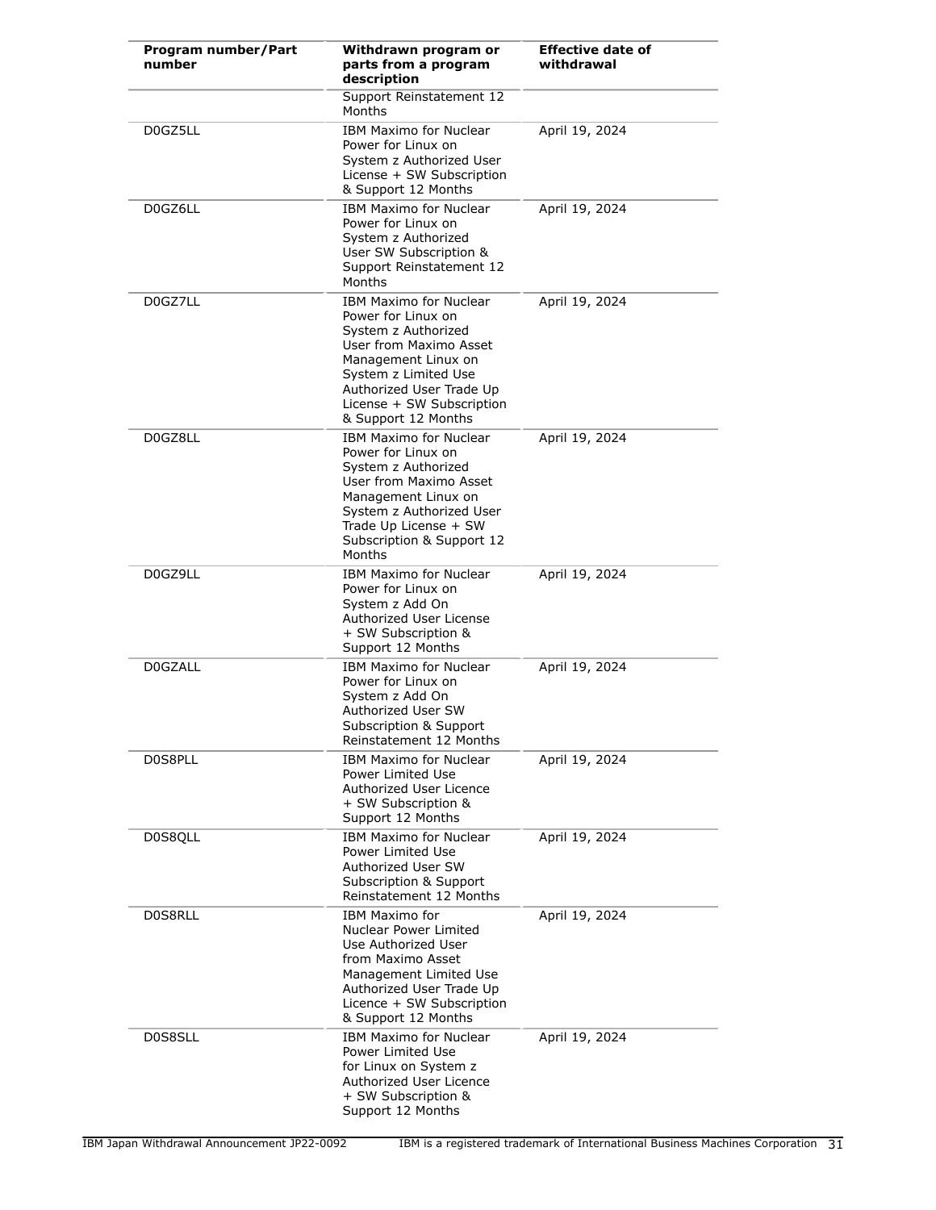| Program number/Part number | Withdrawn program or parts from a program description | Effective date of withdrawal |
|---|---|---|
| | Support Reinstatement 12 Months | |
| D0GZ5LL | IBM Maximo for Nuclear Power for Linux on System z Authorized User License + SW Subscription & Support 12 Months | April 19, 2024 |
| D0GZ6LL | IBM Maximo for Nuclear Power for Linux on System z Authorized User SW Subscription & Support Reinstatement 12 Months | April 19, 2024 |
| D0GZ7LL | IBM Maximo for Nuclear Power for Linux on System z Authorized User from Maximo Asset Management Linux on System z Limited Use Authorized User Trade Up License + SW Subscription & Support 12 Months | April 19, 2024 |
| D0GZ8LL | IBM Maximo for Nuclear Power for Linux on System z Authorized User from Maximo Asset Management Linux on System z Authorized User Trade Up License + SW Subscription & Support 12 Months | April 19, 2024 |
| D0GZ9LL | IBM Maximo for Nuclear Power for Linux on System z Add On Authorized User License + SW Subscription & Support 12 Months | April 19, 2024 |
| D0GZALL | IBM Maximo for Nuclear Power for Linux on System z Add On Authorized User SW Subscription & Support Reinstatement 12 Months | April 19, 2024 |
| D0S8PLL | IBM Maximo for Nuclear Power Limited Use Authorized User Licence + SW Subscription & Support 12 Months | April 19, 2024 |
| D0S8QLL | IBM Maximo for Nuclear Power Limited Use Authorized User SW Subscription & Support Reinstatement 12 Months | April 19, 2024 |
| D0S8RLL | IBM Maximo for Nuclear Power Limited Use Authorized User from Maximo Asset Management Limited Use Authorized User Trade Up Licence + SW Subscription & Support 12 Months | April 19, 2024 |
| D0S8SLL | IBM Maximo for Nuclear Power Limited Use for Linux on System z Authorized User Licence + SW Subscription & Support 12 Months | April 19, 2024 |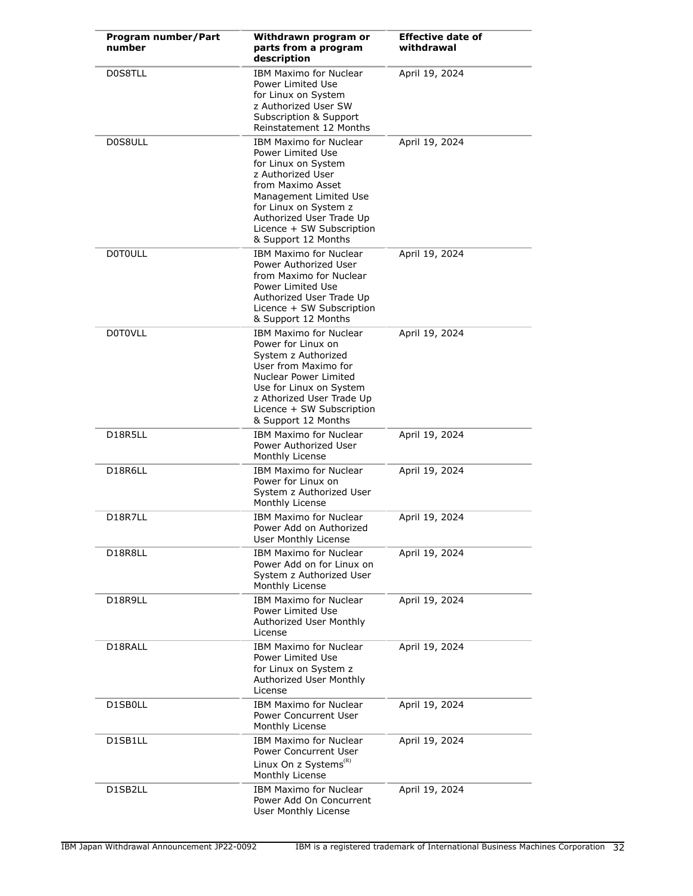| Program number/Part number | Withdrawn program or parts from a program description | Effective date of withdrawal |
|---|---|---|
| D0S8TLL | IBM Maximo for Nuclear Power Limited Use for Linux on System z Authorized User SW Subscription & Support Reinstatement 12 Months | April 19, 2024 |
| D0S8ULL | IBM Maximo for Nuclear Power Limited Use for Linux on System z Authorized User from Maximo Asset Management Limited Use for Linux on System z Authorized User Trade Up Licence + SW Subscription & Support 12 Months | April 19, 2024 |
| D0T0ULL | IBM Maximo for Nuclear Power Authorized User from Maximo for Nuclear Power Limited Use Authorized User Trade Up Licence + SW Subscription & Support 12 Months | April 19, 2024 |
| D0T0VLL | IBM Maximo for Nuclear Power for Linux on System z Authorized User from Maximo for Nuclear Power Limited Use for Linux on System z Athorized User Trade Up Licence + SW Subscription & Support 12 Months | April 19, 2024 |
| D18R5LL | IBM Maximo for Nuclear Power Authorized User Monthly License | April 19, 2024 |
| D18R6LL | IBM Maximo for Nuclear Power for Linux on System z Authorized User Monthly License | April 19, 2024 |
| D18R7LL | IBM Maximo for Nuclear Power Add on Authorized User Monthly License | April 19, 2024 |
| D18R8LL | IBM Maximo for Nuclear Power Add on for Linux on System z Authorized User Monthly License | April 19, 2024 |
| D18R9LL | IBM Maximo for Nuclear Power Limited Use Authorized User Monthly License | April 19, 2024 |
| D18RALL | IBM Maximo for Nuclear Power Limited Use for Linux on System z Authorized User Monthly License | April 19, 2024 |
| D1SB0LL | IBM Maximo for Nuclear Power Concurrent User Monthly License | April 19, 2024 |
| D1SB1LL | IBM Maximo for Nuclear Power Concurrent User Linux On z Systems(R) Monthly License | April 19, 2024 |
| D1SB2LL | IBM Maximo for Nuclear Power Add On Concurrent User Monthly License | April 19, 2024 |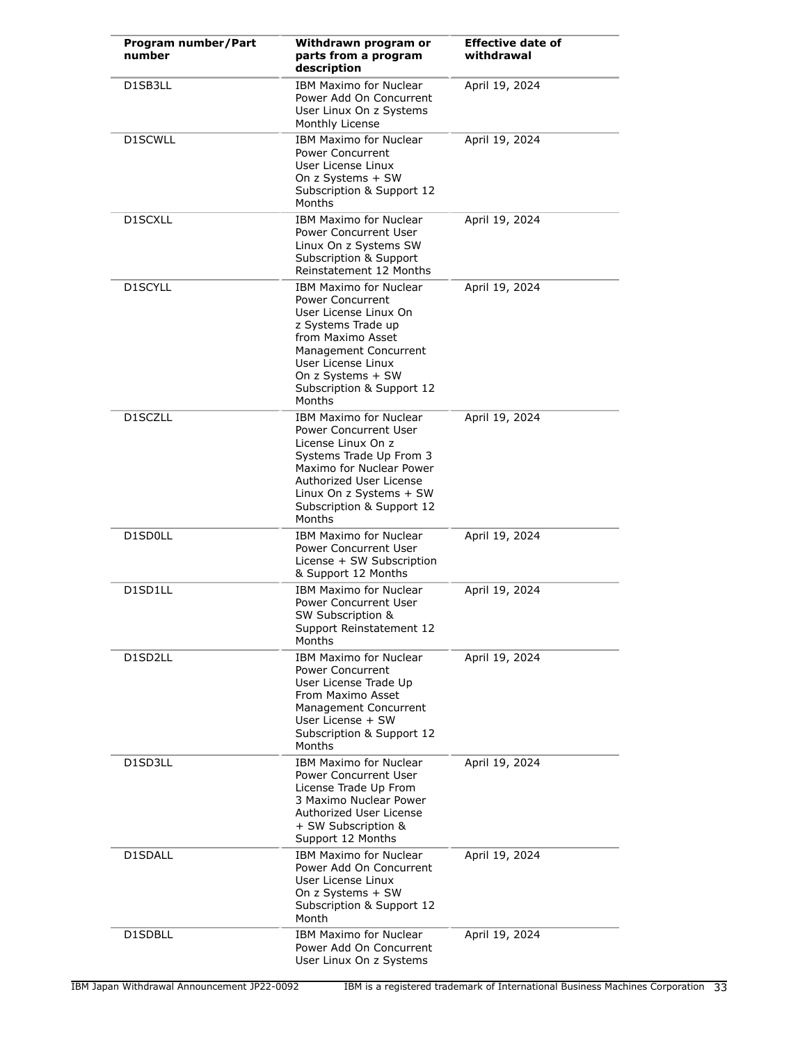| Program number/Part number | Withdrawn program or parts from a program description | Effective date of withdrawal |
|---|---|---|
| D1SB3LL | IBM Maximo for Nuclear Power Add On Concurrent User Linux On z Systems Monthly License | April 19, 2024 |
| D1SCWLL | IBM Maximo for Nuclear Power Concurrent User License Linux On z Systems + SW Subscription & Support 12 Months | April 19, 2024 |
| D1SCXLL | IBM Maximo for Nuclear Power Concurrent User Linux On z Systems SW Subscription & Support Reinstatement 12 Months | April 19, 2024 |
| D1SCYLL | IBM Maximo for Nuclear Power Concurrent User License Linux On z Systems Trade up from Maximo Asset Management Concurrent User License Linux On z Systems + SW Subscription & Support 12 Months | April 19, 2024 |
| D1SCZLL | IBM Maximo for Nuclear Power Concurrent User License Linux On z Systems Trade Up From 3 Maximo for Nuclear Power Authorized User License Linux On z Systems + SW Subscription & Support 12 Months | April 19, 2024 |
| D1SD0LL | IBM Maximo for Nuclear Power Concurrent User License + SW Subscription & Support 12 Months | April 19, 2024 |
| D1SD1LL | IBM Maximo for Nuclear Power Concurrent User SW Subscription & Support Reinstatement 12 Months | April 19, 2024 |
| D1SD2LL | IBM Maximo for Nuclear Power Concurrent User License Trade Up From Maximo Asset Management Concurrent User License + SW Subscription & Support 12 Months | April 19, 2024 |
| D1SD3LL | IBM Maximo for Nuclear Power Concurrent User License Trade Up From 3 Maximo Nuclear Power Authorized User License + SW Subscription & Support 12 Months | April 19, 2024 |
| D1SDALL | IBM Maximo for Nuclear Power Add On Concurrent User License Linux On z Systems + SW Subscription & Support 12 Month | April 19, 2024 |
| D1SDBLL | IBM Maximo for Nuclear Power Add On Concurrent User Linux On z Systems | April 19, 2024 |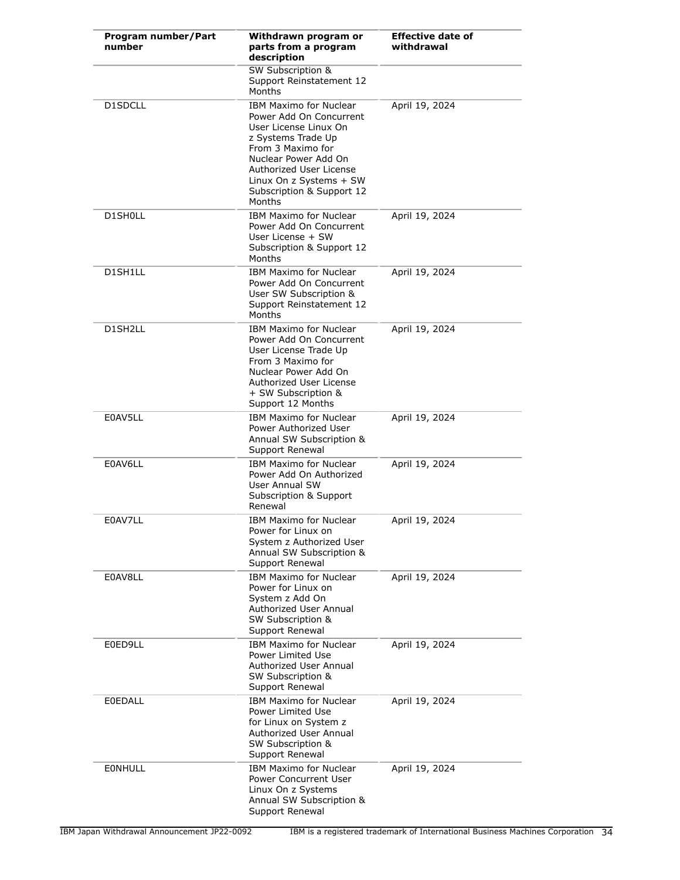| Program number/Part number | Withdrawn program or parts from a program description | Effective date of withdrawal |
|---|---|---|
| | SW Subscription & Support Reinstatement 12 Months | |
| D1SDCLL | IBM Maximo for Nuclear Power Add On Concurrent User License Linux On z Systems Trade Up From 3 Maximo for Nuclear Power Add On Authorized User License Linux On z Systems + SW Subscription & Support 12 Months | April 19, 2024 |
| D1SH0LL | IBM Maximo for Nuclear Power Add On Concurrent User License + SW Subscription & Support 12 Months | April 19, 2024 |
| D1SH1LL | IBM Maximo for Nuclear Power Add On Concurrent User SW Subscription & Support Reinstatement 12 Months | April 19, 2024 |
| D1SH2LL | IBM Maximo for Nuclear Power Add On Concurrent User License Trade Up From 3 Maximo for Nuclear Power Add On Authorized User License + SW Subscription & Support 12 Months | April 19, 2024 |
| E0AV5LL | IBM Maximo for Nuclear Power Authorized User Annual SW Subscription & Support Renewal | April 19, 2024 |
| E0AV6LL | IBM Maximo for Nuclear Power Add On Authorized User Annual SW Subscription & Support Renewal | April 19, 2024 |
| E0AV7LL | IBM Maximo for Nuclear Power for Linux on System z Authorized User Annual SW Subscription & Support Renewal | April 19, 2024 |
| E0AV8LL | IBM Maximo for Nuclear Power for Linux on System z Add On Authorized User Annual SW Subscription & Support Renewal | April 19, 2024 |
| E0ED9LL | IBM Maximo for Nuclear Power Limited Use Authorized User Annual SW Subscription & Support Renewal | April 19, 2024 |
| E0EDALL | IBM Maximo for Nuclear Power Limited Use for Linux on System z Authorized User Annual SW Subscription & Support Renewal | April 19, 2024 |
| E0NHULL | IBM Maximo for Nuclear Power Concurrent User Linux On z Systems Annual SW Subscription & Support Renewal | April 19, 2024 |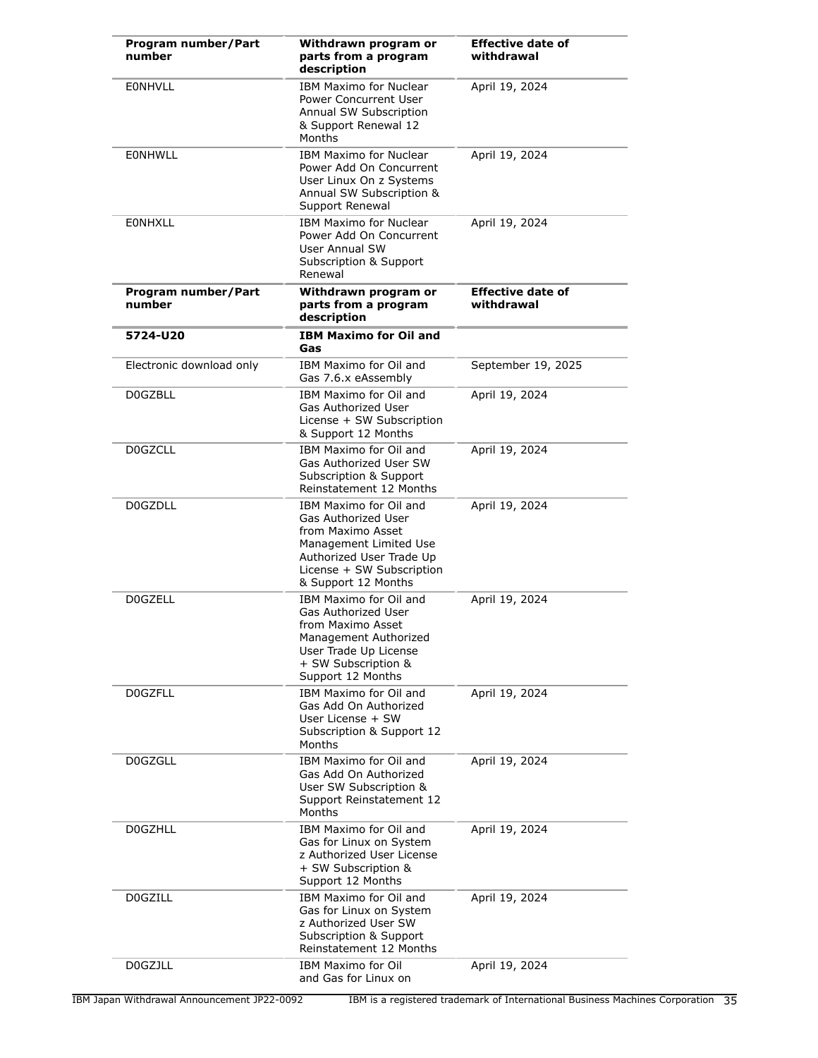| Program number/Part number | Withdrawn program or parts from a program description | Effective date of withdrawal |
|---|---|---|
| E0NHVLL | IBM Maximo for Nuclear Power Concurrent User Annual SW Subscription & Support Renewal 12 Months | April 19, 2024 |
| E0NHWLL | IBM Maximo for Nuclear Power Add On Concurrent User Linux On z Systems Annual SW Subscription & Support Renewal | April 19, 2024 |
| E0NHXLL | IBM Maximo for Nuclear Power Add On Concurrent User Annual SW Subscription & Support Renewal | April 19, 2024 |

| Program number/Part number | Withdrawn program or parts from a program description | Effective date of withdrawal |
|---|---|---|
| **5724-U20** | **IBM Maximo for Oil and Gas** | |
| Electronic download only | IBM Maximo for Oil and Gas 7.6.x eAssembly | September 19, 2025 |
| D0GZBLL | IBM Maximo for Oil and Gas Authorized User License + SW Subscription & Support 12 Months | April 19, 2024 |
| D0GZCLL | IBM Maximo for Oil and Gas Authorized User SW Subscription & Support Reinstatement 12 Months | April 19, 2024 |
| D0GZDLL | IBM Maximo for Oil and Gas Authorized User from Maximo Asset Management Limited Use Authorized User Trade Up License + SW Subscription & Support 12 Months | April 19, 2024 |
| D0GZELL | IBM Maximo for Oil and Gas Authorized User from Maximo Asset Management Authorized User Trade Up License + SW Subscription & Support 12 Months | April 19, 2024 |
| D0GZFLL | IBM Maximo for Oil and Gas Add On Authorized User License + SW Subscription & Support 12 Months | April 19, 2024 |
| D0GZGLL | IBM Maximo for Oil and Gas Add On Authorized User SW Subscription & Support Reinstatement 12 Months | April 19, 2024 |
| D0GZHLL | IBM Maximo for Oil and Gas for Linux on System z Authorized User License + SW Subscription & Support 12 Months | April 19, 2024 |
| D0GZILL | IBM Maximo for Oil and Gas for Linux on System z Authorized User SW Subscription & Support Reinstatement 12 Months | April 19, 2024 |
| D0GZJLL | IBM Maximo for Oil and Gas for Linux on | April 19, 2024 |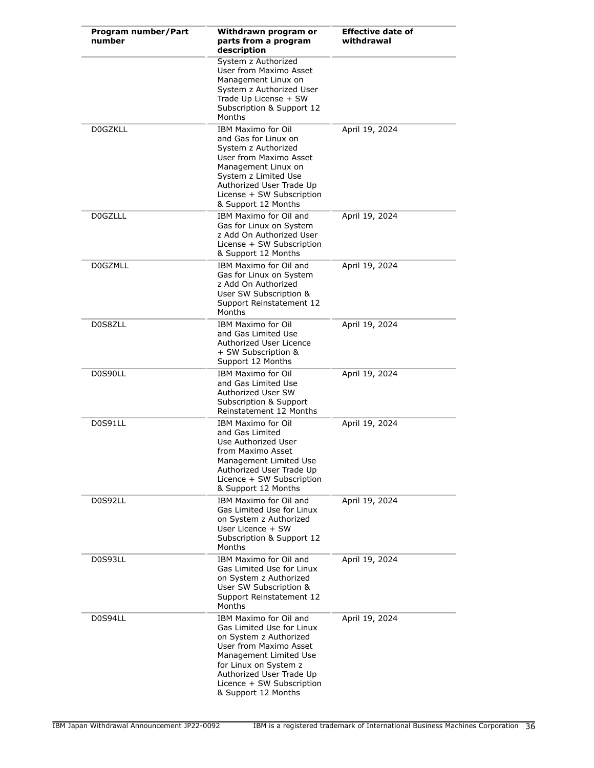| Program number/Part number | Withdrawn program or parts from a program description | Effective date of withdrawal |
|---|---|---|
| | System z Authorized User from Maximo Asset Management Linux on System z Authorized User Trade Up License + SW Subscription & Support 12 Months | |
| D0GZKLL | IBM Maximo for Oil and Gas for Linux on System z Authorized User from Maximo Asset Management Linux on System z Limited Use Authorized User Trade Up License + SW Subscription & Support 12 Months | April 19, 2024 |
| D0GZLLL | IBM Maximo for Oil and Gas for Linux on System z Add On Authorized User License + SW Subscription & Support 12 Months | April 19, 2024 |
| D0GZMLL | IBM Maximo for Oil and Gas for Linux on System z Add On Authorized User SW Subscription & Support Reinstatement 12 Months | April 19, 2024 |
| D0S8ZLL | IBM Maximo for Oil and Gas Limited Use Authorized User Licence + SW Subscription & Support 12 Months | April 19, 2024 |
| D0S90LL | IBM Maximo for Oil and Gas Limited Use Authorized User SW Subscription & Support Reinstatement 12 Months | April 19, 2024 |
| D0S91LL | IBM Maximo for Oil and Gas Limited Use Authorized User from Maximo Asset Management Limited Use Authorized User Trade Up Licence + SW Subscription & Support 12 Months | April 19, 2024 |
| D0S92LL | IBM Maximo for Oil and Gas Limited Use for Linux on System z Authorized User Licence + SW Subscription & Support 12 Months | April 19, 2024 |
| D0S93LL | IBM Maximo for Oil and Gas Limited Use for Linux on System z Authorized User SW Subscription & Support Reinstatement 12 Months | April 19, 2024 |
| D0S94LL | IBM Maximo for Oil and Gas Limited Use for Linux on System z Authorized User from Maximo Asset Management Limited Use for Linux on System z Authorized User Trade Up Licence + SW Subscription & Support 12 Months | April 19, 2024 |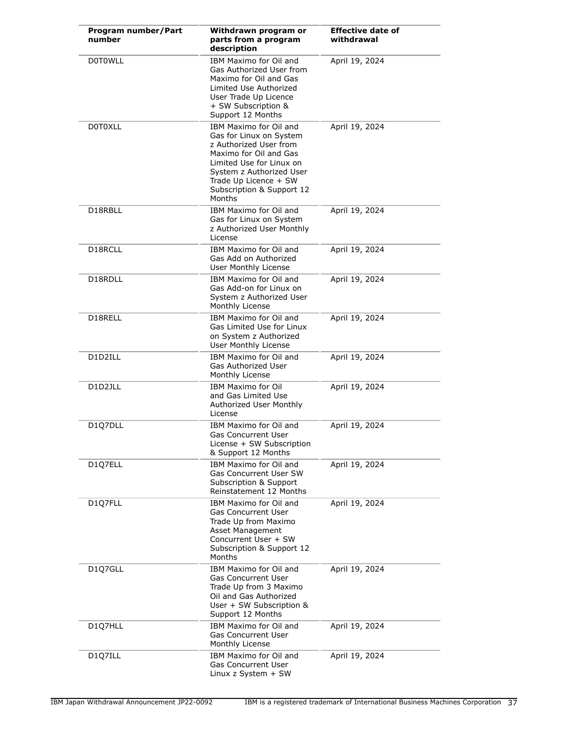| Program number/Part number | Withdrawn program or parts from a program description | Effective date of withdrawal |
|---|---|---|
| D0T0WLL | IBM Maximo for Oil and Gas Authorized User from Maximo for Oil and Gas Limited Use Authorized User Trade Up Licence + SW Subscription & Support 12 Months | April 19, 2024 |
| D0T0XLL | IBM Maximo for Oil and Gas for Linux on System z Authorized User from Maximo for Oil and Gas Limited Use for Linux on System z Authorized User Trade Up Licence + SW Subscription & Support 12 Months | April 19, 2024 |
| D18RBLL | IBM Maximo for Oil and Gas for Linux on System z Authorized User Monthly License | April 19, 2024 |
| D18RCLL | IBM Maximo for Oil and Gas Add on Authorized User Monthly License | April 19, 2024 |
| D18RDLL | IBM Maximo for Oil and Gas Add-on for Linux on System z Authorized User Monthly License | April 19, 2024 |
| D18RELL | IBM Maximo for Oil and Gas Limited Use for Linux on System z Authorized User Monthly License | April 19, 2024 |
| D1D2ILL | IBM Maximo for Oil and Gas Authorized User Monthly License | April 19, 2024 |
| D1D2JLL | IBM Maximo for Oil and Gas Limited Use Authorized User Monthly License | April 19, 2024 |
| D1Q7DLL | IBM Maximo for Oil and Gas Concurrent User License + SW Subscription & Support 12 Months | April 19, 2024 |
| D1Q7ELL | IBM Maximo for Oil and Gas Concurrent User SW Subscription & Support Reinstatement 12 Months | April 19, 2024 |
| D1Q7FLL | IBM Maximo for Oil and Gas Concurrent User Trade Up from Maximo Asset Management Concurrent User + SW Subscription & Support 12 Months | April 19, 2024 |
| D1Q7GLL | IBM Maximo for Oil and Gas Concurrent User Trade Up from 3 Maximo Oil and Gas Authorized User + SW Subscription & Support 12 Months | April 19, 2024 |
| D1Q7HLL | IBM Maximo for Oil and Gas Concurrent User Monthly License | April 19, 2024 |
| D1Q7ILL | IBM Maximo for Oil and Gas Concurrent User Linux z System + SW | April 19, 2024 |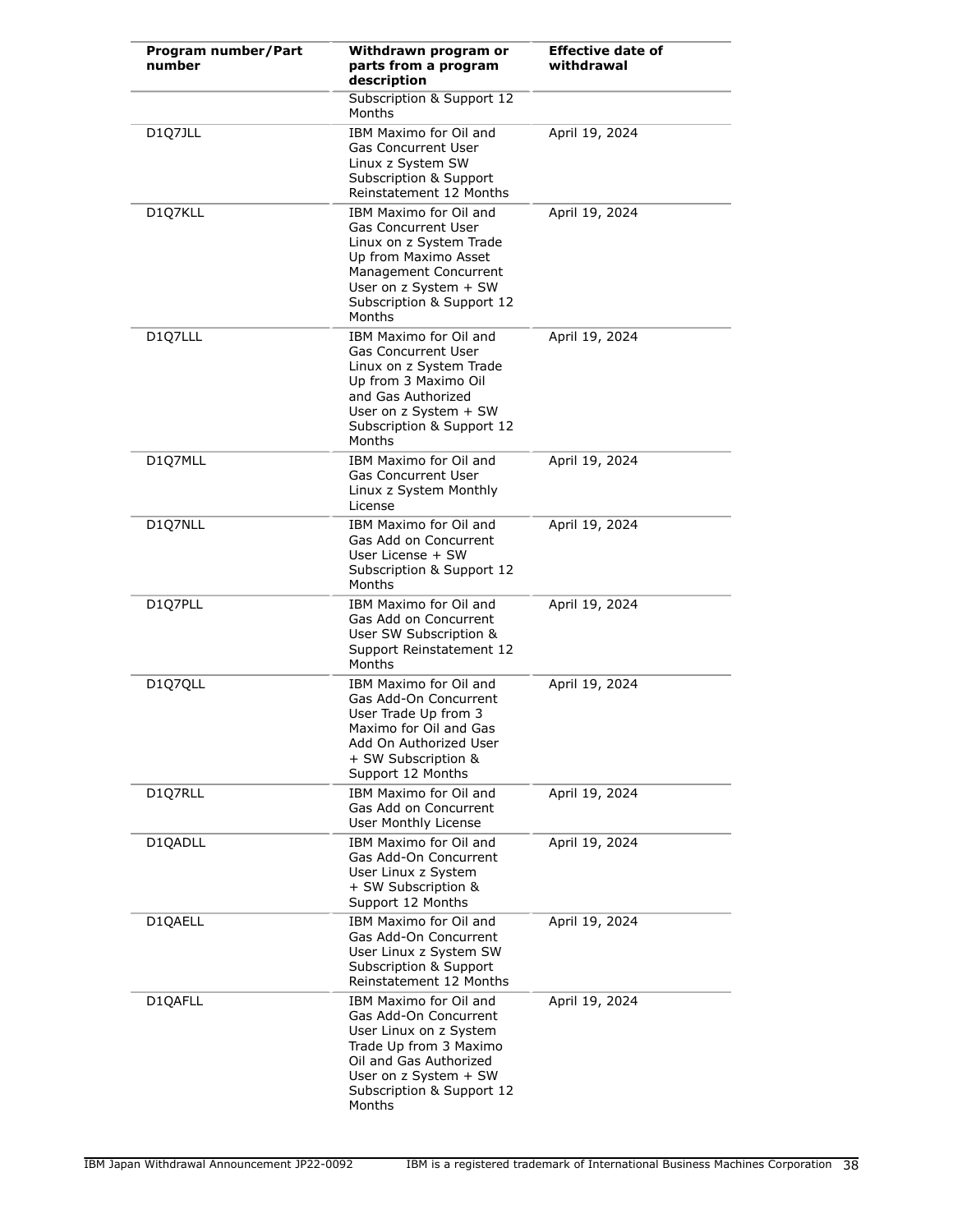| Program number/Part number | Withdrawn program or parts from a program description | Effective date of withdrawal |
| --- | --- | --- |
| | Subscription & Support 12 Months | |
| D1Q7JLL | IBM Maximo for Oil and Gas Concurrent User Linux z System SW Subscription & Support Reinstatement 12 Months | April 19, 2024 |
| D1Q7KLL | IBM Maximo for Oil and Gas Concurrent User Linux on z System Trade Up from Maximo Asset Management Concurrent User on z System + SW Subscription & Support 12 Months | April 19, 2024 |
| D1Q7LLL | IBM Maximo for Oil and Gas Concurrent User Linux on z System Trade Up from 3 Maximo Oil and Gas Authorized User on z System + SW Subscription & Support 12 Months | April 19, 2024 |
| D1Q7MLL | IBM Maximo for Oil and Gas Concurrent User Linux z System Monthly License | April 19, 2024 |
| D1Q7NLL | IBM Maximo for Oil and Gas Add on Concurrent User License + SW Subscription & Support 12 Months | April 19, 2024 |
| D1Q7PLL | IBM Maximo for Oil and Gas Add on Concurrent User SW Subscription & Support Reinstatement 12 Months | April 19, 2024 |
| D1Q7QLL | IBM Maximo for Oil and Gas Add-On Concurrent User Trade Up from 3 Maximo for Oil and Gas Add On Authorized User + SW Subscription & Support 12 Months | April 19, 2024 |
| D1Q7RLL | IBM Maximo for Oil and Gas Add on Concurrent User Monthly License | April 19, 2024 |
| D1QADLL | IBM Maximo for Oil and Gas Add-On Concurrent User Linux z System + SW Subscription & Support 12 Months | April 19, 2024 |
| D1QAELL | IBM Maximo for Oil and Gas Add-On Concurrent User Linux z System SW Subscription & Support Reinstatement 12 Months | April 19, 2024 |
| D1QAFLL | IBM Maximo for Oil and Gas Add-On Concurrent User Linux on z System Trade Up from 3 Maximo Oil and Gas Authorized User on z System + SW Subscription & Support 12 Months | April 19, 2024 |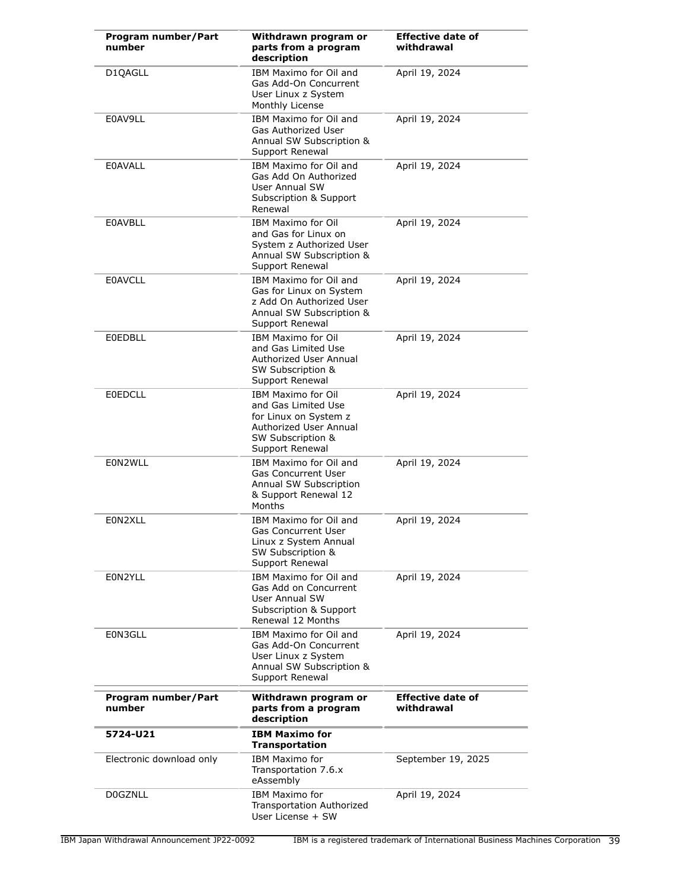| Program number/Part number | Withdrawn program or parts from a program description | Effective date of withdrawal |
| --- | --- | --- |
| D1QAGLL | IBM Maximo for Oil and Gas Add-On Concurrent User Linux z System Monthly License | April 19, 2024 |
| E0AV9LL | IBM Maximo for Oil and Gas Authorized User Annual SW Subscription & Support Renewal | April 19, 2024 |
| E0AVALL | IBM Maximo for Oil and Gas Add On Authorized User Annual SW Subscription & Support Renewal | April 19, 2024 |
| E0AVBLL | IBM Maximo for Oil and Gas for Linux on System z Authorized User Annual SW Subscription & Support Renewal | April 19, 2024 |
| E0AVCLL | IBM Maximo for Oil and Gas for Linux on System z Add On Authorized User Annual SW Subscription & Support Renewal | April 19, 2024 |
| E0EDBLL | IBM Maximo for Oil and Gas Limited Use Authorized User Annual SW Subscription & Support Renewal | April 19, 2024 |
| E0EDCLL | IBM Maximo for Oil and Gas Limited Use for Linux on System z Authorized User Annual SW Subscription & Support Renewal | April 19, 2024 |
| E0N2WLL | IBM Maximo for Oil and Gas Concurrent User Annual SW Subscription & Support Renewal 12 Months | April 19, 2024 |
| E0N2XLL | IBM Maximo for Oil and Gas Concurrent User Linux z System Annual SW Subscription & Support Renewal | April 19, 2024 |
| E0N2YLL | IBM Maximo for Oil and Gas Add on Concurrent User Annual SW Subscription & Support Renewal 12 Months | April 19, 2024 |
| E0N3GLL | IBM Maximo for Oil and Gas Add-On Concurrent User Linux z System Annual SW Subscription & Support Renewal | April 19, 2024 |

| Program number/Part number | Withdrawn program or parts from a program description | Effective date of withdrawal |
| --- | --- | --- |
| **5724-U21** | **IBM Maximo for Transportation** | |
| Electronic download only | IBM Maximo for Transportation 7.6.x eAssembly | September 19, 2025 |
| D0GZNLL | IBM Maximo for Transportation Authorized User License + SW | April 19, 2024 |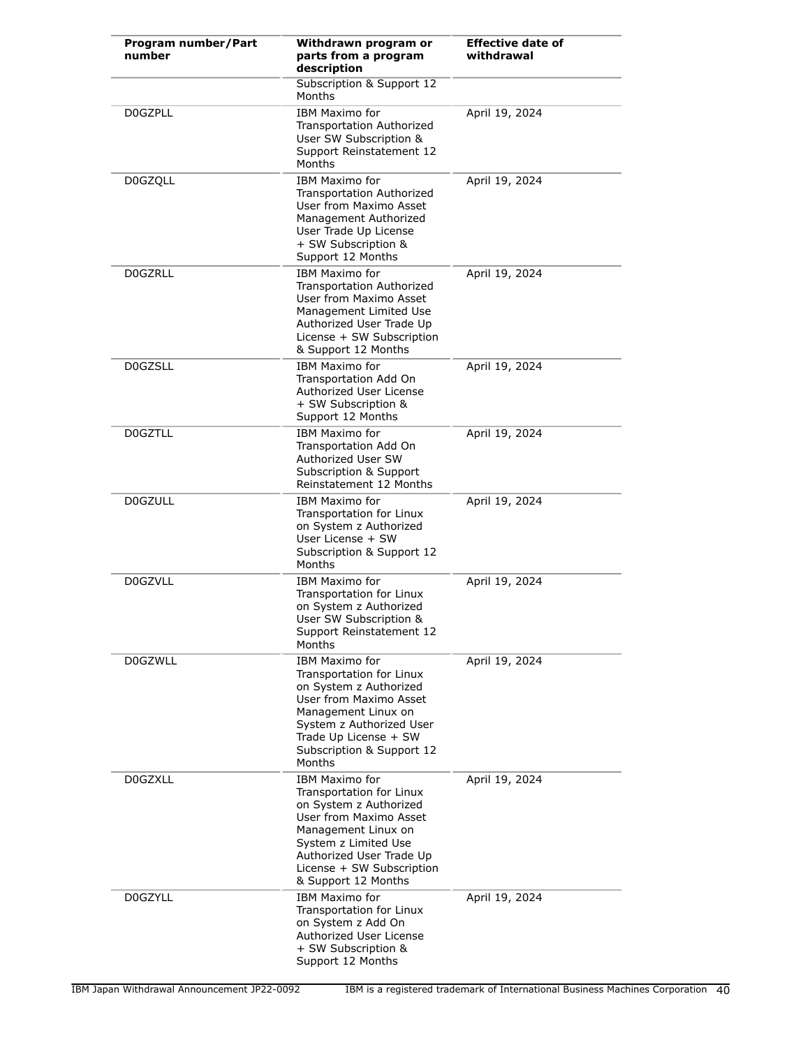| Program number/Part number | Withdrawn program or parts from a program description | Effective date of withdrawal |
|---|---|---|
| | Subscription & Support 12 Months | |
| D0GZPLL | IBM Maximo for Transportation Authorized User SW Subscription & Support Reinstatement 12 Months | April 19, 2024 |
| D0GZQLL | IBM Maximo for Transportation Authorized User from Maximo Asset Management Authorized User Trade Up License + SW Subscription & Support 12 Months | April 19, 2024 |
| D0GZRLL | IBM Maximo for Transportation Authorized User from Maximo Asset Management Limited Use Authorized User Trade Up License + SW Subscription & Support 12 Months | April 19, 2024 |
| D0GZSLL | IBM Maximo for Transportation Add On Authorized User License + SW Subscription & Support 12 Months | April 19, 2024 |
| D0GZTLL | IBM Maximo for Transportation Add On Authorized User SW Subscription & Support Reinstatement 12 Months | April 19, 2024 |
| D0GZULL | IBM Maximo for Transportation for Linux on System z Authorized User License + SW Subscription & Support 12 Months | April 19, 2024 |
| D0GZVLL | IBM Maximo for Transportation for Linux on System z Authorized User SW Subscription & Support Reinstatement 12 Months | April 19, 2024 |
| D0GZWLL | IBM Maximo for Transportation for Linux on System z Authorized User from Maximo Asset Management Linux on System z Authorized User Trade Up License + SW Subscription & Support 12 Months | April 19, 2024 |
| D0GZXLL | IBM Maximo for Transportation for Linux on System z Authorized User from Maximo Asset Management Linux on System z Limited Use Authorized User Trade Up License + SW Subscription & Support 12 Months | April 19, 2024 |
| D0GZYLL | IBM Maximo for Transportation for Linux on System z Add On Authorized User License + SW Subscription & Support 12 Months | April 19, 2024 |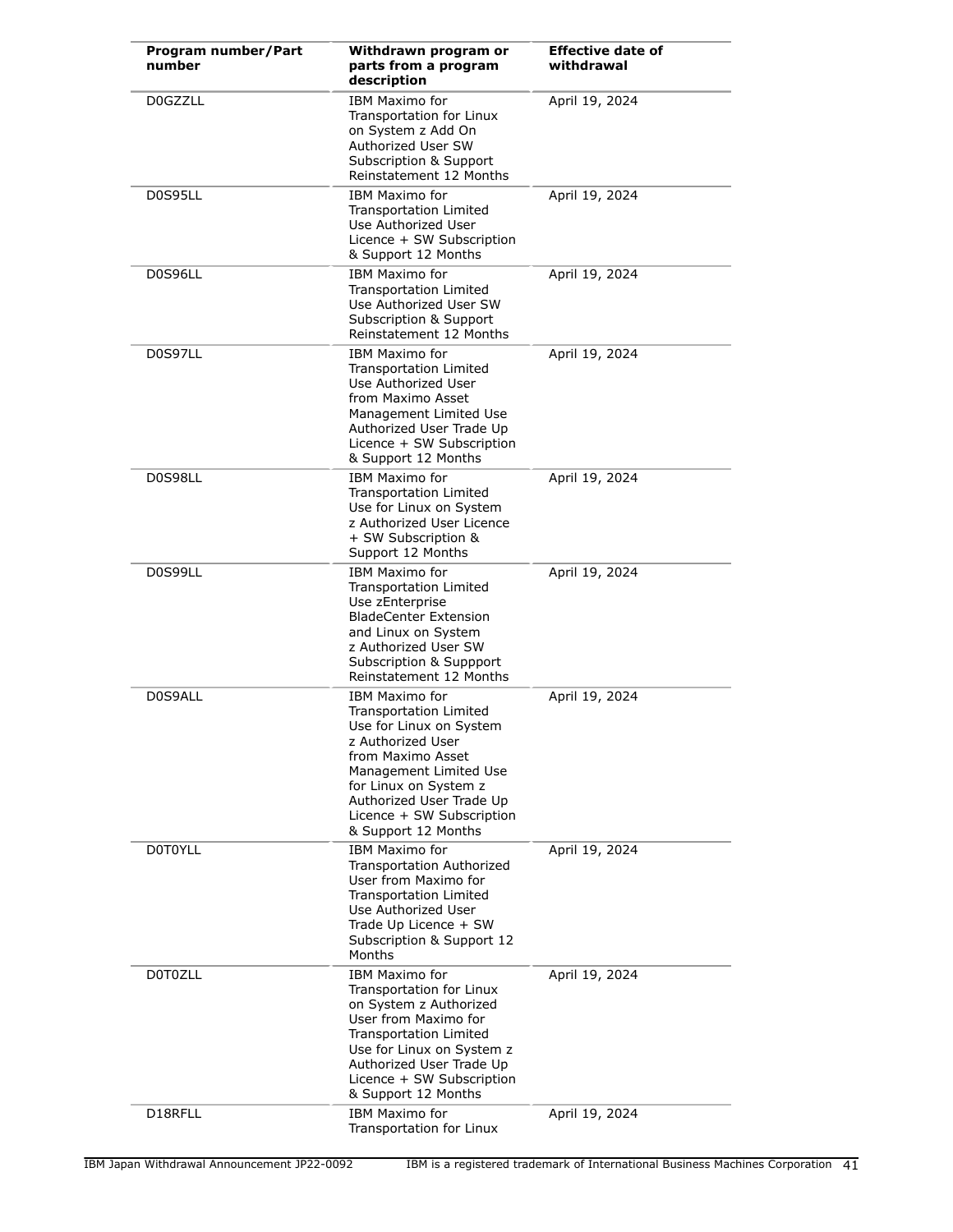| Program number/Part number | Withdrawn program or parts from a program description | Effective date of withdrawal |
|---|---|---|
| D0GZZLL | IBM Maximo for Transportation for Linux on System z Add On Authorized User SW Subscription & Support Reinstatement 12 Months | April 19, 2024 |
| D0S95LL | IBM Maximo for Transportation Limited Use Authorized User Licence + SW Subscription & Support 12 Months | April 19, 2024 |
| D0S96LL | IBM Maximo for Transportation Limited Use Authorized User SW Subscription & Support Reinstatement 12 Months | April 19, 2024 |
| D0S97LL | IBM Maximo for Transportation Limited Use Authorized User from Maximo Asset Management Limited Use Authorized User Trade Up Licence + SW Subscription & Support 12 Months | April 19, 2024 |
| D0S98LL | IBM Maximo for Transportation Limited Use for Linux on System z Authorized User Licence + SW Subscription & Support 12 Months | April 19, 2024 |
| D0S99LL | IBM Maximo for Transportation Limited Use zEnterprise BladeCenter Extension and Linux on System z Authorized User SW Subscription & Suppport Reinstatement 12 Months | April 19, 2024 |
| D0S9ALL | IBM Maximo for Transportation Limited Use for Linux on System z Authorized User from Maximo Asset Management Limited Use for Linux on System z Authorized User Trade Up Licence + SW Subscription & Support 12 Months | April 19, 2024 |
| D0T0YLL | IBM Maximo for Transportation Authorized User from Maximo for Transportation Limited Use Authorized User Trade Up Licence + SW Subscription & Support 12 Months | April 19, 2024 |
| D0T0ZLL | IBM Maximo for Transportation for Linux on System z Authorized User from Maximo for Transportation Limited Use for Linux on System z Authorized User Trade Up Licence + SW Subscription & Support 12 Months | April 19, 2024 |
| D18RFLL | IBM Maximo for Transportation for Linux | April 19, 2024 |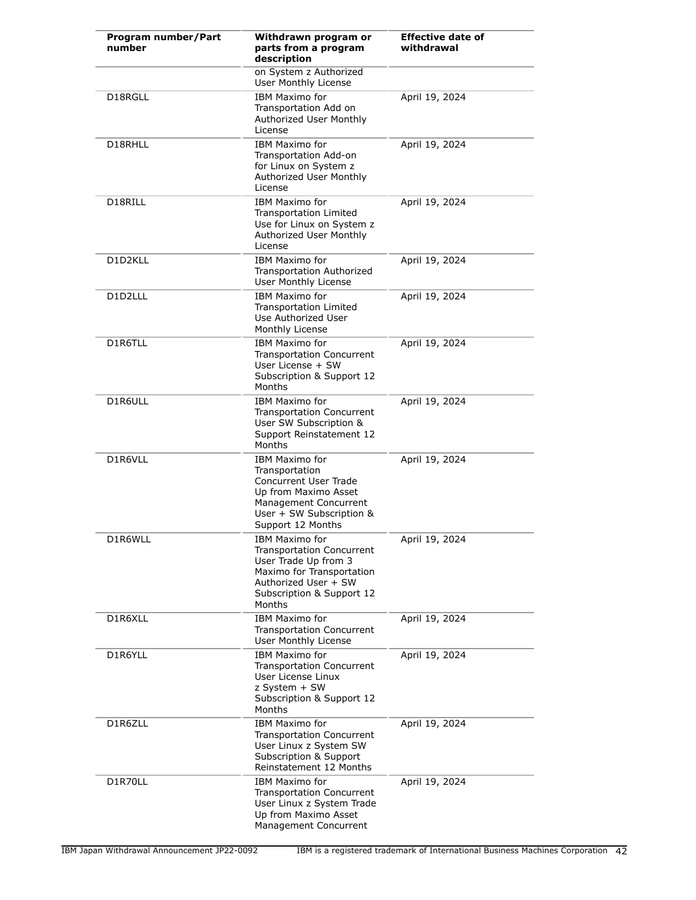| Program number/Part number | Withdrawn program or parts from a program description | Effective date of withdrawal |
|---|---|---|
| | on System z Authorized User Monthly License | |
| D18RGLL | IBM Maximo for Transportation Add on Authorized User Monthly License | April 19, 2024 |
| D18RHLL | IBM Maximo for Transportation Add-on for Linux on System z Authorized User Monthly License | April 19, 2024 |
| D18RILL | IBM Maximo for Transportation Limited Use for Linux on System z Authorized User Monthly License | April 19, 2024 |
| D1D2KLL | IBM Maximo for Transportation Authorized User Monthly License | April 19, 2024 |
| D1D2LLL | IBM Maximo for Transportation Limited Use Authorized User Monthly License | April 19, 2024 |
| D1R6TLL | IBM Maximo for Transportation Concurrent User License + SW Subscription & Support 12 Months | April 19, 2024 |
| D1R6ULL | IBM Maximo for Transportation Concurrent User SW Subscription & Support Reinstatement 12 Months | April 19, 2024 |
| D1R6VLL | IBM Maximo for Transportation Concurrent User Trade Up from Maximo Asset Management Concurrent User + SW Subscription & Support 12 Months | April 19, 2024 |
| D1R6WLL | IBM Maximo for Transportation Concurrent User Trade Up from 3 Maximo for Transportation Authorized User + SW Subscription & Support 12 Months | April 19, 2024 |
| D1R6XLL | IBM Maximo for Transportation Concurrent User Monthly License | April 19, 2024 |
| D1R6YLL | IBM Maximo for Transportation Concurrent User License Linux z System + SW Subscription & Support 12 Months | April 19, 2024 |
| D1R6ZLL | IBM Maximo for Transportation Concurrent User Linux z System SW Subscription & Support Reinstatement 12 Months | April 19, 2024 |
| D1R70LL | IBM Maximo for Transportation Concurrent User Linux z System Trade Up from Maximo Asset Management Concurrent | April 19, 2024 |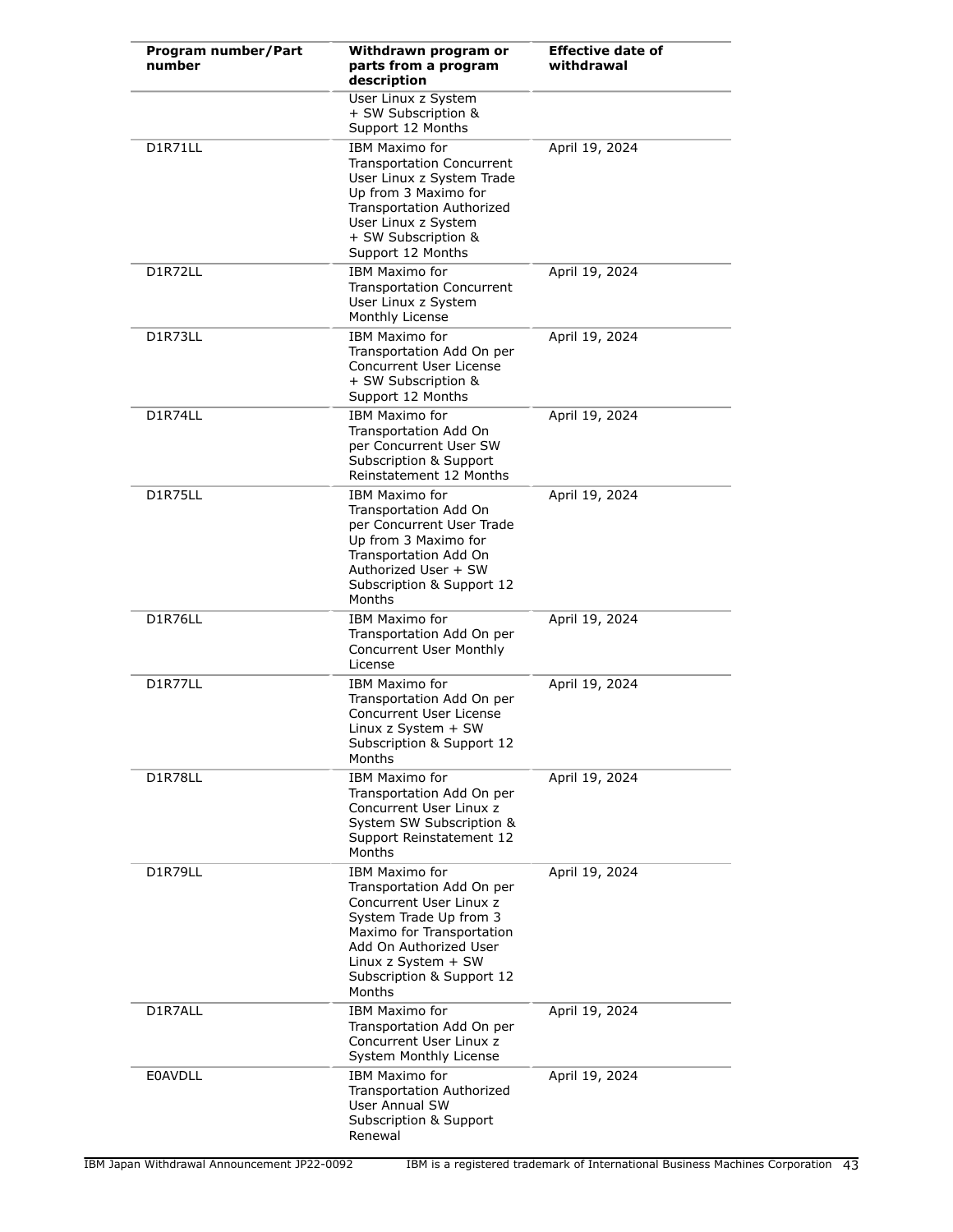| Program number/Part number | Withdrawn program or parts from a program description | Effective date of withdrawal |
|---|---|---|
| | User Linux z System + SW Subscription & Support 12 Months | |
| D1R71LL | IBM Maximo for Transportation Concurrent User Linux z System Trade Up from 3 Maximo for Transportation Authorized User Linux z System + SW Subscription & Support 12 Months | April 19, 2024 |
| D1R72LL | IBM Maximo for Transportation Concurrent User Linux z System Monthly License | April 19, 2024 |
| D1R73LL | IBM Maximo for Transportation Add On per Concurrent User License + SW Subscription & Support 12 Months | April 19, 2024 |
| D1R74LL | IBM Maximo for Transportation Add On per Concurrent User SW Subscription & Support Reinstatement 12 Months | April 19, 2024 |
| D1R75LL | IBM Maximo for Transportation Add On per Concurrent User Trade Up from 3 Maximo for Transportation Add On Authorized User + SW Subscription & Support 12 Months | April 19, 2024 |
| D1R76LL | IBM Maximo for Transportation Add On per Concurrent User Monthly License | April 19, 2024 |
| D1R77LL | IBM Maximo for Transportation Add On per Concurrent User License Linux z System + SW Subscription & Support 12 Months | April 19, 2024 |
| D1R78LL | IBM Maximo for Transportation Add On per Concurrent User Linux z System SW Subscription & Support Reinstatement 12 Months | April 19, 2024 |
| D1R79LL | IBM Maximo for Transportation Add On per Concurrent User Linux z System Trade Up from 3 Maximo for Transportation Add On Authorized User Linux z System + SW Subscription & Support 12 Months | April 19, 2024 |
| D1R7ALL | IBM Maximo for Transportation Add On per Concurrent User Linux z System Monthly License | April 19, 2024 |
| E0AVDLL | IBM Maximo for Transportation Authorized User Annual SW Subscription & Support Renewal | April 19, 2024 |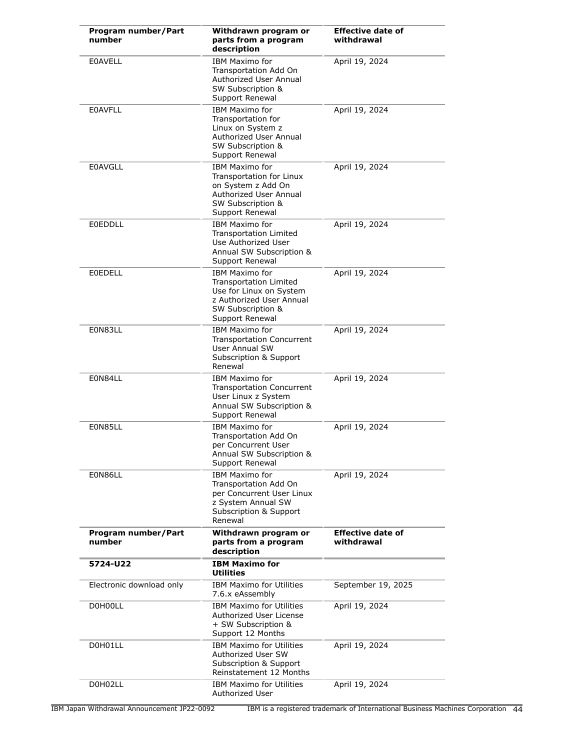| Program number/Part number | Withdrawn program or parts from a program description | Effective date of withdrawal |
|---|---|---|
| E0AVELL | IBM Maximo for Transportation Add On Authorized User Annual SW Subscription & Support Renewal | April 19, 2024 |
| E0AVFLL | IBM Maximo for Transportation for Linux on System z Authorized User Annual SW Subscription & Support Renewal | April 19, 2024 |
| E0AVGLL | IBM Maximo for Transportation for Linux on System z Add On Authorized User Annual SW Subscription & Support Renewal | April 19, 2024 |
| E0EDDLL | IBM Maximo for Transportation Limited Use Authorized User Annual SW Subscription & Support Renewal | April 19, 2024 |
| E0EDELL | IBM Maximo for Transportation Limited Use for Linux on System z Authorized User Annual SW Subscription & Support Renewal | April 19, 2024 |
| E0N83LL | IBM Maximo for Transportation Concurrent User Annual SW Subscription & Support Renewal | April 19, 2024 |
| E0N84LL | IBM Maximo for Transportation Concurrent User Linux z System Annual SW Subscription & Support Renewal | April 19, 2024 |
| E0N85LL | IBM Maximo for Transportation Add On per Concurrent User Annual SW Subscription & Support Renewal | April 19, 2024 |
| E0N86LL | IBM Maximo for Transportation Add On per Concurrent User Linux z System Annual SW Subscription & Support Renewal | April 19, 2024 |

| Program number/Part number | Withdrawn program or parts from a program description | Effective date of withdrawal |
|---|---|---|
| **5724-U22** | **IBM Maximo for Utilities** | |
| Electronic download only | IBM Maximo for Utilities 7.6.x eAssembly | September 19, 2025 |
| D0H00LL | IBM Maximo for Utilities Authorized User License + SW Subscription & Support 12 Months | April 19, 2024 |
| D0H01LL | IBM Maximo for Utilities Authorized User SW Subscription & Support Reinstatement 12 Months | April 19, 2024 |
| D0H02LL | IBM Maximo for Utilities Authorized User | April 19, 2024 |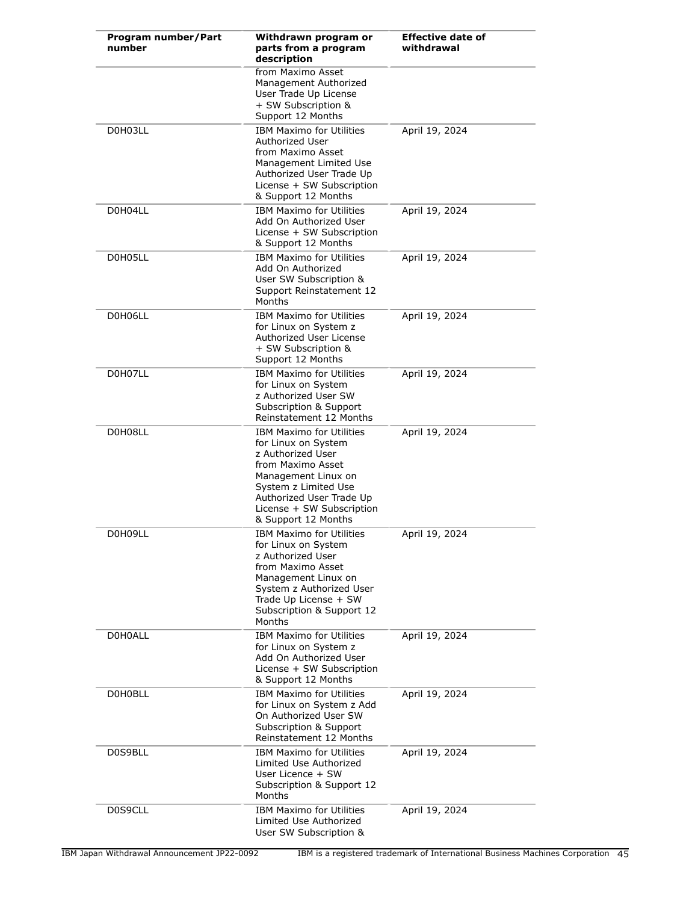| Program number/Part number | Withdrawn program or parts from a program description | Effective date of withdrawal |
|---|---|---|
| | from Maximo Asset Management Authorized User Trade Up License + SW Subscription & Support 12 Months | |
| D0H03LL | IBM Maximo for Utilities Authorized User from Maximo Asset Management Limited Use Authorized User Trade Up License + SW Subscription & Support 12 Months | April 19, 2024 |
| D0H04LL | IBM Maximo for Utilities Add On Authorized User License + SW Subscription & Support 12 Months | April 19, 2024 |
| D0H05LL | IBM Maximo for Utilities Add On Authorized User SW Subscription & Support Reinstatement 12 Months | April 19, 2024 |
| D0H06LL | IBM Maximo for Utilities for Linux on System z Authorized User License + SW Subscription & Support 12 Months | April 19, 2024 |
| D0H07LL | IBM Maximo for Utilities for Linux on System z Authorized User SW Subscription & Support Reinstatement 12 Months | April 19, 2024 |
| D0H08LL | IBM Maximo for Utilities for Linux on System z Authorized User from Maximo Asset Management Linux on System z Limited Use Authorized User Trade Up License + SW Subscription & Support 12 Months | April 19, 2024 |
| D0H09LL | IBM Maximo for Utilities for Linux on System z Authorized User from Maximo Asset Management Linux on System z Authorized User Trade Up License + SW Subscription & Support 12 Months | April 19, 2024 |
| D0H0ALL | IBM Maximo for Utilities for Linux on System z Add On Authorized User License + SW Subscription & Support 12 Months | April 19, 2024 |
| D0H0BLL | IBM Maximo for Utilities for Linux on System z Add On Authorized User SW Subscription & Support Reinstatement 12 Months | April 19, 2024 |
| D0S9BLL | IBM Maximo for Utilities Limited Use Authorized User Licence + SW Subscription & Support 12 Months | April 19, 2024 |
| D0S9CLL | IBM Maximo for Utilities Limited Use Authorized User SW Subscription & | April 19, 2024 |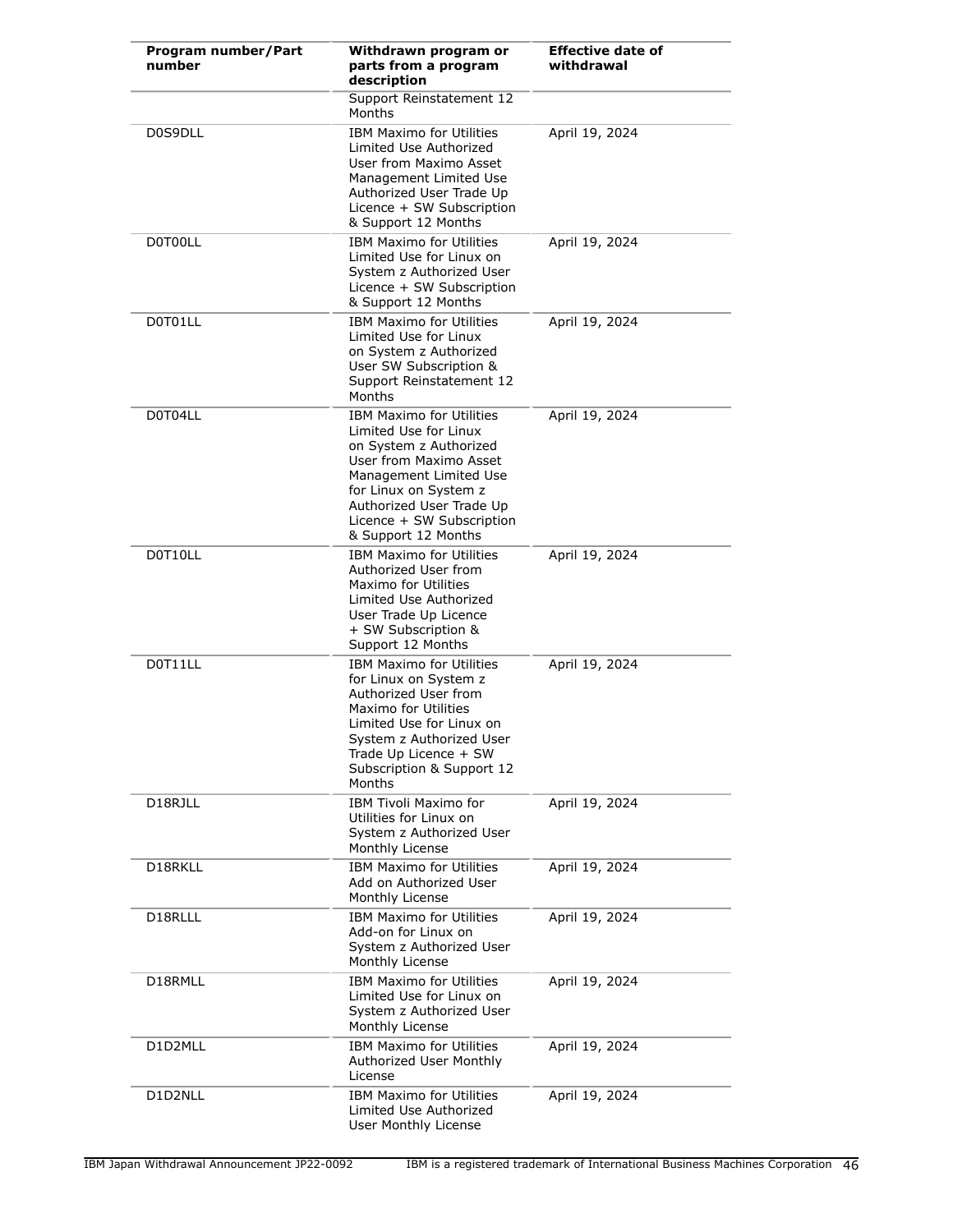| Program number/Part number | Withdrawn program or parts from a program description | Effective date of withdrawal |
|---|---|---|
| | Support Reinstatement 12 Months | |
| D0S9DLL | IBM Maximo for Utilities Limited Use Authorized User from Maximo Asset Management Limited Use Authorized User Trade Up Licence + SW Subscription & Support 12 Months | April 19, 2024 |
| D0T00LL | IBM Maximo for Utilities Limited Use for Linux on System z Authorized User Licence + SW Subscription & Support 12 Months | April 19, 2024 |
| D0T01LL | IBM Maximo for Utilities Limited Use for Linux on System z Authorized User SW Subscription & Support Reinstatement 12 Months | April 19, 2024 |
| D0T04LL | IBM Maximo for Utilities Limited Use for Linux on System z Authorized User from Maximo Asset Management Limited Use for Linux on System z Authorized User Trade Up Licence + SW Subscription & Support 12 Months | April 19, 2024 |
| D0T10LL | IBM Maximo for Utilities Authorized User from Maximo for Utilities Limited Use Authorized User Trade Up Licence + SW Subscription & Support 12 Months | April 19, 2024 |
| D0T11LL | IBM Maximo for Utilities for Linux on System z Authorized User from Maximo for Utilities Limited Use for Linux on System z Authorized User Trade Up Licence + SW Subscription & Support 12 Months | April 19, 2024 |
| D18RJLL | IBM Tivoli Maximo for Utilities for Linux on System z Authorized User Monthly License | April 19, 2024 |
| D18RKLL | IBM Maximo for Utilities Add on Authorized User Monthly License | April 19, 2024 |
| D18RLLL | IBM Maximo for Utilities Add-on for Linux on System z Authorized User Monthly License | April 19, 2024 |
| D18RMLL | IBM Maximo for Utilities Limited Use for Linux on System z Authorized User Monthly License | April 19, 2024 |
| D1D2MLL | IBM Maximo for Utilities Authorized User Monthly License | April 19, 2024 |
| D1D2NLL | IBM Maximo for Utilities Limited Use Authorized User Monthly License | April 19, 2024 |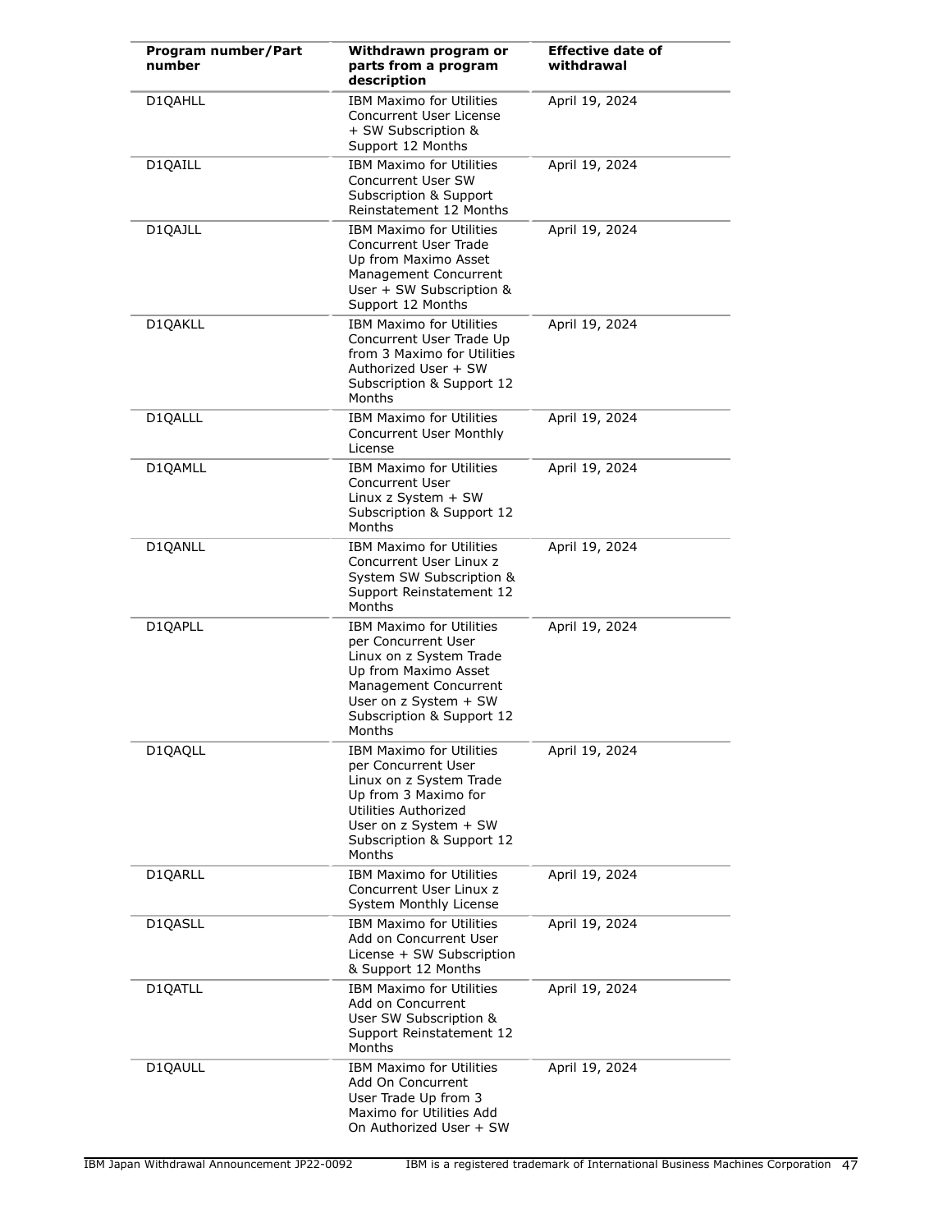| Program number/Part number | Withdrawn program or parts from a program description | Effective date of withdrawal |
|---|---|---|
| D1QAHLL | IBM Maximo for Utilities Concurrent User License + SW Subscription & Support 12 Months | April 19, 2024 |
| D1QAILL | IBM Maximo for Utilities Concurrent User SW Subscription & Support Reinstatement 12 Months | April 19, 2024 |
| D1QAJLL | IBM Maximo for Utilities Concurrent User Trade Up from Maximo Asset Management Concurrent User + SW Subscription & Support 12 Months | April 19, 2024 |
| D1QAKLL | IBM Maximo for Utilities Concurrent User Trade Up from 3 Maximo for Utilities Authorized User + SW Subscription & Support 12 Months | April 19, 2024 |
| D1QALLL | IBM Maximo for Utilities Concurrent User Monthly License | April 19, 2024 |
| D1QAMLL | IBM Maximo for Utilities Concurrent User Linux z System + SW Subscription & Support 12 Months | April 19, 2024 |
| D1QANLL | IBM Maximo for Utilities Concurrent User Linux z System SW Subscription & Support Reinstatement 12 Months | April 19, 2024 |
| D1QAPLL | IBM Maximo for Utilities per Concurrent User Linux on z System Trade Up from Maximo Asset Management Concurrent User on z System + SW Subscription & Support 12 Months | April 19, 2024 |
| D1QAQLL | IBM Maximo for Utilities per Concurrent User Linux on z System Trade Up from 3 Maximo for Utilities Authorized User on z System + SW Subscription & Support 12 Months | April 19, 2024 |
| D1QARLL | IBM Maximo for Utilities Concurrent User Linux z System Monthly License | April 19, 2024 |
| D1QASLL | IBM Maximo for Utilities Add on Concurrent User License + SW Subscription & Support 12 Months | April 19, 2024 |
| D1QATLL | IBM Maximo for Utilities Add on Concurrent User SW Subscription & Support Reinstatement 12 Months | April 19, 2024 |
| D1QAULL | IBM Maximo for Utilities Add On Concurrent User Trade Up from 3 Maximo for Utilities Add On Authorized User + SW | April 19, 2024 |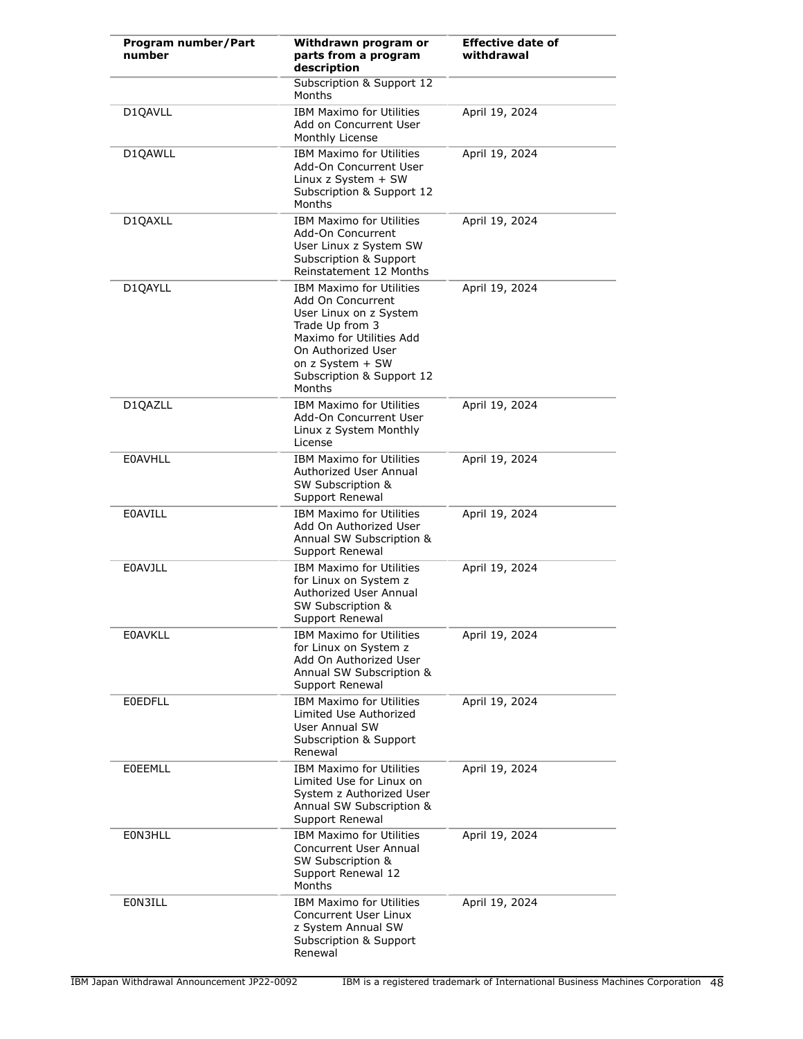| Program number/Part number | Withdrawn program or parts from a program description | Effective date of withdrawal |
|---|---|---|
| | Subscription & Support 12 Months | |
| D1QAVLL | IBM Maximo for Utilities Add on Concurrent User Monthly License | April 19, 2024 |
| D1QAWLL | IBM Maximo for Utilities Add-On Concurrent User Linux z System + SW Subscription & Support 12 Months | April 19, 2024 |
| D1QAXLL | IBM Maximo for Utilities Add-On Concurrent User Linux z System SW Subscription & Support Reinstatement 12 Months | April 19, 2024 |
| D1QAYLL | IBM Maximo for Utilities Add On Concurrent User Linux on z System Trade Up from 3 Maximo for Utilities Add On Authorized User on z System + SW Subscription & Support 12 Months | April 19, 2024 |
| D1QAZLL | IBM Maximo for Utilities Add-On Concurrent User Linux z System Monthly License | April 19, 2024 |
| E0AVHLL | IBM Maximo for Utilities Authorized User Annual SW Subscription & Support Renewal | April 19, 2024 |
| E0AVILL | IBM Maximo for Utilities Add On Authorized User Annual SW Subscription & Support Renewal | April 19, 2024 |
| E0AVJLL | IBM Maximo for Utilities for Linux on System z Authorized User Annual SW Subscription & Support Renewal | April 19, 2024 |
| E0AVKLL | IBM Maximo for Utilities for Linux on System z Add On Authorized User Annual SW Subscription & Support Renewal | April 19, 2024 |
| E0EDFLL | IBM Maximo for Utilities Limited Use Authorized User Annual SW Subscription & Support Renewal | April 19, 2024 |
| E0EEMLL | IBM Maximo for Utilities Limited Use for Linux on System z Authorized User Annual SW Subscription & Support Renewal | April 19, 2024 |
| E0N3HLL | IBM Maximo for Utilities Concurrent User Annual SW Subscription & Support Renewal 12 Months | April 19, 2024 |
| E0N3ILL | IBM Maximo for Utilities Concurrent User Linux z System Annual SW Subscription & Support Renewal | April 19, 2024 |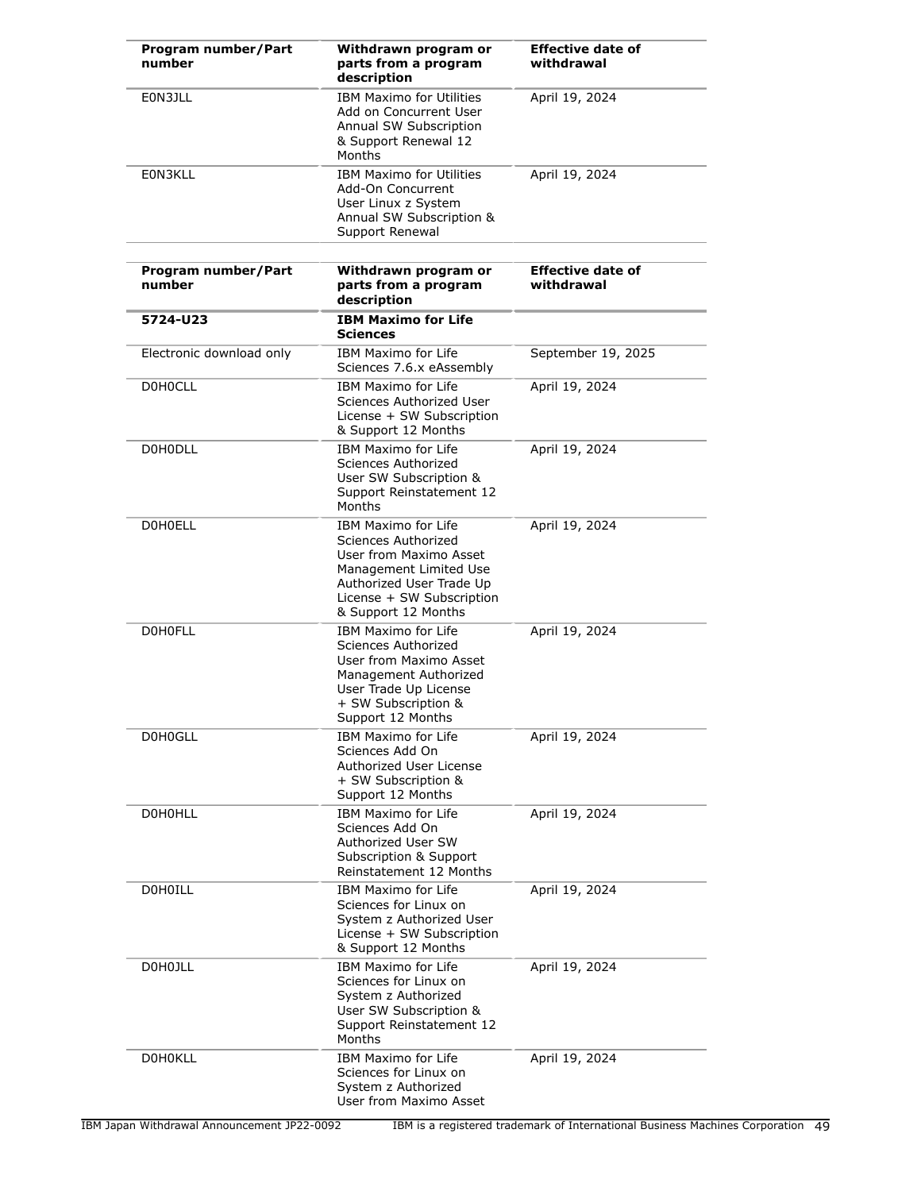| Program number/Part number | Withdrawn program or parts from a program description | Effective date of withdrawal |
|---|---|---|
| E0N3JLL | IBM Maximo for Utilities Add on Concurrent User Annual SW Subscription & Support Renewal 12 Months | April 19, 2024 |
| E0N3KLL | IBM Maximo for Utilities Add-On Concurrent User Linux z System Annual SW Subscription & Support Renewal | April 19, 2024 |

| Program number/Part number | Withdrawn program or parts from a program description | Effective date of withdrawal |
|---|---|---|
| **5724-U23** | **IBM Maximo for Life Sciences** | |
| Electronic download only | IBM Maximo for Life Sciences 7.6.x eAssembly | September 19, 2025 |
| D0H0CLL | IBM Maximo for Life Sciences Authorized User License + SW Subscription & Support 12 Months | April 19, 2024 |
| D0H0DLL | IBM Maximo for Life Sciences Authorized User SW Subscription & Support Reinstatement 12 Months | April 19, 2024 |
| D0H0ELL | IBM Maximo for Life Sciences Authorized User from Maximo Asset Management Limited Use Authorized User Trade Up License + SW Subscription & Support 12 Months | April 19, 2024 |
| D0H0FLL | IBM Maximo for Life Sciences Authorized User from Maximo Asset Management Authorized User Trade Up License + SW Subscription & Support 12 Months | April 19, 2024 |
| D0H0GLL | IBM Maximo for Life Sciences Add On Authorized User License + SW Subscription & Support 12 Months | April 19, 2024 |
| D0H0HLL | IBM Maximo for Life Sciences Add On Authorized User SW Subscription & Support Reinstatement 12 Months | April 19, 2024 |
| D0H0ILL | IBM Maximo for Life Sciences for Linux on System z Authorized User License + SW Subscription & Support 12 Months | April 19, 2024 |
| D0H0JLL | IBM Maximo for Life Sciences for Linux on System z Authorized User SW Subscription & Support Reinstatement 12 Months | April 19, 2024 |
| D0H0KLL | IBM Maximo for Life Sciences for Linux on System z Authorized User from Maximo Asset | April 19, 2024 |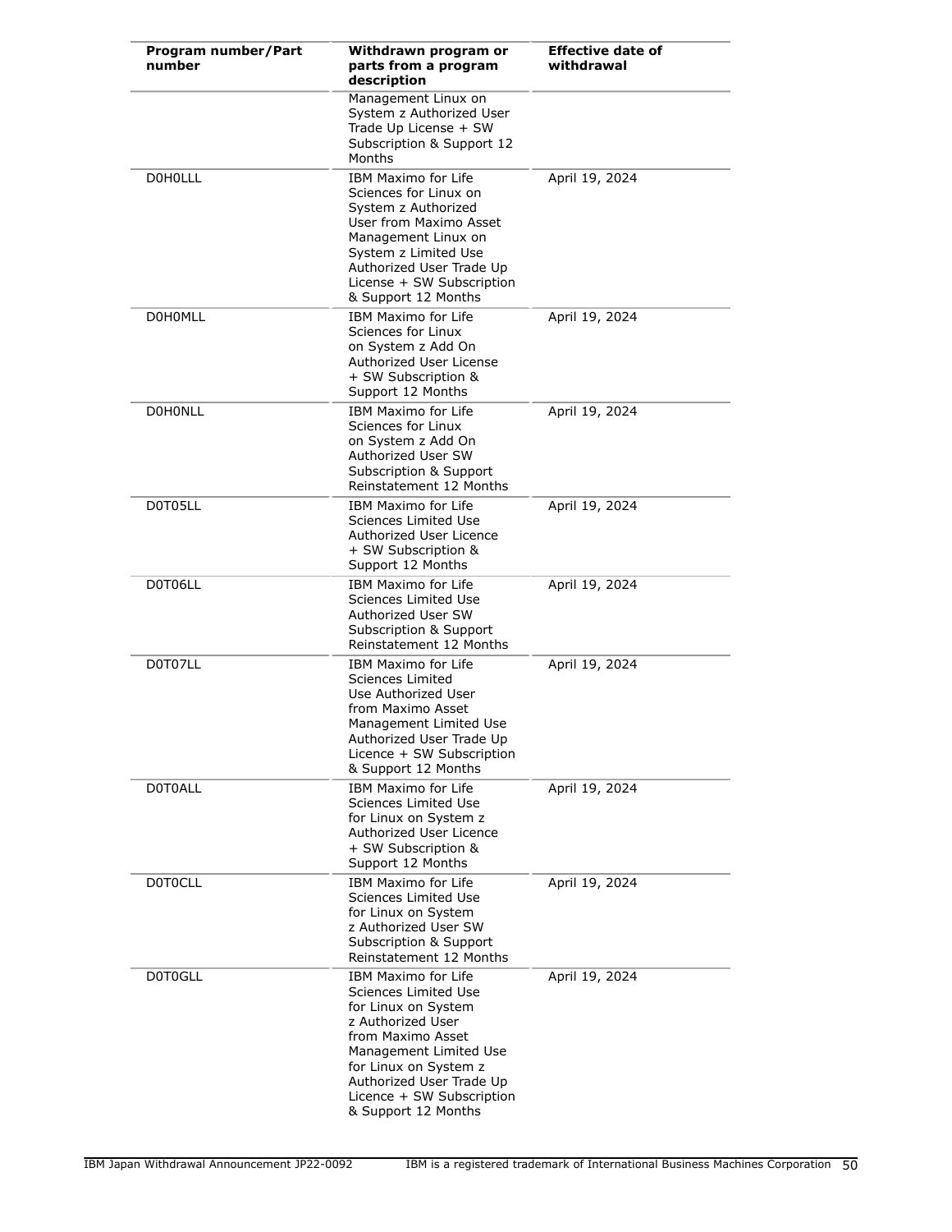| Program number/Part number | Withdrawn program or parts from a program description | Effective date of withdrawal |
|---|---|---|
| | Management Linux on System z Authorized User Trade Up License + SW Subscription & Support 12 Months | |
| D0H0LLL | IBM Maximo for Life Sciences for Linux on System z Authorized User from Maximo Asset Management Linux on System z Limited Use Authorized User Trade Up License + SW Subscription & Support 12 Months | April 19, 2024 |
| D0H0MLL | IBM Maximo for Life Sciences for Linux on System z Add On Authorized User License + SW Subscription & Support 12 Months | April 19, 2024 |
| D0H0NLL | IBM Maximo for Life Sciences for Linux on System z Add On Authorized User SW Subscription & Support Reinstatement 12 Months | April 19, 2024 |
| D0T05LL | IBM Maximo for Life Sciences Limited Use Authorized User Licence + SW Subscription & Support 12 Months | April 19, 2024 |
| D0T06LL | IBM Maximo for Life Sciences Limited Use Authorized User SW Subscription & Support Reinstatement 12 Months | April 19, 2024 |
| D0T07LL | IBM Maximo for Life Sciences Limited Use Authorized User from Maximo Asset Management Limited Use Authorized User Trade Up Licence + SW Subscription & Support 12 Months | April 19, 2024 |
| D0T0ALL | IBM Maximo for Life Sciences Limited Use for Linux on System z Authorized User Licence + SW Subscription & Support 12 Months | April 19, 2024 |
| D0T0CLL | IBM Maximo for Life Sciences Limited Use for Linux on System z Authorized User SW Subscription & Support Reinstatement 12 Months | April 19, 2024 |
| D0T0GLL | IBM Maximo for Life Sciences Limited Use for Linux on System z Authorized User from Maximo Asset Management Limited Use for Linux on System z Authorized User Trade Up Licence + SW Subscription & Support 12 Months | April 19, 2024 |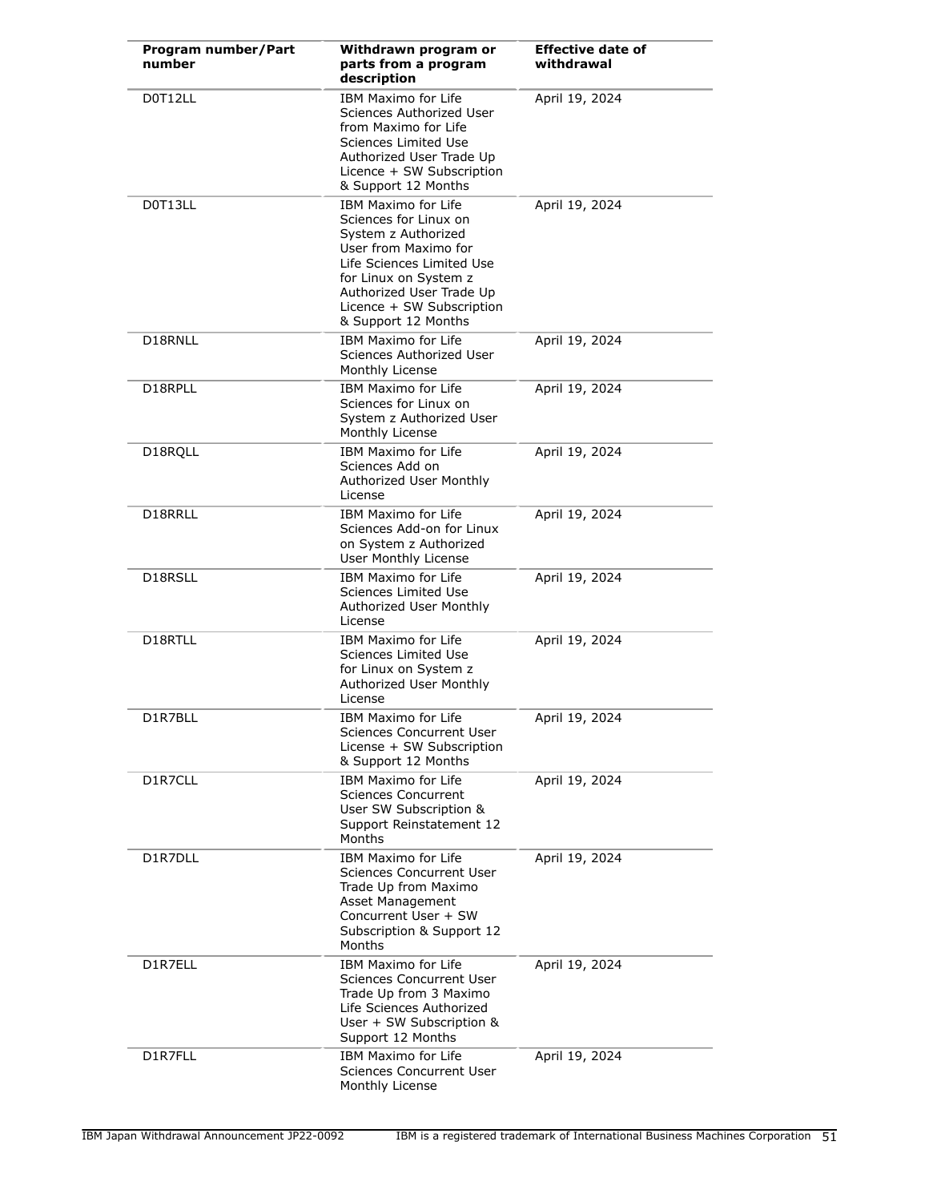| Program number/Part number | Withdrawn program or parts from a program description | Effective date of withdrawal |
|---|---|---|
| D0T12LL | IBM Maximo for Life Sciences Authorized User from Maximo for Life Sciences Limited Use Authorized User Trade Up Licence + SW Subscription & Support 12 Months | April 19, 2024 |
| D0T13LL | IBM Maximo for Life Sciences for Linux on System z Authorized User from Maximo for Life Sciences Limited Use for Linux on System z Authorized User Trade Up Licence + SW Subscription & Support 12 Months | April 19, 2024 |
| D18RNLL | IBM Maximo for Life Sciences Authorized User Monthly License | April 19, 2024 |
| D18RPLL | IBM Maximo for Life Sciences for Linux on System z Authorized User Monthly License | April 19, 2024 |
| D18RQLL | IBM Maximo for Life Sciences Add on Authorized User Monthly License | April 19, 2024 |
| D18RRLL | IBM Maximo for Life Sciences Add-on for Linux on System z Authorized User Monthly License | April 19, 2024 |
| D18RSLL | IBM Maximo for Life Sciences Limited Use Authorized User Monthly License | April 19, 2024 |
| D18RTLL | IBM Maximo for Life Sciences Limited Use for Linux on System z Authorized User Monthly License | April 19, 2024 |
| D1R7BLL | IBM Maximo for Life Sciences Concurrent User License + SW Subscription & Support 12 Months | April 19, 2024 |
| D1R7CLL | IBM Maximo for Life Sciences Concurrent User SW Subscription & Support Reinstatement 12 Months | April 19, 2024 |
| D1R7DLL | IBM Maximo for Life Sciences Concurrent User Trade Up from Maximo Asset Management Concurrent User + SW Subscription & Support 12 Months | April 19, 2024 |
| D1R7ELL | IBM Maximo for Life Sciences Concurrent User Trade Up from 3 Maximo Life Sciences Authorized User + SW Subscription & Support 12 Months | April 19, 2024 |
| D1R7FLL | IBM Maximo for Life Sciences Concurrent User Monthly License | April 19, 2024 |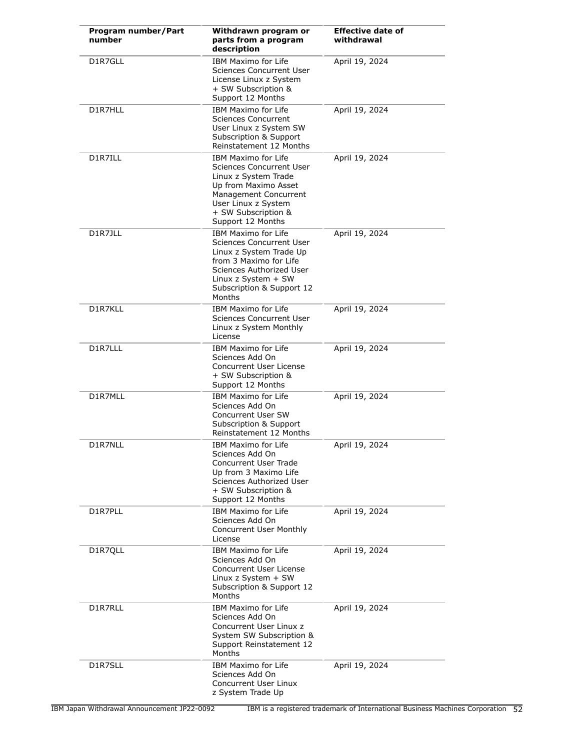| Program number/Part number | Withdrawn program or parts from a program description | Effective date of withdrawal |
|---|---|---|
| D1R7GLL | IBM Maximo for Life Sciences Concurrent User License Linux z System + SW Subscription & Support 12 Months | April 19, 2024 |
| D1R7HLL | IBM Maximo for Life Sciences Concurrent User Linux z System SW Subscription & Support Reinstatement 12 Months | April 19, 2024 |
| D1R7ILL | IBM Maximo for Life Sciences Concurrent User Linux z System Trade Up from Maximo Asset Management Concurrent User Linux z System + SW Subscription & Support 12 Months | April 19, 2024 |
| D1R7JLL | IBM Maximo for Life Sciences Concurrent User Linux z System Trade Up from 3 Maximo for Life Sciences Authorized User Linux z System + SW Subscription & Support 12 Months | April 19, 2024 |
| D1R7KLL | IBM Maximo for Life Sciences Concurrent User Linux z System Monthly License | April 19, 2024 |
| D1R7LLL | IBM Maximo for Life Sciences Add On Concurrent User License + SW Subscription & Support 12 Months | April 19, 2024 |
| D1R7MLL | IBM Maximo for Life Sciences Add On Concurrent User SW Subscription & Support Reinstatement 12 Months | April 19, 2024 |
| D1R7NLL | IBM Maximo for Life Sciences Add On Concurrent User Trade Up from 3 Maximo Life Sciences Authorized User + SW Subscription & Support 12 Months | April 19, 2024 |
| D1R7PLL | IBM Maximo for Life Sciences Add On Concurrent User Monthly License | April 19, 2024 |
| D1R7QLL | IBM Maximo for Life Sciences Add On Concurrent User License Linux z System + SW Subscription & Support 12 Months | April 19, 2024 |
| D1R7RLL | IBM Maximo for Life Sciences Add On Concurrent User Linux z System SW Subscription & Support Reinstatement 12 Months | April 19, 2024 |
| D1R7SLL | IBM Maximo for Life Sciences Add On Concurrent User Linux z System Trade Up | April 19, 2024 |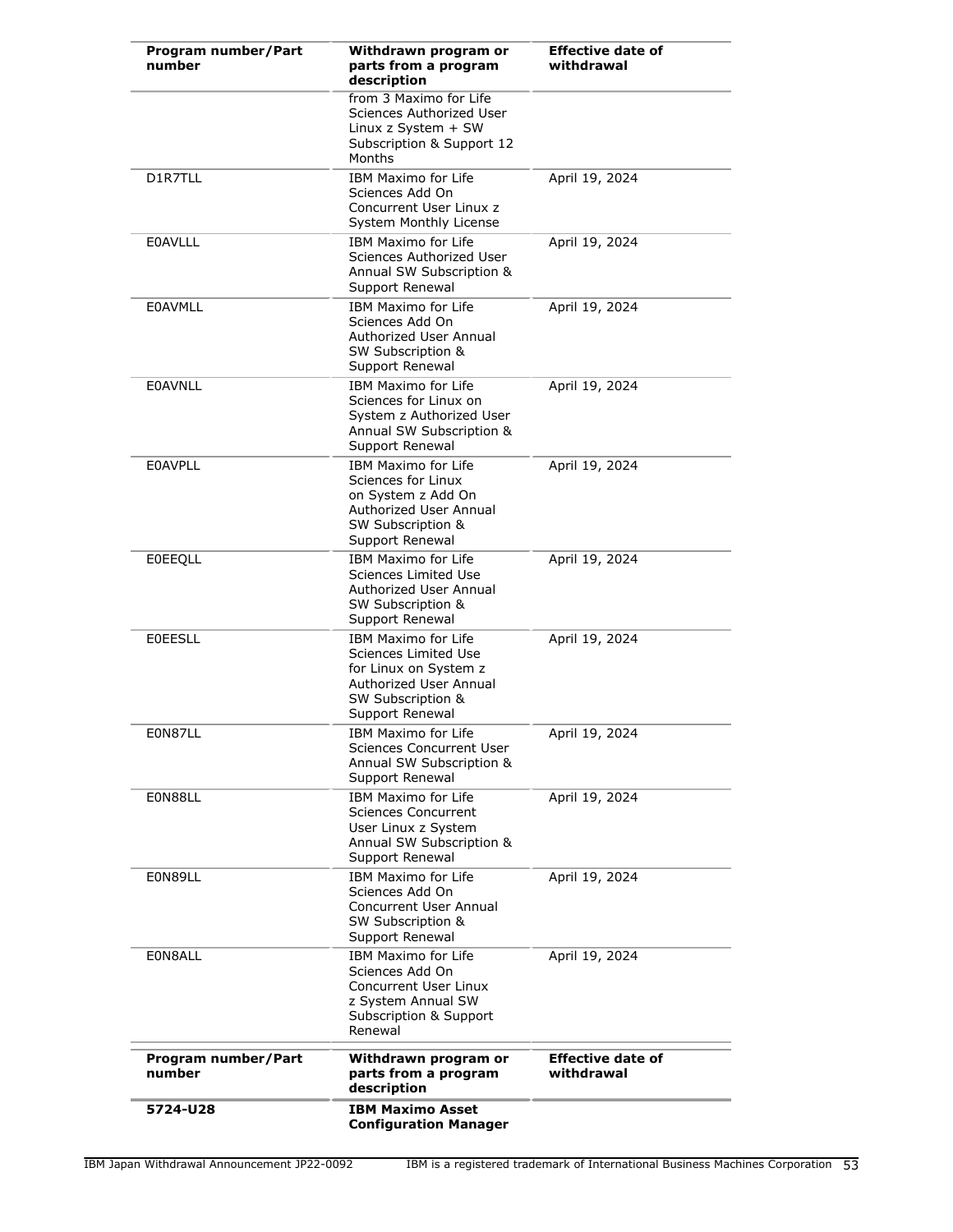| Program number/Part number | Withdrawn program or parts from a program description | Effective date of withdrawal |
|---|---|---|
| | from 3 Maximo for Life Sciences Authorized User Linux z System + SW Subscription & Support 12 Months | |
| D1R7TLL | IBM Maximo for Life Sciences Add On Concurrent User Linux z System Monthly License | April 19, 2024 |
| E0AVLLL | IBM Maximo for Life Sciences Authorized User Annual SW Subscription & Support Renewal | April 19, 2024 |
| E0AVMLL | IBM Maximo for Life Sciences Add On Authorized User Annual SW Subscription & Support Renewal | April 19, 2024 |
| E0AVNLL | IBM Maximo for Life Sciences for Linux on System z Authorized User Annual SW Subscription & Support Renewal | April 19, 2024 |
| E0AVPLL | IBM Maximo for Life Sciences for Linux on System z Add On Authorized User Annual SW Subscription & Support Renewal | April 19, 2024 |
| E0EEQLL | IBM Maximo for Life Sciences Limited Use Authorized User Annual SW Subscription & Support Renewal | April 19, 2024 |
| E0EESLL | IBM Maximo for Life Sciences Limited Use for Linux on System z Authorized User Annual SW Subscription & Support Renewal | April 19, 2024 |
| E0N87LL | IBM Maximo for Life Sciences Concurrent User Annual SW Subscription & Support Renewal | April 19, 2024 |
| E0N88LL | IBM Maximo for Life Sciences Concurrent User Linux z System Annual SW Subscription & Support Renewal | April 19, 2024 |
| E0N89LL | IBM Maximo for Life Sciences Add On Concurrent User Annual SW Subscription & Support Renewal | April 19, 2024 |
| E0N8ALL | IBM Maximo for Life Sciences Add On Concurrent User Linux z System Annual SW Subscription & Support Renewal | April 19, 2024 |

| Program number/Part number | Withdrawn program or parts from a program description | Effective date of withdrawal |
|---|---|---|
| **5724-U28** | **IBM Maximo Asset Configuration Manager** | |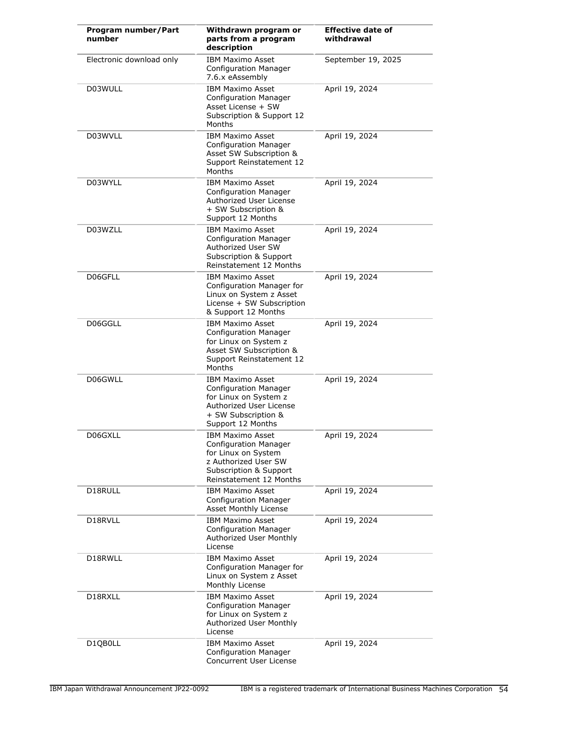| Program number/Part number | Withdrawn program or parts from a program description | Effective date of withdrawal |
|---|---|---|
| Electronic download only | IBM Maximo Asset Configuration Manager 7.6.x eAssembly | September 19, 2025 |
| D03WULL | IBM Maximo Asset Configuration Manager Asset License + SW Subscription & Support 12 Months | April 19, 2024 |
| D03WVLL | IBM Maximo Asset Configuration Manager Asset SW Subscription & Support Reinstatement 12 Months | April 19, 2024 |
| D03WYLL | IBM Maximo Asset Configuration Manager Authorized User License + SW Subscription & Support 12 Months | April 19, 2024 |
| D03WZLL | IBM Maximo Asset Configuration Manager Authorized User SW Subscription & Support Reinstatement 12 Months | April 19, 2024 |
| D06GFLL | IBM Maximo Asset Configuration Manager for Linux on System z Asset License + SW Subscription & Support 12 Months | April 19, 2024 |
| D06GGLL | IBM Maximo Asset Configuration Manager for Linux on System z Asset SW Subscription & Support Reinstatement 12 Months | April 19, 2024 |
| D06GWLL | IBM Maximo Asset Configuration Manager for Linux on System z Authorized User License + SW Subscription & Support 12 Months | April 19, 2024 |
| D06GXLL | IBM Maximo Asset Configuration Manager for Linux on System z Authorized User SW Subscription & Support Reinstatement 12 Months | April 19, 2024 |
| D18RULL | IBM Maximo Asset Configuration Manager Asset Monthly License | April 19, 2024 |
| D18RVLL | IBM Maximo Asset Configuration Manager Authorized User Monthly License | April 19, 2024 |
| D18RWLL | IBM Maximo Asset Configuration Manager for Linux on System z Asset Monthly License | April 19, 2024 |
| D18RXLL | IBM Maximo Asset Configuration Manager for Linux on System z Authorized User Monthly License | April 19, 2024 |
| D1QB0LL | IBM Maximo Asset Configuration Manager Concurrent User License | April 19, 2024 |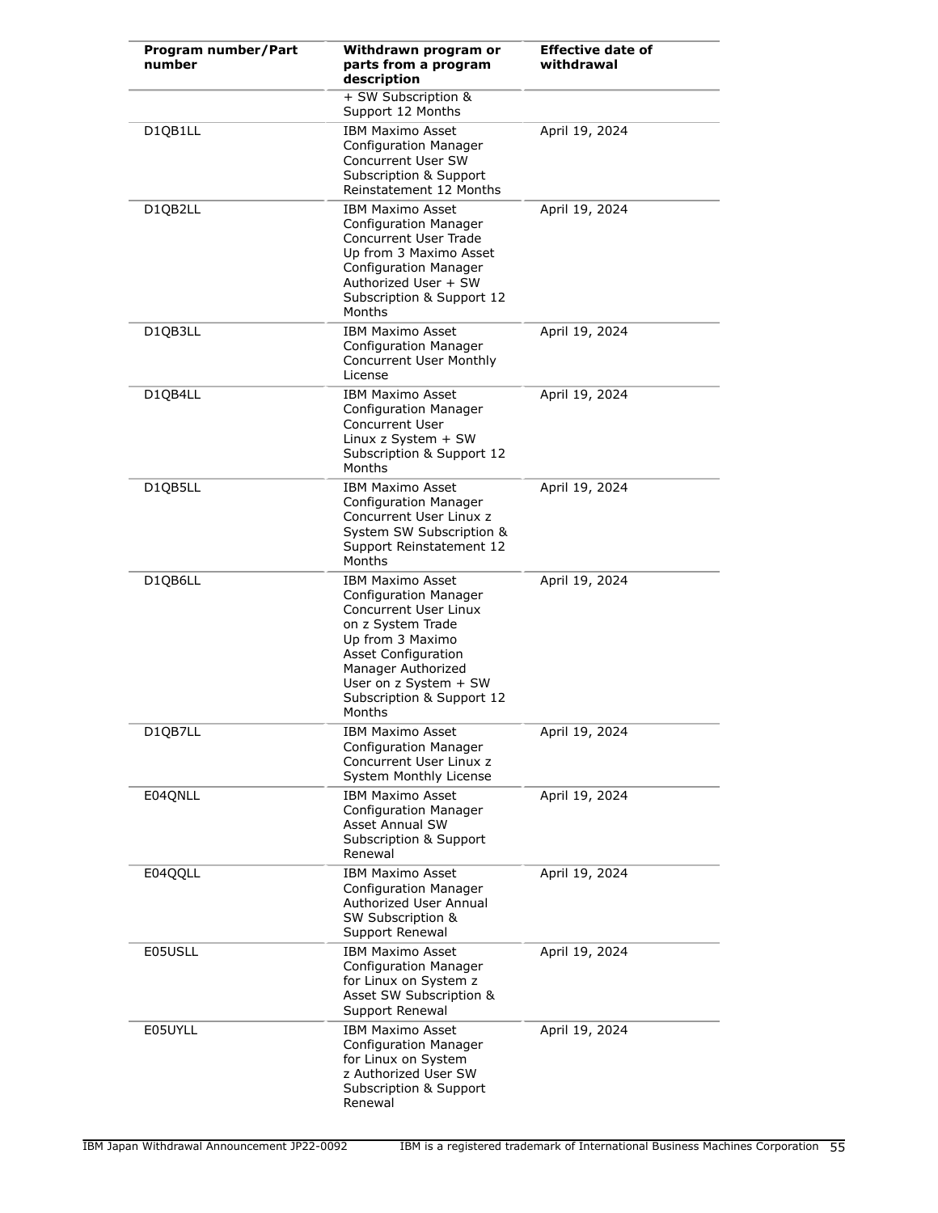| Program number/Part number | Withdrawn program or parts from a program description | Effective date of withdrawal |
|---|---|---|
| | + SW Subscription & Support 12 Months | |
| D1QB1LL | IBM Maximo Asset Configuration Manager Concurrent User SW Subscription & Support Reinstatement 12 Months | April 19, 2024 |
| D1QB2LL | IBM Maximo Asset Configuration Manager Concurrent User Trade Up from 3 Maximo Asset Configuration Manager Authorized User + SW Subscription & Support 12 Months | April 19, 2024 |
| D1QB3LL | IBM Maximo Asset Configuration Manager Concurrent User Monthly License | April 19, 2024 |
| D1QB4LL | IBM Maximo Asset Configuration Manager Concurrent User Linux z System + SW Subscription & Support 12 Months | April 19, 2024 |
| D1QB5LL | IBM Maximo Asset Configuration Manager Concurrent User Linux z System SW Subscription & Support Reinstatement 12 Months | April 19, 2024 |
| D1QB6LL | IBM Maximo Asset Configuration Manager Concurrent User Linux on z System Trade Up from 3 Maximo Asset Configuration Manager Authorized User on z System + SW Subscription & Support 12 Months | April 19, 2024 |
| D1QB7LL | IBM Maximo Asset Configuration Manager Concurrent User Linux z System Monthly License | April 19, 2024 |
| E04QNLL | IBM Maximo Asset Configuration Manager Asset Annual SW Subscription & Support Renewal | April 19, 2024 |
| E04QQLL | IBM Maximo Asset Configuration Manager Authorized User Annual SW Subscription & Support Renewal | April 19, 2024 |
| E05USLL | IBM Maximo Asset Configuration Manager for Linux on System z Asset SW Subscription & Support Renewal | April 19, 2024 |
| E05UYLL | IBM Maximo Asset Configuration Manager for Linux on System z Authorized User SW Subscription & Support Renewal | April 19, 2024 |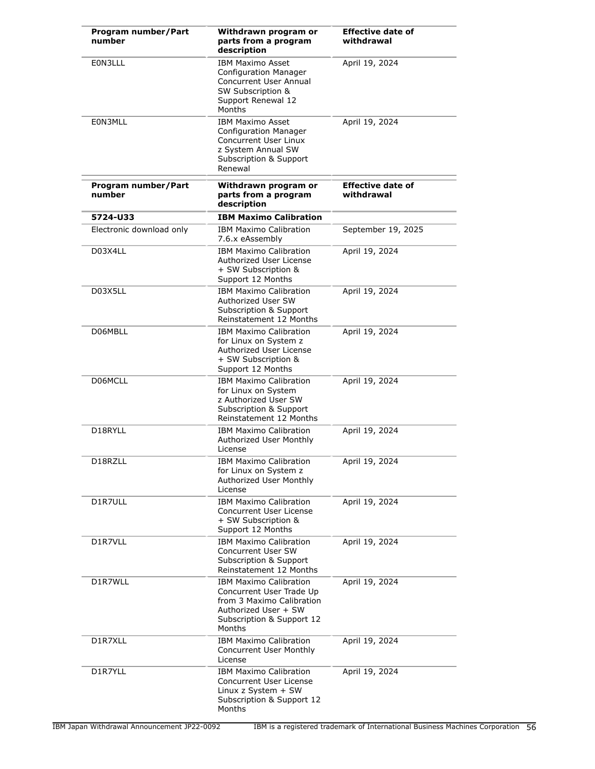| Program number/Part number | Withdrawn program or parts from a program description | Effective date of withdrawal |
|---|---|---|
| E0N3LLL | IBM Maximo Asset Configuration Manager Concurrent User Annual SW Subscription & Support Renewal 12 Months | April 19, 2024 |
| E0N3MLL | IBM Maximo Asset Configuration Manager Concurrent User Linux z System Annual SW Subscription & Support Renewal | April 19, 2024 |

| Program number/Part number | Withdrawn program or parts from a program description | Effective date of withdrawal |
|---|---|---|
| **5724-U33** | **IBM Maximo Calibration** | |
| Electronic download only | IBM Maximo Calibration 7.6.x eAssembly | September 19, 2025 |
| D03X4LL | IBM Maximo Calibration Authorized User License + SW Subscription & Support 12 Months | April 19, 2024 |
| D03X5LL | IBM Maximo Calibration Authorized User SW Subscription & Support Reinstatement 12 Months | April 19, 2024 |
| D06MBLL | IBM Maximo Calibration for Linux on System z Authorized User License + SW Subscription & Support 12 Months | April 19, 2024 |
| D06MCLL | IBM Maximo Calibration for Linux on System z Authorized User SW Subscription & Support Reinstatement 12 Months | April 19, 2024 |
| D18RYLL | IBM Maximo Calibration Authorized User Monthly License | April 19, 2024 |
| D18RZLL | IBM Maximo Calibration for Linux on System z Authorized User Monthly License | April 19, 2024 |
| D1R7ULL | IBM Maximo Calibration Concurrent User License + SW Subscription & Support 12 Months | April 19, 2024 |
| D1R7VLL | IBM Maximo Calibration Concurrent User SW Subscription & Support Reinstatement 12 Months | April 19, 2024 |
| D1R7WLL | IBM Maximo Calibration Concurrent User Trade Up from 3 Maximo Calibration Authorized User + SW Subscription & Support 12 Months | April 19, 2024 |
| D1R7XLL | IBM Maximo Calibration Concurrent User Monthly License | April 19, 2024 |
| D1R7YLL | IBM Maximo Calibration Concurrent User License Linux z System + SW Subscription & Support 12 Months | April 19, 2024 |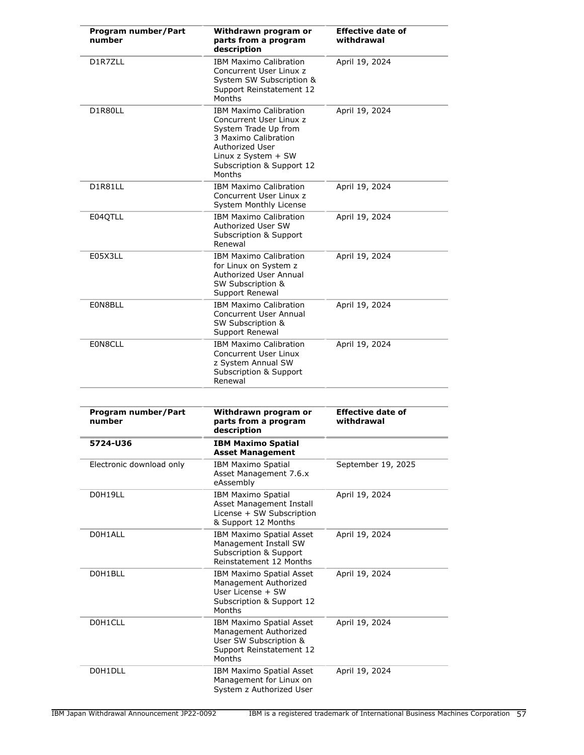| Program number/Part number | Withdrawn program or parts from a program description | Effective date of withdrawal |
|---|---|---|
| D1R7ZLL | IBM Maximo Calibration Concurrent User Linux z System SW Subscription & Support Reinstatement 12 Months | April 19, 2024 |
| D1R80LL | IBM Maximo Calibration Concurrent User Linux z System Trade Up from 3 Maximo Calibration Authorized User Linux z System + SW Subscription & Support 12 Months | April 19, 2024 |
| D1R81LL | IBM Maximo Calibration Concurrent User Linux z System Monthly License | April 19, 2024 |
| E04QTLL | IBM Maximo Calibration Authorized User SW Subscription & Support Renewal | April 19, 2024 |
| E05X3LL | IBM Maximo Calibration for Linux on System z Authorized User Annual SW Subscription & Support Renewal | April 19, 2024 |
| E0N8BLL | IBM Maximo Calibration Concurrent User Annual SW Subscription & Support Renewal | April 19, 2024 |
| E0N8CLL | IBM Maximo Calibration Concurrent User Linux z System Annual SW Subscription & Support Renewal | April 19, 2024 |

| Program number/Part number | Withdrawn program or parts from a program description | Effective date of withdrawal |
|---|---|---|
| **5724-U36** | **IBM Maximo Spatial Asset Management** | |
| Electronic download only | IBM Maximo Spatial Asset Management 7.6.x eAssembly | September 19, 2025 |
| D0H19LL | IBM Maximo Spatial Asset Management Install License + SW Subscription & Support 12 Months | April 19, 2024 |
| D0H1ALL | IBM Maximo Spatial Asset Management Install SW Subscription & Support Reinstatement 12 Months | April 19, 2024 |
| D0H1BLL | IBM Maximo Spatial Asset Management Authorized User License + SW Subscription & Support 12 Months | April 19, 2024 |
| D0H1CLL | IBM Maximo Spatial Asset Management Authorized User SW Subscription & Support Reinstatement 12 Months | April 19, 2024 |
| D0H1DLL | IBM Maximo Spatial Asset Management for Linux on System z Authorized User | April 19, 2024 |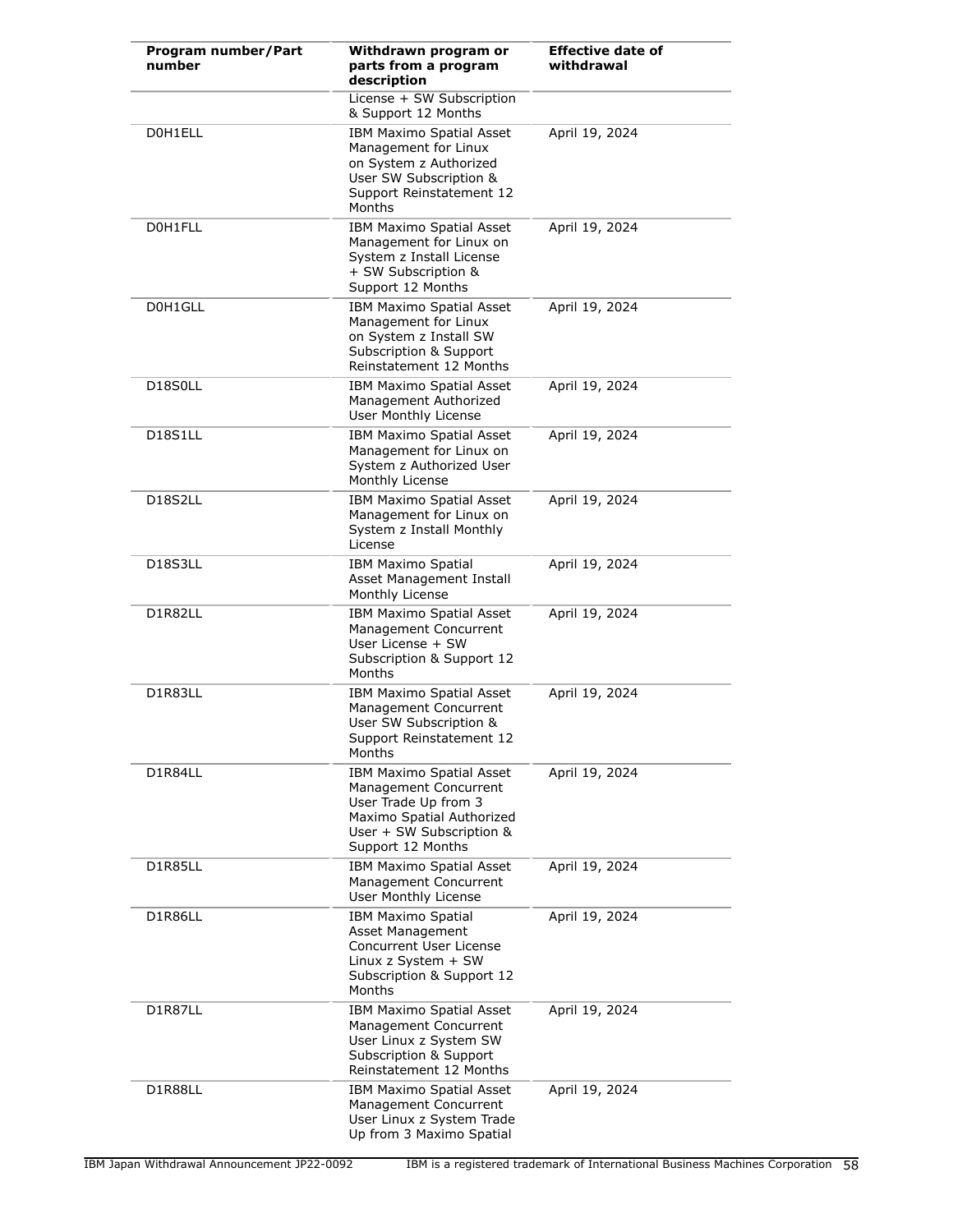| Program number/Part number | Withdrawn program or parts from a program description | Effective date of withdrawal |
|---|---|---|
| | License + SW Subscription & Support 12 Months | |
| D0H1ELL | IBM Maximo Spatial Asset Management for Linux on System z Authorized User SW Subscription & Support Reinstatement 12 Months | April 19, 2024 |
| D0H1FLL | IBM Maximo Spatial Asset Management for Linux on System z Install License + SW Subscription & Support 12 Months | April 19, 2024 |
| D0H1GLL | IBM Maximo Spatial Asset Management for Linux on System z Install SW Subscription & Support Reinstatement 12 Months | April 19, 2024 |
| D18S0LL | IBM Maximo Spatial Asset Management Authorized User Monthly License | April 19, 2024 |
| D18S1LL | IBM Maximo Spatial Asset Management for Linux on System z Authorized User Monthly License | April 19, 2024 |
| D18S2LL | IBM Maximo Spatial Asset Management for Linux on System z Install Monthly License | April 19, 2024 |
| D18S3LL | IBM Maximo Spatial Asset Management Install Monthly License | April 19, 2024 |
| D1R82LL | IBM Maximo Spatial Asset Management Concurrent User License + SW Subscription & Support 12 Months | April 19, 2024 |
| D1R83LL | IBM Maximo Spatial Asset Management Concurrent User SW Subscription & Support Reinstatement 12 Months | April 19, 2024 |
| D1R84LL | IBM Maximo Spatial Asset Management Concurrent User Trade Up from 3 Maximo Spatial Authorized User + SW Subscription & Support 12 Months | April 19, 2024 |
| D1R85LL | IBM Maximo Spatial Asset Management Concurrent User Monthly License | April 19, 2024 |
| D1R86LL | IBM Maximo Spatial Asset Management Concurrent User License Linux z System + SW Subscription & Support 12 Months | April 19, 2024 |
| D1R87LL | IBM Maximo Spatial Asset Management Concurrent User Linux z System SW Subscription & Support Reinstatement 12 Months | April 19, 2024 |
| D1R88LL | IBM Maximo Spatial Asset Management Concurrent User Linux z System Trade Up from 3 Maximo Spatial | April 19, 2024 |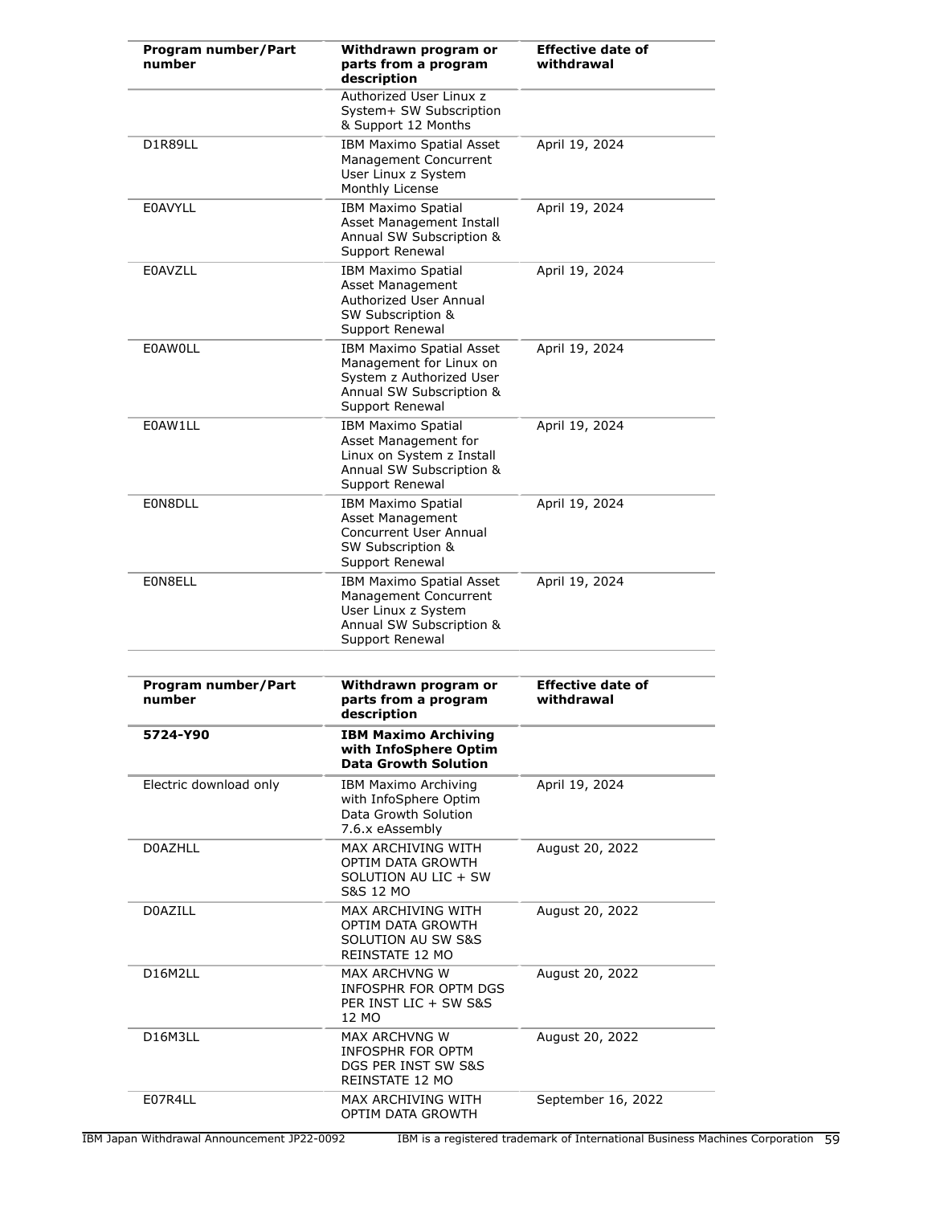| Program number/Part number | Withdrawn program or parts from a program description | Effective date of withdrawal |
|---|---|---|
| | Authorized User Linux z System+ SW Subscription & Support 12 Months | |
| D1R89LL | IBM Maximo Spatial Asset Management Concurrent User Linux z System Monthly License | April 19, 2024 |
| E0AVYLL | IBM Maximo Spatial Asset Management Install Annual SW Subscription & Support Renewal | April 19, 2024 |
| E0AVZLL | IBM Maximo Spatial Asset Management Authorized User Annual SW Subscription & Support Renewal | April 19, 2024 |
| E0AW0LL | IBM Maximo Spatial Asset Management for Linux on System z Authorized User Annual SW Subscription & Support Renewal | April 19, 2024 |
| E0AW1LL | IBM Maximo Spatial Asset Management for Linux on System z Install Annual SW Subscription & Support Renewal | April 19, 2024 |
| E0N8DLL | IBM Maximo Spatial Asset Management Concurrent User Annual SW Subscription & Support Renewal | April 19, 2024 |
| E0N8ELL | IBM Maximo Spatial Asset Management Concurrent User Linux z System Annual SW Subscription & Support Renewal | April 19, 2024 |

| Program number/Part number | Withdrawn program or parts from a program description | Effective date of withdrawal |
|---|---|---|
| **5724-Y90** | **IBM Maximo Archiving with InfoSphere Optim Data Growth Solution** | |
| Electric download only | IBM Maximo Archiving with InfoSphere Optim Data Growth Solution 7.6.x eAssembly | April 19, 2024 |
| D0AZHLL | MAX ARCHIVING WITH OPTIM DATA GROWTH SOLUTION AU LIC + SW S&S 12 MO | August 20, 2022 |
| D0AZILL | MAX ARCHIVING WITH OPTIM DATA GROWTH SOLUTION AU SW S&S REINSTATE 12 MO | August 20, 2022 |
| D16M2LL | MAX ARCHVNG W INFOSPHR FOR OPTM DGS PER INST LIC + SW S&S 12 MO | August 20, 2022 |
| D16M3LL | MAX ARCHVNG W INFOSPHR FOR OPTM DGS PER INST SW S&S REINSTATE 12 MO | August 20, 2022 |
| E07R4LL | MAX ARCHIVING WITH OPTIM DATA GROWTH | September 16, 2022 |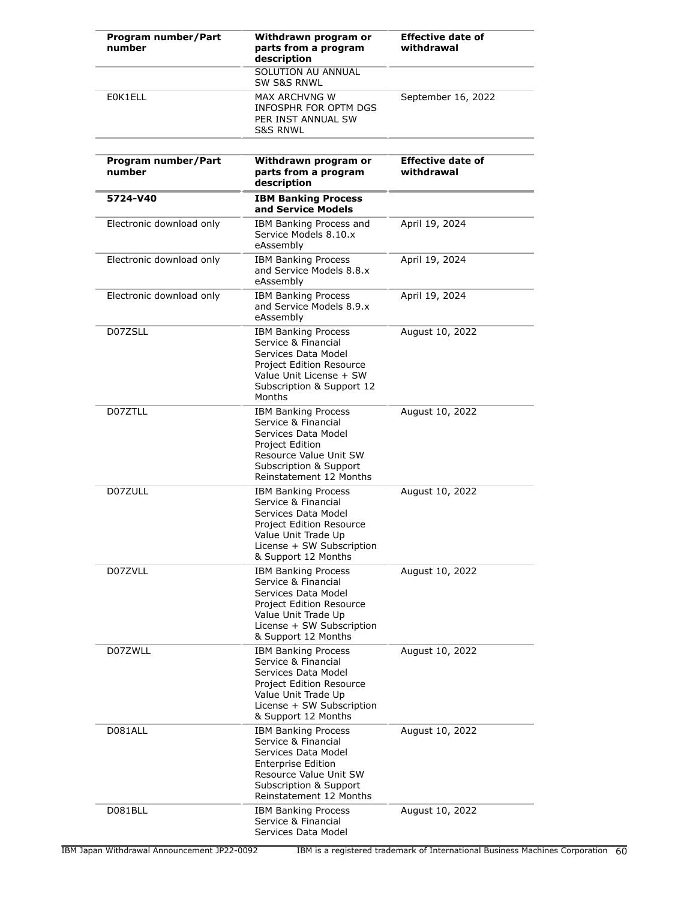| Program number/Part number | Withdrawn program or parts from a program description | Effective date of withdrawal |
|---|---|---|
| | SOLUTION AU ANNUAL SW S&S RNWL | |
| E0K1ELL | MAX ARCHVNG W INFOSPHR FOR OPTM DGS PER INST ANNUAL SW S&S RNWL | September 16, 2022 |

| Program number/Part number | Withdrawn program or parts from a program description | Effective date of withdrawal |
|---|---|---|
| **5724-V40** | **IBM Banking Process and Service Models** | |
| Electronic download only | IBM Banking Process and Service Models 8.10.x eAssembly | April 19, 2024 |
| Electronic download only | IBM Banking Process and Service Models 8.8.x eAssembly | April 19, 2024 |
| Electronic download only | IBM Banking Process and Service Models 8.9.x eAssembly | April 19, 2024 |
| D07ZSLL | IBM Banking Process Service & Financial Services Data Model Project Edition Resource Value Unit License + SW Subscription & Support 12 Months | August 10, 2022 |
| D07ZTLL | IBM Banking Process Service & Financial Services Data Model Project Edition Resource Value Unit SW Subscription & Support Reinstatement 12 Months | August 10, 2022 |
| D07ZULL | IBM Banking Process Service & Financial Services Data Model Project Edition Resource Value Unit Trade Up License + SW Subscription & Support 12 Months | August 10, 2022 |
| D07ZVLL | IBM Banking Process Service & Financial Services Data Model Project Edition Resource Value Unit Trade Up License + SW Subscription & Support 12 Months | August 10, 2022 |
| D07ZWLL | IBM Banking Process Service & Financial Services Data Model Project Edition Resource Value Unit Trade Up License + SW Subscription & Support 12 Months | August 10, 2022 |
| D081ALL | IBM Banking Process Service & Financial Services Data Model Enterprise Edition Resource Value Unit SW Subscription & Support Reinstatement 12 Months | August 10, 2022 |
| D081BLL | IBM Banking Process Service & Financial Services Data Model | August 10, 2022 |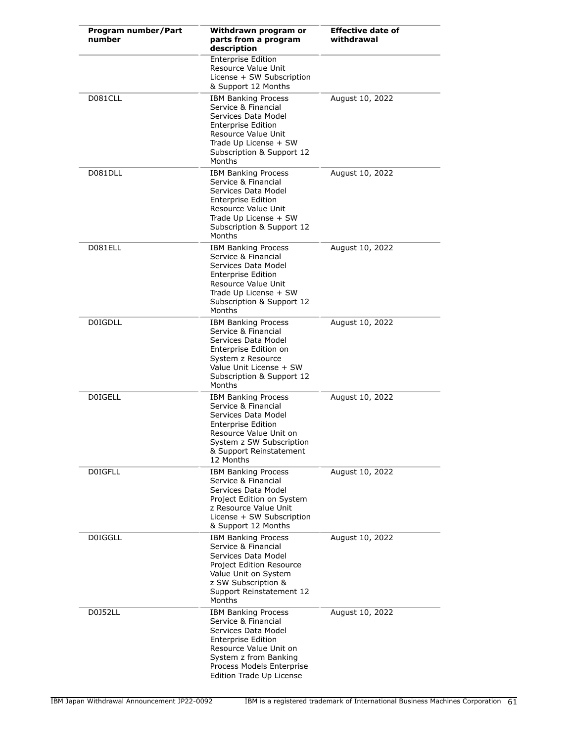| Program number/Part number | Withdrawn program or parts from a program description | Effective date of withdrawal |
|---|---|---|
| | Enterprise Edition Resource Value Unit License + SW Subscription & Support 12 Months | |
| D081CLL | IBM Banking Process Service & Financial Services Data Model Enterprise Edition Resource Value Unit Trade Up License + SW Subscription & Support 12 Months | August 10, 2022 |
| D081DLL | IBM Banking Process Service & Financial Services Data Model Enterprise Edition Resource Value Unit Trade Up License + SW Subscription & Support 12 Months | August 10, 2022 |
| D081ELL | IBM Banking Process Service & Financial Services Data Model Enterprise Edition Resource Value Unit Trade Up License + SW Subscription & Support 12 Months | August 10, 2022 |
| D0IGDLL | IBM Banking Process Service & Financial Services Data Model Enterprise Edition on System z Resource Value Unit License + SW Subscription & Support 12 Months | August 10, 2022 |
| D0IGELL | IBM Banking Process Service & Financial Services Data Model Enterprise Edition Resource Value Unit on System z SW Subscription & Support Reinstatement 12 Months | August 10, 2022 |
| D0IGFLL | IBM Banking Process Service & Financial Services Data Model Project Edition on System z Resource Value Unit License + SW Subscription & Support 12 Months | August 10, 2022 |
| D0IGGLL | IBM Banking Process Service & Financial Services Data Model Project Edition Resource Value Unit on System z SW Subscription & Support Reinstatement 12 Months | August 10, 2022 |
| D0J52LL | IBM Banking Process Service & Financial Services Data Model Enterprise Edition Resource Value Unit on System z from Banking Process Models Enterprise Edition Trade Up License | August 10, 2022 |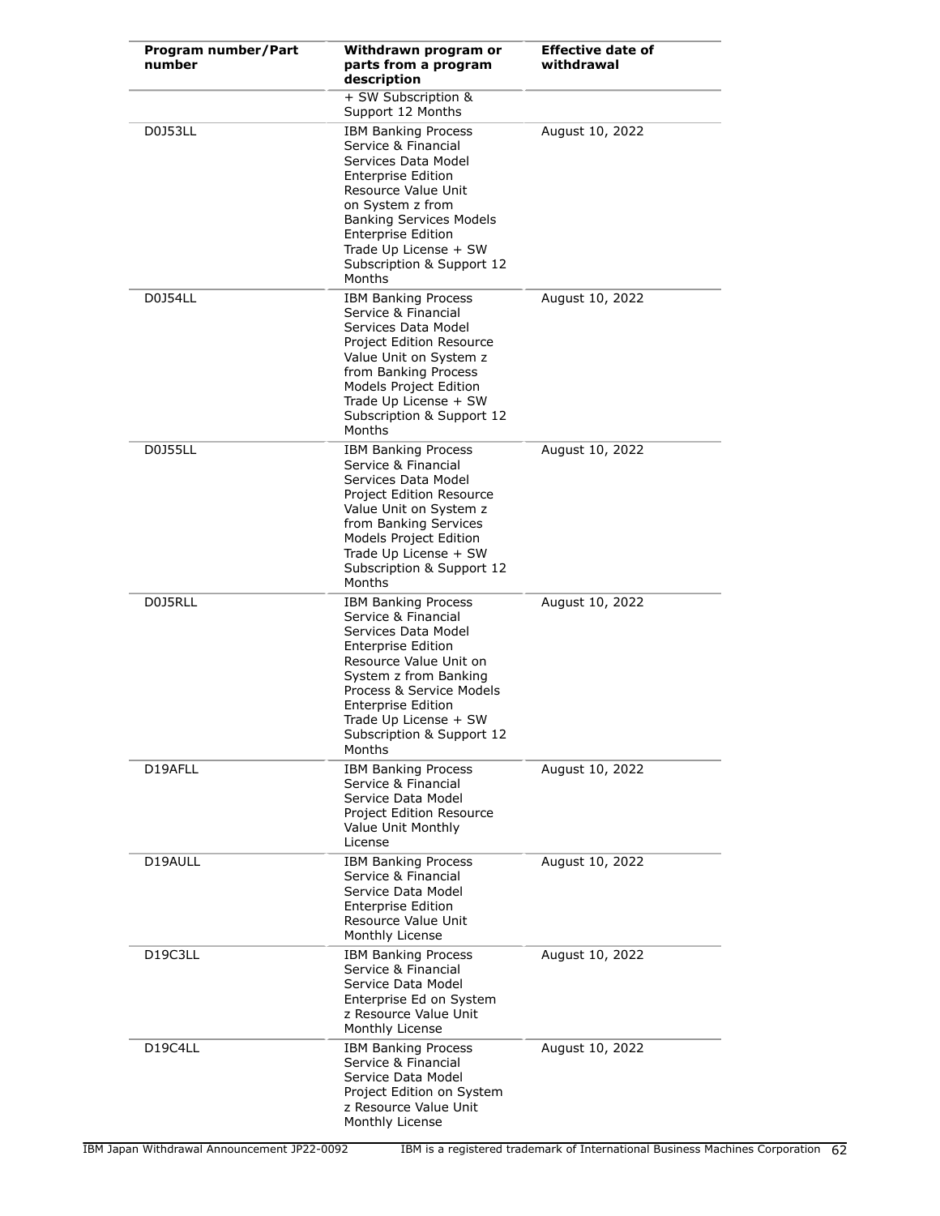| Program number/Part number | Withdrawn program or parts from a program description | Effective date of withdrawal |
|---|---|---|
| | + SW Subscription & Support 12 Months | |
| D0J53LL | IBM Banking Process Service & Financial Services Data Model Enterprise Edition Resource Value Unit on System z from Banking Services Models Enterprise Edition Trade Up License + SW Subscription & Support 12 Months | August 10, 2022 |
| D0J54LL | IBM Banking Process Service & Financial Services Data Model Project Edition Resource Value Unit on System z from Banking Process Models Project Edition Trade Up License + SW Subscription & Support 12 Months | August 10, 2022 |
| D0J55LL | IBM Banking Process Service & Financial Services Data Model Project Edition Resource Value Unit on System z from Banking Services Models Project Edition Trade Up License + SW Subscription & Support 12 Months | August 10, 2022 |
| D0J5RLL | IBM Banking Process Service & Financial Services Data Model Enterprise Edition Resource Value Unit on System z from Banking Process & Service Models Enterprise Edition Trade Up License + SW Subscription & Support 12 Months | August 10, 2022 |
| D19AFLL | IBM Banking Process Service & Financial Service Data Model Project Edition Resource Value Unit Monthly License | August 10, 2022 |
| D19AULL | IBM Banking Process Service & Financial Service Data Model Enterprise Edition Resource Value Unit Monthly License | August 10, 2022 |
| D19C3LL | IBM Banking Process Service & Financial Service Data Model Enterprise Ed on System z Resource Value Unit Monthly License | August 10, 2022 |
| D19C4LL | IBM Banking Process Service & Financial Service Data Model Project Edition on System z Resource Value Unit Monthly License | August 10, 2022 |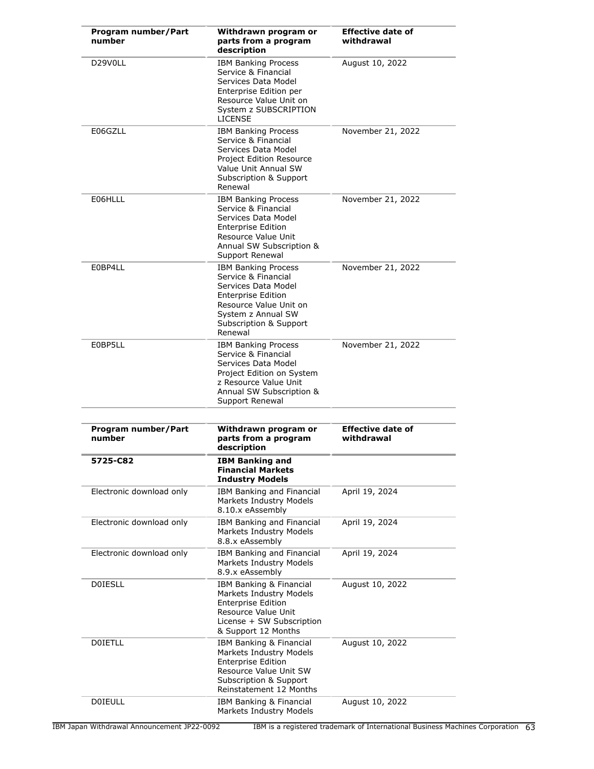| Program number/Part number | Withdrawn program or parts from a program description | Effective date of withdrawal |
|---|---|---|
| D29V0LL | IBM Banking Process Service & Financial Services Data Model Enterprise Edition per Resource Value Unit on System z SUBSCRIPTION LICENSE | August 10, 2022 |
| E06GZLL | IBM Banking Process Service & Financial Services Data Model Project Edition Resource Value Unit Annual SW Subscription & Support Renewal | November 21, 2022 |
| E06HLLL | IBM Banking Process Service & Financial Services Data Model Enterprise Edition Resource Value Unit Annual SW Subscription & Support Renewal | November 21, 2022 |
| E0BP4LL | IBM Banking Process Service & Financial Services Data Model Enterprise Edition Resource Value Unit on System z Annual SW Subscription & Support Renewal | November 21, 2022 |
| E0BP5LL | IBM Banking Process Service & Financial Services Data Model Project Edition on System z Resource Value Unit Annual SW Subscription & Support Renewal | November 21, 2022 |

| Program number/Part number | Withdrawn program or parts from a program description | Effective date of withdrawal |
|---|---|---|
| **5725-C82** | **IBM Banking and Financial Markets Industry Models** | |
| Electronic download only | IBM Banking and Financial Markets Industry Models 8.10.x eAssembly | April 19, 2024 |
| Electronic download only | IBM Banking and Financial Markets Industry Models 8.8.x eAssembly | April 19, 2024 |
| Electronic download only | IBM Banking and Financial Markets Industry Models 8.9.x eAssembly | April 19, 2024 |
| D0IESLL | IBM Banking & Financial Markets Industry Models Enterprise Edition Resource Value Unit License + SW Subscription & Support 12 Months | August 10, 2022 |
| D0IETLL | IBM Banking & Financial Markets Industry Models Enterprise Edition Resource Value Unit SW Subscription & Support Reinstatement 12 Months | August 10, 2022 |
| D0IEULL | IBM Banking & Financial Markets Industry Models | August 10, 2022 |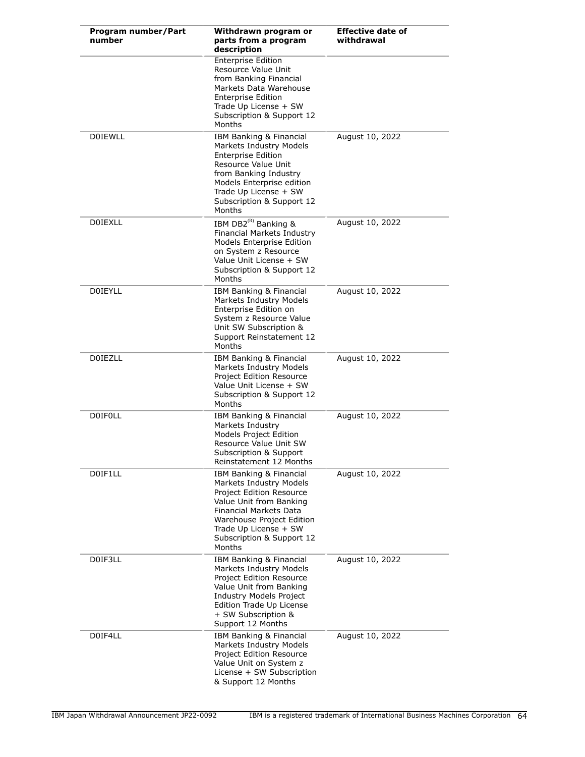| Program number/Part number | Withdrawn program or parts from a program description | Effective date of withdrawal |
|---|---|---|
| | Enterprise Edition Resource Value Unit from Banking Financial Markets Data Warehouse Enterprise Edition Trade Up License + SW Subscription & Support 12 Months | |
| D0IEWLL | IBM Banking & Financial Markets Industry Models Enterprise Edition Resource Value Unit from Banking Industry Models Enterprise edition Trade Up License + SW Subscription & Support 12 Months | August 10, 2022 |
| D0IEXLL | IBM DB2(R) Banking & Financial Markets Industry Models Enterprise Edition on System z Resource Value Unit License + SW Subscription & Support 12 Months | August 10, 2022 |
| D0IEYLL | IBM Banking & Financial Markets Industry Models Enterprise Edition on System z Resource Value Unit SW Subscription & Support Reinstatement 12 Months | August 10, 2022 |
| D0IEZLL | IBM Banking & Financial Markets Industry Models Project Edition Resource Value Unit License + SW Subscription & Support 12 Months | August 10, 2022 |
| D0IF0LL | IBM Banking & Financial Markets Industry Models Project Edition Resource Value Unit SW Subscription & Support Reinstatement 12 Months | August 10, 2022 |
| D0IF1LL | IBM Banking & Financial Markets Industry Models Project Edition Resource Value Unit from Banking Financial Markets Data Warehouse Project Edition Trade Up License + SW Subscription & Support 12 Months | August 10, 2022 |
| D0IF3LL | IBM Banking & Financial Markets Industry Models Project Edition Resource Value Unit from Banking Industry Models Project Edition Trade Up License + SW Subscription & Support 12 Months | August 10, 2022 |
| D0IF4LL | IBM Banking & Financial Markets Industry Models Project Edition Resource Value Unit on System z License + SW Subscription & Support 12 Months | August 10, 2022 |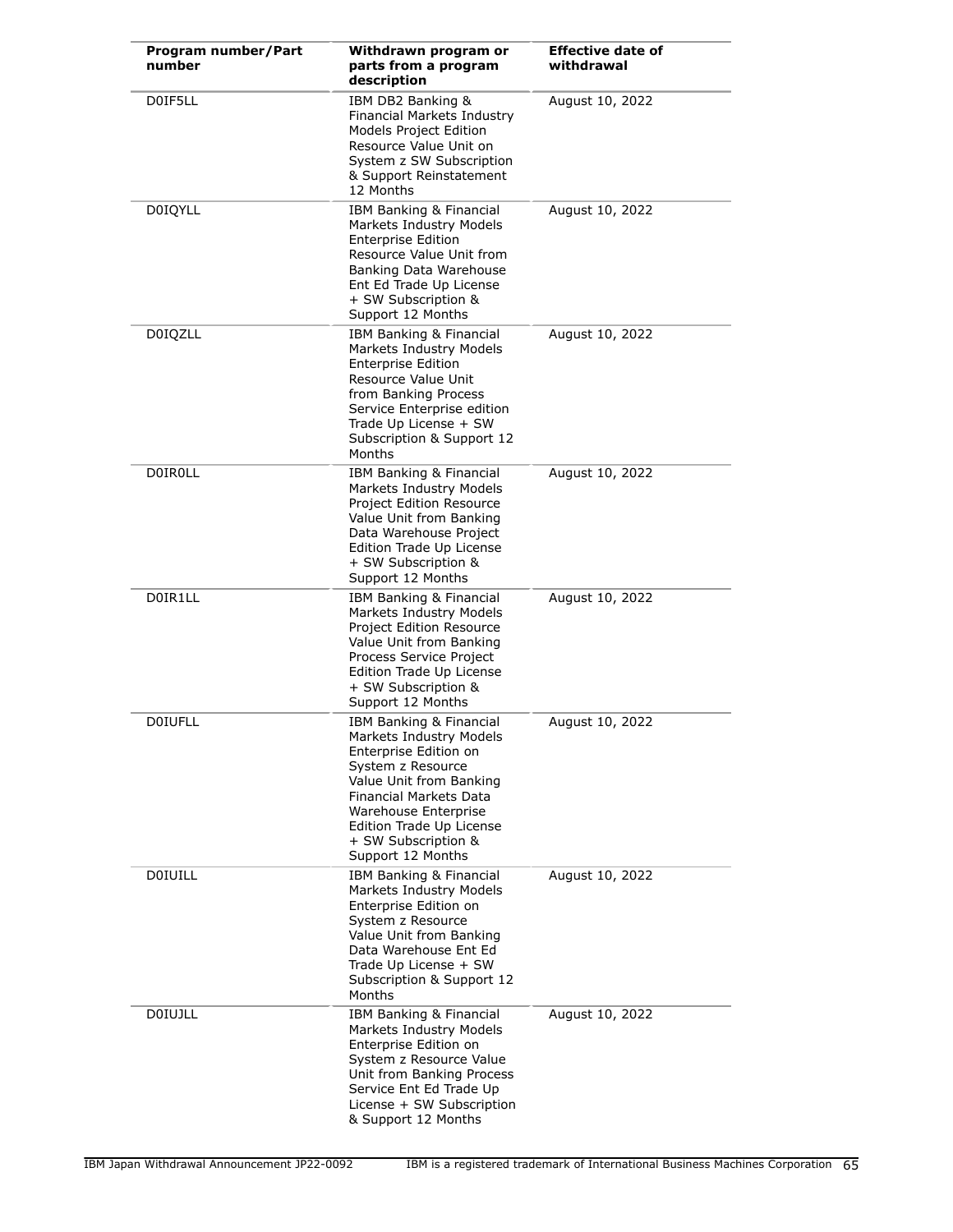| Program number/Part number | Withdrawn program or parts from a program description | Effective date of withdrawal |
| --- | --- | --- |
| D0IF5LL | IBM DB2 Banking & Financial Markets Industry Models Project Edition Resource Value Unit on System z SW Subscription & Support Reinstatement 12 Months | August 10, 2022 |
| D0IQYLL | IBM Banking & Financial Markets Industry Models Enterprise Edition Resource Value Unit from Banking Data Warehouse Ent Ed Trade Up License + SW Subscription & Support 12 Months | August 10, 2022 |
| D0IQZLL | IBM Banking & Financial Markets Industry Models Enterprise Edition Resource Value Unit from Banking Process Service Enterprise edition Trade Up License + SW Subscription & Support 12 Months | August 10, 2022 |
| D0IR0LL | IBM Banking & Financial Markets Industry Models Project Edition Resource Value Unit from Banking Data Warehouse Project Edition Trade Up License + SW Subscription & Support 12 Months | August 10, 2022 |
| D0IR1LL | IBM Banking & Financial Markets Industry Models Project Edition Resource Value Unit from Banking Process Service Project Edition Trade Up License + SW Subscription & Support 12 Months | August 10, 2022 |
| D0IUFLL | IBM Banking & Financial Markets Industry Models Enterprise Edition on System z Resource Value Unit from Banking Financial Markets Data Warehouse Enterprise Edition Trade Up License + SW Subscription & Support 12 Months | August 10, 2022 |
| D0IUILL | IBM Banking & Financial Markets Industry Models Enterprise Edition on System z Resource Value Unit from Banking Data Warehouse Ent Ed Trade Up License + SW Subscription & Support 12 Months | August 10, 2022 |
| D0IUJLL | IBM Banking & Financial Markets Industry Models Enterprise Edition on System z Resource Value Unit from Banking Process Service Ent Ed Trade Up License + SW Subscription & Support 12 Months | August 10, 2022 |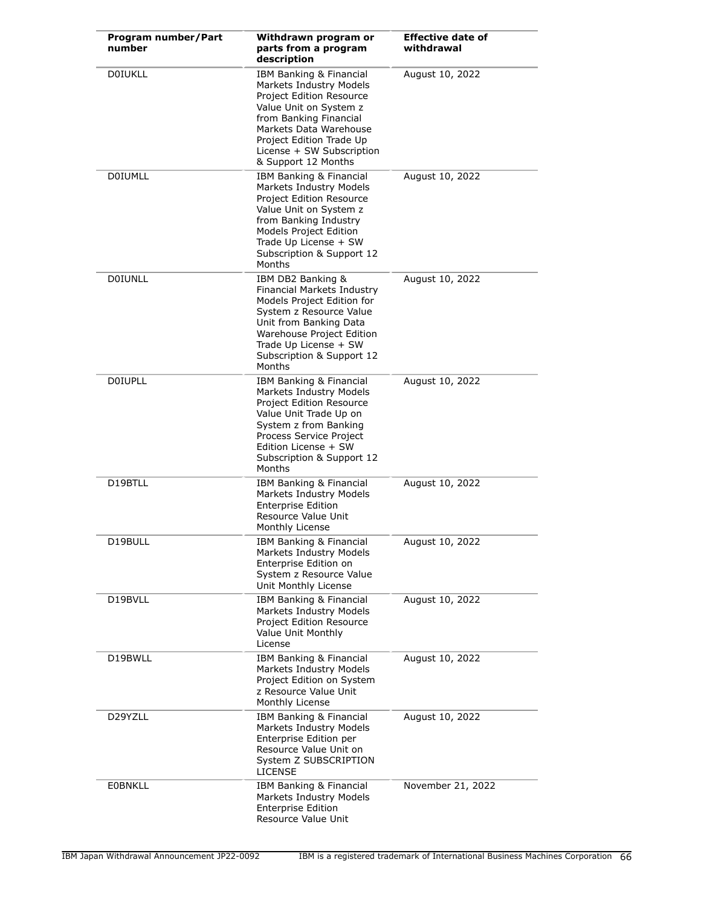| Program number/Part number | Withdrawn program or parts from a program description | Effective date of withdrawal |
|---|---|---|
| D0IUKLL | IBM Banking & Financial Markets Industry Models Project Edition Resource Value Unit on System z from Banking Financial Markets Data Warehouse Project Edition Trade Up License + SW Subscription & Support 12 Months | August 10, 2022 |
| D0IUMLL | IBM Banking & Financial Markets Industry Models Project Edition Resource Value Unit on System z from Banking Industry Models Project Edition Trade Up License + SW Subscription & Support 12 Months | August 10, 2022 |
| D0IUNLL | IBM DB2 Banking & Financial Markets Industry Models Project Edition for System z Resource Value Unit from Banking Data Warehouse Project Edition Trade Up License + SW Subscription & Support 12 Months | August 10, 2022 |
| D0IUPLL | IBM Banking & Financial Markets Industry Models Project Edition Resource Value Unit Trade Up on System z from Banking Process Service Project Edition License + SW Subscription & Support 12 Months | August 10, 2022 |
| D19BTLL | IBM Banking & Financial Markets Industry Models Enterprise Edition Resource Value Unit Monthly License | August 10, 2022 |
| D19BULL | IBM Banking & Financial Markets Industry Models Enterprise Edition on System z Resource Value Unit Monthly License | August 10, 2022 |
| D19BVLL | IBM Banking & Financial Markets Industry Models Project Edition Resource Value Unit Monthly License | August 10, 2022 |
| D19BWLL | IBM Banking & Financial Markets Industry Models Project Edition on System z Resource Value Unit Monthly License | August 10, 2022 |
| D29YZLL | IBM Banking & Financial Markets Industry Models Enterprise Edition per Resource Value Unit on System Z SUBSCRIPTION LICENSE | August 10, 2022 |
| E0BNKLL | IBM Banking & Financial Markets Industry Models Enterprise Edition Resource Value Unit | November 21, 2022 |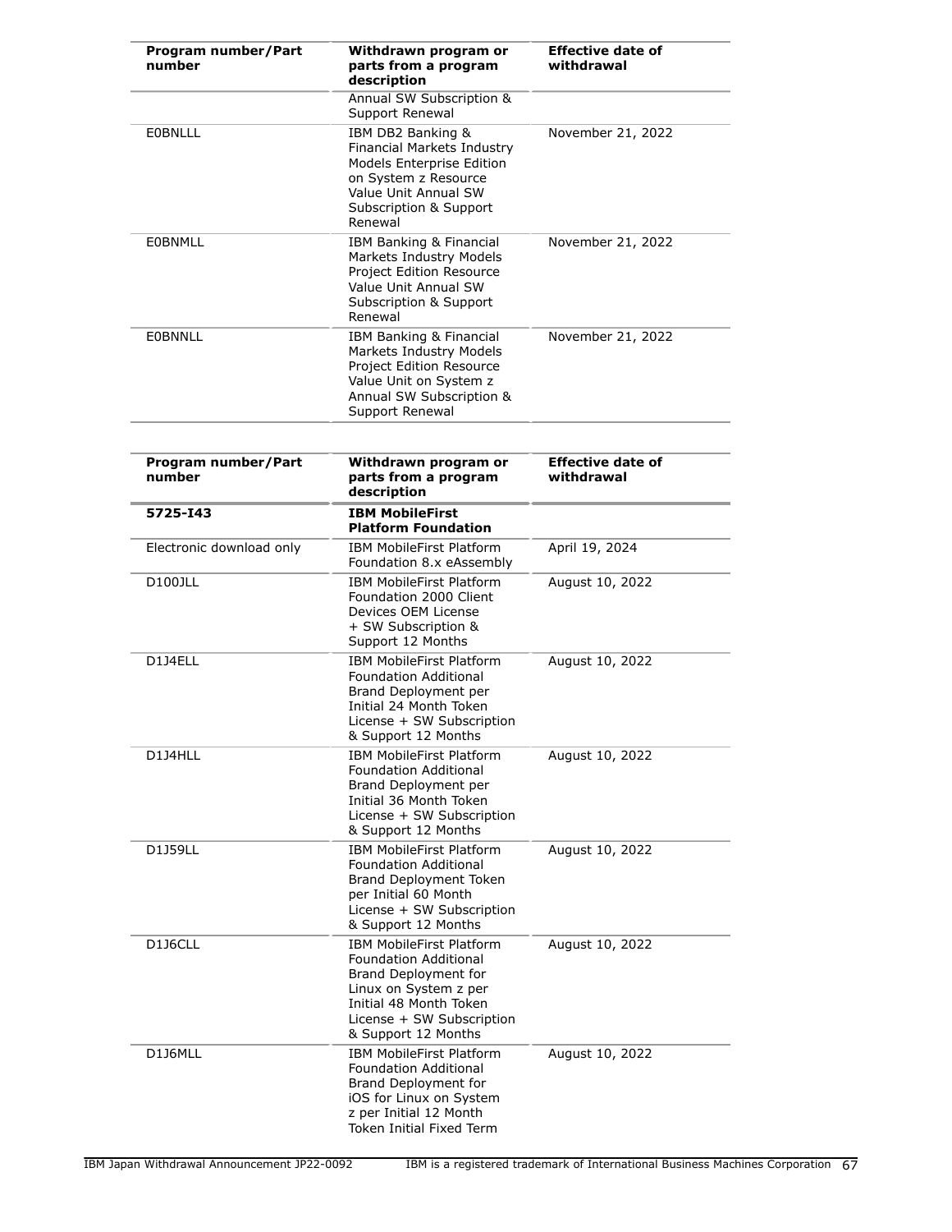| Program number/Part number | Withdrawn program or parts from a program description | Effective date of withdrawal |
|---|---|---|
| | Annual SW Subscription & Support Renewal | |
| E0BNLLL | IBM DB2 Banking & Financial Markets Industry Models Enterprise Edition on System z Resource Value Unit Annual SW Subscription & Support Renewal | November 21, 2022 |
| E0BNMLL | IBM Banking & Financial Markets Industry Models Project Edition Resource Value Unit Annual SW Subscription & Support Renewal | November 21, 2022 |
| E0BNNLL | IBM Banking & Financial Markets Industry Models Project Edition Resource Value Unit on System z Annual SW Subscription & Support Renewal | November 21, 2022 |

| Program number/Part number | Withdrawn program or parts from a program description | Effective date of withdrawal |
|---|---|---|
| **5725-I43** | **IBM MobileFirst Platform Foundation** | |
| Electronic download only | IBM MobileFirst Platform Foundation 8.x eAssembly | April 19, 2024 |
| D100JLL | IBM MobileFirst Platform Foundation 2000 Client Devices OEM License + SW Subscription & Support 12 Months | August 10, 2022 |
| D1J4ELL | IBM MobileFirst Platform Foundation Additional Brand Deployment per Initial 24 Month Token License + SW Subscription & Support 12 Months | August 10, 2022 |
| D1J4HLL | IBM MobileFirst Platform Foundation Additional Brand Deployment per Initial 36 Month Token License + SW Subscription & Support 12 Months | August 10, 2022 |
| D1J59LL | IBM MobileFirst Platform Foundation Additional Brand Deployment Token per Initial 60 Month License + SW Subscription & Support 12 Months | August 10, 2022 |
| D1J6CLL | IBM MobileFirst Platform Foundation Additional Brand Deployment for Linux on System z per Initial 48 Month Token License + SW Subscription & Support 12 Months | August 10, 2022 |
| D1J6MLL | IBM MobileFirst Platform Foundation Additional Brand Deployment for iOS for Linux on System z per Initial 12 Month Token Initial Fixed Term | August 10, 2022 |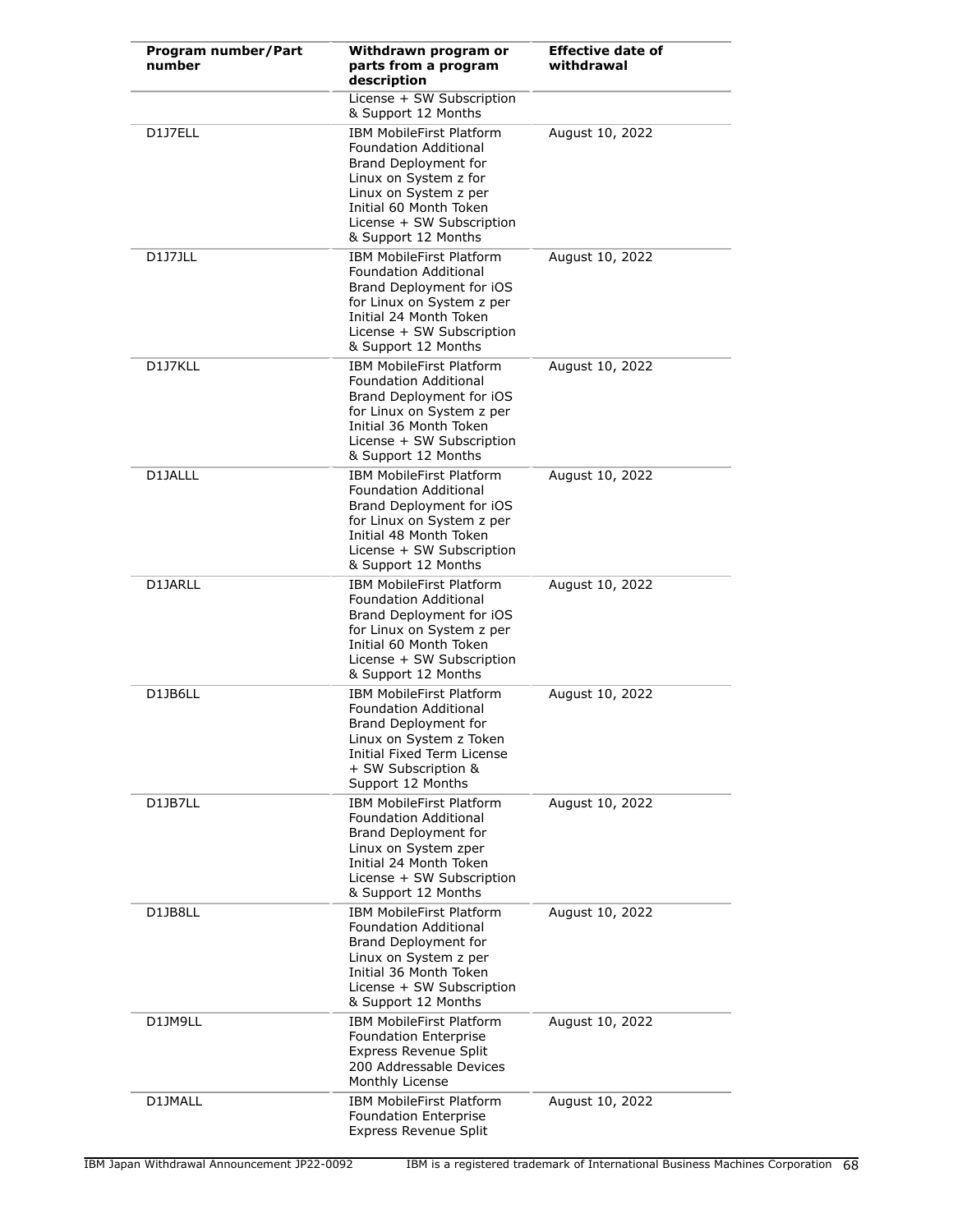| Program number/Part number | Withdrawn program or parts from a program description | Effective date of withdrawal |
|---|---|---|
| | License + SW Subscription & Support 12 Months | |
| D1J7ELL | IBM MobileFirst Platform Foundation Additional Brand Deployment for Linux on System z for Linux on System z per Initial 60 Month Token License + SW Subscription & Support 12 Months | August 10, 2022 |
| D1J7JLL | IBM MobileFirst Platform Foundation Additional Brand Deployment for iOS for Linux on System z per Initial 24 Month Token License + SW Subscription & Support 12 Months | August 10, 2022 |
| D1J7KLL | IBM MobileFirst Platform Foundation Additional Brand Deployment for iOS for Linux on System z per Initial 36 Month Token License + SW Subscription & Support 12 Months | August 10, 2022 |
| D1JALLL | IBM MobileFirst Platform Foundation Additional Brand Deployment for iOS for Linux on System z per Initial 48 Month Token License + SW Subscription & Support 12 Months | August 10, 2022 |
| D1JARLL | IBM MobileFirst Platform Foundation Additional Brand Deployment for iOS for Linux on System z per Initial 60 Month Token License + SW Subscription & Support 12 Months | August 10, 2022 |
| D1JB6LL | IBM MobileFirst Platform Foundation Additional Brand Deployment for Linux on System z Token Initial Fixed Term License + SW Subscription & Support 12 Months | August 10, 2022 |
| D1JB7LL | IBM MobileFirst Platform Foundation Additional Brand Deployment for Linux on System zper Initial 24 Month Token License + SW Subscription & Support 12 Months | August 10, 2022 |
| D1JB8LL | IBM MobileFirst Platform Foundation Additional Brand Deployment for Linux on System z per Initial 36 Month Token License + SW Subscription & Support 12 Months | August 10, 2022 |
| D1JM9LL | IBM MobileFirst Platform Foundation Enterprise Express Revenue Split 200 Addressable Devices Monthly License | August 10, 2022 |
| D1JMALL | IBM MobileFirst Platform Foundation Enterprise Express Revenue Split | August 10, 2022 |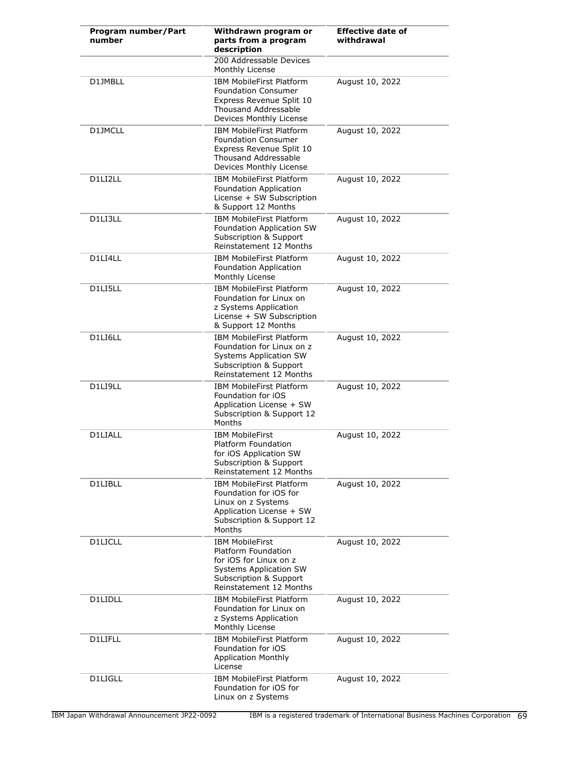| Program number/Part number | Withdrawn program or parts from a program description | Effective date of withdrawal |
|---|---|---|
| | 200 Addressable Devices Monthly License | |
| D1JMBLL | IBM MobileFirst Platform Foundation Consumer Express Revenue Split 10 Thousand Addressable Devices Monthly License | August 10, 2022 |
| D1JMCLL | IBM MobileFirst Platform Foundation Consumer Express Revenue Split 10 Thousand Addressable Devices Monthly License | August 10, 2022 |
| D1LI2LL | IBM MobileFirst Platform Foundation Application License + SW Subscription & Support 12 Months | August 10, 2022 |
| D1LI3LL | IBM MobileFirst Platform Foundation Application SW Subscription & Support Reinstatement 12 Months | August 10, 2022 |
| D1LI4LL | IBM MobileFirst Platform Foundation Application Monthly License | August 10, 2022 |
| D1LI5LL | IBM MobileFirst Platform Foundation for Linux on z Systems Application License + SW Subscription & Support 12 Months | August 10, 2022 |
| D1LI6LL | IBM MobileFirst Platform Foundation for Linux on z Systems Application SW Subscription & Support Reinstatement 12 Months | August 10, 2022 |
| D1LI9LL | IBM MobileFirst Platform Foundation for iOS Application License + SW Subscription & Support 12 Months | August 10, 2022 |
| D1LIALL | IBM MobileFirst Platform Foundation for iOS Application SW Subscription & Support Reinstatement 12 Months | August 10, 2022 |
| D1LIBLL | IBM MobileFirst Platform Foundation for iOS for Linux on z Systems Application License + SW Subscription & Support 12 Months | August 10, 2022 |
| D1LICLL | IBM MobileFirst Platform Foundation for iOS for Linux on z Systems Application SW Subscription & Support Reinstatement 12 Months | August 10, 2022 |
| D1LIDLL | IBM MobileFirst Platform Foundation for Linux on z Systems Application Monthly License | August 10, 2022 |
| D1LIFLL | IBM MobileFirst Platform Foundation for iOS Application Monthly License | August 10, 2022 |
| D1LIGLL | IBM MobileFirst Platform Foundation for iOS for Linux on z Systems | August 10, 2022 |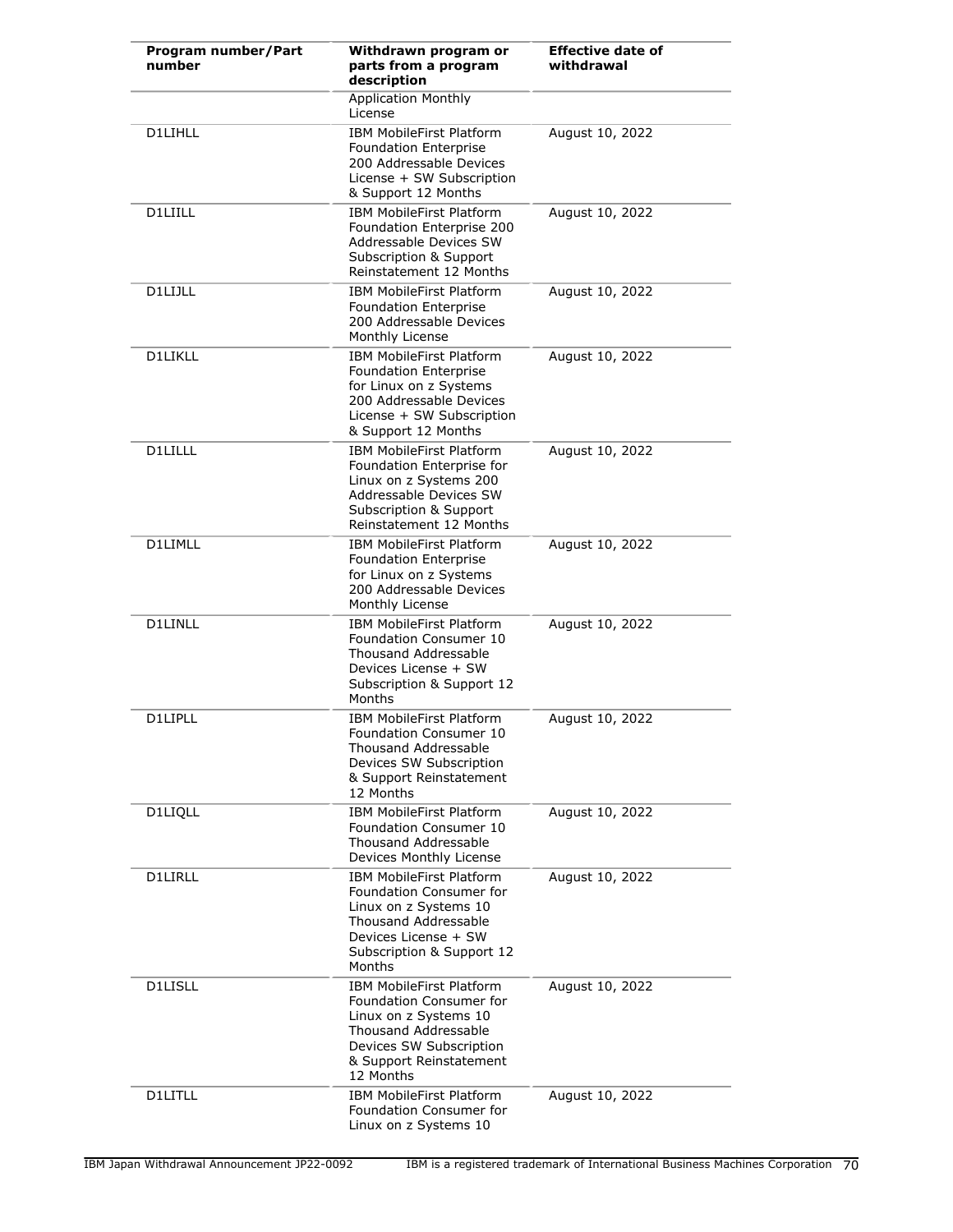| Program number/Part number | Withdrawn program or parts from a program description | Effective date of withdrawal |
|---|---|---|
| | Application Monthly License | |
| D1LIHLL | IBM MobileFirst Platform Foundation Enterprise 200 Addressable Devices License + SW Subscription & Support 12 Months | August 10, 2022 |
| D1LIILL | IBM MobileFirst Platform Foundation Enterprise 200 Addressable Devices SW Subscription & Support Reinstatement 12 Months | August 10, 2022 |
| D1LIJLL | IBM MobileFirst Platform Foundation Enterprise 200 Addressable Devices Monthly License | August 10, 2022 |
| D1LIKLL | IBM MobileFirst Platform Foundation Enterprise for Linux on z Systems 200 Addressable Devices License + SW Subscription & Support 12 Months | August 10, 2022 |
| D1LILLL | IBM MobileFirst Platform Foundation Enterprise for Linux on z Systems 200 Addressable Devices SW Subscription & Support Reinstatement 12 Months | August 10, 2022 |
| D1LIMLL | IBM MobileFirst Platform Foundation Enterprise for Linux on z Systems 200 Addressable Devices Monthly License | August 10, 2022 |
| D1LINLL | IBM MobileFirst Platform Foundation Consumer 10 Thousand Addressable Devices License + SW Subscription & Support 12 Months | August 10, 2022 |
| D1LIPLL | IBM MobileFirst Platform Foundation Consumer 10 Thousand Addressable Devices SW Subscription & Support Reinstatement 12 Months | August 10, 2022 |
| D1LIQLL | IBM MobileFirst Platform Foundation Consumer 10 Thousand Addressable Devices Monthly License | August 10, 2022 |
| D1LIRLL | IBM MobileFirst Platform Foundation Consumer for Linux on z Systems 10 Thousand Addressable Devices License + SW Subscription & Support 12 Months | August 10, 2022 |
| D1LISLL | IBM MobileFirst Platform Foundation Consumer for Linux on z Systems 10 Thousand Addressable Devices SW Subscription & Support Reinstatement 12 Months | August 10, 2022 |
| D1LITLL | IBM MobileFirst Platform Foundation Consumer for Linux on z Systems 10 | August 10, 2022 |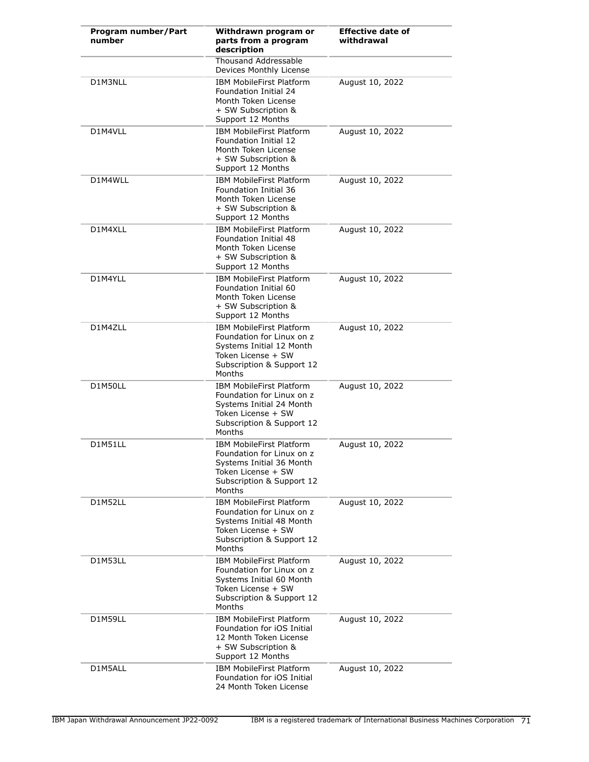| Program number/Part number | Withdrawn program or parts from a program description | Effective date of withdrawal |
|---|---|---|
| | Thousand Addressable Devices Monthly License | |
| D1M3NLL | IBM MobileFirst Platform Foundation Initial 24 Month Token License + SW Subscription & Support 12 Months | August 10, 2022 |
| D1M4VLL | IBM MobileFirst Platform Foundation Initial 12 Month Token License + SW Subscription & Support 12 Months | August 10, 2022 |
| D1M4WLL | IBM MobileFirst Platform Foundation Initial 36 Month Token License + SW Subscription & Support 12 Months | August 10, 2022 |
| D1M4XLL | IBM MobileFirst Platform Foundation Initial 48 Month Token License + SW Subscription & Support 12 Months | August 10, 2022 |
| D1M4YLL | IBM MobileFirst Platform Foundation Initial 60 Month Token License + SW Subscription & Support 12 Months | August 10, 2022 |
| D1M4ZLL | IBM MobileFirst Platform Foundation for Linux on z Systems Initial 12 Month Token License + SW Subscription & Support 12 Months | August 10, 2022 |
| D1M50LL | IBM MobileFirst Platform Foundation for Linux on z Systems Initial 24 Month Token License + SW Subscription & Support 12 Months | August 10, 2022 |
| D1M51LL | IBM MobileFirst Platform Foundation for Linux on z Systems Initial 36 Month Token License + SW Subscription & Support 12 Months | August 10, 2022 |
| D1M52LL | IBM MobileFirst Platform Foundation for Linux on z Systems Initial 48 Month Token License + SW Subscription & Support 12 Months | August 10, 2022 |
| D1M53LL | IBM MobileFirst Platform Foundation for Linux on z Systems Initial 60 Month Token License + SW Subscription & Support 12 Months | August 10, 2022 |
| D1M59LL | IBM MobileFirst Platform Foundation for iOS Initial 12 Month Token License + SW Subscription & Support 12 Months | August 10, 2022 |
| D1M5ALL | IBM MobileFirst Platform Foundation for iOS Initial 24 Month Token License | August 10, 2022 |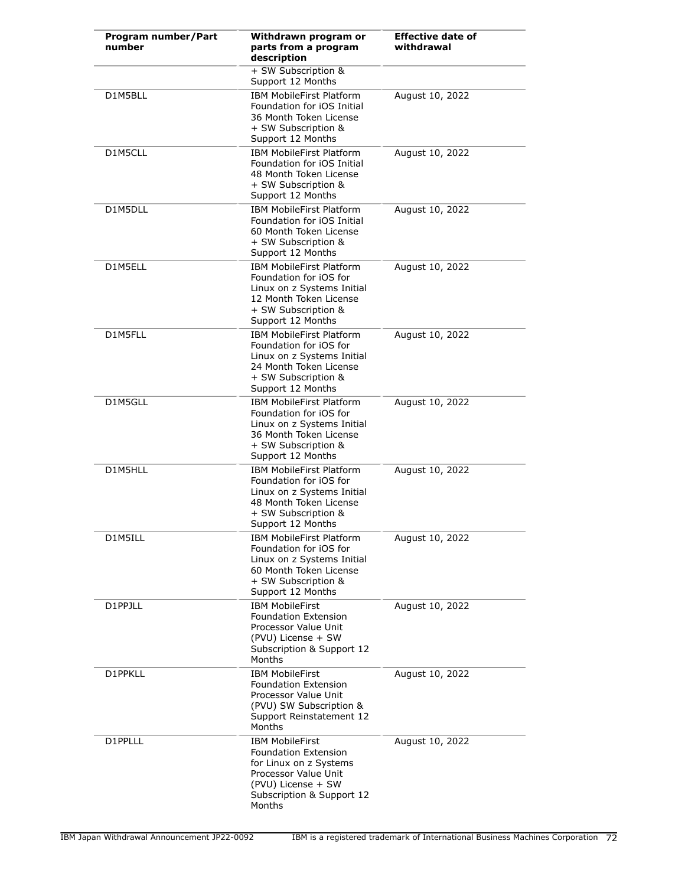| Program number/Part number | Withdrawn program or parts from a program description | Effective date of withdrawal |
| --- | --- | --- |
| | + SW Subscription & Support 12 Months | |
| D1M5BLL | IBM MobileFirst Platform Foundation for iOS Initial 36 Month Token License + SW Subscription & Support 12 Months | August 10, 2022 |
| D1M5CLL | IBM MobileFirst Platform Foundation for iOS Initial 48 Month Token License + SW Subscription & Support 12 Months | August 10, 2022 |
| D1M5DLL | IBM MobileFirst Platform Foundation for iOS Initial 60 Month Token License + SW Subscription & Support 12 Months | August 10, 2022 |
| D1M5ELL | IBM MobileFirst Platform Foundation for iOS for Linux on z Systems Initial 12 Month Token License + SW Subscription & Support 12 Months | August 10, 2022 |
| D1M5FLL | IBM MobileFirst Platform Foundation for iOS for Linux on z Systems Initial 24 Month Token License + SW Subscription & Support 12 Months | August 10, 2022 |
| D1M5GLL | IBM MobileFirst Platform Foundation for iOS for Linux on z Systems Initial 36 Month Token License + SW Subscription & Support 12 Months | August 10, 2022 |
| D1M5HLL | IBM MobileFirst Platform Foundation for iOS for Linux on z Systems Initial 48 Month Token License + SW Subscription & Support 12 Months | August 10, 2022 |
| D1M5ILL | IBM MobileFirst Platform Foundation for iOS for Linux on z Systems Initial 60 Month Token License + SW Subscription & Support 12 Months | August 10, 2022 |
| D1PPJLL | IBM MobileFirst Foundation Extension Processor Value Unit (PVU) License + SW Subscription & Support 12 Months | August 10, 2022 |
| D1PPKLL | IBM MobileFirst Foundation Extension Processor Value Unit (PVU) SW Subscription & Support Reinstatement 12 Months | August 10, 2022 |
| D1PPLLL | IBM MobileFirst Foundation Extension for Linux on z Systems Processor Value Unit (PVU) License + SW Subscription & Support 12 Months | August 10, 2022 |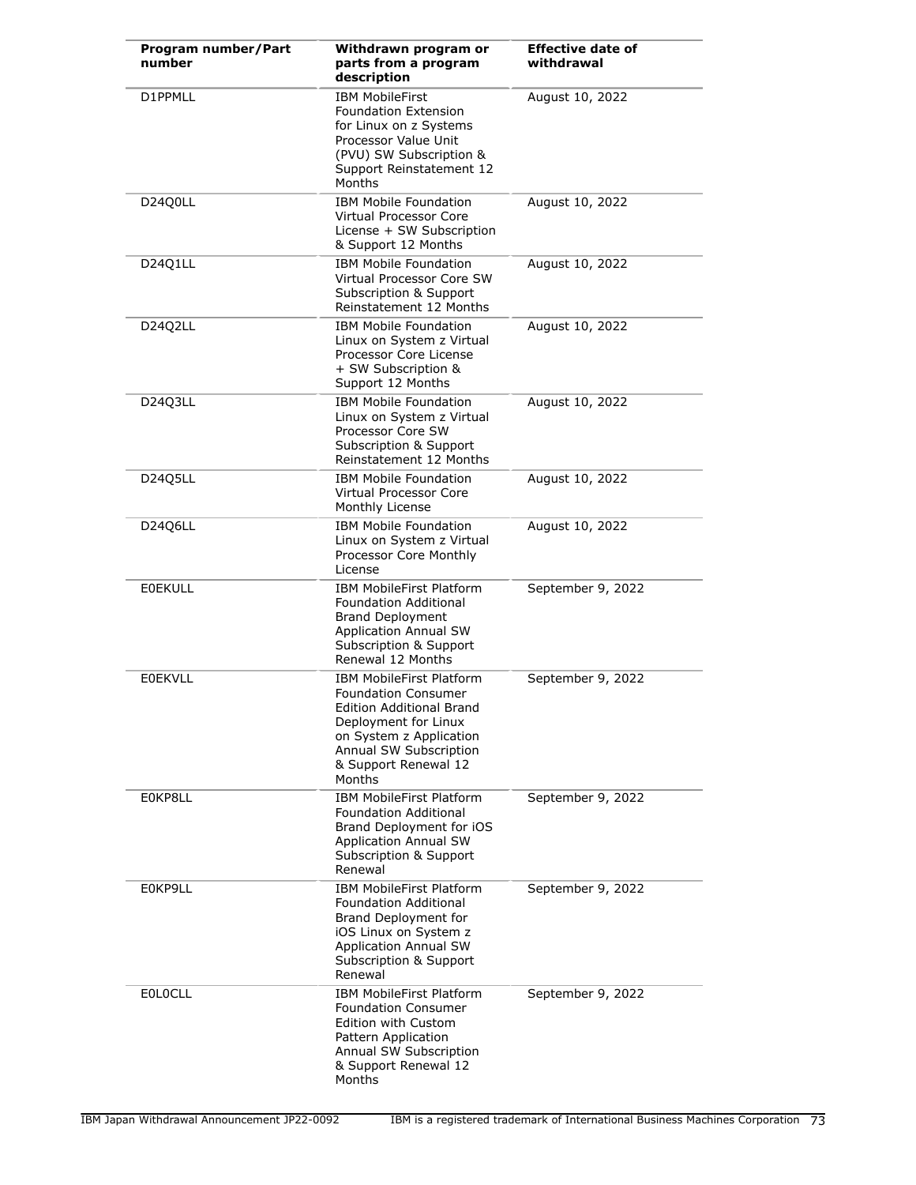| Program number/Part number | Withdrawn program or parts from a program description | Effective date of withdrawal |
|---|---|---|
| D1PPMLL | IBM MobileFirst Foundation Extension for Linux on z Systems Processor Value Unit (PVU) SW Subscription & Support Reinstatement 12 Months | August 10, 2022 |
| D24Q0LL | IBM Mobile Foundation Virtual Processor Core License + SW Subscription & Support 12 Months | August 10, 2022 |
| D24Q1LL | IBM Mobile Foundation Virtual Processor Core SW Subscription & Support Reinstatement 12 Months | August 10, 2022 |
| D24Q2LL | IBM Mobile Foundation Linux on System z Virtual Processor Core License + SW Subscription & Support 12 Months | August 10, 2022 |
| D24Q3LL | IBM Mobile Foundation Linux on System z Virtual Processor Core SW Subscription & Support Reinstatement 12 Months | August 10, 2022 |
| D24Q5LL | IBM Mobile Foundation Virtual Processor Core Monthly License | August 10, 2022 |
| D24Q6LL | IBM Mobile Foundation Linux on System z Virtual Processor Core Monthly License | August 10, 2022 |
| E0EKULL | IBM MobileFirst Platform Foundation Additional Brand Deployment Application Annual SW Subscription & Support Renewal 12 Months | September 9, 2022 |
| E0EKVLL | IBM MobileFirst Platform Foundation Consumer Edition Additional Brand Deployment for Linux on System z Application Annual SW Subscription & Support Renewal 12 Months | September 9, 2022 |
| E0KP8LL | IBM MobileFirst Platform Foundation Additional Brand Deployment for iOS Application Annual SW Subscription & Support Renewal | September 9, 2022 |
| E0KP9LL | IBM MobileFirst Platform Foundation Additional Brand Deployment for iOS Linux on System z Application Annual SW Subscription & Support Renewal | September 9, 2022 |
| E0L0CLL | IBM MobileFirst Platform Foundation Consumer Edition with Custom Pattern Application Annual SW Subscription & Support Renewal 12 Months | September 9, 2022 |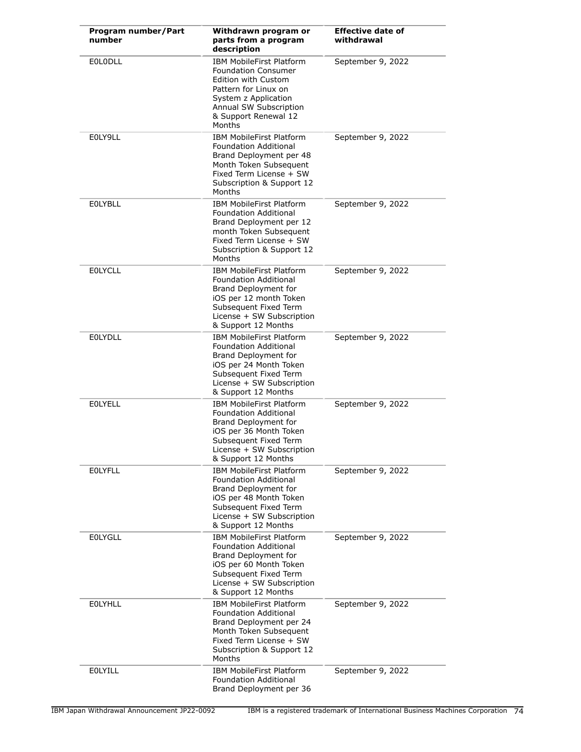| Program number/Part number | Withdrawn program or parts from a program description | Effective date of withdrawal |
|---|---|---|
| E0L0DLL | IBM MobileFirst Platform Foundation Consumer Edition with Custom Pattern for Linux on System z Application Annual SW Subscription & Support Renewal 12 Months | September 9, 2022 |
| E0LY9LL | IBM MobileFirst Platform Foundation Additional Brand Deployment per 48 Month Token Subsequent Fixed Term License + SW Subscription & Support 12 Months | September 9, 2022 |
| E0LYBLL | IBM MobileFirst Platform Foundation Additional Brand Deployment per 12 month Token Subsequent Fixed Term License + SW Subscription & Support 12 Months | September 9, 2022 |
| E0LYCLL | IBM MobileFirst Platform Foundation Additional Brand Deployment for iOS per 12 month Token Subsequent Fixed Term License + SW Subscription & Support 12 Months | September 9, 2022 |
| E0LYDLL | IBM MobileFirst Platform Foundation Additional Brand Deployment for iOS per 24 Month Token Subsequent Fixed Term License + SW Subscription & Support 12 Months | September 9, 2022 |
| E0LYELL | IBM MobileFirst Platform Foundation Additional Brand Deployment for iOS per 36 Month Token Subsequent Fixed Term License + SW Subscription & Support 12 Months | September 9, 2022 |
| E0LYFLL | IBM MobileFirst Platform Foundation Additional Brand Deployment for iOS per 48 Month Token Subsequent Fixed Term License + SW Subscription & Support 12 Months | September 9, 2022 |
| E0LYGLL | IBM MobileFirst Platform Foundation Additional Brand Deployment for iOS per 60 Month Token Subsequent Fixed Term License + SW Subscription & Support 12 Months | September 9, 2022 |
| E0LYHLL | IBM MobileFirst Platform Foundation Additional Brand Deployment per 24 Month Token Subsequent Fixed Term License + SW Subscription & Support 12 Months | September 9, 2022 |
| E0LYILL | IBM MobileFirst Platform Foundation Additional Brand Deployment per 36 | September 9, 2022 |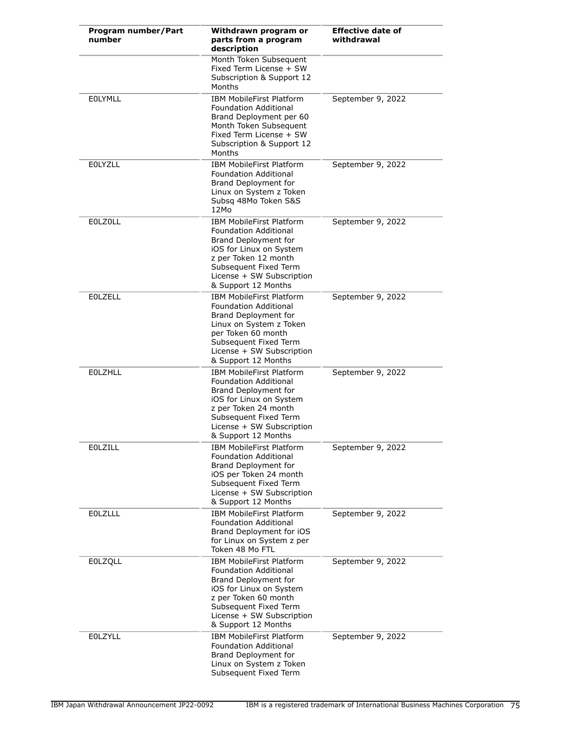| Program number/Part number | Withdrawn program or parts from a program description | Effective date of withdrawal |
|---|---|---|
| | Month Token Subsequent Fixed Term License + SW Subscription & Support 12 Months | |
| E0LYMLL | IBM MobileFirst Platform Foundation Additional Brand Deployment per 60 Month Token Subsequent Fixed Term License + SW Subscription & Support 12 Months | September 9, 2022 |
| E0LYZLL | IBM MobileFirst Platform Foundation Additional Brand Deployment for Linux on System z Token Subsq 48Mo Token S&S 12Mo | September 9, 2022 |
| E0LZ0LL | IBM MobileFirst Platform Foundation Additional Brand Deployment for iOS for Linux on System z per Token 12 month Subsequent Fixed Term License + SW Subscription & Support 12 Months | September 9, 2022 |
| E0LZELL | IBM MobileFirst Platform Foundation Additional Brand Deployment for Linux on System z Token per Token 60 month Subsequent Fixed Term License + SW Subscription & Support 12 Months | September 9, 2022 |
| E0LZHLL | IBM MobileFirst Platform Foundation Additional Brand Deployment for iOS for Linux on System z per Token 24 month Subsequent Fixed Term License + SW Subscription & Support 12 Months | September 9, 2022 |
| E0LZILL | IBM MobileFirst Platform Foundation Additional Brand Deployment for iOS per Token 24 month Subsequent Fixed Term License + SW Subscription & Support 12 Months | September 9, 2022 |
| E0LZLLL | IBM MobileFirst Platform Foundation Additional Brand Deployment for iOS for Linux on System z per Token 48 Mo FTL | September 9, 2022 |
| E0LZQLL | IBM MobileFirst Platform Foundation Additional Brand Deployment for iOS for Linux on System z per Token 60 month Subsequent Fixed Term License + SW Subscription & Support 12 Months | September 9, 2022 |
| E0LZYLL | IBM MobileFirst Platform Foundation Additional Brand Deployment for Linux on System z Token Subsequent Fixed Term | September 9, 2022 |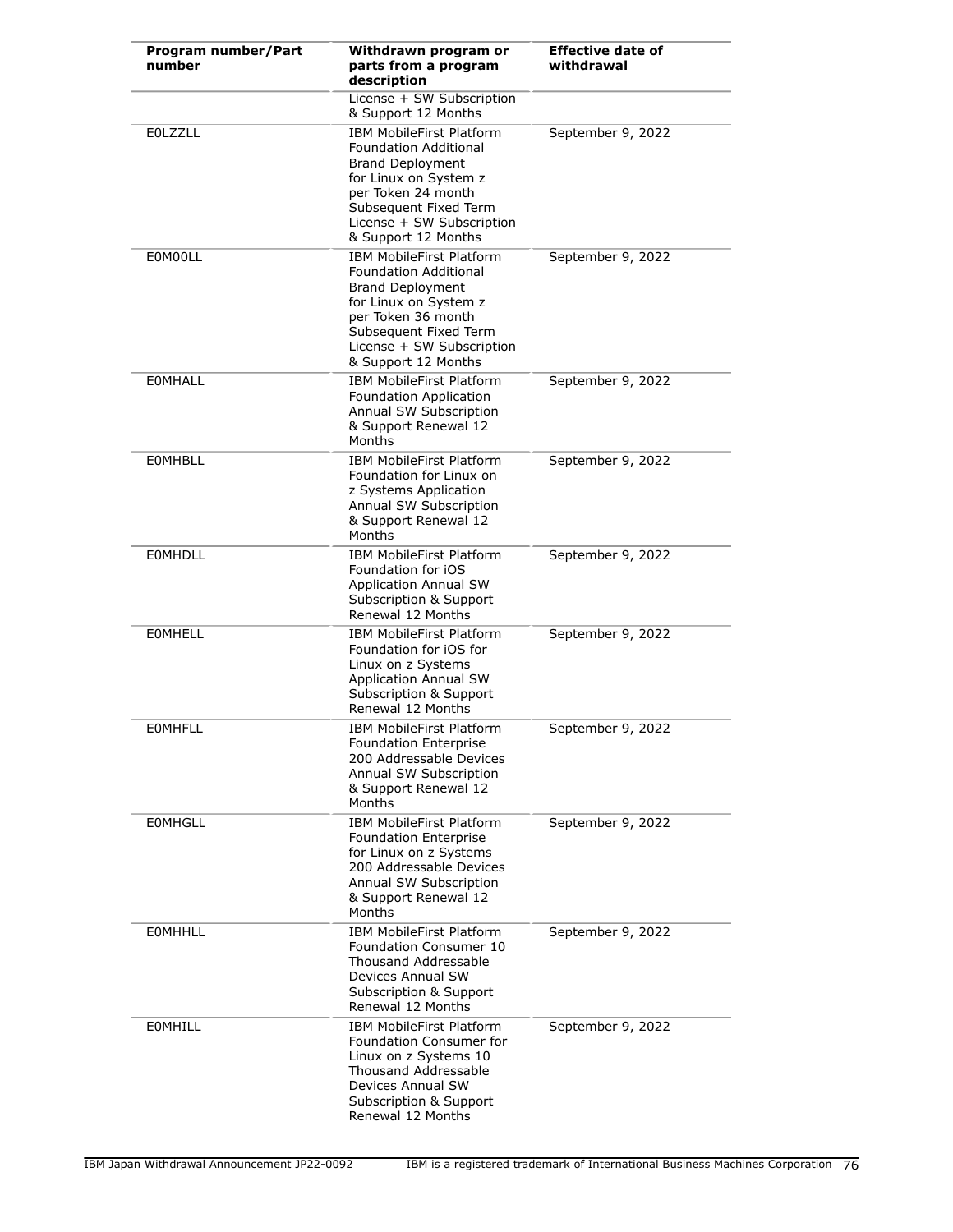| Program number/Part number | Withdrawn program or parts from a program description | Effective date of withdrawal |
|---|---|---|
| | License + SW Subscription & Support 12 Months | |
| E0LZZLL | IBM MobileFirst Platform Foundation Additional Brand Deployment for Linux on System z per Token 24 month Subsequent Fixed Term License + SW Subscription & Support 12 Months | September 9, 2022 |
| E0M00LL | IBM MobileFirst Platform Foundation Additional Brand Deployment for Linux on System z per Token 36 month Subsequent Fixed Term License + SW Subscription & Support 12 Months | September 9, 2022 |
| E0MHALL | IBM MobileFirst Platform Foundation Application Annual SW Subscription & Support Renewal 12 Months | September 9, 2022 |
| E0MHBLL | IBM MobileFirst Platform Foundation for Linux on z Systems Application Annual SW Subscription & Support Renewal 12 Months | September 9, 2022 |
| E0MHDLL | IBM MobileFirst Platform Foundation for iOS Application Annual SW Subscription & Support Renewal 12 Months | September 9, 2022 |
| E0MHELL | IBM MobileFirst Platform Foundation for iOS for Linux on z Systems Application Annual SW Subscription & Support Renewal 12 Months | September 9, 2022 |
| E0MHFLL | IBM MobileFirst Platform Foundation Enterprise 200 Addressable Devices Annual SW Subscription & Support Renewal 12 Months | September 9, 2022 |
| E0MHGLL | IBM MobileFirst Platform Foundation Enterprise for Linux on z Systems 200 Addressable Devices Annual SW Subscription & Support Renewal 12 Months | September 9, 2022 |
| E0MHHLL | IBM MobileFirst Platform Foundation Consumer 10 Thousand Addressable Devices Annual SW Subscription & Support Renewal 12 Months | September 9, 2022 |
| E0MHILL | IBM MobileFirst Platform Foundation Consumer for Linux on z Systems 10 Thousand Addressable Devices Annual SW Subscription & Support Renewal 12 Months | September 9, 2022 |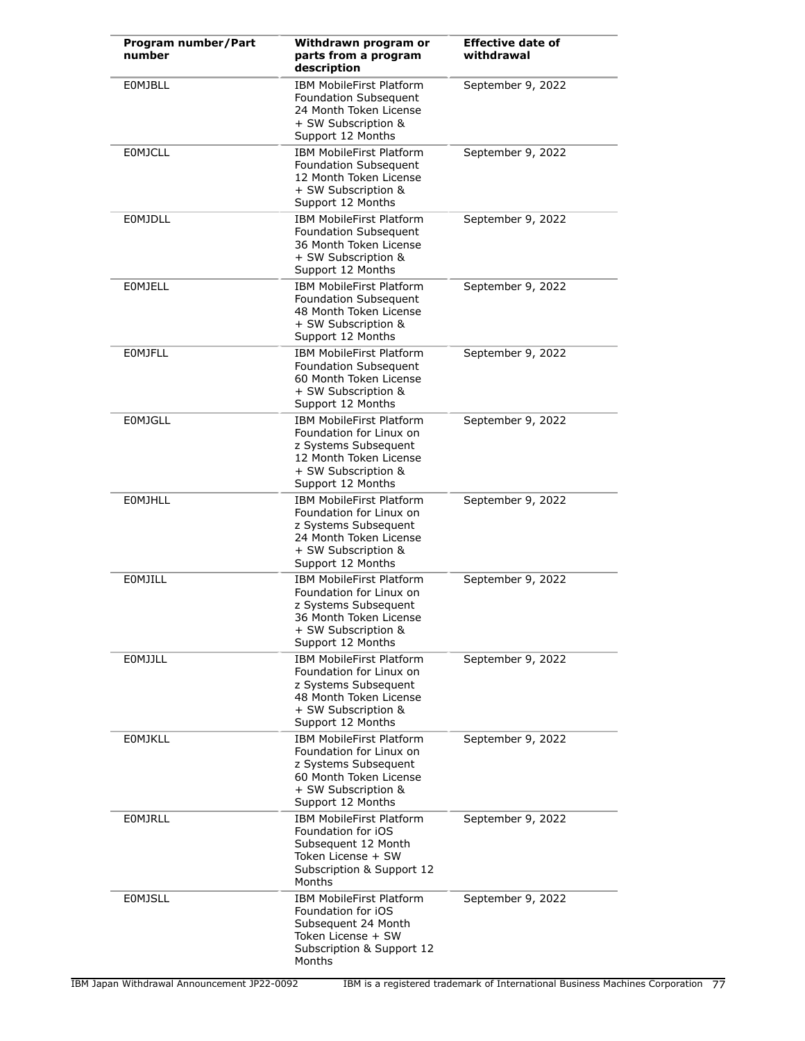| Program number/Part number | Withdrawn program or parts from a program description | Effective date of withdrawal |
|---|---|---|
| E0MJBLL | IBM MobileFirst Platform Foundation Subsequent 24 Month Token License + SW Subscription & Support 12 Months | September 9, 2022 |
| E0MJCLL | IBM MobileFirst Platform Foundation Subsequent 12 Month Token License + SW Subscription & Support 12 Months | September 9, 2022 |
| E0MJDLL | IBM MobileFirst Platform Foundation Subsequent 36 Month Token License + SW Subscription & Support 12 Months | September 9, 2022 |
| E0MJELL | IBM MobileFirst Platform Foundation Subsequent 48 Month Token License + SW Subscription & Support 12 Months | September 9, 2022 |
| E0MJFLL | IBM MobileFirst Platform Foundation Subsequent 60 Month Token License + SW Subscription & Support 12 Months | September 9, 2022 |
| E0MJGLL | IBM MobileFirst Platform Foundation for Linux on z Systems Subsequent 12 Month Token License + SW Subscription & Support 12 Months | September 9, 2022 |
| E0MJHLL | IBM MobileFirst Platform Foundation for Linux on z Systems Subsequent 24 Month Token License + SW Subscription & Support 12 Months | September 9, 2022 |
| E0MJILL | IBM MobileFirst Platform Foundation for Linux on z Systems Subsequent 36 Month Token License + SW Subscription & Support 12 Months | September 9, 2022 |
| E0MJJLL | IBM MobileFirst Platform Foundation for Linux on z Systems Subsequent 48 Month Token License + SW Subscription & Support 12 Months | September 9, 2022 |
| E0MJKLL | IBM MobileFirst Platform Foundation for Linux on z Systems Subsequent 60 Month Token License + SW Subscription & Support 12 Months | September 9, 2022 |
| E0MJRLL | IBM MobileFirst Platform Foundation for iOS Subsequent 12 Month Token License + SW Subscription & Support 12 Months | September 9, 2022 |
| E0MJSLL | IBM MobileFirst Platform Foundation for iOS Subsequent 24 Month Token License + SW Subscription & Support 12 Months | September 9, 2022 |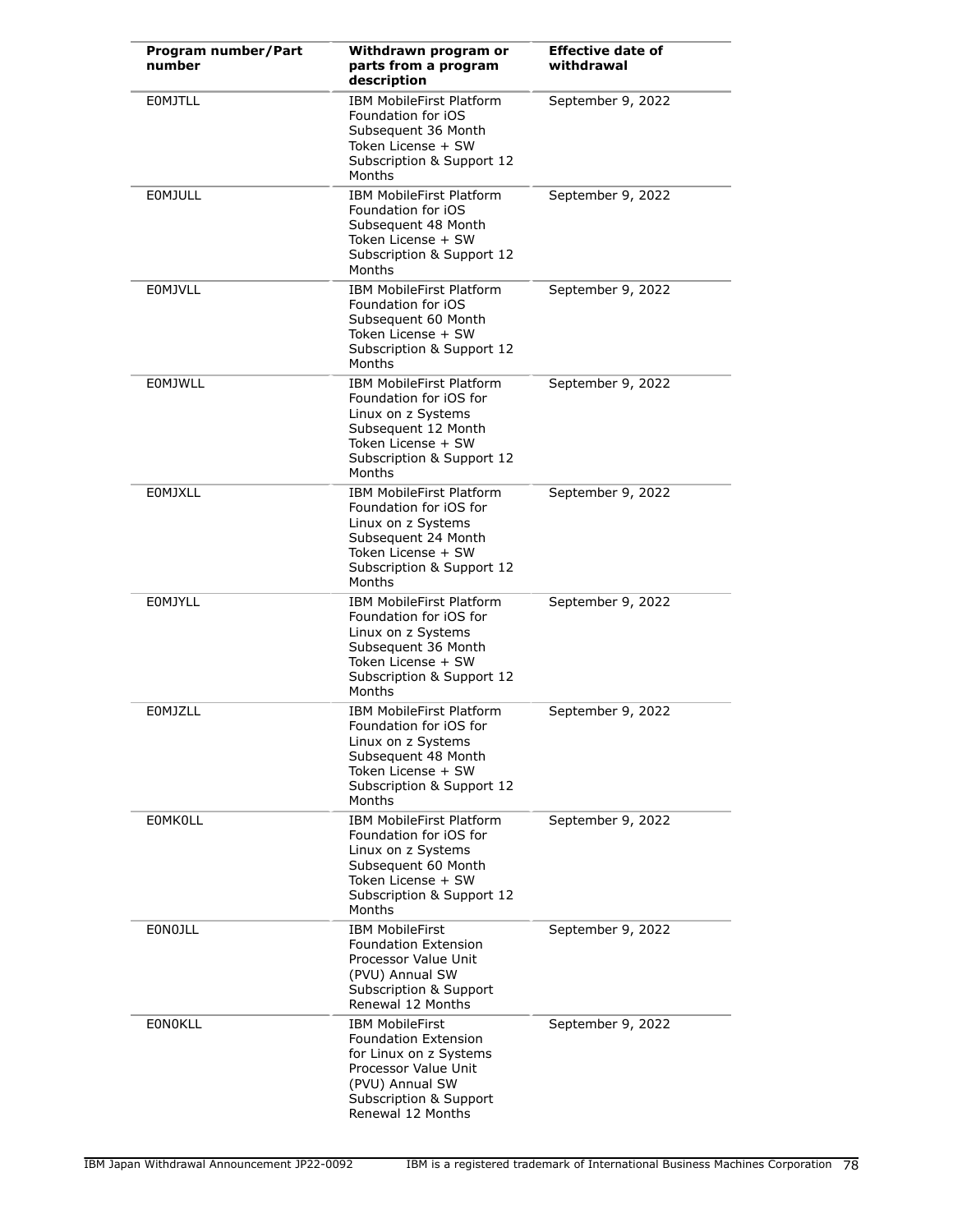| Program number/Part number | Withdrawn program or parts from a program description | Effective date of withdrawal |
| --- | --- | --- |
| E0MJTLL | IBM MobileFirst Platform Foundation for iOS Subsequent 36 Month Token License + SW Subscription & Support 12 Months | September 9, 2022 |
| E0MJULL | IBM MobileFirst Platform Foundation for iOS Subsequent 48 Month Token License + SW Subscription & Support 12 Months | September 9, 2022 |
| E0MJVLL | IBM MobileFirst Platform Foundation for iOS Subsequent 60 Month Token License + SW Subscription & Support 12 Months | September 9, 2022 |
| E0MJWLL | IBM MobileFirst Platform Foundation for iOS for Linux on z Systems Subsequent 12 Month Token License + SW Subscription & Support 12 Months | September 9, 2022 |
| E0MJXLL | IBM MobileFirst Platform Foundation for iOS for Linux on z Systems Subsequent 24 Month Token License + SW Subscription & Support 12 Months | September 9, 2022 |
| E0MJYLL | IBM MobileFirst Platform Foundation for iOS for Linux on z Systems Subsequent 36 Month Token License + SW Subscription & Support 12 Months | September 9, 2022 |
| E0MJZLL | IBM MobileFirst Platform Foundation for iOS for Linux on z Systems Subsequent 48 Month Token License + SW Subscription & Support 12 Months | September 9, 2022 |
| E0MK0LL | IBM MobileFirst Platform Foundation for iOS for Linux on z Systems Subsequent 60 Month Token License + SW Subscription & Support 12 Months | September 9, 2022 |
| E0N0JLL | IBM MobileFirst Foundation Extension Processor Value Unit (PVU) Annual SW Subscription & Support Renewal 12 Months | September 9, 2022 |
| E0N0KLL | IBM MobileFirst Foundation Extension for Linux on z Systems Processor Value Unit (PVU) Annual SW Subscription & Support Renewal 12 Months | September 9, 2022 |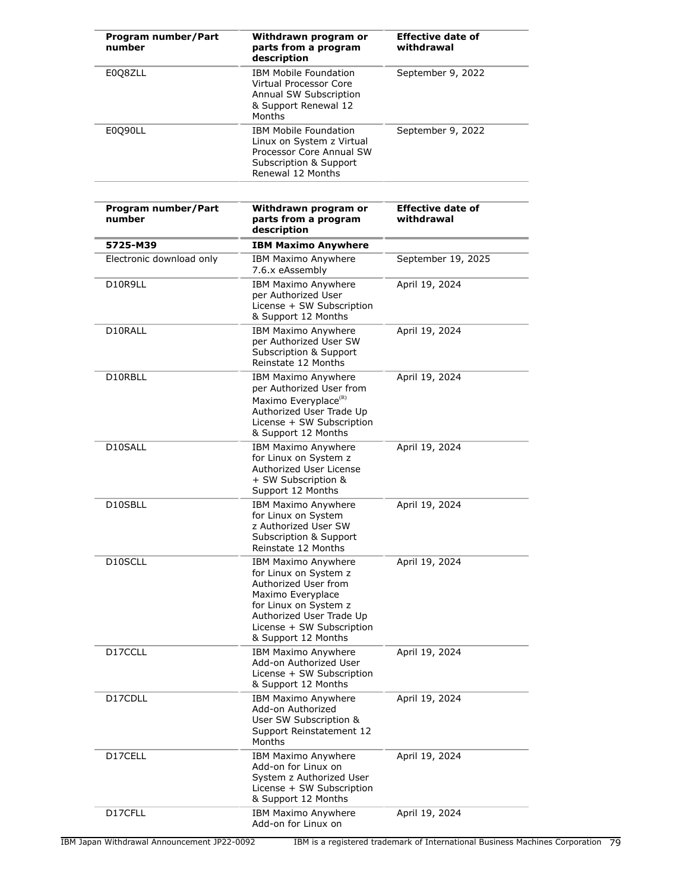| Program number/Part number | Withdrawn program or parts from a program description | Effective date of withdrawal |
|---|---|---|
| E0Q8ZLL | IBM Mobile Foundation Virtual Processor Core Annual SW Subscription & Support Renewal 12 Months | September 9, 2022 |
| E0Q90LL | IBM Mobile Foundation Linux on System z Virtual Processor Core Annual SW Subscription & Support Renewal 12 Months | September 9, 2022 |

| Program number/Part number | Withdrawn program or parts from a program description | Effective date of withdrawal |
|---|---|---|
| **5725-M39** | **IBM Maximo Anywhere** | |
| Electronic download only | IBM Maximo Anywhere 7.6.x eAssembly | September 19, 2025 |
| D10R9LL | IBM Maximo Anywhere per Authorized User License + SW Subscription & Support 12 Months | April 19, 2024 |
| D10RALL | IBM Maximo Anywhere per Authorized User SW Subscription & Support Reinstate 12 Months | April 19, 2024 |
| D10RBLL | IBM Maximo Anywhere per Authorized User from Maximo Everyplace(R) Authorized User Trade Up License + SW Subscription & Support 12 Months | April 19, 2024 |
| D10SALL | IBM Maximo Anywhere for Linux on System z Authorized User License + SW Subscription & Support 12 Months | April 19, 2024 |
| D10SBLL | IBM Maximo Anywhere for Linux on System z Authorized User SW Subscription & Support Reinstate 12 Months | April 19, 2024 |
| D10SCLL | IBM Maximo Anywhere for Linux on System z Authorized User from Maximo Everyplace for Linux on System z Authorized User Trade Up License + SW Subscription & Support 12 Months | April 19, 2024 |
| D17CCLL | IBM Maximo Anywhere Add-on Authorized User License + SW Subscription & Support 12 Months | April 19, 2024 |
| D17CDLL | IBM Maximo Anywhere Add-on Authorized User SW Subscription & Support Reinstatement 12 Months | April 19, 2024 |
| D17CELL | IBM Maximo Anywhere Add-on for Linux on System z Authorized User License + SW Subscription & Support 12 Months | April 19, 2024 |
| D17CFLL | IBM Maximo Anywhere Add-on for Linux on | April 19, 2024 |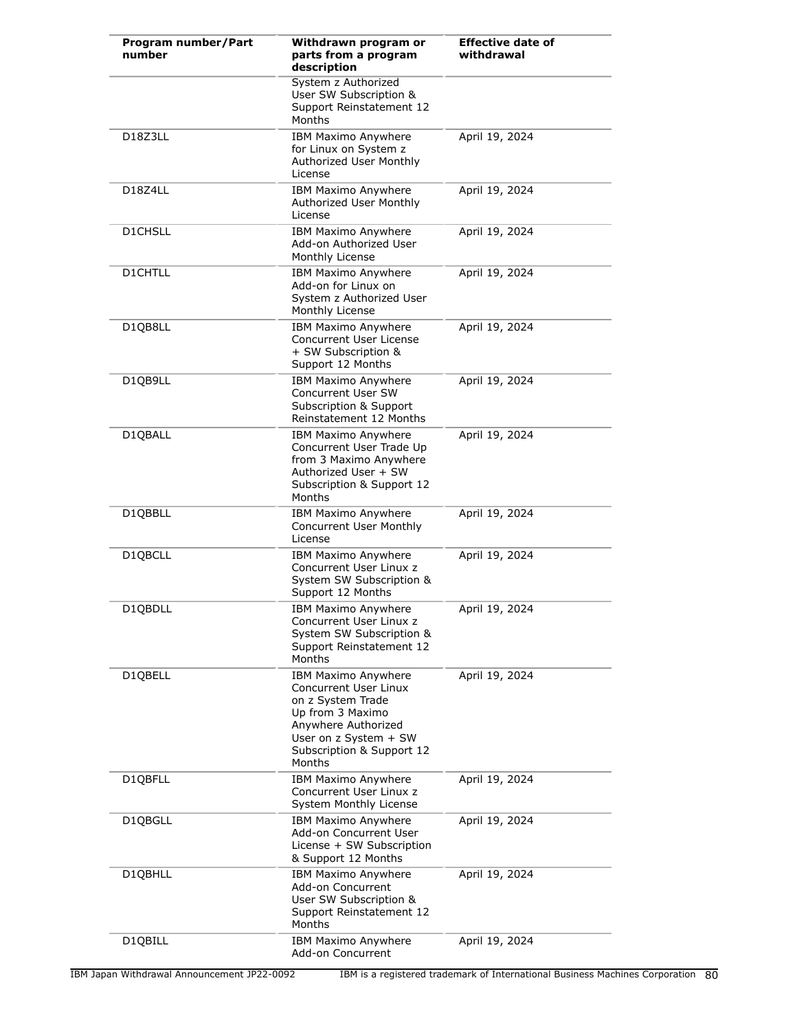| Program number/Part number | Withdrawn program or parts from a program description | Effective date of withdrawal |
|---|---|---|
| | System z Authorized User SW Subscription & Support Reinstatement 12 Months | |
| D18Z3LL | IBM Maximo Anywhere for Linux on System z Authorized User Monthly License | April 19, 2024 |
| D18Z4LL | IBM Maximo Anywhere Authorized User Monthly License | April 19, 2024 |
| D1CHSLL | IBM Maximo Anywhere Add-on Authorized User Monthly License | April 19, 2024 |
| D1CHTLL | IBM Maximo Anywhere Add-on for Linux on System z Authorized User Monthly License | April 19, 2024 |
| D1QB8LL | IBM Maximo Anywhere Concurrent User License + SW Subscription & Support 12 Months | April 19, 2024 |
| D1QB9LL | IBM Maximo Anywhere Concurrent User SW Subscription & Support Reinstatement 12 Months | April 19, 2024 |
| D1QBALL | IBM Maximo Anywhere Concurrent User Trade Up from 3 Maximo Anywhere Authorized User + SW Subscription & Support 12 Months | April 19, 2024 |
| D1QBBLL | IBM Maximo Anywhere Concurrent User Monthly License | April 19, 2024 |
| D1QBCLL | IBM Maximo Anywhere Concurrent User Linux z System SW Subscription & Support 12 Months | April 19, 2024 |
| D1QBDLL | IBM Maximo Anywhere Concurrent User Linux z System SW Subscription & Support Reinstatement 12 Months | April 19, 2024 |
| D1QBELL | IBM Maximo Anywhere Concurrent User Linux on z System Trade Up from 3 Maximo Anywhere Authorized User on z System + SW Subscription & Support 12 Months | April 19, 2024 |
| D1QBFLL | IBM Maximo Anywhere Concurrent User Linux z System Monthly License | April 19, 2024 |
| D1QBGLL | IBM Maximo Anywhere Add-on Concurrent User License + SW Subscription & Support 12 Months | April 19, 2024 |
| D1QBHLL | IBM Maximo Anywhere Add-on Concurrent User SW Subscription & Support Reinstatement 12 Months | April 19, 2024 |
| D1QBILL | IBM Maximo Anywhere Add-on Concurrent | April 19, 2024 |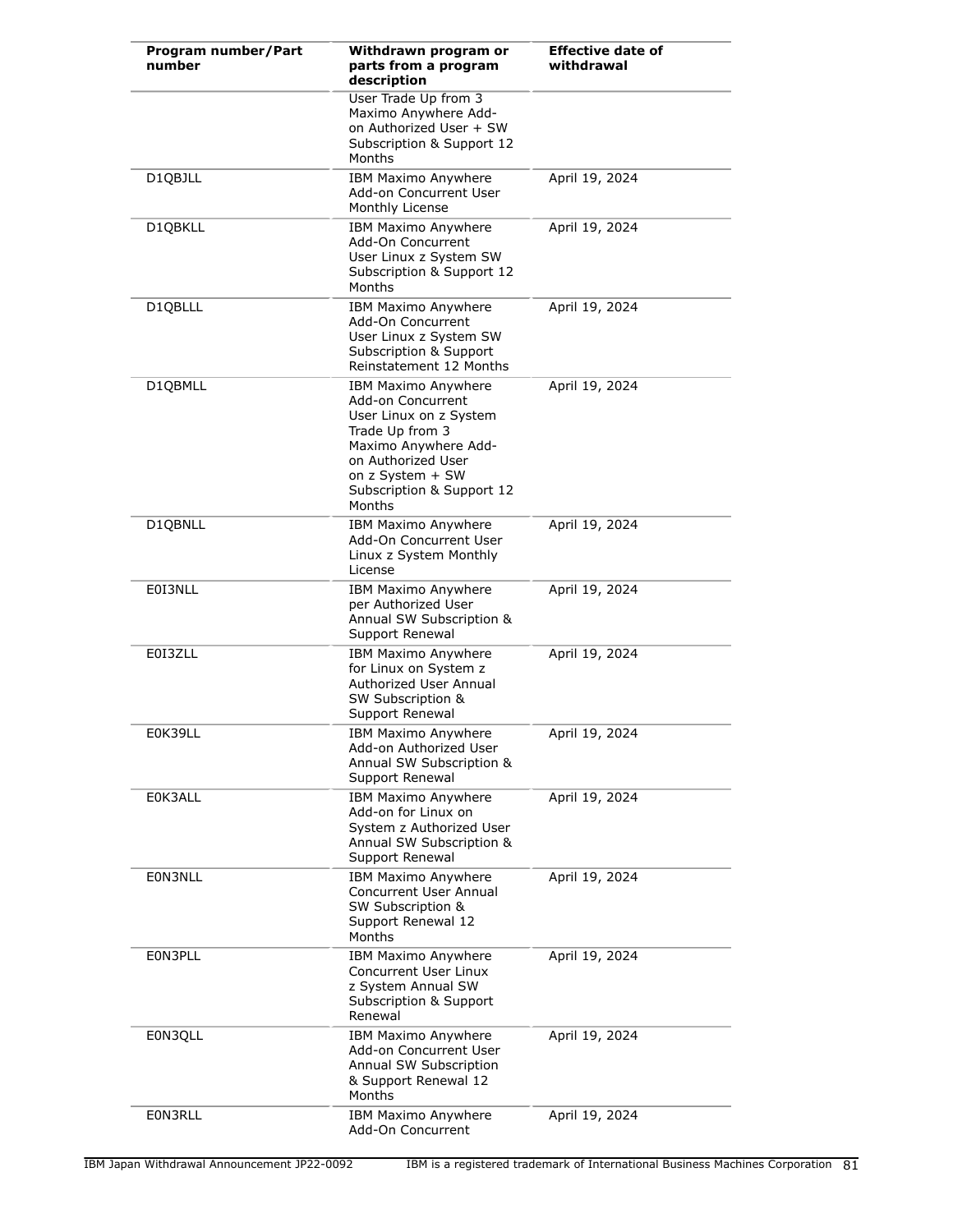| Program number/Part number | Withdrawn program or parts from a program description | Effective date of withdrawal |
|---|---|---|
| | User Trade Up from 3 Maximo Anywhere Add-on Authorized User + SW Subscription & Support 12 Months | |
| D1QBJLL | IBM Maximo Anywhere Add-on Concurrent User Monthly License | April 19, 2024 |
| D1QBKLL | IBM Maximo Anywhere Add-On Concurrent User Linux z System SW Subscription & Support 12 Months | April 19, 2024 |
| D1QBLLL | IBM Maximo Anywhere Add-On Concurrent User Linux z System SW Subscription & Support Reinstatement 12 Months | April 19, 2024 |
| D1QBMLL | IBM Maximo Anywhere Add-on Concurrent User Linux on z System Trade Up from 3 Maximo Anywhere Add-on Authorized User on z System + SW Subscription & Support 12 Months | April 19, 2024 |
| D1QBNLL | IBM Maximo Anywhere Add-On Concurrent User Linux z System Monthly License | April 19, 2024 |
| E0I3NLL | IBM Maximo Anywhere per Authorized User Annual SW Subscription & Support Renewal | April 19, 2024 |
| E0I3ZLL | IBM Maximo Anywhere for Linux on System z Authorized User Annual SW Subscription & Support Renewal | April 19, 2024 |
| E0K39LL | IBM Maximo Anywhere Add-on Authorized User Annual SW Subscription & Support Renewal | April 19, 2024 |
| E0K3ALL | IBM Maximo Anywhere Add-on for Linux on System z Authorized User Annual SW Subscription & Support Renewal | April 19, 2024 |
| E0N3NLL | IBM Maximo Anywhere Concurrent User Annual SW Subscription & Support Renewal 12 Months | April 19, 2024 |
| E0N3PLL | IBM Maximo Anywhere Concurrent User Linux z System Annual SW Subscription & Support Renewal | April 19, 2024 |
| E0N3QLL | IBM Maximo Anywhere Add-on Concurrent User Annual SW Subscription & Support Renewal 12 Months | April 19, 2024 |
| E0N3RLL | IBM Maximo Anywhere Add-On Concurrent | April 19, 2024 |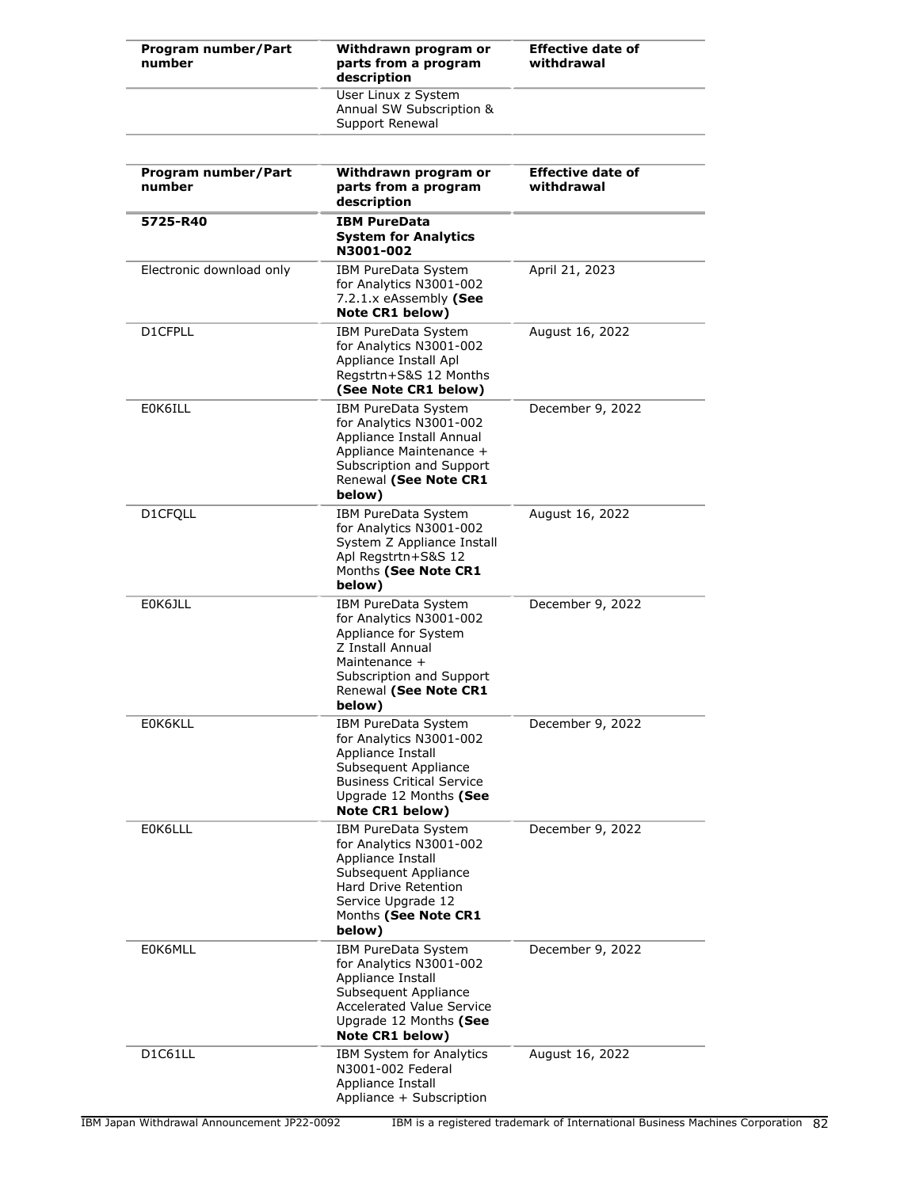| Program number/Part number | Withdrawn program or parts from a program description | Effective date of withdrawal |
|---|---|---|
| | User Linux z System Annual SW Subscription & Support Renewal | |

| Program number/Part number | Withdrawn program or parts from a program description | Effective date of withdrawal |
|---|---|---|
| **5725-R40** | **IBM PureData System for Analytics N3001-002** | |
| Electronic download only | IBM PureData System for Analytics N3001-002 7.2.1.x eAssembly **(See Note CR1 below)** | April 21, 2023 |
| D1CFPLL | IBM PureData System for Analytics N3001-002 Appliance Install Apl Regstrtn+S&S 12 Months **(See Note CR1 below)** | August 16, 2022 |
| E0K6ILL | IBM PureData System for Analytics N3001-002 Appliance Install Annual Appliance Maintenance + Subscription and Support Renewal **(See Note CR1 below)** | December 9, 2022 |
| D1CFQLL | IBM PureData System for Analytics N3001-002 System Z Appliance Install Apl Regstrtn+S&S 12 Months **(See Note CR1 below)** | August 16, 2022 |
| E0K6JLL | IBM PureData System for Analytics N3001-002 Appliance for System Z Install Annual Maintenance + Subscription and Support Renewal **(See Note CR1 below)** | December 9, 2022 |
| E0K6KLL | IBM PureData System for Analytics N3001-002 Appliance Install Subsequent Appliance Business Critical Service Upgrade 12 Months **(See Note CR1 below)** | December 9, 2022 |
| E0K6LLL | IBM PureData System for Analytics N3001-002 Appliance Install Subsequent Appliance Hard Drive Retention Service Upgrade 12 Months **(See Note CR1 below)** | December 9, 2022 |
| E0K6MLL | IBM PureData System for Analytics N3001-002 Appliance Install Subsequent Appliance Accelerated Value Service Upgrade 12 Months **(See Note CR1 below)** | December 9, 2022 |
| D1C61LL | IBM System for Analytics N3001-002 Federal Appliance Install Appliance + Subscription | August 16, 2022 |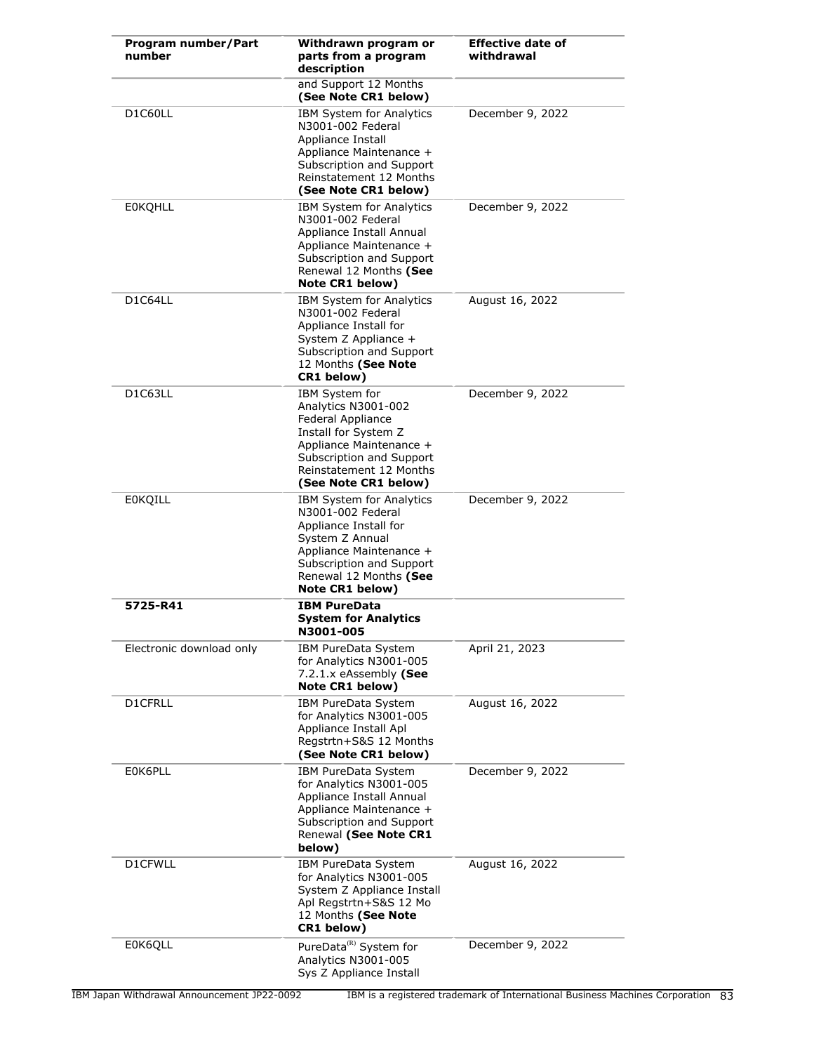| Program number/Part number | Withdrawn program or parts from a program description | Effective date of withdrawal |
|---|---|---|
| | and Support 12 Months **(See Note CR1 below)** | |
| D1C60LL | IBM System for Analytics N3001-002 Federal Appliance Install Appliance Maintenance + Subscription and Support Reinstatement 12 Months **(See Note CR1 below)** | December 9, 2022 |
| E0KQHLL | IBM System for Analytics N3001-002 Federal Appliance Install Annual Appliance Maintenance + Subscription and Support Renewal 12 Months **(See Note CR1 below)** | December 9, 2022 |
| D1C64LL | IBM System for Analytics N3001-002 Federal Appliance Install for System Z Appliance + Subscription and Support 12 Months **(See Note CR1 below)** | August 16, 2022 |
| D1C63LL | IBM System for Analytics N3001-002 Federal Appliance Install for System Z Appliance Maintenance + Subscription and Support Reinstatement 12 Months **(See Note CR1 below)** | December 9, 2022 |
| E0KQILL | IBM System for Analytics N3001-002 Federal Appliance Install for System Z Annual Appliance Maintenance + Subscription and Support Renewal 12 Months **(See Note CR1 below)** | December 9, 2022 |
| **5725-R41** | **IBM PureData System for Analytics N3001-005** | |
| Electronic download only | IBM PureData System for Analytics N3001-005 7.2.1.x eAssembly **(See Note CR1 below)** | April 21, 2023 |
| D1CFRLL | IBM PureData System for Analytics N3001-005 Appliance Install Apl Regstrtn+S&S 12 Months **(See Note CR1 below)** | August 16, 2022 |
| E0K6PLL | IBM PureData System for Analytics N3001-005 Appliance Install Annual Appliance Maintenance + Subscription and Support Renewal **(See Note CR1 below)** | December 9, 2022 |
| D1CFWLL | IBM PureData System for Analytics N3001-005 System Z Appliance Install Apl Regstrtn+S&S 12 Mo 12 Months **(See Note CR1 below)** | August 16, 2022 |
| E0K6QLL | PureData(R) System for Analytics N3001-005 Sys Z Appliance Install | December 9, 2022 |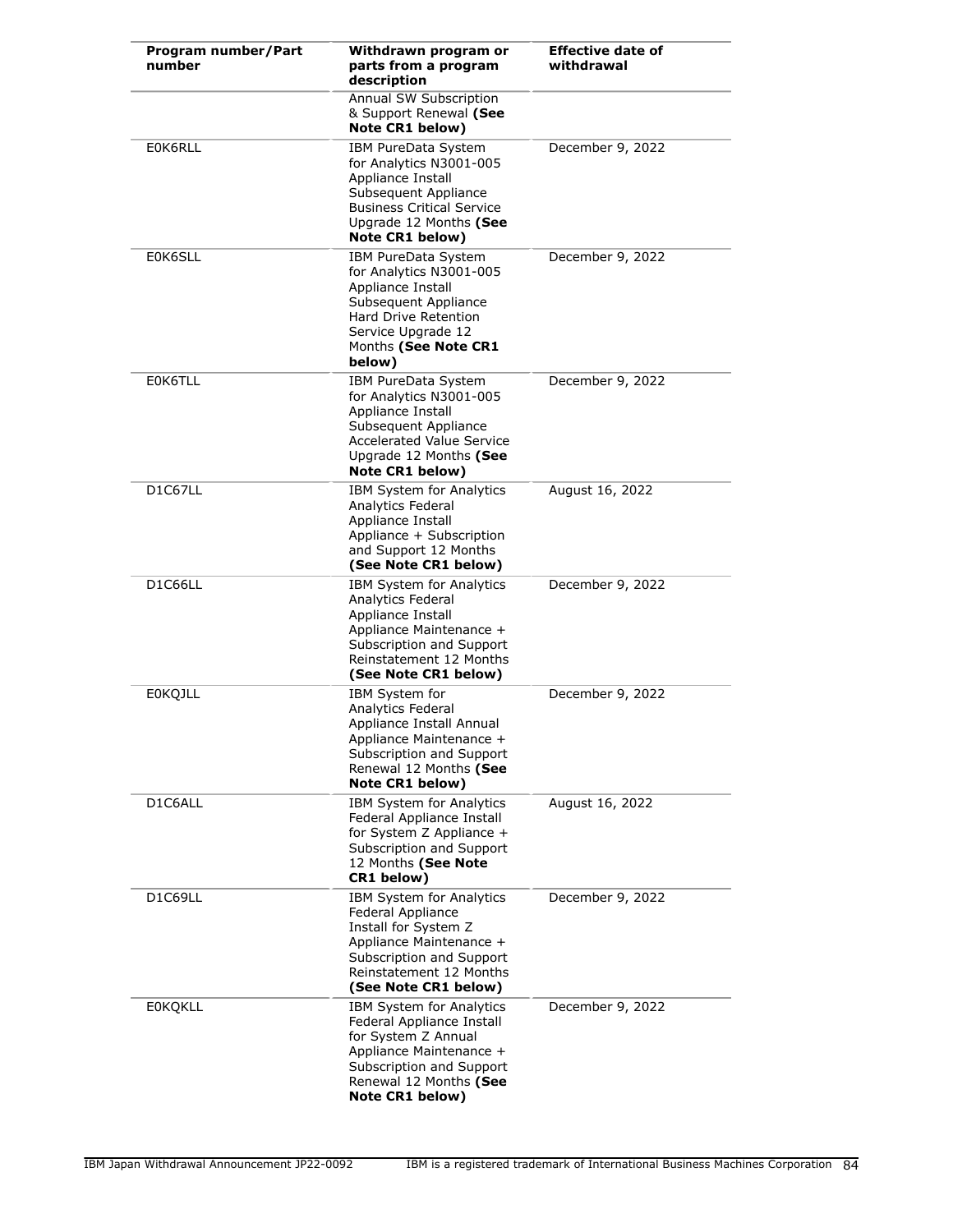| Program number/Part number | Withdrawn program or parts from a program description | Effective date of withdrawal |
|---|---|---|
| | Annual SW Subscription & Support Renewal **(See Note CR1 below)** | |
| E0K6RLL | IBM PureData System for Analytics N3001-005 Appliance Install Subsequent Appliance Business Critical Service Upgrade 12 Months **(See Note CR1 below)** | December 9, 2022 |
| E0K6SLL | IBM PureData System for Analytics N3001-005 Appliance Install Subsequent Appliance Hard Drive Retention Service Upgrade 12 Months **(See Note CR1 below)** | December 9, 2022 |
| E0K6TLL | IBM PureData System for Analytics N3001-005 Appliance Install Subsequent Appliance Accelerated Value Service Upgrade 12 Months **(See Note CR1 below)** | December 9, 2022 |
| D1C67LL | IBM System for Analytics Analytics Federal Appliance Install Appliance + Subscription and Support 12 Months **(See Note CR1 below)** | August 16, 2022 |
| D1C66LL | IBM System for Analytics Analytics Federal Appliance Install Appliance Maintenance + Subscription and Support Reinstatement 12 Months **(See Note CR1 below)** | December 9, 2022 |
| E0KQJLL | IBM System for Analytics Federal Appliance Install Annual Appliance Maintenance + Subscription and Support Renewal 12 Months **(See Note CR1 below)** | December 9, 2022 |
| D1C6ALL | IBM System for Analytics Federal Appliance Install for System Z Appliance + Subscription and Support 12 Months **(See Note CR1 below)** | August 16, 2022 |
| D1C69LL | IBM System for Analytics Federal Appliance Install for System Z Appliance Maintenance + Subscription and Support Reinstatement 12 Months **(See Note CR1 below)** | December 9, 2022 |
| E0KQKLL | IBM System for Analytics Federal Appliance Install for System Z Annual Appliance Maintenance + Subscription and Support Renewal 12 Months **(See Note CR1 below)** | December 9, 2022 |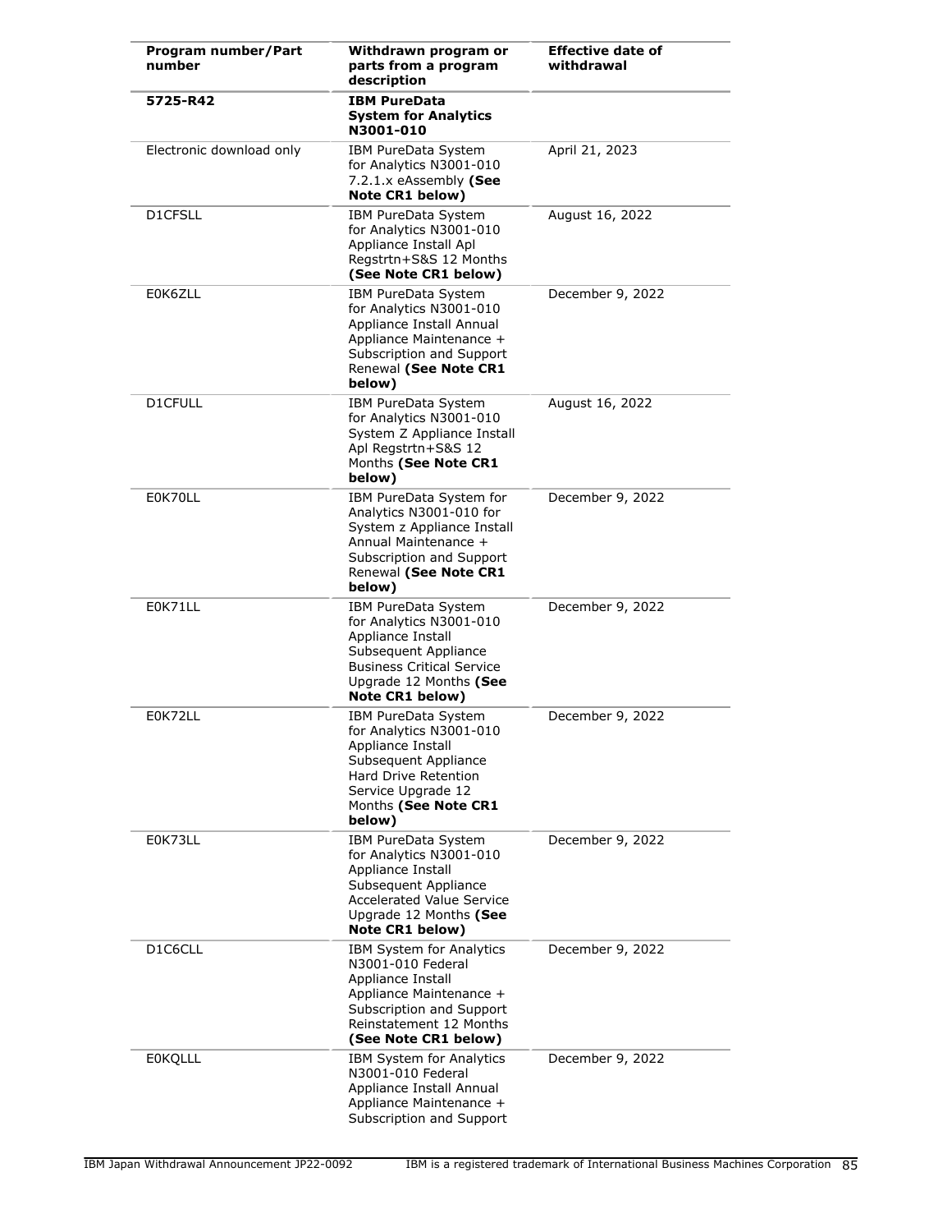| Program number/Part number | Withdrawn program or parts from a program description | Effective date of withdrawal |
|---|---|---|
| **5725-R42** | **IBM PureData System for Analytics N3001-010** | |
| Electronic download only | IBM PureData System for Analytics N3001-010 7.2.1.x eAssembly **(See Note CR1 below)** | April 21, 2023 |
| D1CFSLL | IBM PureData System for Analytics N3001-010 Appliance Install Apl Regstrtn+S&S 12 Months **(See Note CR1 below)** | August 16, 2022 |
| E0K6ZLL | IBM PureData System for Analytics N3001-010 Appliance Install Annual Appliance Maintenance + Subscription and Support Renewal **(See Note CR1 below)** | December 9, 2022 |
| D1CFULL | IBM PureData System for Analytics N3001-010 System Z Appliance Install Apl Regstrtn+S&S 12 Months **(See Note CR1 below)** | August 16, 2022 |
| E0K70LL | IBM PureData System for Analytics N3001-010 for System z Appliance Install Annual Maintenance + Subscription and Support Renewal **(See Note CR1 below)** | December 9, 2022 |
| E0K71LL | IBM PureData System for Analytics N3001-010 Appliance Install Subsequent Appliance Business Critical Service Upgrade 12 Months **(See Note CR1 below)** | December 9, 2022 |
| E0K72LL | IBM PureData System for Analytics N3001-010 Appliance Install Subsequent Appliance Hard Drive Retention Service Upgrade 12 Months **(See Note CR1 below)** | December 9, 2022 |
| E0K73LL | IBM PureData System for Analytics N3001-010 Appliance Install Subsequent Appliance Accelerated Value Service Upgrade 12 Months **(See Note CR1 below)** | December 9, 2022 |
| D1C6CLL | IBM System for Analytics N3001-010 Federal Appliance Install Appliance Maintenance + Subscription and Support Reinstatement 12 Months **(See Note CR1 below)** | December 9, 2022 |
| E0KQLLL | IBM System for Analytics N3001-010 Federal Appliance Install Annual Appliance Maintenance + Subscription and Support | December 9, 2022 |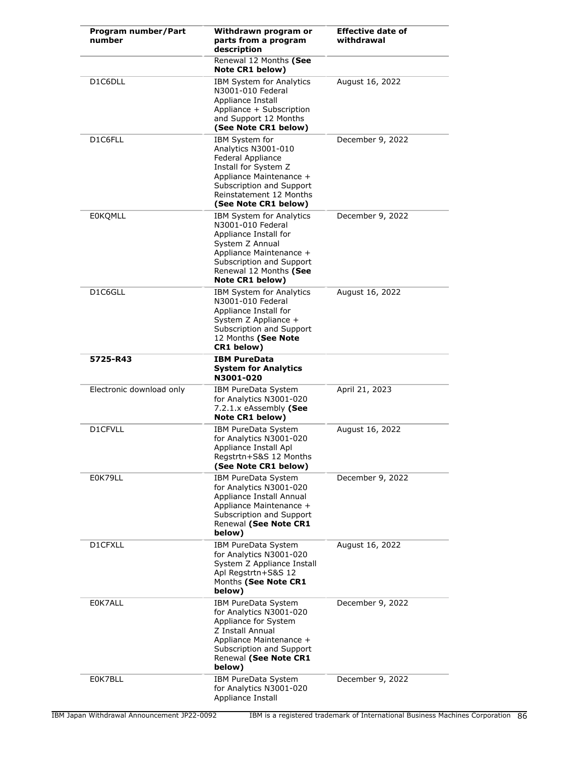| Program number/Part number | Withdrawn program or parts from a program description | Effective date of withdrawal |
|---|---|---|
| | Renewal 12 Months **(See Note CR1 below)** | |
| D1C6DLL | IBM System for Analytics N3001-010 Federal Appliance Install Appliance + Subscription and Support 12 Months **(See Note CR1 below)** | August 16, 2022 |
| D1C6FLL | IBM System for Analytics N3001-010 Federal Appliance Install for System Z Appliance Maintenance + Subscription and Support Reinstatement 12 Months **(See Note CR1 below)** | December 9, 2022 |
| E0KQMLL | IBM System for Analytics N3001-010 Federal Appliance Install for System Z Annual Appliance Maintenance + Subscription and Support Renewal 12 Months **(See Note CR1 below)** | December 9, 2022 |
| D1C6GLL | IBM System for Analytics N3001-010 Federal Appliance Install for System Z Appliance + Subscription and Support 12 Months **(See Note CR1 below)** | August 16, 2022 |
| **5725-R43** | **IBM PureData System for Analytics N3001-020** | |
| Electronic download only | IBM PureData System for Analytics N3001-020 7.2.1.x eAssembly **(See Note CR1 below)** | April 21, 2023 |
| D1CFVLL | IBM PureData System for Analytics N3001-020 Appliance Install Apl Regstrtn+S&S 12 Months **(See Note CR1 below)** | August 16, 2022 |
| E0K79LL | IBM PureData System for Analytics N3001-020 Appliance Install Annual Appliance Maintenance + Subscription and Support Renewal **(See Note CR1 below)** | December 9, 2022 |
| D1CFXLL | IBM PureData System for Analytics N3001-020 System Z Appliance Install Apl Regstrtn+S&S 12 Months **(See Note CR1 below)** | August 16, 2022 |
| E0K7ALL | IBM PureData System for Analytics N3001-020 Appliance for System Z Install Annual Appliance Maintenance + Subscription and Support Renewal **(See Note CR1 below)** | December 9, 2022 |
| E0K7BLL | IBM PureData System for Analytics N3001-020 Appliance Install | December 9, 2022 |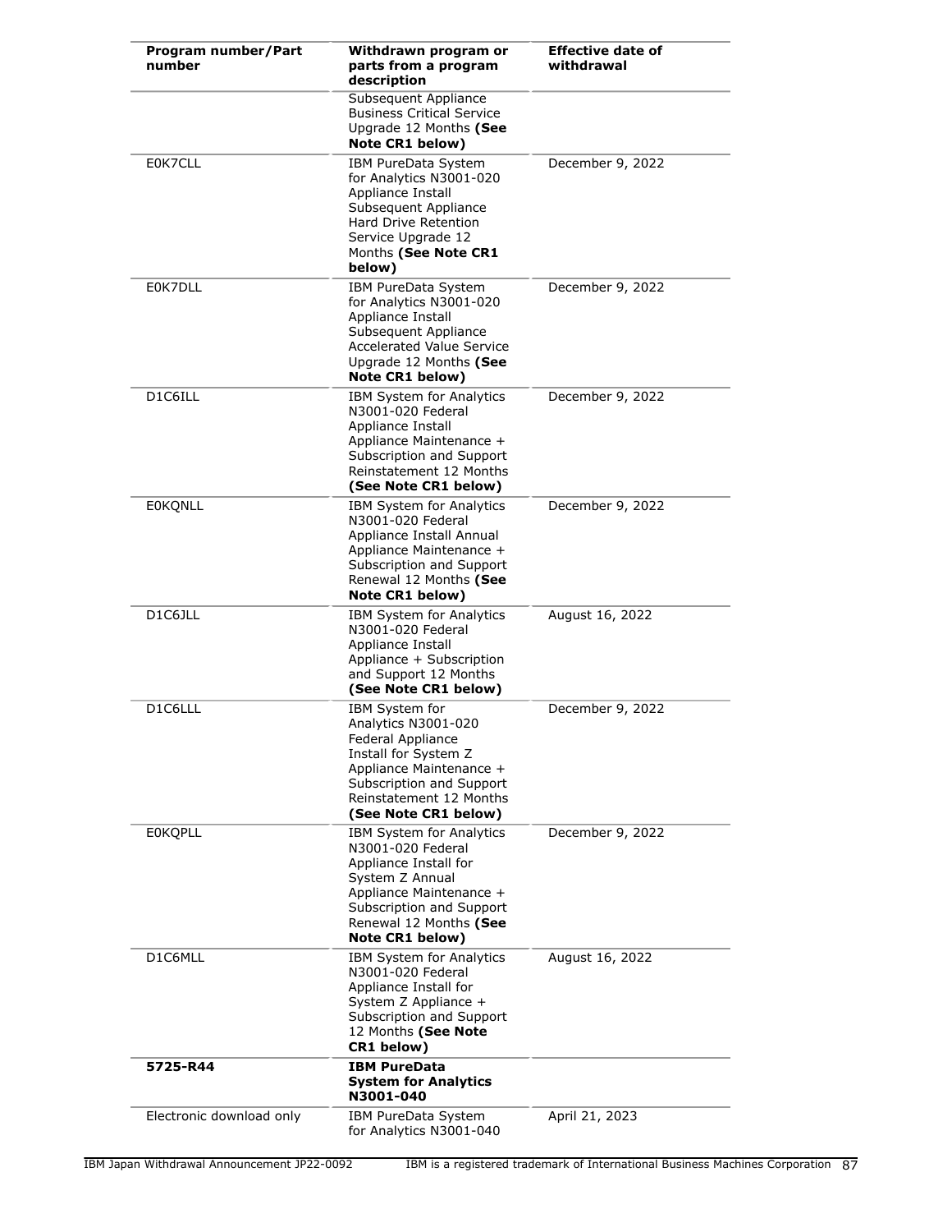| Program number/Part number | Withdrawn program or parts from a program description | Effective date of withdrawal |
|---|---|---|
| | Subsequent Appliance Business Critical Service Upgrade 12 Months **(See Note CR1 below)** | |
| E0K7CLL | IBM PureData System for Analytics N3001-020 Appliance Install Subsequent Appliance Hard Drive Retention Service Upgrade 12 Months **(See Note CR1 below)** | December 9, 2022 |
| E0K7DLL | IBM PureData System for Analytics N3001-020 Appliance Install Subsequent Appliance Accelerated Value Service Upgrade 12 Months **(See Note CR1 below)** | December 9, 2022 |
| D1C6ILL | IBM System for Analytics N3001-020 Federal Appliance Install Appliance Maintenance + Subscription and Support Reinstatement 12 Months **(See Note CR1 below)** | December 9, 2022 |
| E0KQNLL | IBM System for Analytics N3001-020 Federal Appliance Install Annual Appliance Maintenance + Subscription and Support Renewal 12 Months **(See Note CR1 below)** | December 9, 2022 |
| D1C6JLL | IBM System for Analytics N3001-020 Federal Appliance Install Appliance + Subscription and Support 12 Months **(See Note CR1 below)** | August 16, 2022 |
| D1C6LLL | IBM System for Analytics N3001-020 Federal Appliance Install for System Z Appliance Maintenance + Subscription and Support Reinstatement 12 Months **(See Note CR1 below)** | December 9, 2022 |
| E0KQPLL | IBM System for Analytics N3001-020 Federal Appliance Install for System Z Annual Appliance Maintenance + Subscription and Support Renewal 12 Months **(See Note CR1 below)** | December 9, 2022 |
| D1C6MLL | IBM System for Analytics N3001-020 Federal Appliance Install for System Z Appliance + Subscription and Support 12 Months **(See Note CR1 below)** | August 16, 2022 |
| **5725-R44** | **IBM PureData System for Analytics N3001-040** | |
| Electronic download only | IBM PureData System for Analytics N3001-040 | April 21, 2023 |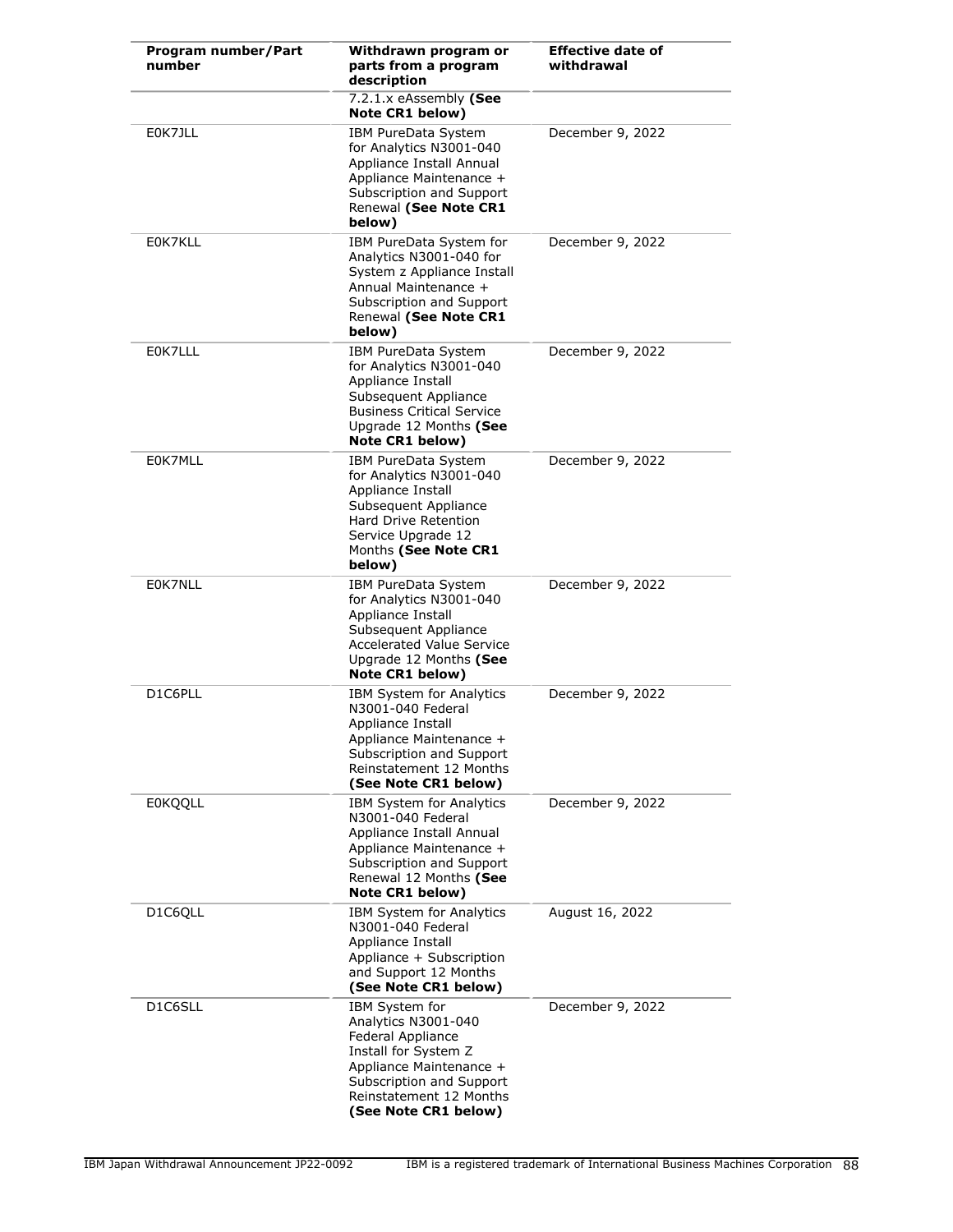| Program number/Part number | Withdrawn program or parts from a program description | Effective date of withdrawal |
|---|---|---|
| | 7.2.1.x eAssembly **(See Note CR1 below)** | |
| E0K7JLL | IBM PureData System for Analytics N3001-040 Appliance Install Annual Appliance Maintenance + Subscription and Support Renewal **(See Note CR1 below)** | December 9, 2022 |
| E0K7KLL | IBM PureData System for Analytics N3001-040 for System z Appliance Install Annual Maintenance + Subscription and Support Renewal **(See Note CR1 below)** | December 9, 2022 |
| E0K7LLL | IBM PureData System for Analytics N3001-040 Appliance Install Subsequent Appliance Business Critical Service Upgrade 12 Months **(See Note CR1 below)** | December 9, 2022 |
| E0K7MLL | IBM PureData System for Analytics N3001-040 Appliance Install Subsequent Appliance Hard Drive Retention Service Upgrade 12 Months **(See Note CR1 below)** | December 9, 2022 |
| E0K7NLL | IBM PureData System for Analytics N3001-040 Appliance Install Subsequent Appliance Accelerated Value Service Upgrade 12 Months **(See Note CR1 below)** | December 9, 2022 |
| D1C6PLL | IBM System for Analytics N3001-040 Federal Appliance Install Appliance Maintenance + Subscription and Support Reinstatement 12 Months **(See Note CR1 below)** | December 9, 2022 |
| E0KQQLL | IBM System for Analytics N3001-040 Federal Appliance Install Annual Appliance Maintenance + Subscription and Support Renewal 12 Months **(See Note CR1 below)** | December 9, 2022 |
| D1C6QLL | IBM System for Analytics N3001-040 Federal Appliance Install Appliance + Subscription and Support 12 Months **(See Note CR1 below)** | August 16, 2022 |
| D1C6SLL | IBM System for Analytics N3001-040 Federal Appliance Install for System Z Appliance Maintenance + Subscription and Support Reinstatement 12 Months **(See Note CR1 below)** | December 9, 2022 |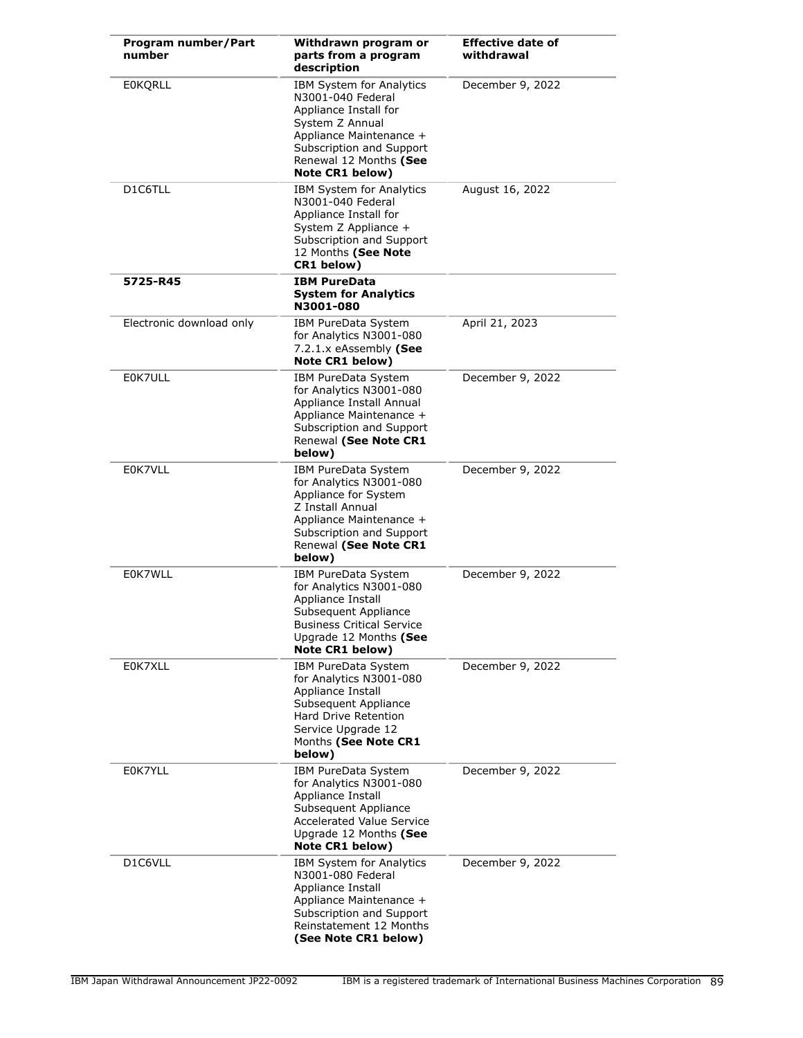| Program number/Part number | Withdrawn program or parts from a program description | Effective date of withdrawal |
|---|---|---|
| E0KQRLL | IBM System for Analytics N3001-040 Federal Appliance Install for System Z Annual Appliance Maintenance + Subscription and Support Renewal 12 Months **(See Note CR1 below)** | December 9, 2022 |
| D1C6TLL | IBM System for Analytics N3001-040 Federal Appliance Install for System Z Appliance + Subscription and Support 12 Months **(See Note CR1 below)** | August 16, 2022 |
| **5725-R45** | **IBM PureData System for Analytics N3001-080** | |
| Electronic download only | IBM PureData System for Analytics N3001-080 7.2.1.x eAssembly **(See Note CR1 below)** | April 21, 2023 |
| E0K7ULL | IBM PureData System for Analytics N3001-080 Appliance Install Annual Appliance Maintenance + Subscription and Support Renewal **(See Note CR1 below)** | December 9, 2022 |
| E0K7VLL | IBM PureData System for Analytics N3001-080 Appliance for System Z Install Annual Appliance Maintenance + Subscription and Support Renewal **(See Note CR1 below)** | December 9, 2022 |
| E0K7WLL | IBM PureData System for Analytics N3001-080 Appliance Install Subsequent Appliance Business Critical Service Upgrade 12 Months **(See Note CR1 below)** | December 9, 2022 |
| E0K7XLL | IBM PureData System for Analytics N3001-080 Appliance Install Subsequent Appliance Hard Drive Retention Service Upgrade 12 Months **(See Note CR1 below)** | December 9, 2022 |
| E0K7YLL | IBM PureData System for Analytics N3001-080 Appliance Install Subsequent Appliance Accelerated Value Service Upgrade 12 Months **(See Note CR1 below)** | December 9, 2022 |
| D1C6VLL | IBM System for Analytics N3001-080 Federal Appliance Install Appliance Maintenance + Subscription and Support Reinstatement 12 Months **(See Note CR1 below)** | December 9, 2022 |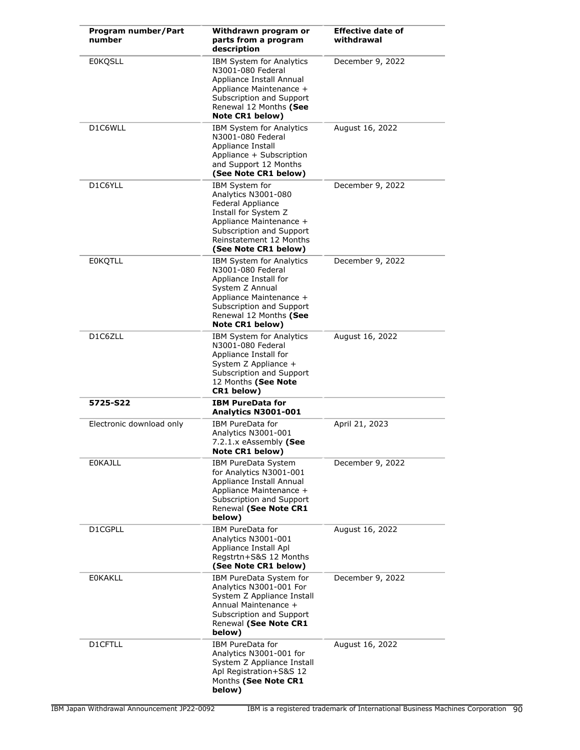| Program number/Part number | Withdrawn program or parts from a program description | Effective date of withdrawal |
|---|---|---|
| E0KQSLL | IBM System for Analytics N3001-080 Federal Appliance Install Annual Appliance Maintenance + Subscription and Support Renewal 12 Months **(See Note CR1 below)** | December 9, 2022 |
| D1C6WLL | IBM System for Analytics N3001-080 Federal Appliance Install Appliance + Subscription and Support 12 Months **(See Note CR1 below)** | August 16, 2022 |
| D1C6YLL | IBM System for Analytics N3001-080 Federal Appliance Install for System Z Appliance Maintenance + Subscription and Support Reinstatement 12 Months **(See Note CR1 below)** | December 9, 2022 |
| E0KQTLL | IBM System for Analytics N3001-080 Federal Appliance Install for System Z Annual Appliance Maintenance + Subscription and Support Renewal 12 Months **(See Note CR1 below)** | December 9, 2022 |
| D1C6ZLL | IBM System for Analytics N3001-080 Federal Appliance Install for System Z Appliance + Subscription and Support 12 Months **(See Note CR1 below)** | August 16, 2022 |
| **5725-S22** | **IBM PureData for Analytics N3001-001** | |
| Electronic download only | IBM PureData for Analytics N3001-001 7.2.1.x eAssembly **(See Note CR1 below)** | April 21, 2023 |
| E0KAJLL | IBM PureData System for Analytics N3001-001 Appliance Install Annual Appliance Maintenance + Subscription and Support Renewal **(See Note CR1 below)** | December 9, 2022 |
| D1CGPLL | IBM PureData for Analytics N3001-001 Appliance Install Apl Regstrtn+S&S 12 Months **(See Note CR1 below)** | August 16, 2022 |
| E0KAKLL | IBM PureData System for Analytics N3001-001 For System Z Appliance Install Annual Maintenance + Subscription and Support Renewal **(See Note CR1 below)** | December 9, 2022 |
| D1CFTLL | IBM PureData for Analytics N3001-001 for System Z Appliance Install Apl Registration+S&S 12 Months **(See Note CR1 below)** | August 16, 2022 |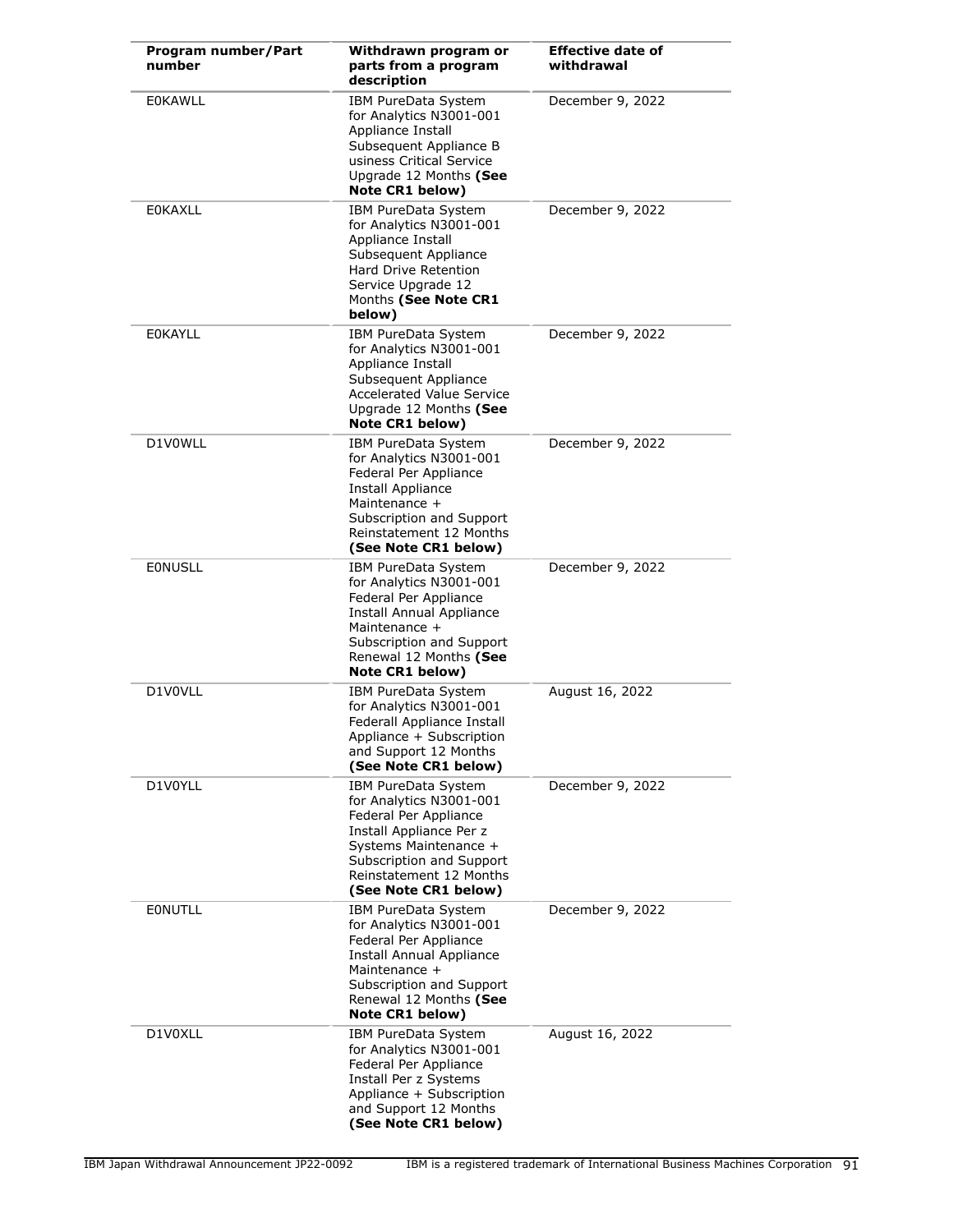| Program number/Part number | Withdrawn program or parts from a program description | Effective date of withdrawal |
| --- | --- | --- |
| E0KAWLL | IBM PureData System for Analytics N3001-001 Appliance Install Subsequent Appliance B usiness Critical Service Upgrade 12 Months **(See Note CR1 below)** | December 9, 2022 |
| E0KAXLL | IBM PureData System for Analytics N3001-001 Appliance Install Subsequent Appliance Hard Drive Retention Service Upgrade 12 Months **(See Note CR1 below)** | December 9, 2022 |
| E0KAYLL | IBM PureData System for Analytics N3001-001 Appliance Install Subsequent Appliance Accelerated Value Service Upgrade 12 Months **(See Note CR1 below)** | December 9, 2022 |
| D1V0WLL | IBM PureData System for Analytics N3001-001 Federal Per Appliance Install Appliance Maintenance + Subscription and Support Reinstatement 12 Months **(See Note CR1 below)** | December 9, 2022 |
| E0NUSLL | IBM PureData System for Analytics N3001-001 Federal Per Appliance Install Annual Appliance Maintenance + Subscription and Support Renewal 12 Months **(See Note CR1 below)** | December 9, 2022 |
| D1V0VLL | IBM PureData System for Analytics N3001-001 Federall Appliance Install Appliance + Subscription and Support 12 Months **(See Note CR1 below)** | August 16, 2022 |
| D1V0YLL | IBM PureData System for Analytics N3001-001 Federal Per Appliance Install Appliance Per z Systems Maintenance + Subscription and Support Reinstatement 12 Months **(See Note CR1 below)** | December 9, 2022 |
| E0NUTLL | IBM PureData System for Analytics N3001-001 Federal Per Appliance Install Annual Appliance Maintenance + Subscription and Support Renewal 12 Months **(See Note CR1 below)** | December 9, 2022 |
| D1V0XLL | IBM PureData System for Analytics N3001-001 Federal Per Appliance Install Per z Systems Appliance + Subscription and Support 12 Months **(See Note CR1 below)** | August 16, 2022 |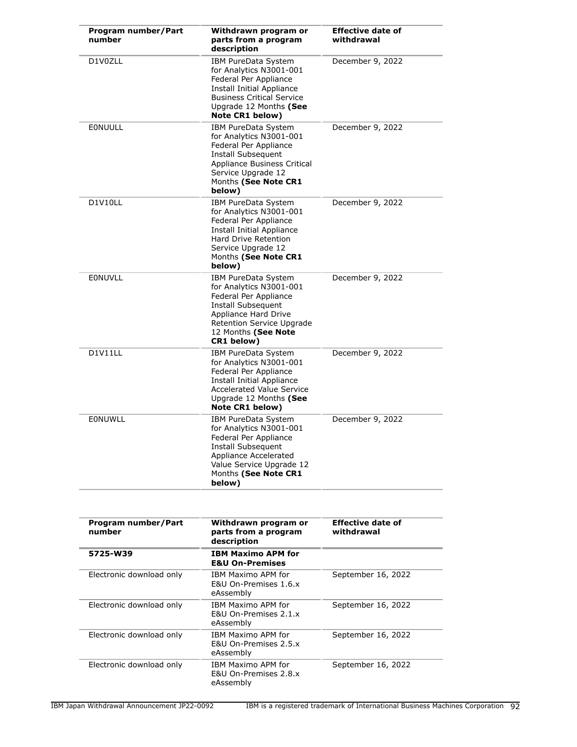| Program number/Part number | Withdrawn program or parts from a program description | Effective date of withdrawal |
|---|---|---|
| D1V0ZLL | IBM PureData System for Analytics N3001-001 Federal Per Appliance Install Initial Appliance Business Critical Service Upgrade 12 Months **(See Note CR1 below)** | December 9, 2022 |
| E0NUULL | IBM PureData System for Analytics N3001-001 Federal Per Appliance Install Subsequent Appliance Business Critical Service Upgrade 12 Months **(See Note CR1 below)** | December 9, 2022 |
| D1V10LL | IBM PureData System for Analytics N3001-001 Federal Per Appliance Install Initial Appliance Hard Drive Retention Service Upgrade 12 Months **(See Note CR1 below)** | December 9, 2022 |
| E0NUVLL | IBM PureData System for Analytics N3001-001 Federal Per Appliance Install Subsequent Appliance Hard Drive Retention Service Upgrade 12 Months **(See Note CR1 below)** | December 9, 2022 |
| D1V11LL | IBM PureData System for Analytics N3001-001 Federal Per Appliance Install Initial Appliance Accelerated Value Service Upgrade 12 Months **(See Note CR1 below)** | December 9, 2022 |
| E0NUWLL | IBM PureData System for Analytics N3001-001 Federal Per Appliance Install Subsequent Appliance Accelerated Value Service Upgrade 12 Months **(See Note CR1 below)** | December 9, 2022 |

| Program number/Part number | Withdrawn program or parts from a program description | Effective date of withdrawal |
|---|---|---|
| **5725-W39** | **IBM Maximo APM for E&U On-Premises** | |
| Electronic download only | IBM Maximo APM for E&U On-Premises 1.6.x eAssembly | September 16, 2022 |
| Electronic download only | IBM Maximo APM for E&U On-Premises 2.1.x eAssembly | September 16, 2022 |
| Electronic download only | IBM Maximo APM for E&U On-Premises 2.5.x eAssembly | September 16, 2022 |
| Electronic download only | IBM Maximo APM for E&U On-Premises 2.8.x eAssembly | September 16, 2022 |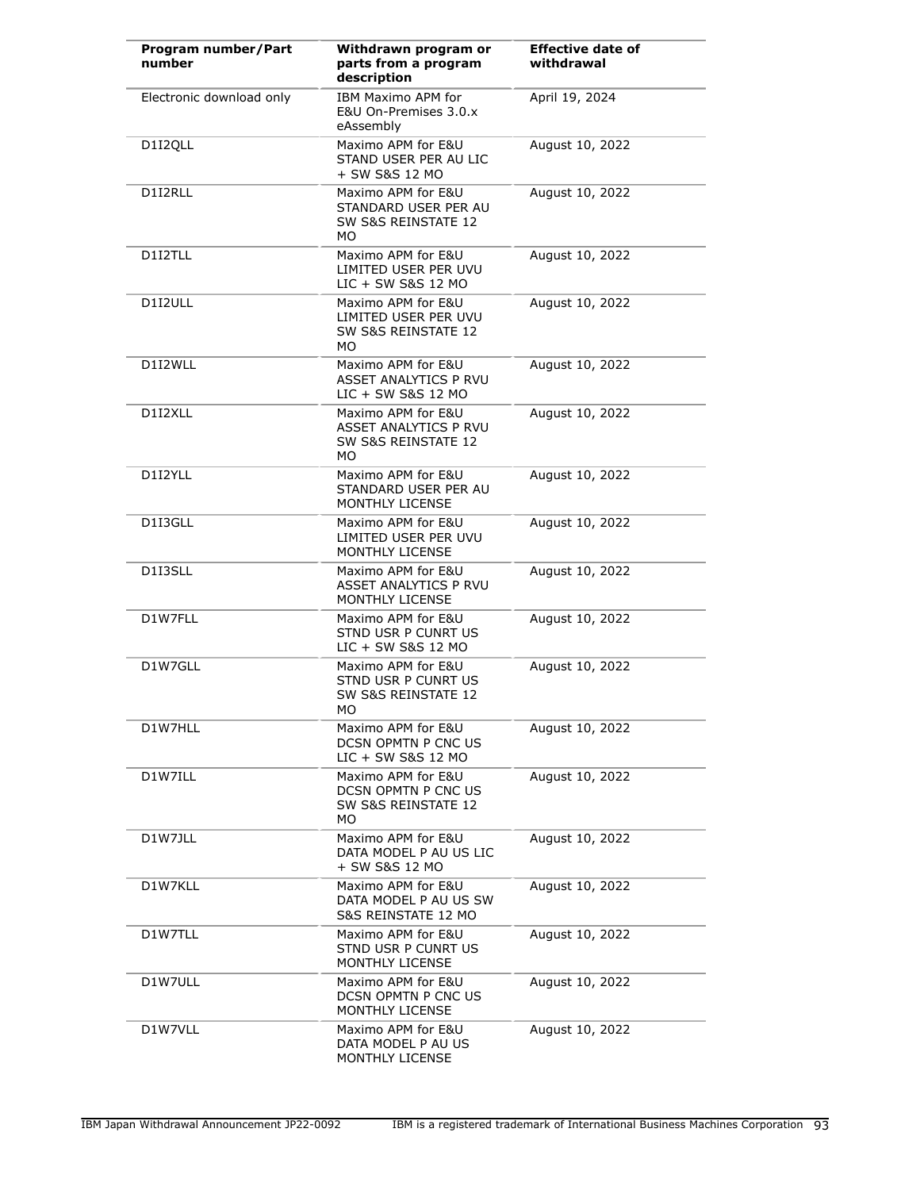| Program number/Part number | Withdrawn program or parts from a program description | Effective date of withdrawal |
| --- | --- | --- |
| Electronic download only | IBM Maximo APM for E&U On-Premises 3.0.x eAssembly | April 19, 2024 |
| D1I2QLL | Maximo APM for E&U STAND USER PER AU LIC + SW S&S 12 MO | August 10, 2022 |
| D1I2RLL | Maximo APM for E&U STANDARD USER PER AU SW S&S REINSTATE 12 MO | August 10, 2022 |
| D1I2TLL | Maximo APM for E&U LIMITED USER PER UVU LIC + SW S&S 12 MO | August 10, 2022 |
| D1I2ULL | Maximo APM for E&U LIMITED USER PER UVU SW S&S REINSTATE 12 MO | August 10, 2022 |
| D1I2WLL | Maximo APM for E&U ASSET ANALYTICS P RVU LIC + SW S&S 12 MO | August 10, 2022 |
| D1I2XLL | Maximo APM for E&U ASSET ANALYTICS P RVU SW S&S REINSTATE 12 MO | August 10, 2022 |
| D1I2YLL | Maximo APM for E&U STANDARD USER PER AU MONTHLY LICENSE | August 10, 2022 |
| D1I3GLL | Maximo APM for E&U LIMITED USER PER UVU MONTHLY LICENSE | August 10, 2022 |
| D1I3SLL | Maximo APM for E&U ASSET ANALYTICS P RVU MONTHLY LICENSE | August 10, 2022 |
| D1W7FLL | Maximo APM for E&U STND USR P CUNRT US LIC + SW S&S 12 MO | August 10, 2022 |
| D1W7GLL | Maximo APM for E&U STND USR P CUNRT US SW S&S REINSTATE 12 MO | August 10, 2022 |
| D1W7HLL | Maximo APM for E&U DCSN OPMTN P CNC US LIC + SW S&S 12 MO | August 10, 2022 |
| D1W7ILL | Maximo APM for E&U DCSN OPMTN P CNC US SW S&S REINSTATE 12 MO | August 10, 2022 |
| D1W7JLL | Maximo APM for E&U DATA MODEL P AU US LIC + SW S&S 12 MO | August 10, 2022 |
| D1W7KLL | Maximo APM for E&U DATA MODEL P AU US SW S&S REINSTATE 12 MO | August 10, 2022 |
| D1W7TLL | Maximo APM for E&U STND USR P CUNRT US MONTHLY LICENSE | August 10, 2022 |
| D1W7ULL | Maximo APM for E&U DCSN OPMTN P CNC US MONTHLY LICENSE | August 10, 2022 |
| D1W7VLL | Maximo APM for E&U DATA MODEL P AU US MONTHLY LICENSE | August 10, 2022 |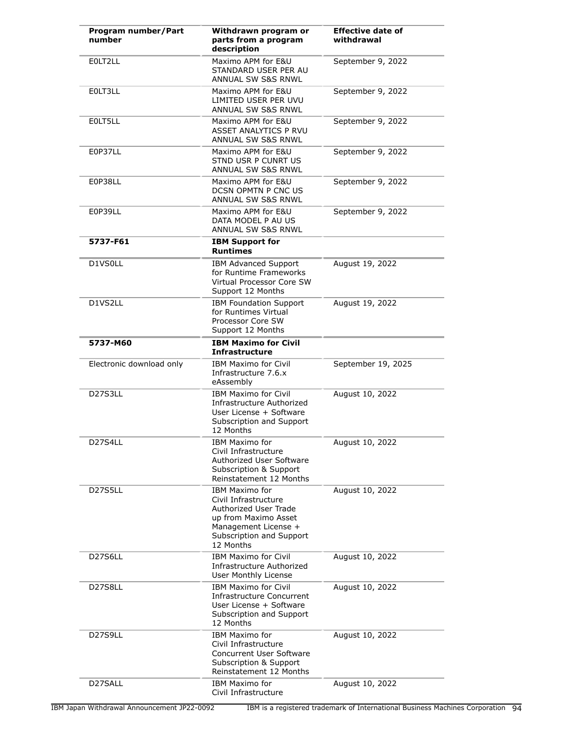| Program number/Part number | Withdrawn program or parts from a program description | Effective date of withdrawal |
|---|---|---|
| E0LT2LL | Maximo APM for E&U STANDARD USER PER AU ANNUAL SW S&S RNWL | September 9, 2022 |
| E0LT3LL | Maximo APM for E&U LIMITED USER PER UVU ANNUAL SW S&S RNWL | September 9, 2022 |
| E0LT5LL | Maximo APM for E&U ASSET ANALYTICS P RVU ANNUAL SW S&S RNWL | September 9, 2022 |
| E0P37LL | Maximo APM for E&U STND USR P CUNRT US ANNUAL SW S&S RNWL | September 9, 2022 |
| E0P38LL | Maximo APM for E&U DCSN OPMTN P CNC US ANNUAL SW S&S RNWL | September 9, 2022 |
| E0P39LL | Maximo APM for E&U DATA MODEL P AU US ANNUAL SW S&S RNWL | September 9, 2022 |
| **5737-F61** | **IBM Support for Runtimes** | |
| D1VS0LL | IBM Advanced Support for Runtime Frameworks Virtual Processor Core SW Support 12 Months | August 19, 2022 |
| D1VS2LL | IBM Foundation Support for Runtimes Virtual Processor Core SW Support 12 Months | August 19, 2022 |
| **5737-M60** | **IBM Maximo for Civil Infrastructure** | |
| Electronic download only | IBM Maximo for Civil Infrastructure 7.6.x eAssembly | September 19, 2025 |
| D27S3LL | IBM Maximo for Civil Infrastructure Authorized User License + Software Subscription and Support 12 Months | August 10, 2022 |
| D27S4LL | IBM Maximo for Civil Infrastructure Authorized User Software Subscription & Support Reinstatement 12 Months | August 10, 2022 |
| D27S5LL | IBM Maximo for Civil Infrastructure Authorized User Trade up from Maximo Asset Management License + Subscription and Support 12 Months | August 10, 2022 |
| D27S6LL | IBM Maximo for Civil Infrastructure Authorized User Monthly License | August 10, 2022 |
| D27S8LL | IBM Maximo for Civil Infrastructure Concurrent User License + Software Subscription and Support 12 Months | August 10, 2022 |
| D27S9LL | IBM Maximo for Civil Infrastructure Concurrent User Software Subscription & Support Reinstatement 12 Months | August 10, 2022 |
| D27SALL | IBM Maximo for Civil Infrastructure | August 10, 2022 |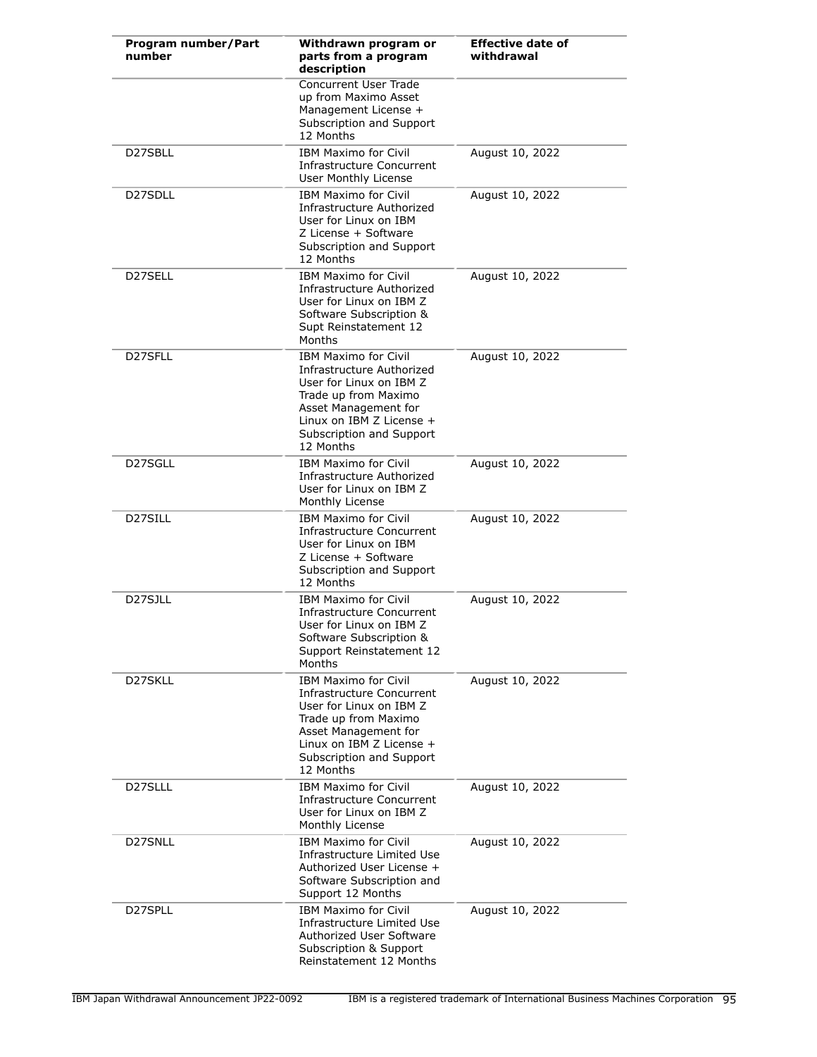| Program number/Part number | Withdrawn program or parts from a program description | Effective date of withdrawal |
|---|---|---|
| | Concurrent User Trade up from Maximo Asset Management License + Subscription and Support 12 Months | |
| D27SBLL | IBM Maximo for Civil Infrastructure Concurrent User Monthly License | August 10, 2022 |
| D27SDLL | IBM Maximo for Civil Infrastructure Authorized User for Linux on IBM Z License + Software Subscription and Support 12 Months | August 10, 2022 |
| D27SELL | IBM Maximo for Civil Infrastructure Authorized User for Linux on IBM Z Software Subscription & Supt Reinstatement 12 Months | August 10, 2022 |
| D27SFLL | IBM Maximo for Civil Infrastructure Authorized User for Linux on IBM Z Trade up from Maximo Asset Management for Linux on IBM Z License + Subscription and Support 12 Months | August 10, 2022 |
| D27SGLL | IBM Maximo for Civil Infrastructure Authorized User for Linux on IBM Z Monthly License | August 10, 2022 |
| D27SILL | IBM Maximo for Civil Infrastructure Concurrent User for Linux on IBM Z License + Software Subscription and Support 12 Months | August 10, 2022 |
| D27SJLL | IBM Maximo for Civil Infrastructure Concurrent User for Linux on IBM Z Software Subscription & Support Reinstatement 12 Months | August 10, 2022 |
| D27SKLL | IBM Maximo for Civil Infrastructure Concurrent User for Linux on IBM Z Trade up from Maximo Asset Management for Linux on IBM Z License + Subscription and Support 12 Months | August 10, 2022 |
| D27SLLL | IBM Maximo for Civil Infrastructure Concurrent User for Linux on IBM Z Monthly License | August 10, 2022 |
| D27SNLL | IBM Maximo for Civil Infrastructure Limited Use Authorized User License + Software Subscription and Support 12 Months | August 10, 2022 |
| D27SPLL | IBM Maximo for Civil Infrastructure Limited Use Authorized User Software Subscription & Support Reinstatement 12 Months | August 10, 2022 |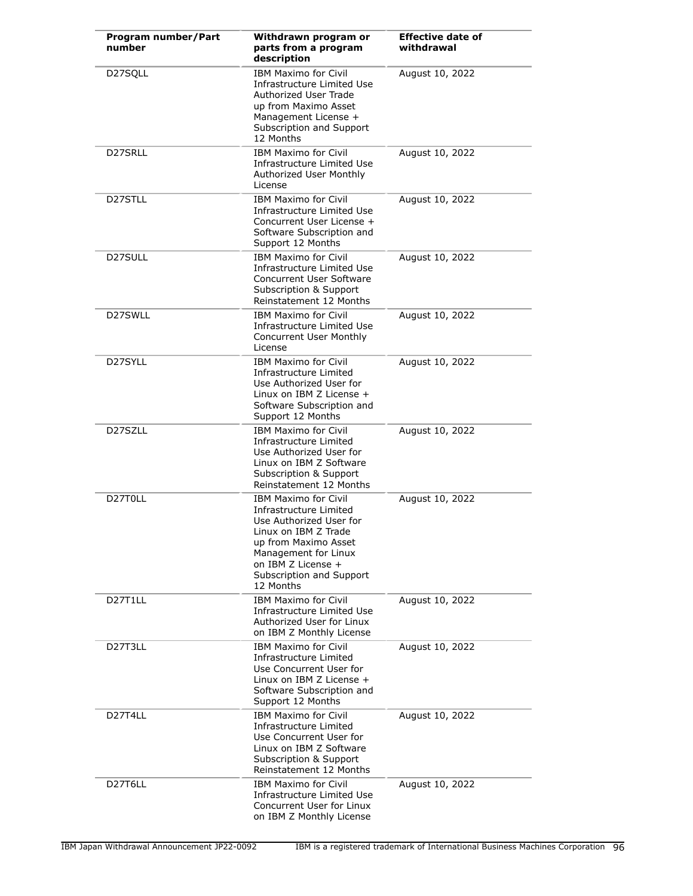| Program number/Part number | Withdrawn program or parts from a program description | Effective date of withdrawal |
| --- | --- | --- |
| D27SQLL | IBM Maximo for Civil Infrastructure Limited Use Authorized User Trade up from Maximo Asset Management License + Subscription and Support 12 Months | August 10, 2022 |
| D27SRLL | IBM Maximo for Civil Infrastructure Limited Use Authorized User Monthly License | August 10, 2022 |
| D27STLL | IBM Maximo for Civil Infrastructure Limited Use Concurrent User License + Software Subscription and Support 12 Months | August 10, 2022 |
| D27SULL | IBM Maximo for Civil Infrastructure Limited Use Concurrent User Software Subscription & Support Reinstatement 12 Months | August 10, 2022 |
| D27SWLL | IBM Maximo for Civil Infrastructure Limited Use Concurrent User Monthly License | August 10, 2022 |
| D27SYLL | IBM Maximo for Civil Infrastructure Limited Use Authorized User for Linux on IBM Z License + Software Subscription and Support 12 Months | August 10, 2022 |
| D27SZLL | IBM Maximo for Civil Infrastructure Limited Use Authorized User for Linux on IBM Z Software Subscription & Support Reinstatement 12 Months | August 10, 2022 |
| D27T0LL | IBM Maximo for Civil Infrastructure Limited Use Authorized User for Linux on IBM Z Trade up from Maximo Asset Management for Linux on IBM Z License + Subscription and Support 12 Months | August 10, 2022 |
| D27T1LL | IBM Maximo for Civil Infrastructure Limited Use Authorized User for Linux on IBM Z Monthly License | August 10, 2022 |
| D27T3LL | IBM Maximo for Civil Infrastructure Limited Use Concurrent User for Linux on IBM Z License + Software Subscription and Support 12 Months | August 10, 2022 |
| D27T4LL | IBM Maximo for Civil Infrastructure Limited Use Concurrent User for Linux on IBM Z Software Subscription & Support Reinstatement 12 Months | August 10, 2022 |
| D27T6LL | IBM Maximo for Civil Infrastructure Limited Use Concurrent User for Linux on IBM Z Monthly License | August 10, 2022 |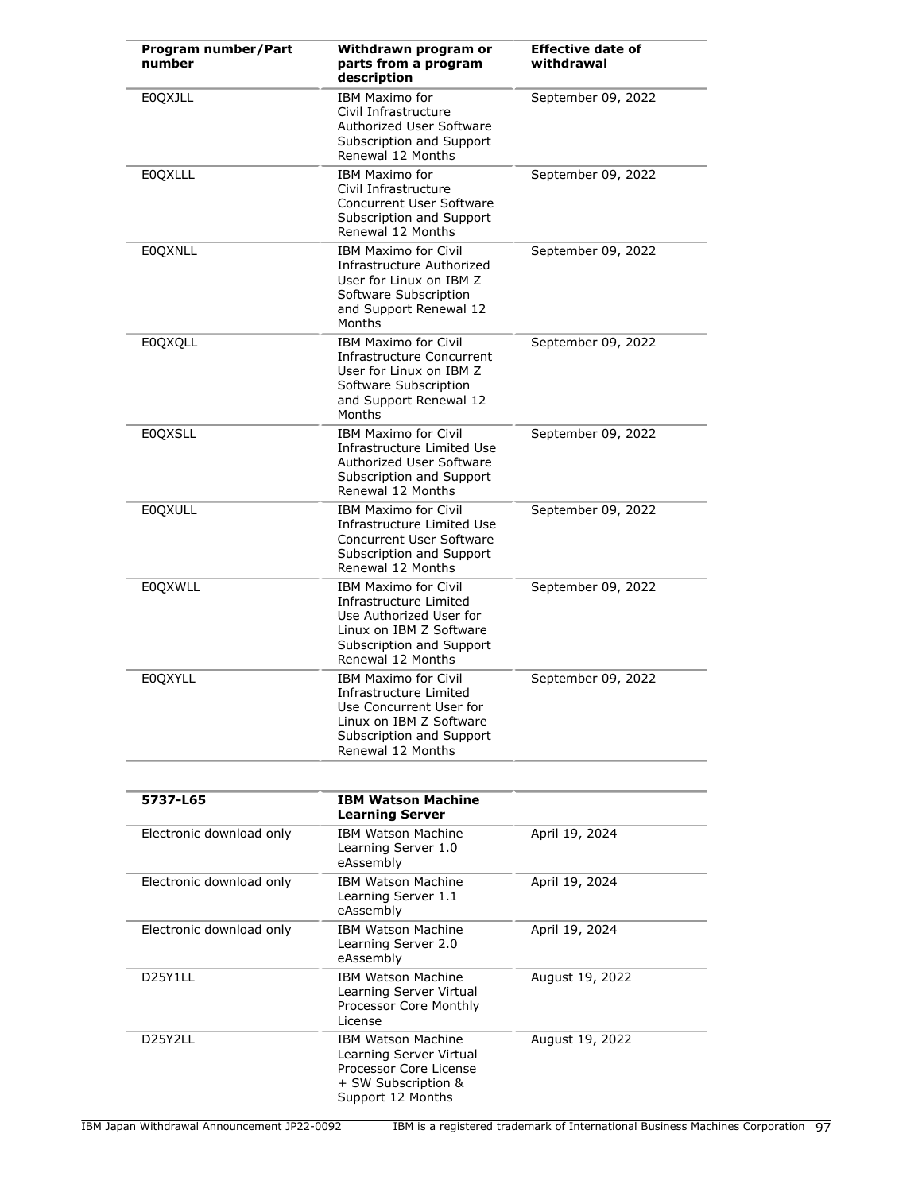| Program number/Part number | Withdrawn program or parts from a program description | Effective date of withdrawal |
|---|---|---|
| E0QXJLL | IBM Maximo for Civil Infrastructure Authorized User Software Subscription and Support Renewal 12 Months | September 09, 2022 |
| E0QXLLL | IBM Maximo for Civil Infrastructure Concurrent User Software Subscription and Support Renewal 12 Months | September 09, 2022 |
| E0QXNLL | IBM Maximo for Civil Infrastructure Authorized User for Linux on IBM Z Software Subscription and Support Renewal 12 Months | September 09, 2022 |
| E0QXQLL | IBM Maximo for Civil Infrastructure Concurrent User for Linux on IBM Z Software Subscription and Support Renewal 12 Months | September 09, 2022 |
| E0QXSLL | IBM Maximo for Civil Infrastructure Limited Use Authorized User Software Subscription and Support Renewal 12 Months | September 09, 2022 |
| E0QXULL | IBM Maximo for Civil Infrastructure Limited Use Concurrent User Software Subscription and Support Renewal 12 Months | September 09, 2022 |
| E0QXWLL | IBM Maximo for Civil Infrastructure Limited Use Authorized User for Linux on IBM Z Software Subscription and Support Renewal 12 Months | September 09, 2022 |
| E0QXYLL | IBM Maximo for Civil Infrastructure Limited Use Concurrent User for Linux on IBM Z Software Subscription and Support Renewal 12 Months | September 09, 2022 |

| 5737-L65 | IBM Watson Machine Learning Server | |
|---|---|---|
| Electronic download only | IBM Watson Machine Learning Server 1.0 eAssembly | April 19, 2024 |
| Electronic download only | IBM Watson Machine Learning Server 1.1 eAssembly | April 19, 2024 |
| Electronic download only | IBM Watson Machine Learning Server 2.0 eAssembly | April 19, 2024 |
| D25Y1LL | IBM Watson Machine Learning Server Virtual Processor Core Monthly License | August 19, 2022 |
| D25Y2LL | IBM Watson Machine Learning Server Virtual Processor Core License + SW Subscription & Support 12 Months | August 19, 2022 |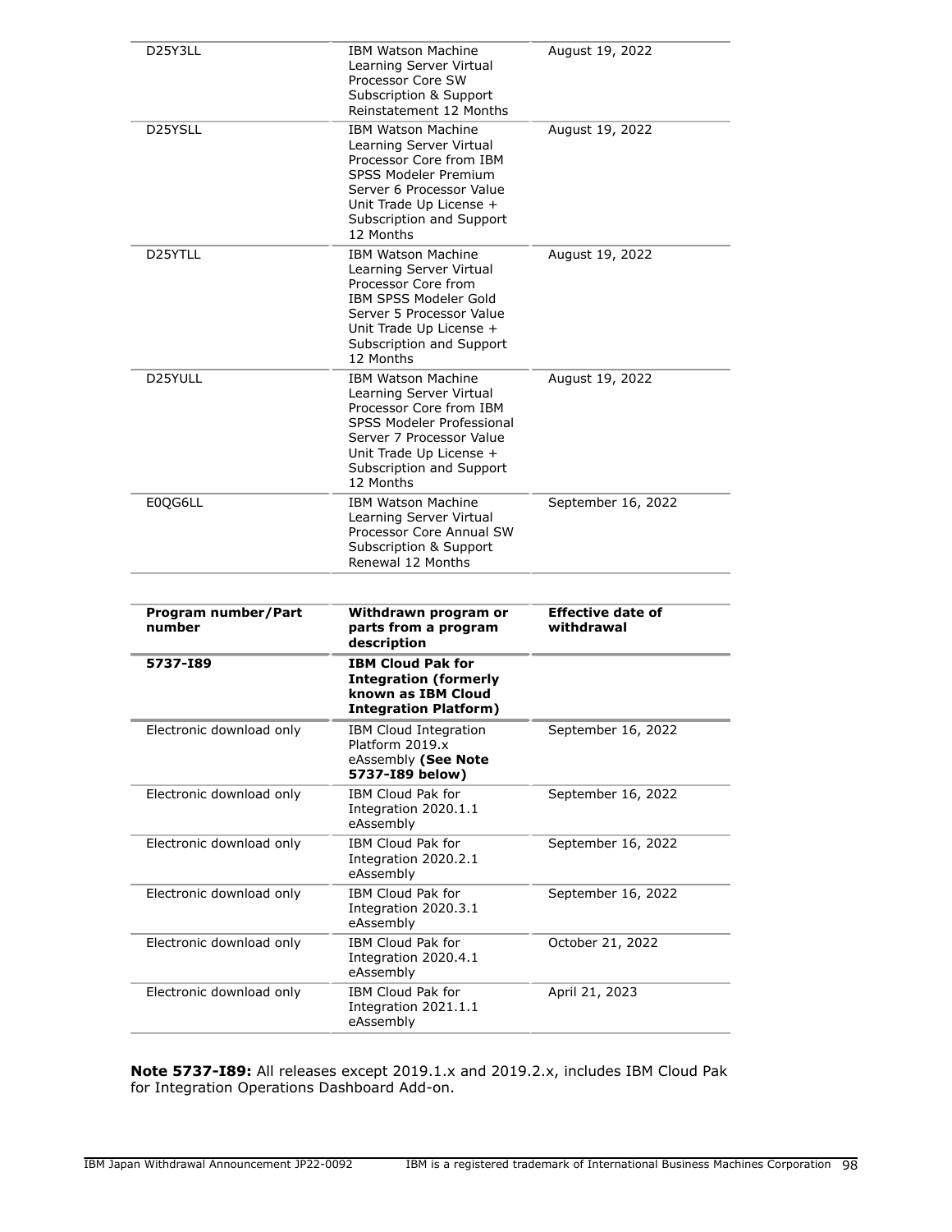| | | |
|---|---|---|
| D25Y3LL | IBM Watson Machine Learning Server Virtual Processor Core SW Subscription & Support Reinstatement 12 Months | August 19, 2022 |
| D25YSLL | IBM Watson Machine Learning Server Virtual Processor Core from IBM SPSS Modeler Premium Server 6 Processor Value Unit Trade Up License + Subscription and Support 12 Months | August 19, 2022 |
| D25YTLL | IBM Watson Machine Learning Server Virtual Processor Core from IBM SPSS Modeler Gold Server 5 Processor Value Unit Trade Up License + Subscription and Support 12 Months | August 19, 2022 |
| D25YULL | IBM Watson Machine Learning Server Virtual Processor Core from IBM SPSS Modeler Professional Server 7 Processor Value Unit Trade Up License + Subscription and Support 12 Months | August 19, 2022 |
| E0QG6LL | IBM Watson Machine Learning Server Virtual Processor Core Annual SW Subscription & Support Renewal 12 Months | September 16, 2022 |

| Program number/Part number | Withdrawn program or parts from a program description | Effective date of withdrawal |
|---|---|---|
| **5737-I89** | **IBM Cloud Pak for Integration (formerly known as IBM Cloud Integration Platform)** | |
| Electronic download only | IBM Cloud Integration Platform 2019.x eAssembly **(See Note 5737-I89 below)** | September 16, 2022 |
| Electronic download only | IBM Cloud Pak for Integration 2020.1.1 eAssembly | September 16, 2022 |
| Electronic download only | IBM Cloud Pak for Integration 2020.2.1 eAssembly | September 16, 2022 |
| Electronic download only | IBM Cloud Pak for Integration 2020.3.1 eAssembly | September 16, 2022 |
| Electronic download only | IBM Cloud Pak for Integration 2020.4.1 eAssembly | October 21, 2022 |
| Electronic download only | IBM Cloud Pak for Integration 2021.1.1 eAssembly | April 21, 2023 |

**Note 5737-I89:** All releases except 2019.1.x and 2019.2.x, includes IBM Cloud Pak for Integration Operations Dashboard Add-on.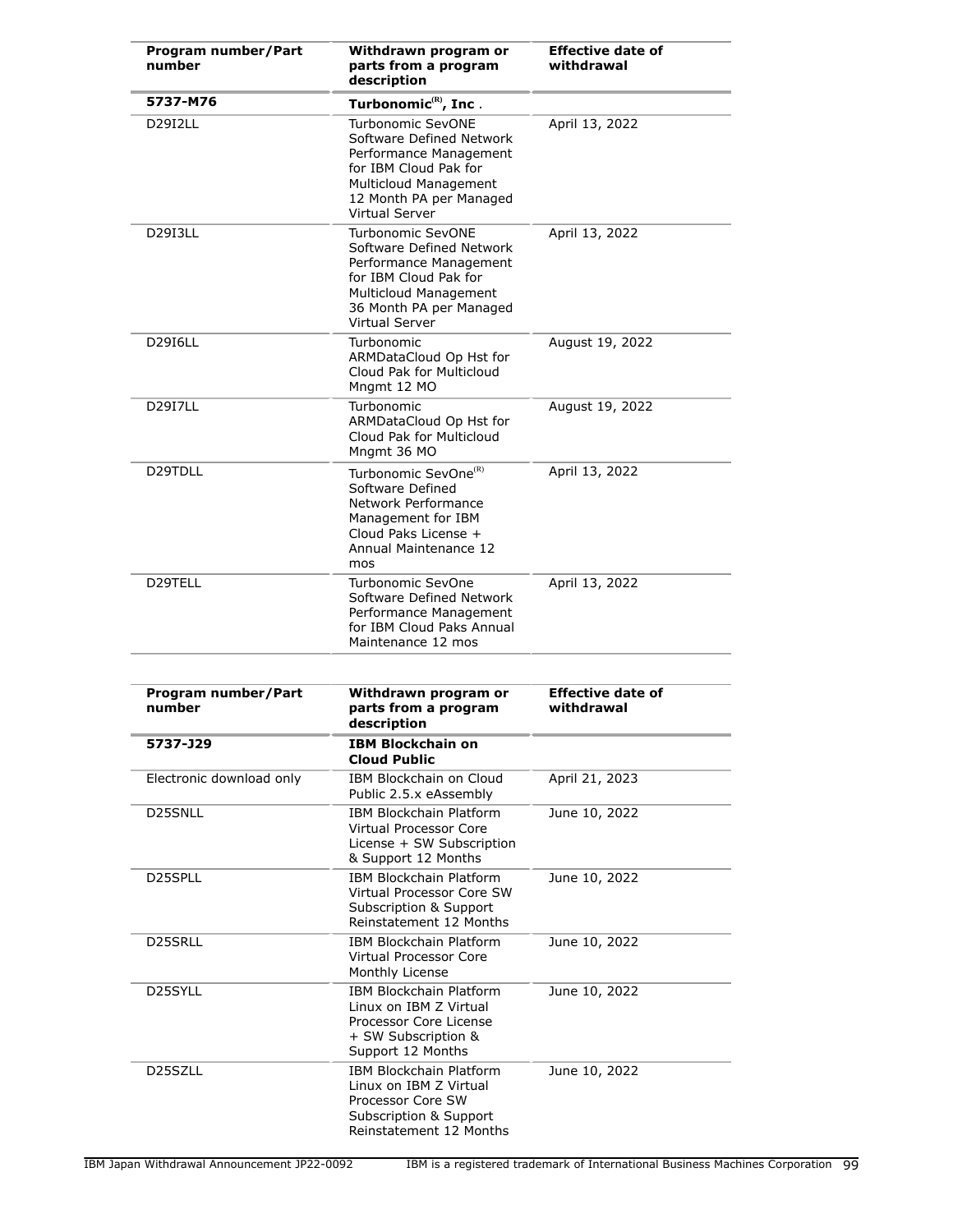| Program number/Part number | Withdrawn program or parts from a program description | Effective date of withdrawal |
|---|---|---|
| **5737-M76** | **Turbonomic(R), Inc .** | |
| D29I2LL | Turbonomic SevONE Software Defined Network Performance Management for IBM Cloud Pak for Multicloud Management 12 Month PA per Managed Virtual Server | April 13, 2022 |
| D29I3LL | Turbonomic SevONE Software Defined Network Performance Management for IBM Cloud Pak for Multicloud Management 36 Month PA per Managed Virtual Server | April 13, 2022 |
| D29I6LL | Turbonomic ARMDataCloud Op Hst for Cloud Pak for Multicloud Mngmt 12 MO | August 19, 2022 |
| D29I7LL | Turbonomic ARMDataCloud Op Hst for Cloud Pak for Multicloud Mngmt 36 MO | August 19, 2022 |
| D29TDLL | Turbonomic SevOne(R) Software Defined Network Performance Management for IBM Cloud Paks License + Annual Maintenance 12 mos | April 13, 2022 |
| D29TELL | Turbonomic SevOne Software Defined Network Performance Management for IBM Cloud Paks Annual Maintenance 12 mos | April 13, 2022 |

| Program number/Part number | Withdrawn program or parts from a program description | Effective date of withdrawal |
|---|---|---|
| **5737-J29** | **IBM Blockchain on Cloud Public** | |
| Electronic download only | IBM Blockchain on Cloud Public 2.5.x eAssembly | April 21, 2023 |
| D25SNLL | IBM Blockchain Platform Virtual Processor Core License + SW Subscription & Support 12 Months | June 10, 2022 |
| D25SPLL | IBM Blockchain Platform Virtual Processor Core SW Subscription & Support Reinstatement 12 Months | June 10, 2022 |
| D25SRLL | IBM Blockchain Platform Virtual Processor Core Monthly License | June 10, 2022 |
| D25SYLL | IBM Blockchain Platform Linux on IBM Z Virtual Processor Core License + SW Subscription & Support 12 Months | June 10, 2022 |
| D25SZLL | IBM Blockchain Platform Linux on IBM Z Virtual Processor Core SW Subscription & Support Reinstatement 12 Months | June 10, 2022 |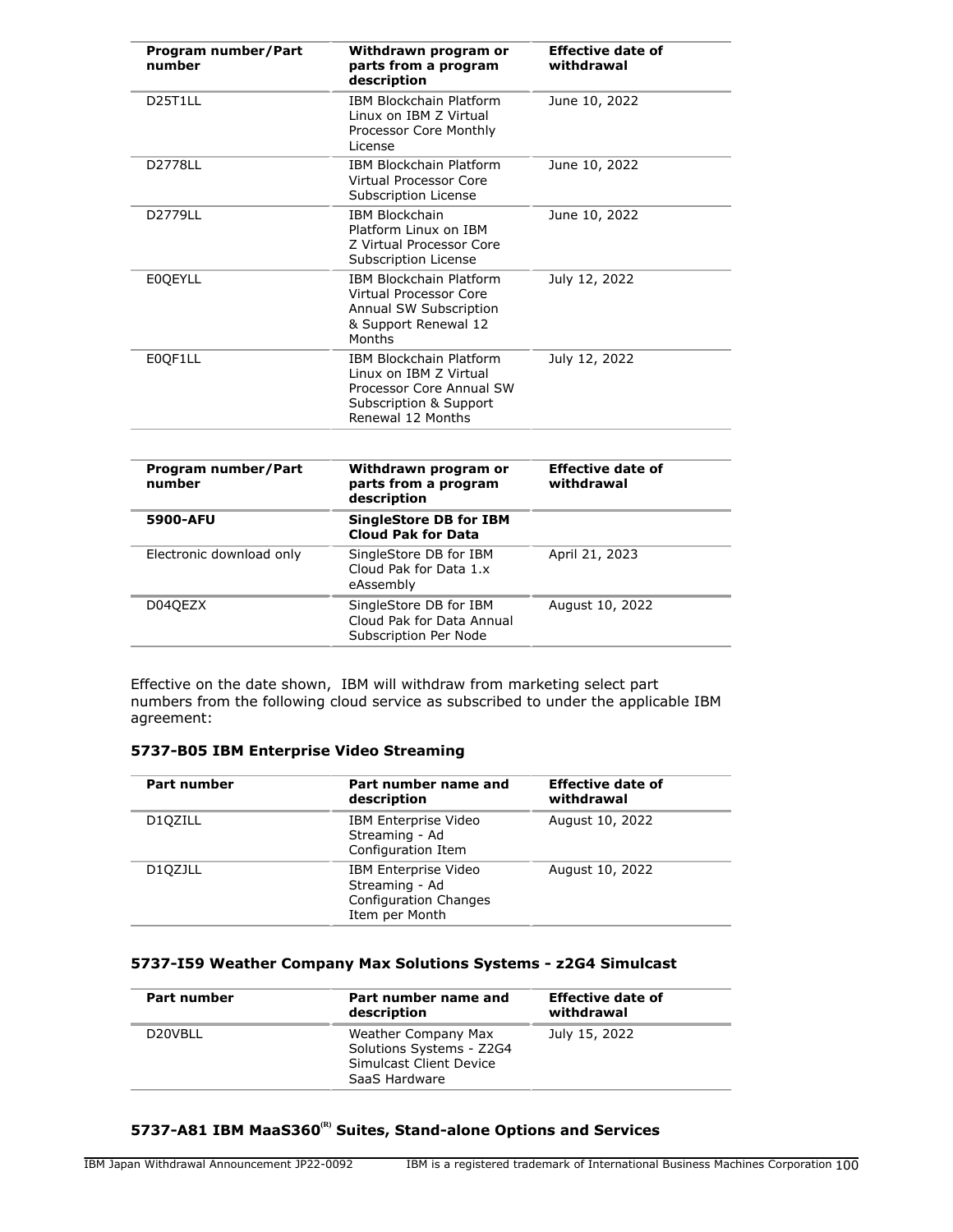| Program number/Part number | Withdrawn program or parts from a program description | Effective date of withdrawal |
|---|---|---|
| D25T1LL | IBM Blockchain Platform Linux on IBM Z Virtual Processor Core Monthly License | June 10, 2022 |
| D2778LL | IBM Blockchain Platform Virtual Processor Core Subscription License | June 10, 2022 |
| D2779LL | IBM Blockchain Platform Linux on IBM Z Virtual Processor Core Subscription License | June 10, 2022 |
| E0QEYLL | IBM Blockchain Platform Virtual Processor Core Annual SW Subscription & Support Renewal 12 Months | July 12, 2022 |
| E0QF1LL | IBM Blockchain Platform Linux on IBM Z Virtual Processor Core Annual SW Subscription & Support Renewal 12 Months | July 12, 2022 |

| Program number/Part number | Withdrawn program or parts from a program description | Effective date of withdrawal |
|---|---|---|
| **5900-AFU** | **SingleStore DB for IBM Cloud Pak for Data** | |
| Electronic download only | SingleStore DB for IBM Cloud Pak for Data 1.x eAssembly | April 21, 2023 |
| D04QEZX | SingleStore DB for IBM Cloud Pak for Data Annual Subscription Per Node | August 10, 2022 |

Effective on the date shown, IBM will withdraw from marketing select part numbers from the following cloud service as subscribed to under the applicable IBM agreement:

### 5737-B05 IBM Enterprise Video Streaming

| Part number | Part number name and description | Effective date of withdrawal |
|---|---|---|
| D1QZILL | IBM Enterprise Video Streaming - Ad Configuration Item | August 10, 2022 |
| D1QZJLL | IBM Enterprise Video Streaming - Ad Configuration Changes Item per Month | August 10, 2022 |

### 5737-I59 Weather Company Max Solutions Systems - z2G4 Simulcast

| Part number | Part number name and description | Effective date of withdrawal |
|---|---|---|
| D20VBLL | Weather Company Max Solutions Systems - Z2G4 Simulcast Client Device SaaS Hardware | July 15, 2022 |

### 5737-A81 IBM MaaS360(R) Suites, Stand-alone Options and Services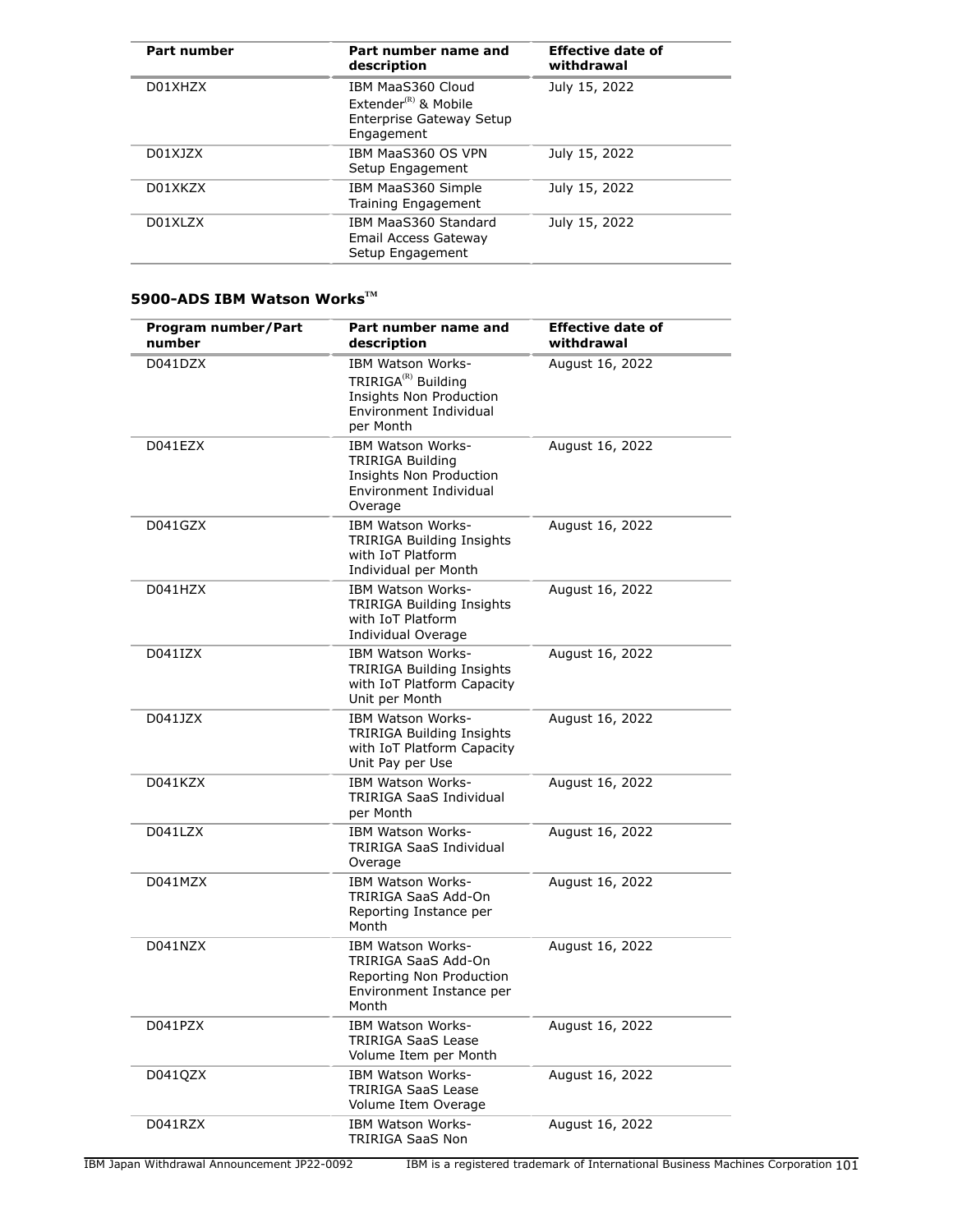| Part number | Part number name and description | Effective date of withdrawal |
|---|---|---|
| D01XHZX | IBM MaaS360 Cloud Extender(R) & Mobile Enterprise Gateway Setup Engagement | July 15, 2022 |
| D01XJZX | IBM MaaS360 OS VPN Setup Engagement | July 15, 2022 |
| D01XKZX | IBM MaaS360 Simple Training Engagement | July 15, 2022 |
| D01XLZX | IBM MaaS360 Standard Email Access Gateway Setup Engagement | July 15, 2022 |

### 5900-ADS IBM Watson Works™

| Program number/Part number | Part number name and description | Effective date of withdrawal |
|---|---|---|
| D041DZX | IBM Watson Works-TRIRIGA(R) Building Insights Non Production Environment Individual per Month | August 16, 2022 |
| D041EZX | IBM Watson Works-TRIRIGA Building Insights Non Production Environment Individual Overage | August 16, 2022 |
| D041GZX | IBM Watson Works-TRIRIGA Building Insights with IoT Platform Individual per Month | August 16, 2022 |
| D041HZX | IBM Watson Works-TRIRIGA Building Insights with IoT Platform Individual Overage | August 16, 2022 |
| D041IZX | IBM Watson Works-TRIRIGA Building Insights with IoT Platform Capacity Unit per Month | August 16, 2022 |
| D041JZX | IBM Watson Works-TRIRIGA Building Insights with IoT Platform Capacity Unit Pay per Use | August 16, 2022 |
| D041KZX | IBM Watson Works-TRIRIGA SaaS Individual per Month | August 16, 2022 |
| D041LZX | IBM Watson Works-TRIRIGA SaaS Individual Overage | August 16, 2022 |
| D041MZX | IBM Watson Works-TRIRIGA SaaS Add-On Reporting Instance per Month | August 16, 2022 |
| D041NZX | IBM Watson Works-TRIRIGA SaaS Add-On Reporting Non Production Environment Instance per Month | August 16, 2022 |
| D041PZX | IBM Watson Works-TRIRIGA SaaS Lease Volume Item per Month | August 16, 2022 |
| D041QZX | IBM Watson Works-TRIRIGA SaaS Lease Volume Item Overage | August 16, 2022 |
| D041RZX | IBM Watson Works-TRIRIGA SaaS Non | August 16, 2022 |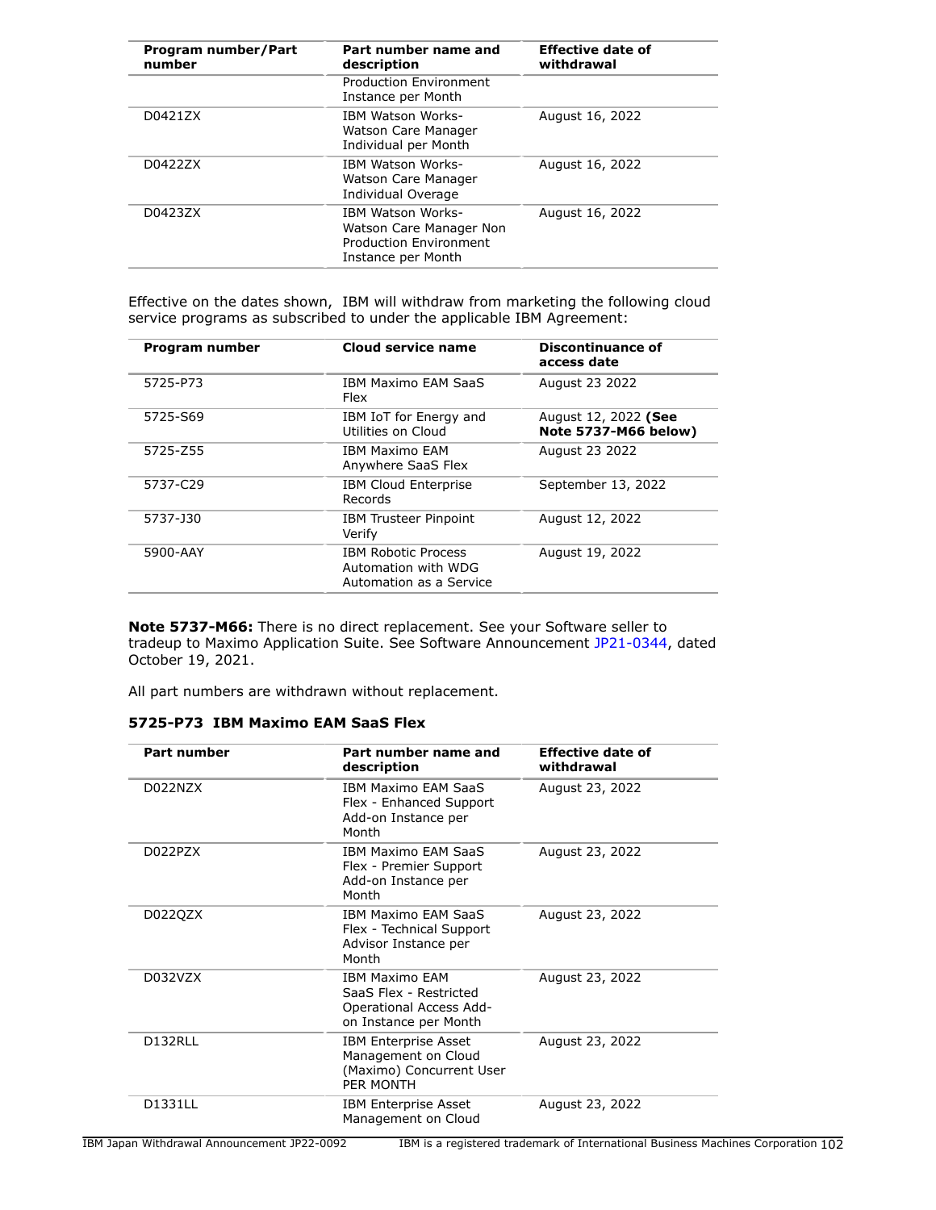| Program number/Part number | Part number name and description | Effective date of withdrawal |
|---|---|---|
| | Production Environment Instance per Month | |
| D0421ZX | IBM Watson Works- Watson Care Manager Individual per Month | August 16, 2022 |
| D0422ZX | IBM Watson Works- Watson Care Manager Individual Overage | August 16, 2022 |
| D0423ZX | IBM Watson Works- Watson Care Manager Non Production Environment Instance per Month | August 16, 2022 |

Effective on the dates shown, IBM will withdraw from marketing the following cloud service programs as subscribed to under the applicable IBM Agreement:

| Program number | Cloud service name | Discontinuance of access date |
|---|---|---|
| 5725-P73 | IBM Maximo EAM SaaS Flex | August 23 2022 |
| 5725-S69 | IBM IoT for Energy and Utilities on Cloud | August 12, 2022 **(See Note 5737-M66 below)** |
| 5725-Z55 | IBM Maximo EAM Anywhere SaaS Flex | August 23 2022 |
| 5737-C29 | IBM Cloud Enterprise Records | September 13, 2022 |
| 5737-J30 | IBM Trusteer Pinpoint Verify | August 12, 2022 |
| 5900-AAY | IBM Robotic Process Automation with WDG Automation as a Service | August 19, 2022 |

**Note 5737-M66:** There is no direct replacement. See your Software seller to tradeup to Maximo Application Suite. See Software Announcement JP21-0344, dated October 19, 2021.

All part numbers are withdrawn without replacement.

**5725-P73 IBM Maximo EAM SaaS Flex**

| Part number | Part number name and description | Effective date of withdrawal |
|---|---|---|
| D022NZX | IBM Maximo EAM SaaS Flex - Enhanced Support Add-on Instance per Month | August 23, 2022 |
| D022PZX | IBM Maximo EAM SaaS Flex - Premier Support Add-on Instance per Month | August 23, 2022 |
| D022QZX | IBM Maximo EAM SaaS Flex - Technical Support Advisor Instance per Month | August 23, 2022 |
| D032VZX | IBM Maximo EAM SaaS Flex - Restricted Operational Access Add-on Instance per Month | August 23, 2022 |
| D132RLL | IBM Enterprise Asset Management on Cloud (Maximo) Concurrent User PER MONTH | August 23, 2022 |
| D1331LL | IBM Enterprise Asset Management on Cloud | August 23, 2022 |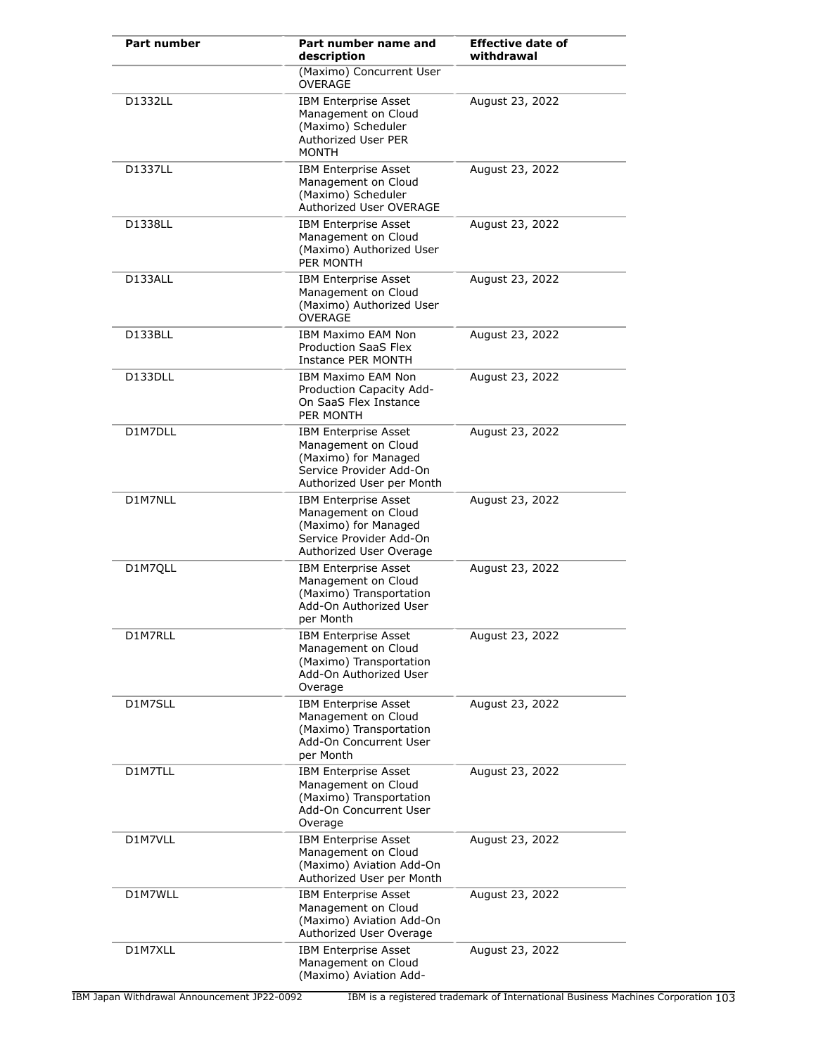| Part number | Part number name and description | Effective date of withdrawal |
|---|---|---|
| | (Maximo) Concurrent User OVERAGE | |
| D1332LL | IBM Enterprise Asset Management on Cloud (Maximo) Scheduler Authorized User PER MONTH | August 23, 2022 |
| D1337LL | IBM Enterprise Asset Management on Cloud (Maximo) Scheduler Authorized User OVERAGE | August 23, 2022 |
| D1338LL | IBM Enterprise Asset Management on Cloud (Maximo) Authorized User PER MONTH | August 23, 2022 |
| D133ALL | IBM Enterprise Asset Management on Cloud (Maximo) Authorized User OVERAGE | August 23, 2022 |
| D133BLL | IBM Maximo EAM Non Production SaaS Flex Instance PER MONTH | August 23, 2022 |
| D133DLL | IBM Maximo EAM Non Production Capacity Add-On SaaS Flex Instance PER MONTH | August 23, 2022 |
| D1M7DLL | IBM Enterprise Asset Management on Cloud (Maximo) for Managed Service Provider Add-On Authorized User per Month | August 23, 2022 |
| D1M7NLL | IBM Enterprise Asset Management on Cloud (Maximo) for Managed Service Provider Add-On Authorized User Overage | August 23, 2022 |
| D1M7QLL | IBM Enterprise Asset Management on Cloud (Maximo) Transportation Add-On Authorized User per Month | August 23, 2022 |
| D1M7RLL | IBM Enterprise Asset Management on Cloud (Maximo) Transportation Add-On Authorized User Overage | August 23, 2022 |
| D1M7SLL | IBM Enterprise Asset Management on Cloud (Maximo) Transportation Add-On Concurrent User per Month | August 23, 2022 |
| D1M7TLL | IBM Enterprise Asset Management on Cloud (Maximo) Transportation Add-On Concurrent User Overage | August 23, 2022 |
| D1M7VLL | IBM Enterprise Asset Management on Cloud (Maximo) Aviation Add-On Authorized User per Month | August 23, 2022 |
| D1M7WLL | IBM Enterprise Asset Management on Cloud (Maximo) Aviation Add-On Authorized User Overage | August 23, 2022 |
| D1M7XLL | IBM Enterprise Asset Management on Cloud (Maximo) Aviation Add- | August 23, 2022 |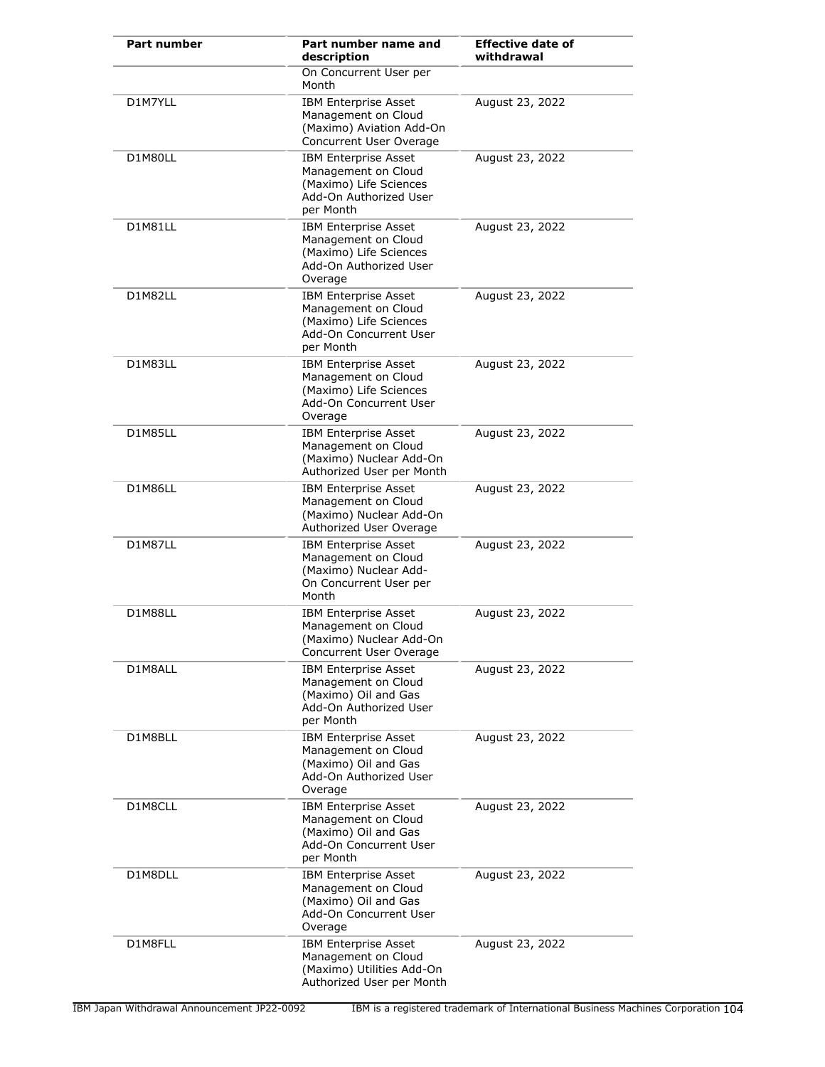| Part number | Part number name and description | Effective date of withdrawal |
|---|---|---|
| | On Concurrent User per Month | |
| D1M7YLL | IBM Enterprise Asset Management on Cloud (Maximo) Aviation Add-On Concurrent User Overage | August 23, 2022 |
| D1M80LL | IBM Enterprise Asset Management on Cloud (Maximo) Life Sciences Add-On Authorized User per Month | August 23, 2022 |
| D1M81LL | IBM Enterprise Asset Management on Cloud (Maximo) Life Sciences Add-On Authorized User Overage | August 23, 2022 |
| D1M82LL | IBM Enterprise Asset Management on Cloud (Maximo) Life Sciences Add-On Concurrent User per Month | August 23, 2022 |
| D1M83LL | IBM Enterprise Asset Management on Cloud (Maximo) Life Sciences Add-On Concurrent User Overage | August 23, 2022 |
| D1M85LL | IBM Enterprise Asset Management on Cloud (Maximo) Nuclear Add-On Authorized User per Month | August 23, 2022 |
| D1M86LL | IBM Enterprise Asset Management on Cloud (Maximo) Nuclear Add-On Authorized User Overage | August 23, 2022 |
| D1M87LL | IBM Enterprise Asset Management on Cloud (Maximo) Nuclear Add-On Concurrent User per Month | August 23, 2022 |
| D1M88LL | IBM Enterprise Asset Management on Cloud (Maximo) Nuclear Add-On Concurrent User Overage | August 23, 2022 |
| D1M8ALL | IBM Enterprise Asset Management on Cloud (Maximo) Oil and Gas Add-On Authorized User per Month | August 23, 2022 |
| D1M8BLL | IBM Enterprise Asset Management on Cloud (Maximo) Oil and Gas Add-On Authorized User Overage | August 23, 2022 |
| D1M8CLL | IBM Enterprise Asset Management on Cloud (Maximo) Oil and Gas Add-On Concurrent User per Month | August 23, 2022 |
| D1M8DLL | IBM Enterprise Asset Management on Cloud (Maximo) Oil and Gas Add-On Concurrent User Overage | August 23, 2022 |
| D1M8FLL | IBM Enterprise Asset Management on Cloud (Maximo) Utilities Add-On Authorized User per Month | August 23, 2022 |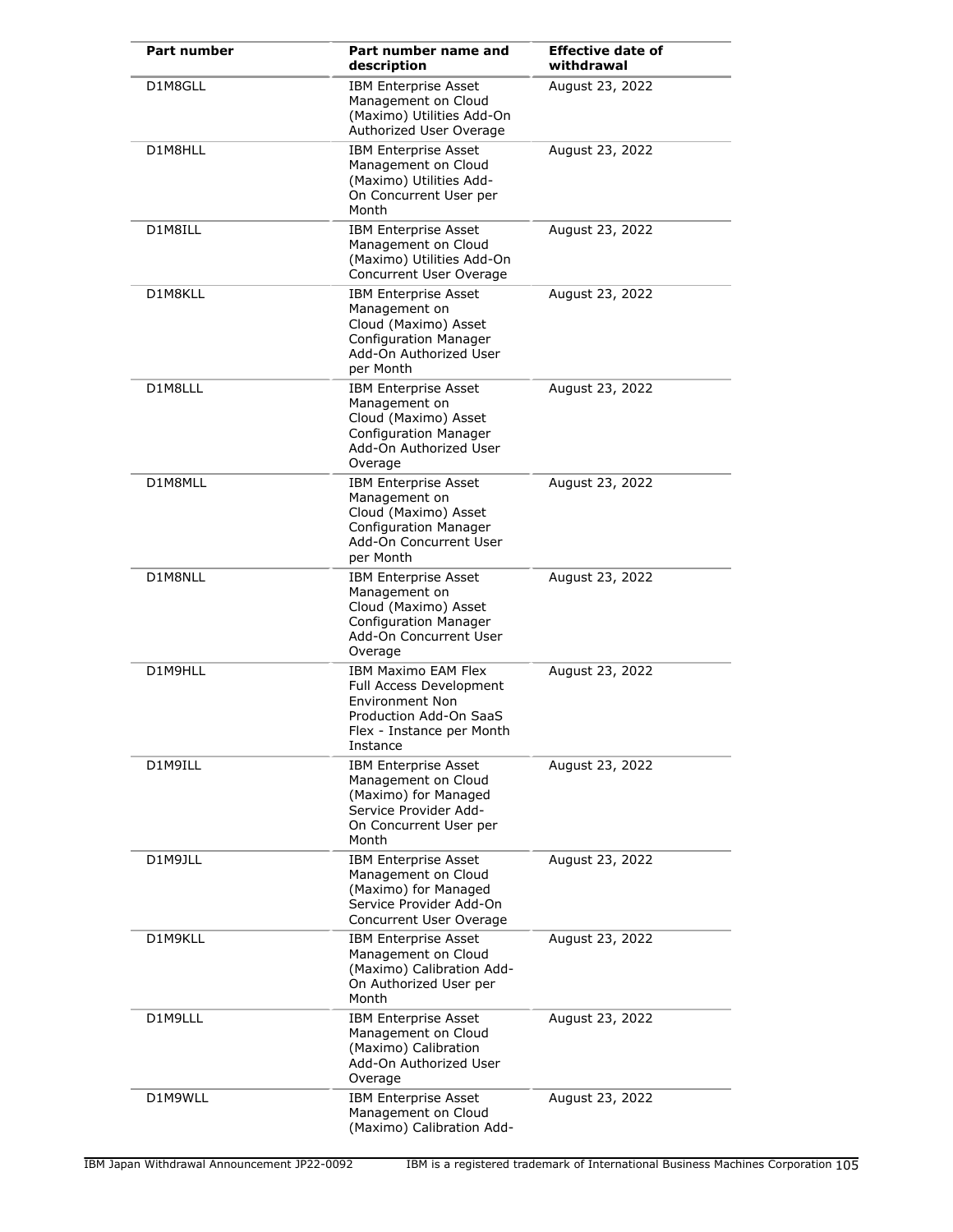| Part number | Part number name and description | Effective date of withdrawal |
|---|---|---|
| D1M8GLL | IBM Enterprise Asset Management on Cloud (Maximo) Utilities Add-On Authorized User Overage | August 23, 2022 |
| D1M8HLL | IBM Enterprise Asset Management on Cloud (Maximo) Utilities Add-On Concurrent User per Month | August 23, 2022 |
| D1M8ILL | IBM Enterprise Asset Management on Cloud (Maximo) Utilities Add-On Concurrent User Overage | August 23, 2022 |
| D1M8KLL | IBM Enterprise Asset Management on Cloud (Maximo) Asset Configuration Manager Add-On Authorized User per Month | August 23, 2022 |
| D1M8LLL | IBM Enterprise Asset Management on Cloud (Maximo) Asset Configuration Manager Add-On Authorized User Overage | August 23, 2022 |
| D1M8MLL | IBM Enterprise Asset Management on Cloud (Maximo) Asset Configuration Manager Add-On Concurrent User per Month | August 23, 2022 |
| D1M8NLL | IBM Enterprise Asset Management on Cloud (Maximo) Asset Configuration Manager Add-On Concurrent User Overage | August 23, 2022 |
| D1M9HLL | IBM Maximo EAM Flex Full Access Development Environment Non Production Add-On SaaS Flex - Instance per Month Instance | August 23, 2022 |
| D1M9ILL | IBM Enterprise Asset Management on Cloud (Maximo) for Managed Service Provider Add-On Concurrent User per Month | August 23, 2022 |
| D1M9JLL | IBM Enterprise Asset Management on Cloud (Maximo) for Managed Service Provider Add-On Concurrent User Overage | August 23, 2022 |
| D1M9KLL | IBM Enterprise Asset Management on Cloud (Maximo) Calibration Add-On Authorized User per Month | August 23, 2022 |
| D1M9LLL | IBM Enterprise Asset Management on Cloud (Maximo) Calibration Add-On Authorized User Overage | August 23, 2022 |
| D1M9WLL | IBM Enterprise Asset Management on Cloud (Maximo) Calibration Add- | August 23, 2022 |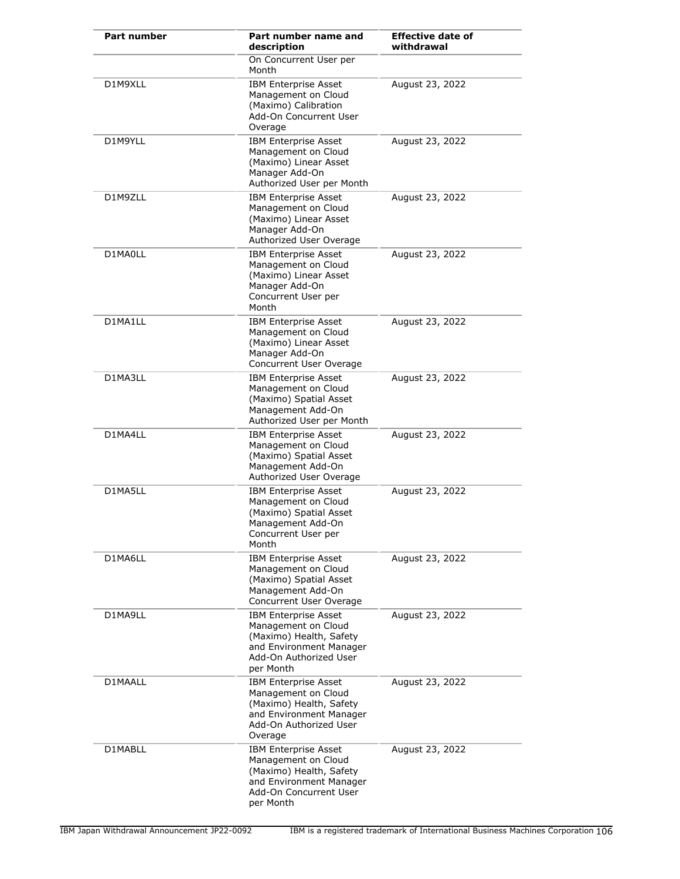| Part number | Part number name and description | Effective date of withdrawal |
|---|---|---|
| | On Concurrent User per Month | |
| D1M9XLL | IBM Enterprise Asset Management on Cloud (Maximo) Calibration Add-On Concurrent User Overage | August 23, 2022 |
| D1M9YLL | IBM Enterprise Asset Management on Cloud (Maximo) Linear Asset Manager Add-On Authorized User per Month | August 23, 2022 |
| D1M9ZLL | IBM Enterprise Asset Management on Cloud (Maximo) Linear Asset Manager Add-On Authorized User Overage | August 23, 2022 |
| D1MA0LL | IBM Enterprise Asset Management on Cloud (Maximo) Linear Asset Manager Add-On Concurrent User per Month | August 23, 2022 |
| D1MA1LL | IBM Enterprise Asset Management on Cloud (Maximo) Linear Asset Manager Add-On Concurrent User Overage | August 23, 2022 |
| D1MA3LL | IBM Enterprise Asset Management on Cloud (Maximo) Spatial Asset Management Add-On Authorized User per Month | August 23, 2022 |
| D1MA4LL | IBM Enterprise Asset Management on Cloud (Maximo) Spatial Asset Management Add-On Authorized User Overage | August 23, 2022 |
| D1MA5LL | IBM Enterprise Asset Management on Cloud (Maximo) Spatial Asset Management Add-On Concurrent User per Month | August 23, 2022 |
| D1MA6LL | IBM Enterprise Asset Management on Cloud (Maximo) Spatial Asset Management Add-On Concurrent User Overage | August 23, 2022 |
| D1MA9LL | IBM Enterprise Asset Management on Cloud (Maximo) Health, Safety and Environment Manager Add-On Authorized User per Month | August 23, 2022 |
| D1MAALL | IBM Enterprise Asset Management on Cloud (Maximo) Health, Safety and Environment Manager Add-On Authorized User Overage | August 23, 2022 |
| D1MABLL | IBM Enterprise Asset Management on Cloud (Maximo) Health, Safety and Environment Manager Add-On Concurrent User per Month | August 23, 2022 |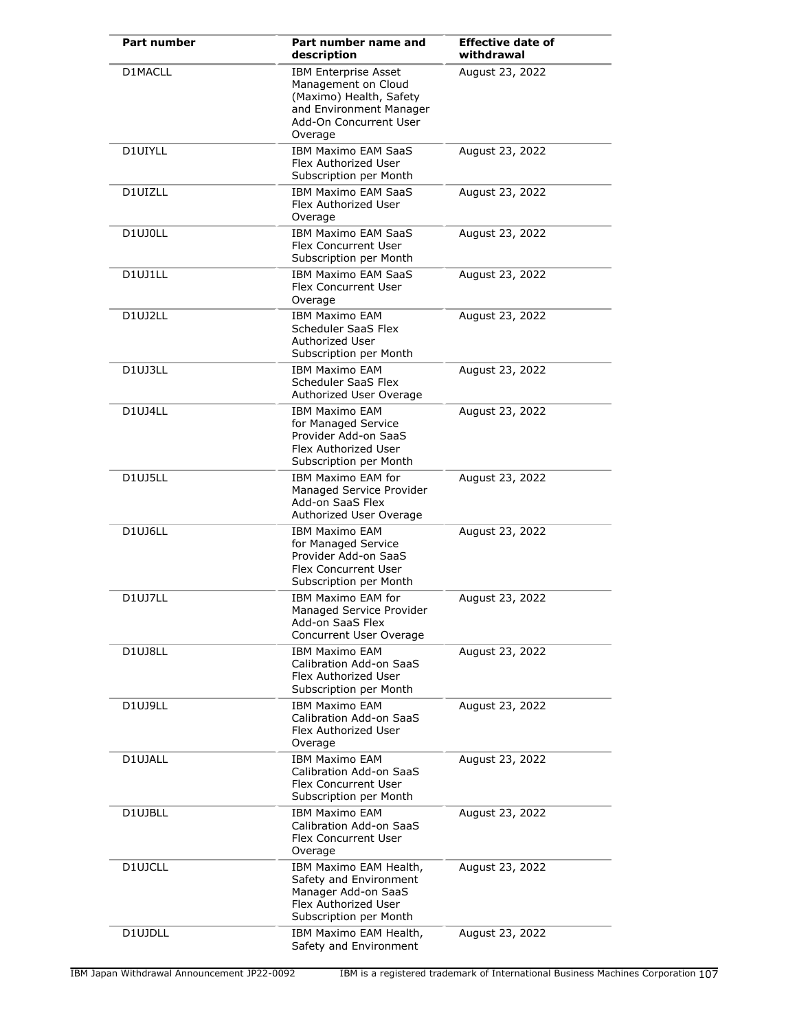| Part number | Part number name and description | Effective date of withdrawal |
|---|---|---|
| D1MACLL | IBM Enterprise Asset Management on Cloud (Maximo) Health, Safety and Environment Manager Add-On Concurrent User Overage | August 23, 2022 |
| D1UIYLL | IBM Maximo EAM SaaS Flex Authorized User Subscription per Month | August 23, 2022 |
| D1UIZLL | IBM Maximo EAM SaaS Flex Authorized User Overage | August 23, 2022 |
| D1UJ0LL | IBM Maximo EAM SaaS Flex Concurrent User Subscription per Month | August 23, 2022 |
| D1UJ1LL | IBM Maximo EAM SaaS Flex Concurrent User Overage | August 23, 2022 |
| D1UJ2LL | IBM Maximo EAM Scheduler SaaS Flex Authorized User Subscription per Month | August 23, 2022 |
| D1UJ3LL | IBM Maximo EAM Scheduler SaaS Flex Authorized User Overage | August 23, 2022 |
| D1UJ4LL | IBM Maximo EAM for Managed Service Provider Add-on SaaS Flex Authorized User Subscription per Month | August 23, 2022 |
| D1UJ5LL | IBM Maximo EAM for Managed Service Provider Add-on SaaS Flex Authorized User Overage | August 23, 2022 |
| D1UJ6LL | IBM Maximo EAM for Managed Service Provider Add-on SaaS Flex Concurrent User Subscription per Month | August 23, 2022 |
| D1UJ7LL | IBM Maximo EAM for Managed Service Provider Add-on SaaS Flex Concurrent User Overage | August 23, 2022 |
| D1UJ8LL | IBM Maximo EAM Calibration Add-on SaaS Flex Authorized User Subscription per Month | August 23, 2022 |
| D1UJ9LL | IBM Maximo EAM Calibration Add-on SaaS Flex Authorized User Overage | August 23, 2022 |
| D1UJALL | IBM Maximo EAM Calibration Add-on SaaS Flex Concurrent User Subscription per Month | August 23, 2022 |
| D1UJBLL | IBM Maximo EAM Calibration Add-on SaaS Flex Concurrent User Overage | August 23, 2022 |
| D1UJCLL | IBM Maximo EAM Health, Safety and Environment Manager Add-on SaaS Flex Authorized User Subscription per Month | August 23, 2022 |
| D1UJDLL | IBM Maximo EAM Health, Safety and Environment | August 23, 2022 |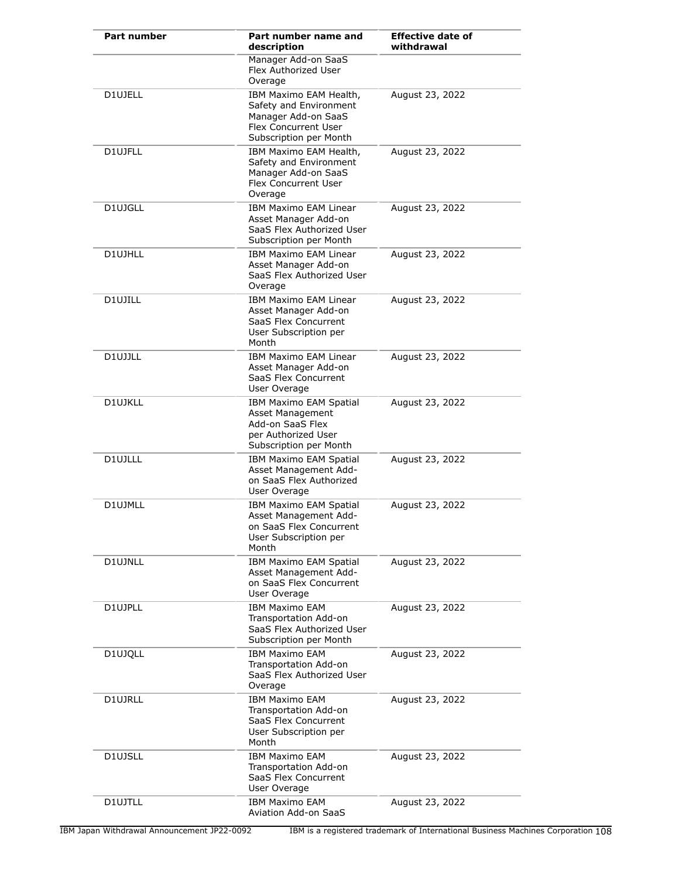| Part number | Part number name and description | Effective date of withdrawal |
|---|---|---|
| | Manager Add-on SaaS Flex Authorized User Overage | |
| D1UJELL | IBM Maximo EAM Health, Safety and Environment Manager Add-on SaaS Flex Concurrent User Subscription per Month | August 23, 2022 |
| D1UJFLL | IBM Maximo EAM Health, Safety and Environment Manager Add-on SaaS Flex Concurrent User Overage | August 23, 2022 |
| D1UJGLL | IBM Maximo EAM Linear Asset Manager Add-on SaaS Flex Authorized User Subscription per Month | August 23, 2022 |
| D1UJHLL | IBM Maximo EAM Linear Asset Manager Add-on SaaS Flex Authorized User Overage | August 23, 2022 |
| D1UJILL | IBM Maximo EAM Linear Asset Manager Add-on SaaS Flex Concurrent User Subscription per Month | August 23, 2022 |
| D1UJJLL | IBM Maximo EAM Linear Asset Manager Add-on SaaS Flex Concurrent User Overage | August 23, 2022 |
| D1UJKLL | IBM Maximo EAM Spatial Asset Management Add-on SaaS Flex per Authorized User Subscription per Month | August 23, 2022 |
| D1UJLLL | IBM Maximo EAM Spatial Asset Management Add-on SaaS Flex Authorized User Overage | August 23, 2022 |
| D1UJMLL | IBM Maximo EAM Spatial Asset Management Add-on SaaS Flex Concurrent User Subscription per Month | August 23, 2022 |
| D1UJNLL | IBM Maximo EAM Spatial Asset Management Add-on SaaS Flex Concurrent User Overage | August 23, 2022 |
| D1UJPLL | IBM Maximo EAM Transportation Add-on SaaS Flex Authorized User Subscription per Month | August 23, 2022 |
| D1UJQLL | IBM Maximo EAM Transportation Add-on SaaS Flex Authorized User Overage | August 23, 2022 |
| D1UJRLL | IBM Maximo EAM Transportation Add-on SaaS Flex Concurrent User Subscription per Month | August 23, 2022 |
| D1UJSLL | IBM Maximo EAM Transportation Add-on SaaS Flex Concurrent User Overage | August 23, 2022 |
| D1UJTLL | IBM Maximo EAM Aviation Add-on SaaS | August 23, 2022 |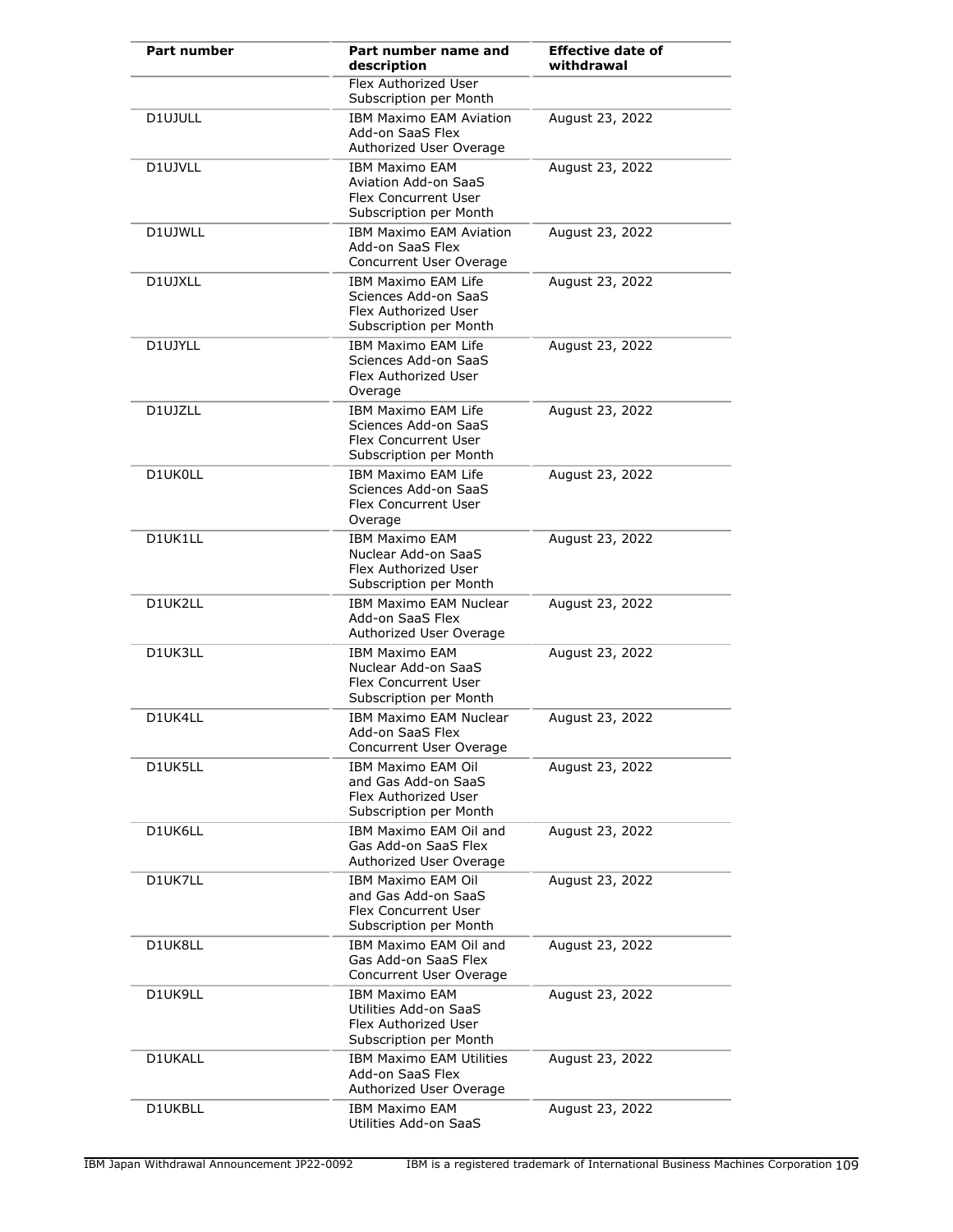| Part number | Part number name and description | Effective date of withdrawal |
|---|---|---|
| | Flex Authorized User Subscription per Month | |
| D1UJULL | IBM Maximo EAM Aviation Add-on SaaS Flex Authorized User Overage | August 23, 2022 |
| D1UJVLL | IBM Maximo EAM Aviation Add-on SaaS Flex Concurrent User Subscription per Month | August 23, 2022 |
| D1UJWLL | IBM Maximo EAM Aviation Add-on SaaS Flex Concurrent User Overage | August 23, 2022 |
| D1UJXLL | IBM Maximo EAM Life Sciences Add-on SaaS Flex Authorized User Subscription per Month | August 23, 2022 |
| D1UJYLL | IBM Maximo EAM Life Sciences Add-on SaaS Flex Authorized User Overage | August 23, 2022 |
| D1UJZLL | IBM Maximo EAM Life Sciences Add-on SaaS Flex Concurrent User Subscription per Month | August 23, 2022 |
| D1UK0LL | IBM Maximo EAM Life Sciences Add-on SaaS Flex Concurrent User Overage | August 23, 2022 |
| D1UK1LL | IBM Maximo EAM Nuclear Add-on SaaS Flex Authorized User Subscription per Month | August 23, 2022 |
| D1UK2LL | IBM Maximo EAM Nuclear Add-on SaaS Flex Authorized User Overage | August 23, 2022 |
| D1UK3LL | IBM Maximo EAM Nuclear Add-on SaaS Flex Concurrent User Subscription per Month | August 23, 2022 |
| D1UK4LL | IBM Maximo EAM Nuclear Add-on SaaS Flex Concurrent User Overage | August 23, 2022 |
| D1UK5LL | IBM Maximo EAM Oil and Gas Add-on SaaS Flex Authorized User Subscription per Month | August 23, 2022 |
| D1UK6LL | IBM Maximo EAM Oil and Gas Add-on SaaS Flex Authorized User Overage | August 23, 2022 |
| D1UK7LL | IBM Maximo EAM Oil and Gas Add-on SaaS Flex Concurrent User Subscription per Month | August 23, 2022 |
| D1UK8LL | IBM Maximo EAM Oil and Gas Add-on SaaS Flex Concurrent User Overage | August 23, 2022 |
| D1UK9LL | IBM Maximo EAM Utilities Add-on SaaS Flex Authorized User Subscription per Month | August 23, 2022 |
| D1UKALL | IBM Maximo EAM Utilities Add-on SaaS Flex Authorized User Overage | August 23, 2022 |
| D1UKBLL | IBM Maximo EAM Utilities Add-on SaaS | August 23, 2022 |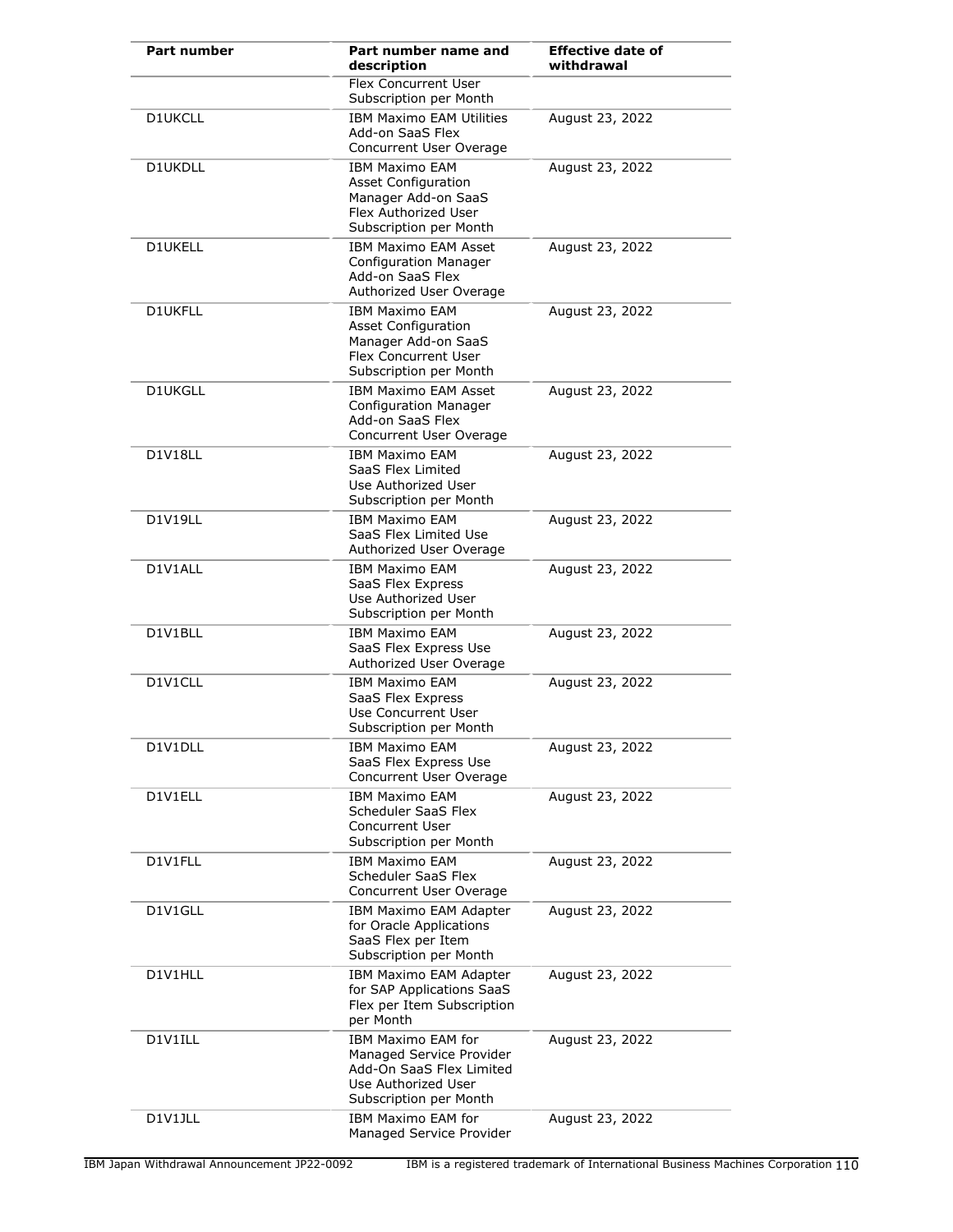| Part number | Part number name and description | Effective date of withdrawal |
|---|---|---|
| | Flex Concurrent User Subscription per Month | |
| D1UKCLL | IBM Maximo EAM Utilities Add-on SaaS Flex Concurrent User Overage | August 23, 2022 |
| D1UKDLL | IBM Maximo EAM Asset Configuration Manager Add-on SaaS Flex Authorized User Subscription per Month | August 23, 2022 |
| D1UKELL | IBM Maximo EAM Asset Configuration Manager Add-on SaaS Flex Authorized User Overage | August 23, 2022 |
| D1UKFLL | IBM Maximo EAM Asset Configuration Manager Add-on SaaS Flex Concurrent User Subscription per Month | August 23, 2022 |
| D1UKGLL | IBM Maximo EAM Asset Configuration Manager Add-on SaaS Flex Concurrent User Overage | August 23, 2022 |
| D1V18LL | IBM Maximo EAM SaaS Flex Limited Use Authorized User Subscription per Month | August 23, 2022 |
| D1V19LL | IBM Maximo EAM SaaS Flex Limited Use Authorized User Overage | August 23, 2022 |
| D1V1ALL | IBM Maximo EAM SaaS Flex Express Use Authorized User Subscription per Month | August 23, 2022 |
| D1V1BLL | IBM Maximo EAM SaaS Flex Express Use Authorized User Overage | August 23, 2022 |
| D1V1CLL | IBM Maximo EAM SaaS Flex Express Use Concurrent User Subscription per Month | August 23, 2022 |
| D1V1DLL | IBM Maximo EAM SaaS Flex Express Use Concurrent User Overage | August 23, 2022 |
| D1V1ELL | IBM Maximo EAM Scheduler SaaS Flex Concurrent User Subscription per Month | August 23, 2022 |
| D1V1FLL | IBM Maximo EAM Scheduler SaaS Flex Concurrent User Overage | August 23, 2022 |
| D1V1GLL | IBM Maximo EAM Adapter for Oracle Applications SaaS Flex per Item Subscription per Month | August 23, 2022 |
| D1V1HLL | IBM Maximo EAM Adapter for SAP Applications SaaS Flex per Item Subscription per Month | August 23, 2022 |
| D1V1ILL | IBM Maximo EAM for Managed Service Provider Add-On SaaS Flex Limited Use Authorized User Subscription per Month | August 23, 2022 |
| D1V1JLL | IBM Maximo EAM for Managed Service Provider | August 23, 2022 |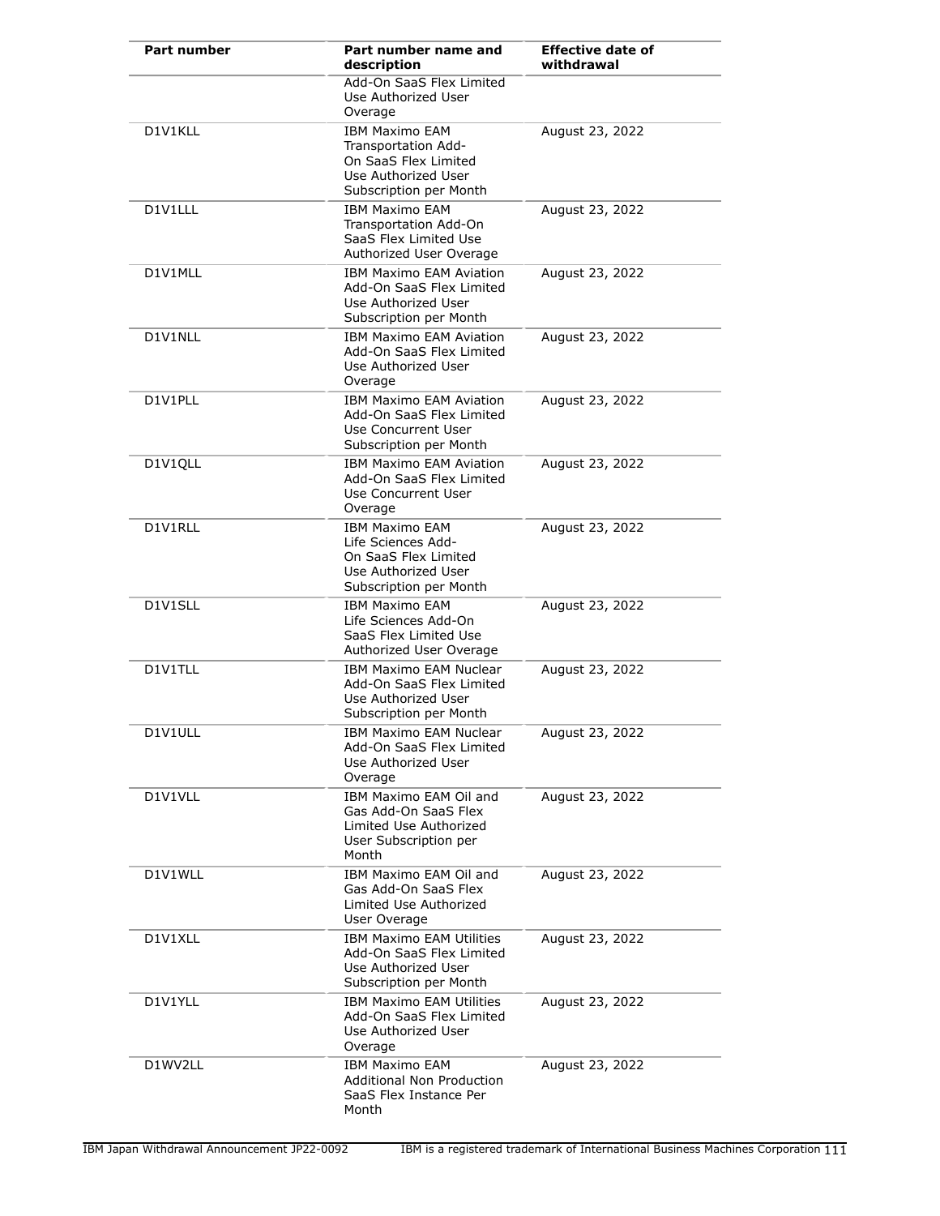| Part number | Part number name and description | Effective date of withdrawal |
|---|---|---|
| | Add-On SaaS Flex Limited Use Authorized User Overage | |
| D1V1KLL | IBM Maximo EAM Transportation Add-On SaaS Flex Limited Use Authorized User Subscription per Month | August 23, 2022 |
| D1V1LLL | IBM Maximo EAM Transportation Add-On SaaS Flex Limited Use Authorized User Overage | August 23, 2022 |
| D1V1MLL | IBM Maximo EAM Aviation Add-On SaaS Flex Limited Use Authorized User Subscription per Month | August 23, 2022 |
| D1V1NLL | IBM Maximo EAM Aviation Add-On SaaS Flex Limited Use Authorized User Overage | August 23, 2022 |
| D1V1PLL | IBM Maximo EAM Aviation Add-On SaaS Flex Limited Use Concurrent User Subscription per Month | August 23, 2022 |
| D1V1QLL | IBM Maximo EAM Aviation Add-On SaaS Flex Limited Use Concurrent User Overage | August 23, 2022 |
| D1V1RLL | IBM Maximo EAM Life Sciences Add-On SaaS Flex Limited Use Authorized User Subscription per Month | August 23, 2022 |
| D1V1SLL | IBM Maximo EAM Life Sciences Add-On SaaS Flex Limited Use Authorized User Overage | August 23, 2022 |
| D1V1TLL | IBM Maximo EAM Nuclear Add-On SaaS Flex Limited Use Authorized User Subscription per Month | August 23, 2022 |
| D1V1ULL | IBM Maximo EAM Nuclear Add-On SaaS Flex Limited Use Authorized User Overage | August 23, 2022 |
| D1V1VLL | IBM Maximo EAM Oil and Gas Add-On SaaS Flex Limited Use Authorized User Subscription per Month | August 23, 2022 |
| D1V1WLL | IBM Maximo EAM Oil and Gas Add-On SaaS Flex Limited Use Authorized User Overage | August 23, 2022 |
| D1V1XLL | IBM Maximo EAM Utilities Add-On SaaS Flex Limited Use Authorized User Subscription per Month | August 23, 2022 |
| D1V1YLL | IBM Maximo EAM Utilities Add-On SaaS Flex Limited Use Authorized User Overage | August 23, 2022 |
| D1WV2LL | IBM Maximo EAM Additional Non Production SaaS Flex Instance Per Month | August 23, 2022 |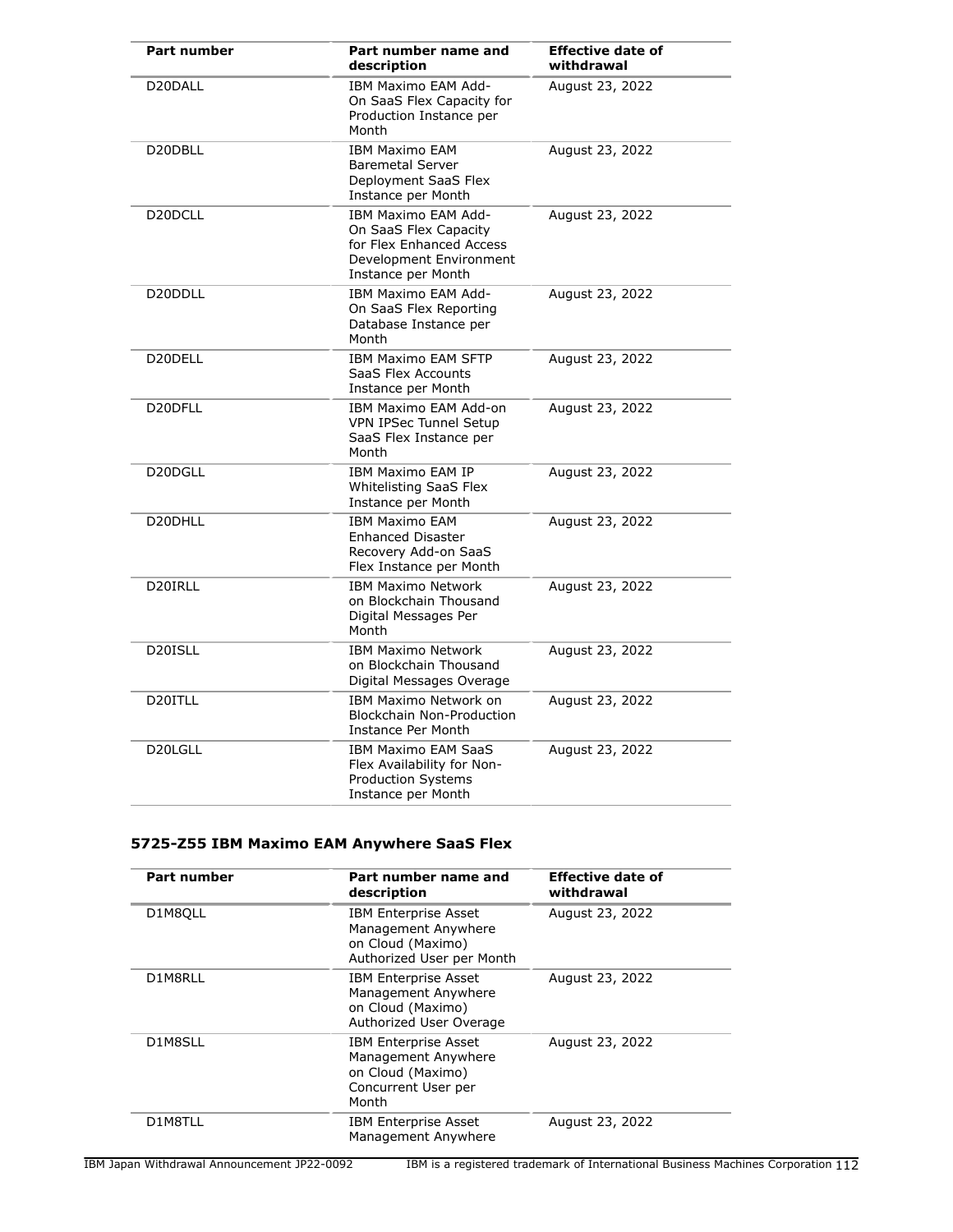| Part number | Part number name and description | Effective date of withdrawal |
| --- | --- | --- |
| D20DALL | IBM Maximo EAM Add-On SaaS Flex Capacity for Production Instance per Month | August 23, 2022 |
| D20DBLL | IBM Maximo EAM Baremetal Server Deployment SaaS Flex Instance per Month | August 23, 2022 |
| D20DCLL | IBM Maximo EAM Add-On SaaS Flex Capacity for Flex Enhanced Access Development Environment Instance per Month | August 23, 2022 |
| D20DDLL | IBM Maximo EAM Add-On SaaS Flex Reporting Database Instance per Month | August 23, 2022 |
| D20DELL | IBM Maximo EAM SFTP SaaS Flex Accounts Instance per Month | August 23, 2022 |
| D20DFLL | IBM Maximo EAM Add-on VPN IPSec Tunnel Setup SaaS Flex Instance per Month | August 23, 2022 |
| D20DGLL | IBM Maximo EAM IP Whitelisting SaaS Flex Instance per Month | August 23, 2022 |
| D20DHLL | IBM Maximo EAM Enhanced Disaster Recovery Add-on SaaS Flex Instance per Month | August 23, 2022 |
| D20IRLL | IBM Maximo Network on Blockchain Thousand Digital Messages Per Month | August 23, 2022 |
| D20ISLL | IBM Maximo Network on Blockchain Thousand Digital Messages Overage | August 23, 2022 |
| D20ITLL | IBM Maximo Network on Blockchain Non-Production Instance Per Month | August 23, 2022 |
| D20LGLL | IBM Maximo EAM SaaS Flex Availability for Non-Production Systems Instance per Month | August 23, 2022 |

### 5725-Z55 IBM Maximo EAM Anywhere SaaS Flex

| Part number | Part number name and description | Effective date of withdrawal |
| --- | --- | --- |
| D1M8QLL | IBM Enterprise Asset Management Anywhere on Cloud (Maximo) Authorized User per Month | August 23, 2022 |
| D1M8RLL | IBM Enterprise Asset Management Anywhere on Cloud (Maximo) Authorized User Overage | August 23, 2022 |
| D1M8SLL | IBM Enterprise Asset Management Anywhere on Cloud (Maximo) Concurrent User per Month | August 23, 2022 |
| D1M8TLL | IBM Enterprise Asset Management Anywhere | August 23, 2022 |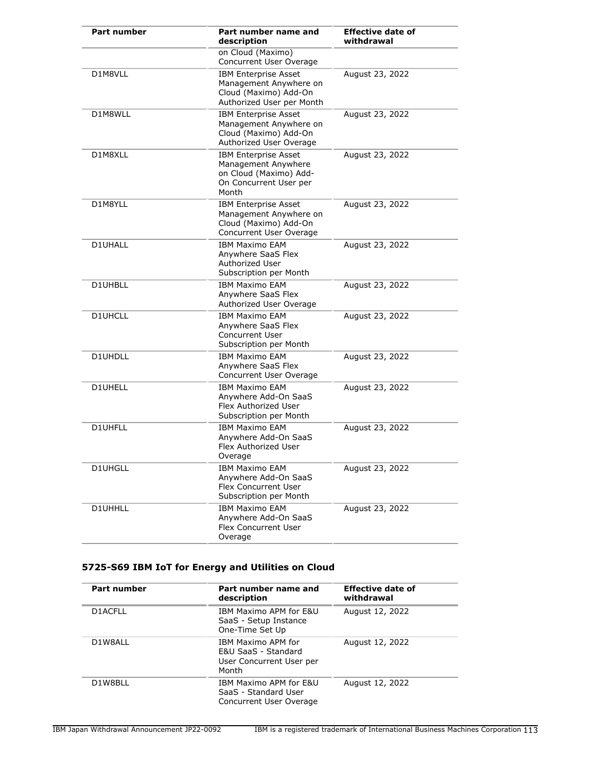| Part number | Part number name and description | Effective date of withdrawal |
|---|---|---|
| | on Cloud (Maximo) Concurrent User Overage | |
| D1M8VLL | IBM Enterprise Asset Management Anywhere on Cloud (Maximo) Add-On Authorized User per Month | August 23, 2022 |
| D1M8WLL | IBM Enterprise Asset Management Anywhere on Cloud (Maximo) Add-On Authorized User Overage | August 23, 2022 |
| D1M8XLL | IBM Enterprise Asset Management Anywhere on Cloud (Maximo) Add-On Concurrent User per Month | August 23, 2022 |
| D1M8YLL | IBM Enterprise Asset Management Anywhere on Cloud (Maximo) Add-On Concurrent User Overage | August 23, 2022 |
| D1UHALL | IBM Maximo EAM Anywhere SaaS Flex Authorized User Subscription per Month | August 23, 2022 |
| D1UHBLL | IBM Maximo EAM Anywhere SaaS Flex Authorized User Overage | August 23, 2022 |
| D1UHCLL | IBM Maximo EAM Anywhere SaaS Flex Concurrent User Subscription per Month | August 23, 2022 |
| D1UHDLL | IBM Maximo EAM Anywhere SaaS Flex Concurrent User Overage | August 23, 2022 |
| D1UHELL | IBM Maximo EAM Anywhere Add-On SaaS Flex Authorized User Subscription per Month | August 23, 2022 |
| D1UHFLL | IBM Maximo EAM Anywhere Add-On SaaS Flex Authorized User Overage | August 23, 2022 |
| D1UHGLL | IBM Maximo EAM Anywhere Add-On SaaS Flex Concurrent User Subscription per Month | August 23, 2022 |
| D1UHHLL | IBM Maximo EAM Anywhere Add-On SaaS Flex Concurrent User Overage | August 23, 2022 |

### 5725-S69 IBM IoT for Energy and Utilities on Cloud

| Part number | Part number name and description | Effective date of withdrawal |
|---|---|---|
| D1ACFLL | IBM Maximo APM for E&U SaaS - Setup Instance One-Time Set Up | August 12, 2022 |
| D1W8ALL | IBM Maximo APM for E&U SaaS - Standard User Concurrent User per Month | August 12, 2022 |
| D1W8BLL | IBM Maximo APM for E&U SaaS - Standard User Concurrent User Overage | August 12, 2022 |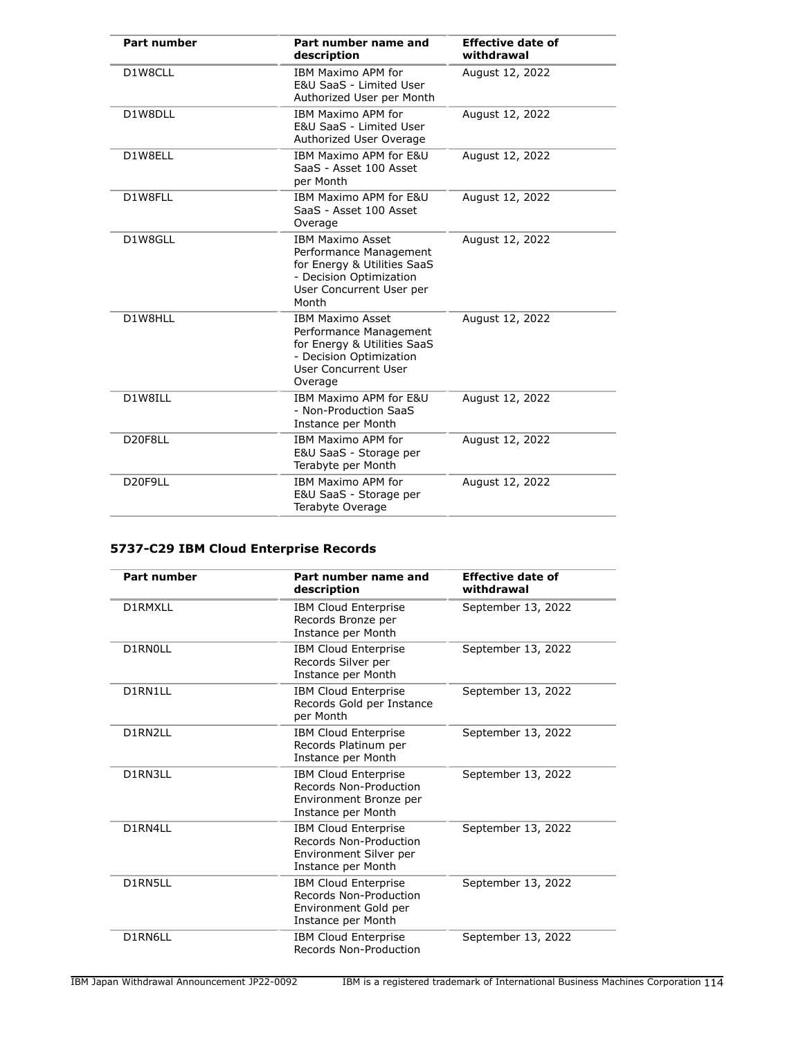| Part number | Part number name and description | Effective date of withdrawal |
|---|---|---|
| D1W8CLL | IBM Maximo APM for E&U SaaS - Limited User Authorized User per Month | August 12, 2022 |
| D1W8DLL | IBM Maximo APM for E&U SaaS - Limited User Authorized User Overage | August 12, 2022 |
| D1W8ELL | IBM Maximo APM for E&U SaaS - Asset 100 Asset per Month | August 12, 2022 |
| D1W8FLL | IBM Maximo APM for E&U SaaS - Asset 100 Asset Overage | August 12, 2022 |
| D1W8GLL | IBM Maximo Asset Performance Management for Energy & Utilities SaaS - Decision Optimization User Concurrent User per Month | August 12, 2022 |
| D1W8HLL | IBM Maximo Asset Performance Management for Energy & Utilities SaaS - Decision Optimization User Concurrent User Overage | August 12, 2022 |
| D1W8ILL | IBM Maximo APM for E&U - Non-Production SaaS Instance per Month | August 12, 2022 |
| D20F8LL | IBM Maximo APM for E&U SaaS - Storage per Terabyte per Month | August 12, 2022 |
| D20F9LL | IBM Maximo APM for E&U SaaS - Storage per Terabyte Overage | August 12, 2022 |

### 5737-C29 IBM Cloud Enterprise Records

| Part number | Part number name and description | Effective date of withdrawal |
|---|---|---|
| D1RMXLL | IBM Cloud Enterprise Records Bronze per Instance per Month | September 13, 2022 |
| D1RN0LL | IBM Cloud Enterprise Records Silver per Instance per Month | September 13, 2022 |
| D1RN1LL | IBM Cloud Enterprise Records Gold per Instance per Month | September 13, 2022 |
| D1RN2LL | IBM Cloud Enterprise Records Platinum per Instance per Month | September 13, 2022 |
| D1RN3LL | IBM Cloud Enterprise Records Non-Production Environment Bronze per Instance per Month | September 13, 2022 |
| D1RN4LL | IBM Cloud Enterprise Records Non-Production Environment Silver per Instance per Month | September 13, 2022 |
| D1RN5LL | IBM Cloud Enterprise Records Non-Production Environment Gold per Instance per Month | September 13, 2022 |
| D1RN6LL | IBM Cloud Enterprise Records Non-Production | September 13, 2022 |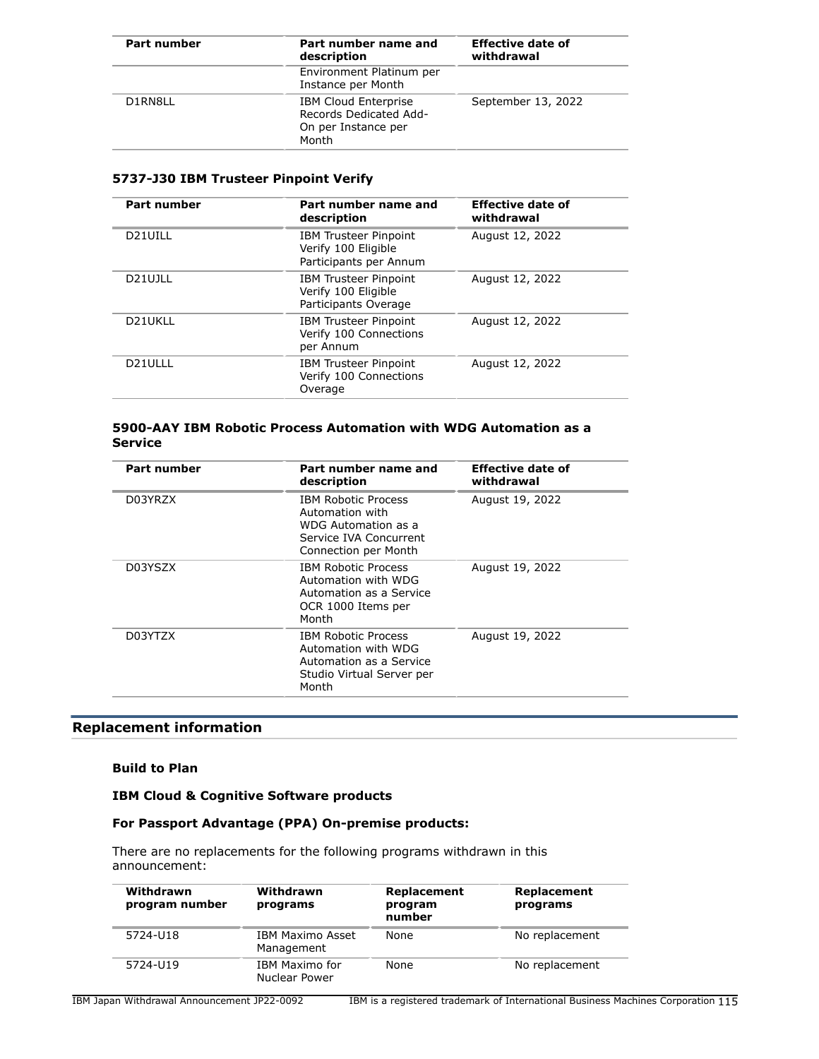| Part number | Part number name and description | Effective date of withdrawal |
|---|---|---|
| | Environment Platinum per Instance per Month | |
| D1RN8LL | IBM Cloud Enterprise Records Dedicated Add-On per Instance per Month | September 13, 2022 |

### 5737-J30 IBM Trusteer Pinpoint Verify

| Part number | Part number name and description | Effective date of withdrawal |
|---|---|---|
| D21UILL | IBM Trusteer Pinpoint Verify 100 Eligible Participants per Annum | August 12, 2022 |
| D21UJLL | IBM Trusteer Pinpoint Verify 100 Eligible Participants Overage | August 12, 2022 |
| D21UKLL | IBM Trusteer Pinpoint Verify 100 Connections per Annum | August 12, 2022 |
| D21ULLL | IBM Trusteer Pinpoint Verify 100 Connections Overage | August 12, 2022 |

### 5900-AAY IBM Robotic Process Automation with WDG Automation as a Service

| Part number | Part number name and description | Effective date of withdrawal |
|---|---|---|
| D03YRZX | IBM Robotic Process Automation with WDG Automation as a Service IVA Concurrent Connection per Month | August 19, 2022 |
| D03YSZX | IBM Robotic Process Automation with WDG Automation as a Service OCR 1000 Items per Month | August 19, 2022 |
| D03YTZX | IBM Robotic Process Automation with WDG Automation as a Service Studio Virtual Server per Month | August 19, 2022 |

## Replacement information

**Build to Plan**

**IBM Cloud & Cognitive Software products**

**For Passport Advantage (PPA) On-premise products:**

There are no replacements for the following programs withdrawn in this announcement:

| Withdrawn program number | Withdrawn programs | Replacement program number | Replacement programs |
|---|---|---|---|
| 5724-U18 | IBM Maximo Asset Management | None | No replacement |
| 5724-U19 | IBM Maximo for Nuclear Power | None | No replacement |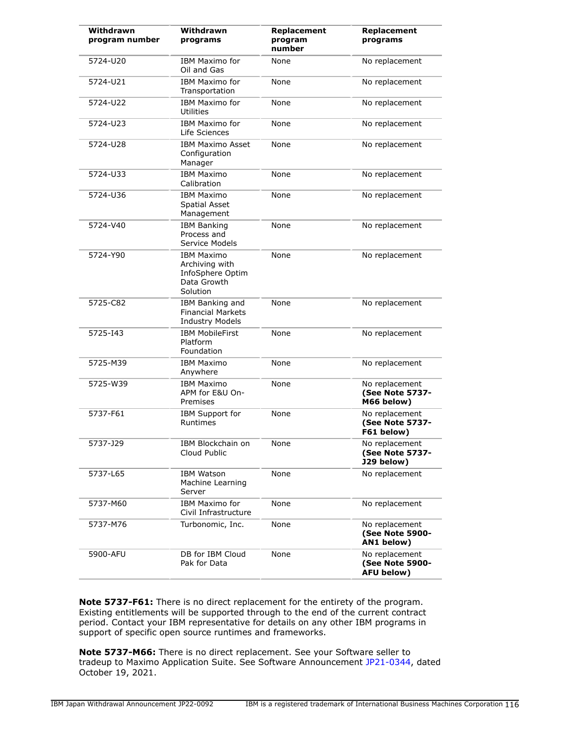| Withdrawn program number | Withdrawn programs | Replacement program number | Replacement programs |
|---|---|---|---|
| 5724-U20 | IBM Maximo for Oil and Gas | None | No replacement |
| 5724-U21 | IBM Maximo for Transportation | None | No replacement |
| 5724-U22 | IBM Maximo for Utilities | None | No replacement |
| 5724-U23 | IBM Maximo for Life Sciences | None | No replacement |
| 5724-U28 | IBM Maximo Asset Configuration Manager | None | No replacement |
| 5724-U33 | IBM Maximo Calibration | None | No replacement |
| 5724-U36 | IBM Maximo Spatial Asset Management | None | No replacement |
| 5724-V40 | IBM Banking Process and Service Models | None | No replacement |
| 5724-Y90 | IBM Maximo Archiving with InfoSphere Optim Data Growth Solution | None | No replacement |
| 5725-C82 | IBM Banking and Financial Markets Industry Models | None | No replacement |
| 5725-I43 | IBM MobileFirst Platform Foundation | None | No replacement |
| 5725-M39 | IBM Maximo Anywhere | None | No replacement |
| 5725-W39 | IBM Maximo APM for E&U On-Premises | None | No replacement **(See Note 5737-M66 below)** |
| 5737-F61 | IBM Support for Runtimes | None | No replacement **(See Note 5737-F61 below)** |
| 5737-J29 | IBM Blockchain on Cloud Public | None | No replacement **(See Note 5737-J29 below)** |
| 5737-L65 | IBM Watson Machine Learning Server | None | No replacement |
| 5737-M60 | IBM Maximo for Civil Infrastructure | None | No replacement |
| 5737-M76 | Turbonomic, Inc. | None | No replacement **(See Note 5900-AN1 below)** |
| 5900-AFU | DB for IBM Cloud Pak for Data | None | No replacement **(See Note 5900-AFU below)** |

**Note 5737-F61:** There is no direct replacement for the entirety of the program. Existing entitlements will be supported through to the end of the current contract period. Contact your IBM representative for details on any other IBM programs in support of specific open source runtimes and frameworks.

**Note 5737-M66:** There is no direct replacement. See your Software seller to tradeup to Maximo Application Suite. See Software Announcement JP21-0344, dated October 19, 2021.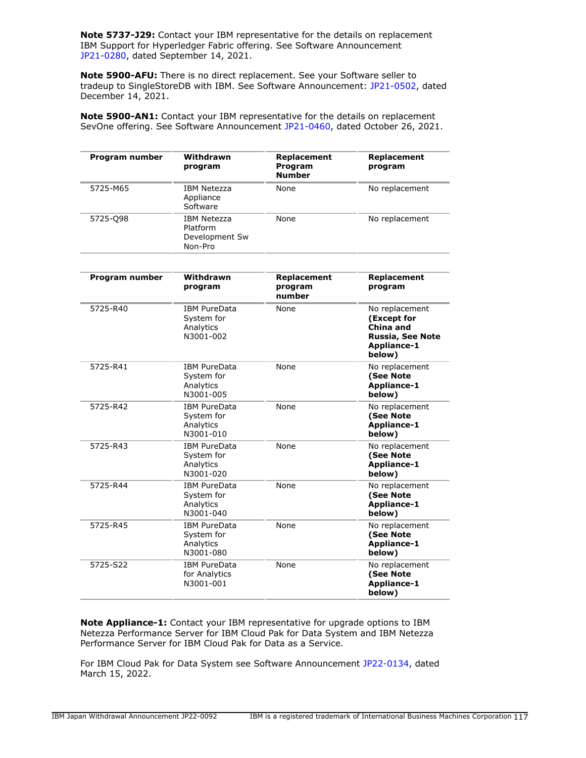**Note 5737-J29:** Contact your IBM representative for the details on replacement IBM Support for Hyperledger Fabric offering. See Software Announcement JP21-0280, dated September 14, 2021.

**Note 5900-AFU:** There is no direct replacement. See your Software seller to tradeup to SingleStoreDB with IBM. See Software Announcement: JP21-0502, dated December 14, 2021.

**Note 5900-AN1:** Contact your IBM representative for the details on replacement SevOne offering. See Software Announcement JP21-0460, dated October 26, 2021.

| Program number | Withdrawn program | Replacement Program Number | Replacement program |
|---|---|---|---|
| 5725-M65 | IBM Netezza Appliance Software | None | No replacement |
| 5725-Q98 | IBM Netezza Platform Development Sw Non-Pro | None | No replacement |

| Program number | Withdrawn program | Replacement program number | Replacement program |
|---|---|---|---|
| 5725-R40 | IBM PureData System for Analytics N3001-002 | None | No replacement **(Except for China and Russia, See Note Appliance-1 below)** |
| 5725-R41 | IBM PureData System for Analytics N3001-005 | None | No replacement **(See Note Appliance-1 below)** |
| 5725-R42 | IBM PureData System for Analytics N3001-010 | None | No replacement **(See Note Appliance-1 below)** |
| 5725-R43 | IBM PureData System for Analytics N3001-020 | None | No replacement **(See Note Appliance-1 below)** |
| 5725-R44 | IBM PureData System for Analytics N3001-040 | None | No replacement **(See Note Appliance-1 below)** |
| 5725-R45 | IBM PureData System for Analytics N3001-080 | None | No replacement **(See Note Appliance-1 below)** |
| 5725-S22 | IBM PureData for Analytics N3001-001 | None | No replacement **(See Note Appliance-1 below)** |

**Note Appliance-1:** Contact your IBM representative for upgrade options to IBM Netezza Performance Server for IBM Cloud Pak for Data System and IBM Netezza Performance Server for IBM Cloud Pak for Data as a Service.

For IBM Cloud Pak for Data System see Software Announcement JP22-0134, dated March 15, 2022.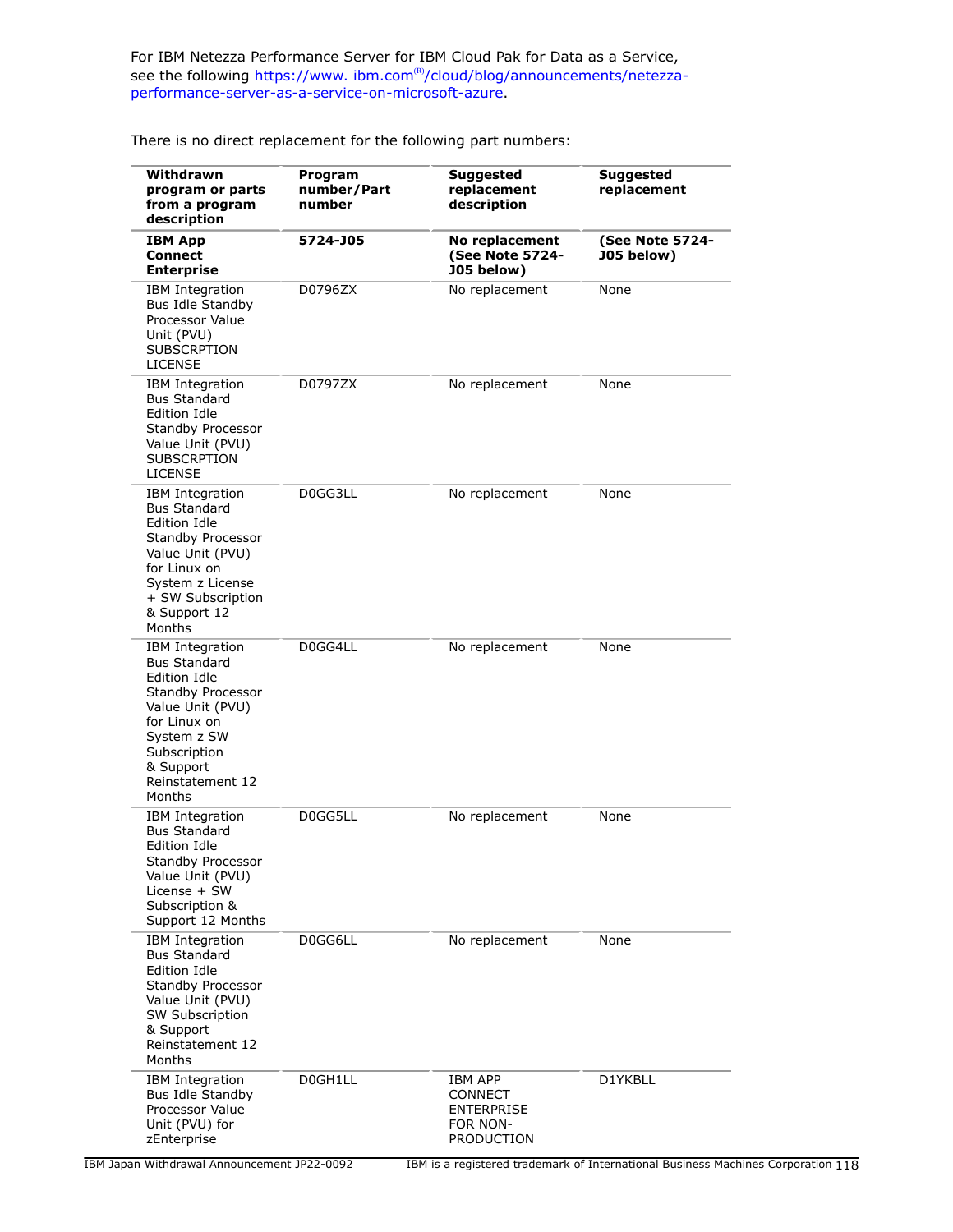For IBM Netezza Performance Server for IBM Cloud Pak for Data as a Service, see the following https://www.ibm.com[(R)]/cloud/blog/announcements/netezza-performance-server-as-a-service-on-microsoft-azure.

There is no direct replacement for the following part numbers:

| Withdrawn program or parts from a program description | Program number/Part number | Suggested replacement description | Suggested replacement |
|---|---|---|---|
| **IBM App Connect Enterprise** | **5724-J05** | **No replacement (See Note 5724-J05 below)** | **(See Note 5724-J05 below)** |
| IBM Integration Bus Idle Standby Processor Value Unit (PVU) SUBSCRPTION LICENSE | D0796ZX | No replacement | None |
| IBM Integration Bus Standard Edition Idle Standby Processor Value Unit (PVU) SUBSCRPTION LICENSE | D0797ZX | No replacement | None |
| IBM Integration Bus Standard Edition Idle Standby Processor Value Unit (PVU) for Linux on System z License + SW Subscription & Support 12 Months | D0GG3LL | No replacement | None |
| IBM Integration Bus Standard Edition Idle Standby Processor Value Unit (PVU) for Linux on System z SW Subscription & Support Reinstatement 12 Months | D0GG4LL | No replacement | None |
| IBM Integration Bus Standard Edition Idle Standby Processor Value Unit (PVU) License + SW Subscription & Support 12 Months | D0GG5LL | No replacement | None |
| IBM Integration Bus Standard Edition Idle Standby Processor Value Unit (PVU) SW Subscription & Support Reinstatement 12 Months | D0GG6LL | No replacement | None |
| IBM Integration Bus Idle Standby Processor Value Unit (PVU) for zEnterprise | D0GH1LL | IBM APP CONNECT ENTERPRISE FOR NON-PRODUCTION | D1YKBLL |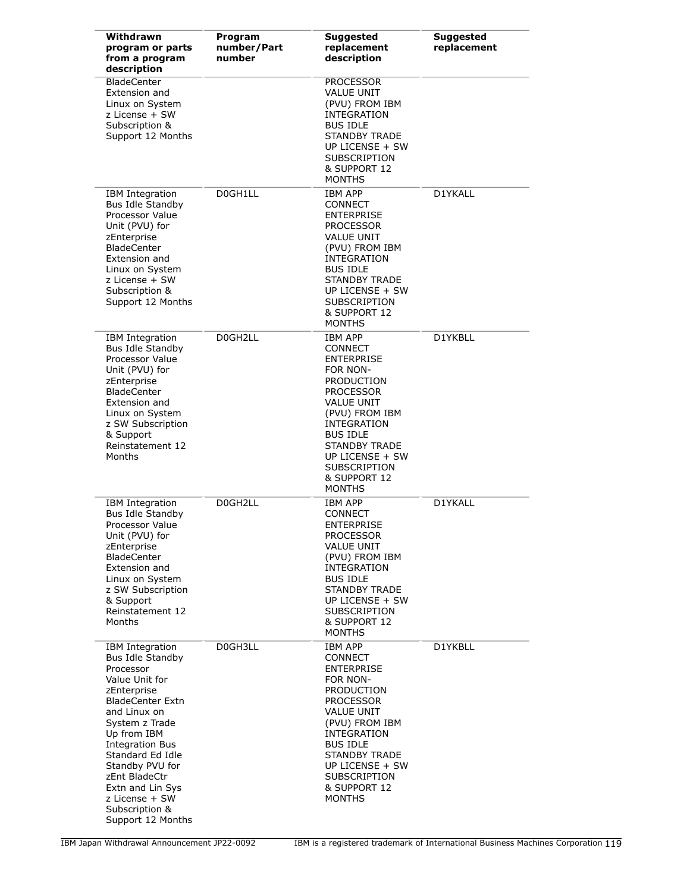| Withdrawn program or parts from a program description | Program number/Part number | Suggested replacement description | Suggested replacement |
|---|---|---|---|
| BladeCenter Extension and Linux on System z License + SW Subscription & Support 12 Months | | PROCESSOR VALUE UNIT (PVU) FROM IBM INTEGRATION BUS IDLE STANDBY TRADE UP LICENSE + SW SUBSCRIPTION & SUPPORT 12 MONTHS | |
| IBM Integration Bus Idle Standby Processor Value Unit (PVU) for zEnterprise BladeCenter Extension and Linux on System z License + SW Subscription & Support 12 Months | D0GH1LL | IBM APP CONNECT ENTERPRISE PROCESSOR VALUE UNIT (PVU) FROM IBM INTEGRATION BUS IDLE STANDBY TRADE UP LICENSE + SW SUBSCRIPTION & SUPPORT 12 MONTHS | D1YKALL |
| IBM Integration Bus Idle Standby Processor Value Unit (PVU) for zEnterprise BladeCenter Extension and Linux on System z SW Subscription & Support Reinstatement 12 Months | D0GH2LL | IBM APP CONNECT ENTERPRISE FOR NON-PRODUCTION PROCESSOR VALUE UNIT (PVU) FROM IBM INTEGRATION BUS IDLE STANDBY TRADE UP LICENSE + SW SUBSCRIPTION & SUPPORT 12 MONTHS | D1YKBLL |
| IBM Integration Bus Idle Standby Processor Value Unit (PVU) for zEnterprise BladeCenter Extension and Linux on System z SW Subscription & Support Reinstatement 12 Months | D0GH2LL | IBM APP CONNECT ENTERPRISE PROCESSOR VALUE UNIT (PVU) FROM IBM INTEGRATION BUS IDLE STANDBY TRADE UP LICENSE + SW SUBSCRIPTION & SUPPORT 12 MONTHS | D1YKALL |
| IBM Integration Bus Idle Standby Processor Value Unit for zEnterprise BladeCenter Extn and Linux on System z Trade Up from IBM Integration Bus Standard Ed Idle Standby PVU for zEnt BladeCtr Extn and Lin Sys z License + SW Subscription & Support 12 Months | D0GH3LL | IBM APP CONNECT ENTERPRISE FOR NON-PRODUCTION PROCESSOR VALUE UNIT (PVU) FROM IBM INTEGRATION BUS IDLE STANDBY TRADE UP LICENSE + SW SUBSCRIPTION & SUPPORT 12 MONTHS | D1YKBLL |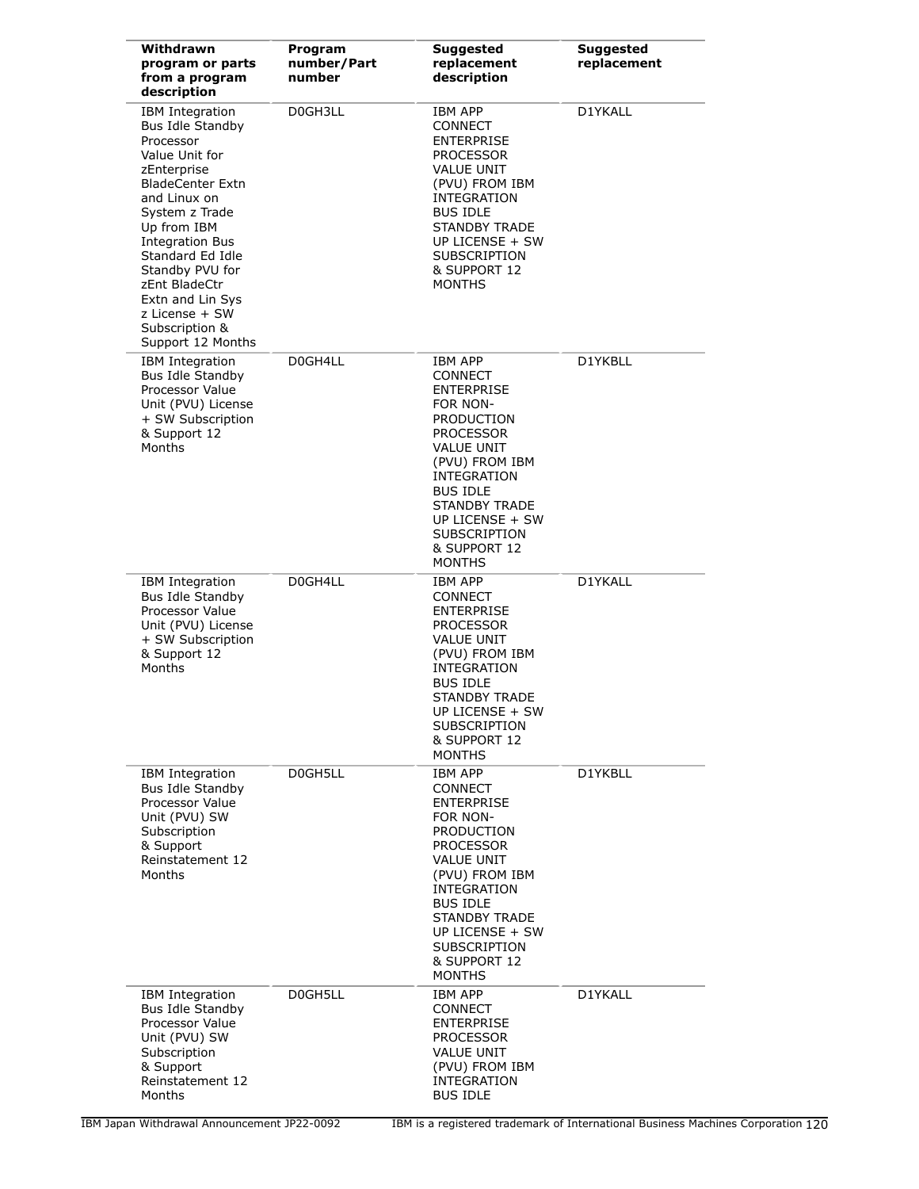| Withdrawn program or parts from a program description | Program number/Part number | Suggested replacement description | Suggested replacement |
|---|---|---|---|
| IBM Integration Bus Idle Standby Processor Value Unit for zEnterprise BladeCenter Extn and Linux on System z Trade Up from IBM Integration Bus Standard Ed Idle Standby PVU for zEnt BladeCtr Extn and Lin Sys z License + SW Subscription & Support 12 Months | D0GH3LL | IBM APP CONNECT ENTERPRISE PROCESSOR VALUE UNIT (PVU) FROM IBM INTEGRATION BUS IDLE STANDBY TRADE UP LICENSE + SW SUBSCRIPTION & SUPPORT 12 MONTHS | D1YKALL |
| IBM Integration Bus Idle Standby Processor Value Unit (PVU) License + SW Subscription & Support 12 Months | D0GH4LL | IBM APP CONNECT ENTERPRISE FOR NON-PRODUCTION PROCESSOR VALUE UNIT (PVU) FROM IBM INTEGRATION BUS IDLE STANDBY TRADE UP LICENSE + SW SUBSCRIPTION & SUPPORT 12 MONTHS | D1YKBLL |
| IBM Integration Bus Idle Standby Processor Value Unit (PVU) License + SW Subscription & Support 12 Months | D0GH4LL | IBM APP CONNECT ENTERPRISE PROCESSOR VALUE UNIT (PVU) FROM IBM INTEGRATION BUS IDLE STANDBY TRADE UP LICENSE + SW SUBSCRIPTION & SUPPORT 12 MONTHS | D1YKALL |
| IBM Integration Bus Idle Standby Processor Value Unit (PVU) SW Subscription & Support Reinstatement 12 Months | D0GH5LL | IBM APP CONNECT ENTERPRISE FOR NON-PRODUCTION PROCESSOR VALUE UNIT (PVU) FROM IBM INTEGRATION BUS IDLE STANDBY TRADE UP LICENSE + SW SUBSCRIPTION & SUPPORT 12 MONTHS | D1YKBLL |
| IBM Integration Bus Idle Standby Processor Value Unit (PVU) SW Subscription & Support Reinstatement 12 Months | D0GH5LL | IBM APP CONNECT ENTERPRISE PROCESSOR VALUE UNIT (PVU) FROM IBM INTEGRATION BUS IDLE | D1YKALL |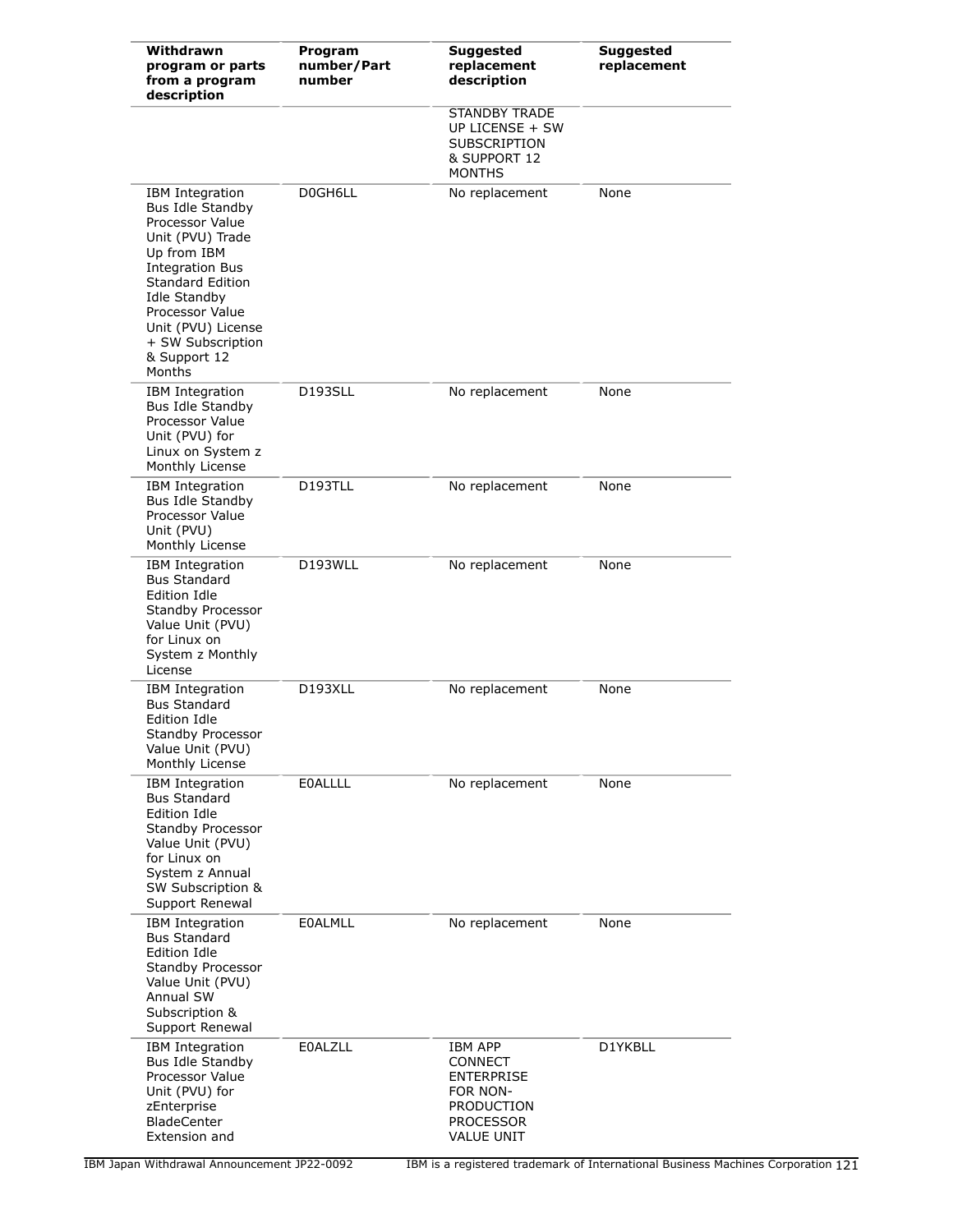| Withdrawn program or parts from a program description | Program number/Part number | Suggested replacement description | Suggested replacement |
|---|---|---|---|
| | | STANDBY TRADE UP LICENSE + SW SUBSCRIPTION & SUPPORT 12 MONTHS | |
| IBM Integration Bus Idle Standby Processor Value Unit (PVU) Trade Up from IBM Integration Bus Standard Edition Idle Standby Processor Value Unit (PVU) License + SW Subscription & Support 12 Months | D0GH6LL | No replacement | None |
| IBM Integration Bus Idle Standby Processor Value Unit (PVU) for Linux on System z Monthly License | D193SLL | No replacement | None |
| IBM Integration Bus Idle Standby Processor Value Unit (PVU) Monthly License | D193TLL | No replacement | None |
| IBM Integration Bus Standard Edition Idle Standby Processor Value Unit (PVU) for Linux on System z Monthly License | D193WLL | No replacement | None |
| IBM Integration Bus Standard Edition Idle Standby Processor Value Unit (PVU) Monthly License | D193XLL | No replacement | None |
| IBM Integration Bus Standard Edition Idle Standby Processor Value Unit (PVU) for Linux on System z Annual SW Subscription & Support Renewal | E0ALLLL | No replacement | None |
| IBM Integration Bus Standard Edition Idle Standby Processor Value Unit (PVU) Annual SW Subscription & Support Renewal | E0ALMLL | No replacement | None |
| IBM Integration Bus Idle Standby Processor Value Unit (PVU) for zEnterprise BladeCenter Extension and | E0ALZLL | IBM APP CONNECT ENTERPRISE FOR NON-PRODUCTION PROCESSOR VALUE UNIT | D1YKBLL |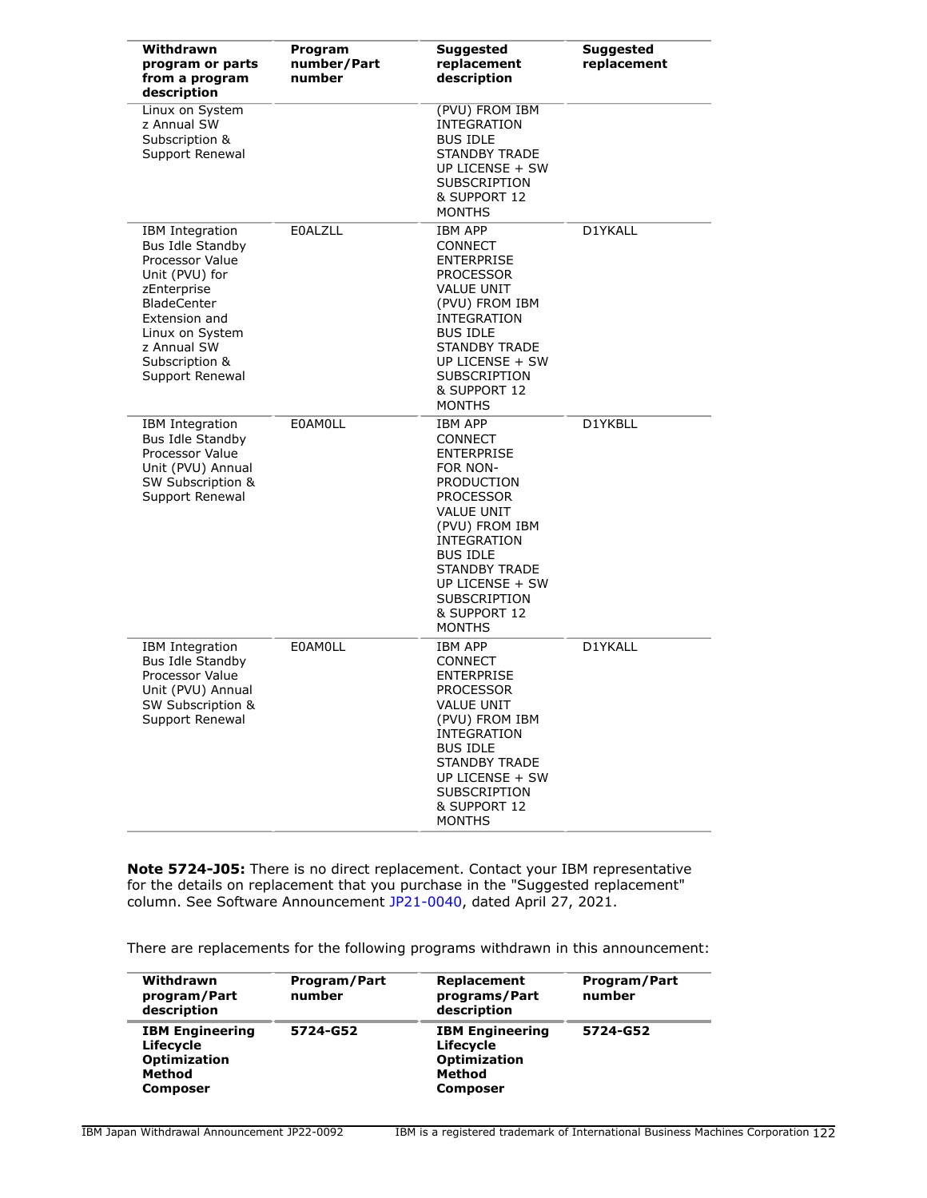| Withdrawn program or parts from a program description | Program number/Part number | Suggested replacement description | Suggested replacement |
| --- | --- | --- | --- |
| Linux on System z Annual SW Subscription & Support Renewal | | (PVU) FROM IBM INTEGRATION BUS IDLE STANDBY TRADE UP LICENSE + SW SUBSCRIPTION & SUPPORT 12 MONTHS | |
| IBM Integration Bus Idle Standby Processor Value Unit (PVU) for zEnterprise BladeCenter Extension and Linux on System z Annual SW Subscription & Support Renewal | E0ALZLL | IBM APP CONNECT ENTERPRISE PROCESSOR VALUE UNIT (PVU) FROM IBM INTEGRATION BUS IDLE STANDBY TRADE UP LICENSE + SW SUBSCRIPTION & SUPPORT 12 MONTHS | D1YKALL |
| IBM Integration Bus Idle Standby Processor Value Unit (PVU) Annual SW Subscription & Support Renewal | E0AM0LL | IBM APP CONNECT ENTERPRISE FOR NON-PRODUCTION PROCESSOR VALUE UNIT (PVU) FROM IBM INTEGRATION BUS IDLE STANDBY TRADE UP LICENSE + SW SUBSCRIPTION & SUPPORT 12 MONTHS | D1YKBLL |
| IBM Integration Bus Idle Standby Processor Value Unit (PVU) Annual SW Subscription & Support Renewal | E0AM0LL | IBM APP CONNECT ENTERPRISE PROCESSOR VALUE UNIT (PVU) FROM IBM INTEGRATION BUS IDLE STANDBY TRADE UP LICENSE + SW SUBSCRIPTION & SUPPORT 12 MONTHS | D1YKALL |

**Note 5724-J05:** There is no direct replacement. Contact your IBM representative for the details on replacement that you purchase in the "Suggested replacement" column. See Software Announcement JP21-0040, dated April 27, 2021.

There are replacements for the following programs withdrawn in this announcement:

| Withdrawn program/Part description | Program/Part number | Replacement programs/Part description | Program/Part number |
| --- | --- | --- | --- |
| **IBM Engineering Lifecycle Optimization Method Composer** | **5724-G52** | **IBM Engineering Lifecycle Optimization Method Composer** | **5724-G52** |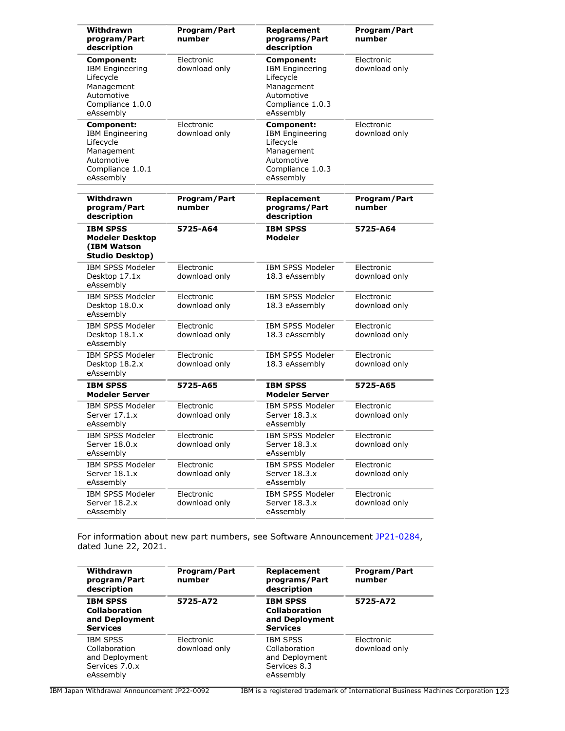| Withdrawn program/Part description | Program/Part number | Replacement programs/Part description | Program/Part number |
|---|---|---|---|
| **Component:** IBM Engineering Lifecycle Management Automotive Compliance 1.0.0 eAssembly | Electronic download only | **Component:** IBM Engineering Lifecycle Management Automotive Compliance 1.0.3 eAssembly | Electronic download only |
| **Component:** IBM Engineering Lifecycle Management Automotive Compliance 1.0.1 eAssembly | Electronic download only | **Component:** IBM Engineering Lifecycle Management Automotive Compliance 1.0.3 eAssembly | Electronic download only |

| Withdrawn program/Part description | Program/Part number | Replacement programs/Part description | Program/Part number |
|---|---|---|---|
| **IBM SPSS Modeler Desktop (IBM Watson Studio Desktop)** | **5725-A64** | **IBM SPSS Modeler** | **5725-A64** |
| IBM SPSS Modeler Desktop 17.1x eAssembly | Electronic download only | IBM SPSS Modeler 18.3 eAssembly | Electronic download only |
| IBM SPSS Modeler Desktop 18.0.x eAssembly | Electronic download only | IBM SPSS Modeler 18.3 eAssembly | Electronic download only |
| IBM SPSS Modeler Desktop 18.1.x eAssembly | Electronic download only | IBM SPSS Modeler 18.3 eAssembly | Electronic download only |
| IBM SPSS Modeler Desktop 18.2.x eAssembly | Electronic download only | IBM SPSS Modeler 18.3 eAssembly | Electronic download only |
| **IBM SPSS Modeler Server** | **5725-A65** | **IBM SPSS Modeler Server** | **5725-A65** |
| IBM SPSS Modeler Server 17.1.x eAssembly | Electronic download only | IBM SPSS Modeler Server 18.3.x eAssembly | Electronic download only |
| IBM SPSS Modeler Server 18.0.x eAssembly | Electronic download only | IBM SPSS Modeler Server 18.3.x eAssembly | Electronic download only |
| IBM SPSS Modeler Server 18.1.x eAssembly | Electronic download only | IBM SPSS Modeler Server 18.3.x eAssembly | Electronic download only |
| IBM SPSS Modeler Server 18.2.x eAssembly | Electronic download only | IBM SPSS Modeler Server 18.3.x eAssembly | Electronic download only |

For information about new part numbers, see Software Announcement JP21-0284, dated June 22, 2021.

| Withdrawn program/Part description | Program/Part number | Replacement programs/Part description | Program/Part number |
|---|---|---|---|
| **IBM SPSS Collaboration and Deployment Services** | **5725-A72** | **IBM SPSS Collaboration and Deployment Services** | **5725-A72** |
| IBM SPSS Collaboration and Deployment Services 7.0.x eAssembly | Electronic download only | IBM SPSS Collaboration and Deployment Services 8.3 eAssembly | Electronic download only |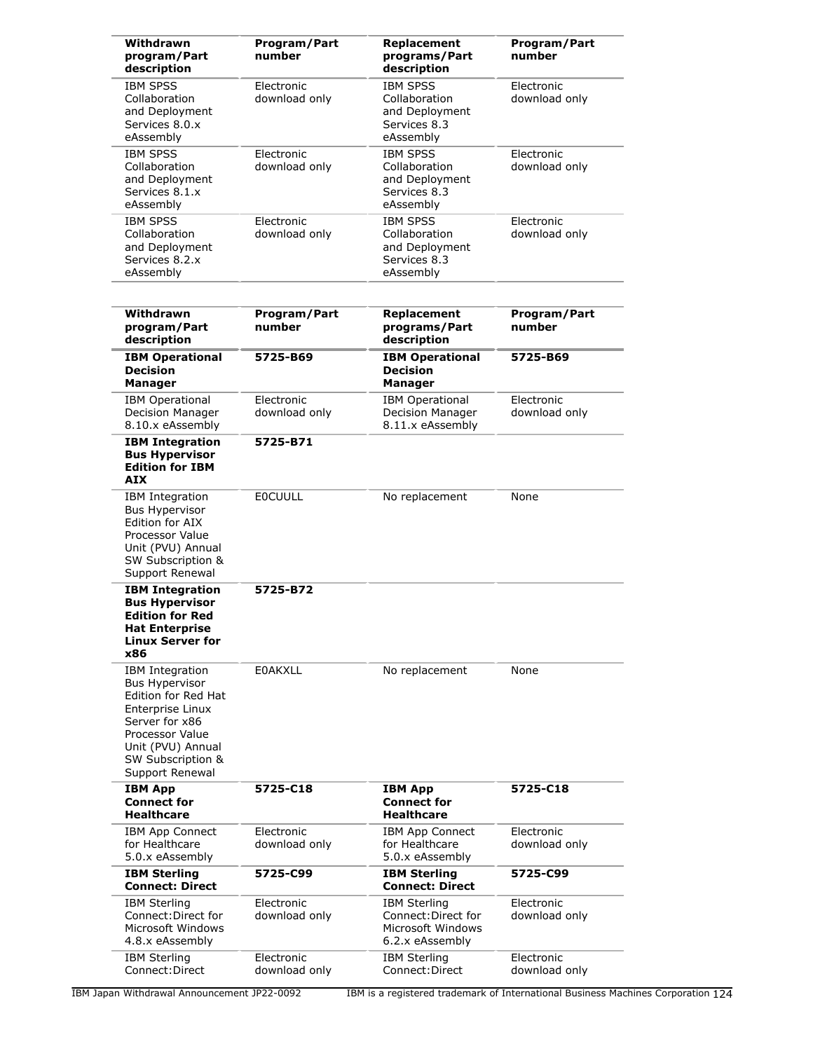| Withdrawn program/Part description | Program/Part number | Replacement programs/Part description | Program/Part number |
|---|---|---|---|
| IBM SPSS Collaboration and Deployment Services 8.0.x eAssembly | Electronic download only | IBM SPSS Collaboration and Deployment Services 8.3 eAssembly | Electronic download only |
| IBM SPSS Collaboration and Deployment Services 8.1.x eAssembly | Electronic download only | IBM SPSS Collaboration and Deployment Services 8.3 eAssembly | Electronic download only |
| IBM SPSS Collaboration and Deployment Services 8.2.x eAssembly | Electronic download only | IBM SPSS Collaboration and Deployment Services 8.3 eAssembly | Electronic download only |

| Withdrawn program/Part description | Program/Part number | Replacement programs/Part description | Program/Part number |
|---|---|---|---|
| **IBM Operational Decision Manager** | **5725-B69** | **IBM Operational Decision Manager** | **5725-B69** |
| IBM Operational Decision Manager 8.10.x eAssembly | Electronic download only | IBM Operational Decision Manager 8.11.x eAssembly | Electronic download only |
| **IBM Integration Bus Hypervisor Edition for IBM AIX** | **5725-B71** | | |
| IBM Integration Bus Hypervisor Edition for AIX Processor Value Unit (PVU) Annual SW Subscription & Support Renewal | E0CUULL | No replacement | None |
| **IBM Integration Bus Hypervisor Edition for Red Hat Enterprise Linux Server for x86** | **5725-B72** | | |
| IBM Integration Bus Hypervisor Edition for Red Hat Enterprise Linux Server for x86 Processor Value Unit (PVU) Annual SW Subscription & Support Renewal | E0AKXLL | No replacement | None |
| **IBM App Connect for Healthcare** | **5725-C18** | **IBM App Connect for Healthcare** | **5725-C18** |
| IBM App Connect for Healthcare 5.0.x eAssembly | Electronic download only | IBM App Connect for Healthcare 5.0.x eAssembly | Electronic download only |
| **IBM Sterling Connect: Direct** | **5725-C99** | **IBM Sterling Connect: Direct** | **5725-C99** |
| IBM Sterling Connect:Direct for Microsoft Windows 4.8.x eAssembly | Electronic download only | IBM Sterling Connect:Direct for Microsoft Windows 6.2.x eAssembly | Electronic download only |
| IBM Sterling Connect:Direct | Electronic download only | IBM Sterling Connect:Direct | Electronic download only |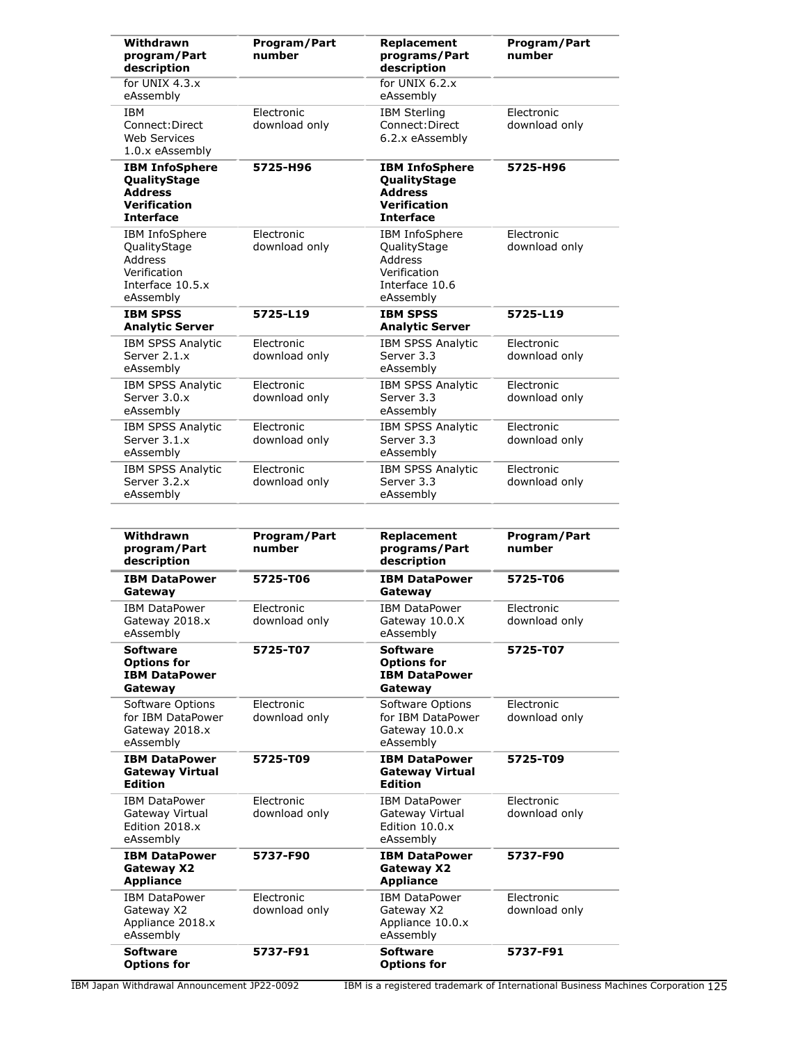| Withdrawn program/Part description | Program/Part number | Replacement programs/Part description | Program/Part number |
|---|---|---|---|
| for UNIX 4.3.x eAssembly | | for UNIX 6.2.x eAssembly | |
| IBM Connect:Direct Web Services 1.0.x eAssembly | Electronic download only | IBM Sterling Connect:Direct 6.2.x eAssembly | Electronic download only |
| **IBM InfoSphere QualityStage Address Verification Interface** | **5725-H96** | **IBM InfoSphere QualityStage Address Verification Interface** | **5725-H96** |
| IBM InfoSphere QualityStage Address Verification Interface 10.5.x eAssembly | Electronic download only | IBM InfoSphere QualityStage Address Verification Interface 10.6 eAssembly | Electronic download only |
| **IBM SPSS Analytic Server** | **5725-L19** | **IBM SPSS Analytic Server** | **5725-L19** |
| IBM SPSS Analytic Server 2.1.x eAssembly | Electronic download only | IBM SPSS Analytic Server 3.3 eAssembly | Electronic download only |
| IBM SPSS Analytic Server 3.0.x eAssembly | Electronic download only | IBM SPSS Analytic Server 3.3 eAssembly | Electronic download only |
| IBM SPSS Analytic Server 3.1.x eAssembly | Electronic download only | IBM SPSS Analytic Server 3.3 eAssembly | Electronic download only |
| IBM SPSS Analytic Server 3.2.x eAssembly | Electronic download only | IBM SPSS Analytic Server 3.3 eAssembly | Electronic download only |

| Withdrawn program/Part description | Program/Part number | Replacement programs/Part description | Program/Part number |
|---|---|---|---|
| **IBM DataPower Gateway** | **5725-T06** | **IBM DataPower Gateway** | **5725-T06** |
| IBM DataPower Gateway 2018.x eAssembly | Electronic download only | IBM DataPower Gateway 10.0.X eAssembly | Electronic download only |
| **Software Options for IBM DataPower Gateway** | **5725-T07** | **Software Options for IBM DataPower Gateway** | **5725-T07** |
| Software Options for IBM DataPower Gateway 2018.x eAssembly | Electronic download only | Software Options for IBM DataPower Gateway 10.0.x eAssembly | Electronic download only |
| **IBM DataPower Gateway Virtual Edition** | **5725-T09** | **IBM DataPower Gateway Virtual Edition** | **5725-T09** |
| IBM DataPower Gateway Virtual Edition 2018.x eAssembly | Electronic download only | IBM DataPower Gateway Virtual Edition 10.0.x eAssembly | Electronic download only |
| **IBM DataPower Gateway X2 Appliance** | **5737-F90** | **IBM DataPower Gateway X2 Appliance** | **5737-F90** |
| IBM DataPower Gateway X2 Appliance 2018.x eAssembly | Electronic download only | IBM DataPower Gateway X2 Appliance 10.0.x eAssembly | Electronic download only |
| **Software Options for** | **5737-F91** | **Software Options for** | **5737-F91** |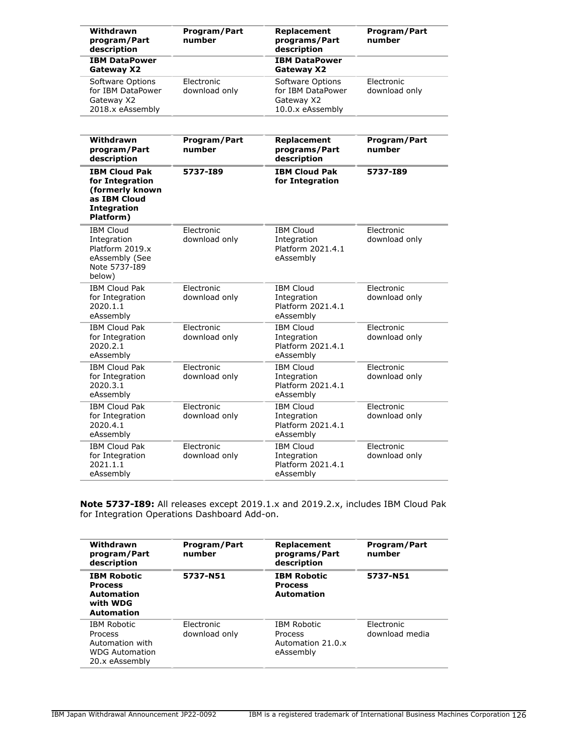| Withdrawn program/Part description | Program/Part number | Replacement programs/Part description | Program/Part number |
|---|---|---|---|
| **IBM DataPower Gateway X2** | | **IBM DataPower Gateway X2** | |
| Software Options for IBM DataPower Gateway X2 2018.x eAssembly | Electronic download only | Software Options for IBM DataPower Gateway X2 10.0.x eAssembly | Electronic download only |

| Withdrawn program/Part description | Program/Part number | Replacement programs/Part description | Program/Part number |
|---|---|---|---|
| **IBM Cloud Pak for Integration (formerly known as IBM Cloud Integration Platform)** | **5737-I89** | **IBM Cloud Pak for Integration** | **5737-I89** |
| IBM Cloud Integration Platform 2019.x eAssembly (See Note 5737-I89 below) | Electronic download only | IBM Cloud Integration Platform 2021.4.1 eAssembly | Electronic download only |
| IBM Cloud Pak for Integration 2020.1.1 eAssembly | Electronic download only | IBM Cloud Integration Platform 2021.4.1 eAssembly | Electronic download only |
| IBM Cloud Pak for Integration 2020.2.1 eAssembly | Electronic download only | IBM Cloud Integration Platform 2021.4.1 eAssembly | Electronic download only |
| IBM Cloud Pak for Integration 2020.3.1 eAssembly | Electronic download only | IBM Cloud Integration Platform 2021.4.1 eAssembly | Electronic download only |
| IBM Cloud Pak for Integration 2020.4.1 eAssembly | Electronic download only | IBM Cloud Integration Platform 2021.4.1 eAssembly | Electronic download only |
| IBM Cloud Pak for Integration 2021.1.1 eAssembly | Electronic download only | IBM Cloud Integration Platform 2021.4.1 eAssembly | Electronic download only |

**Note 5737-I89:** All releases except 2019.1.x and 2019.2.x, includes IBM Cloud Pak for Integration Operations Dashboard Add-on.

| Withdrawn program/Part description | Program/Part number | Replacement programs/Part description | Program/Part number |
|---|---|---|---|
| **IBM Robotic Process Automation with WDG Automation** | **5737-N51** | **IBM Robotic Process Automation** | **5737-N51** |
| IBM Robotic Process Automation with WDG Automation 20.x eAssembly | Electronic download only | IBM Robotic Process Automation 21.0.x eAssembly | Electronic download media |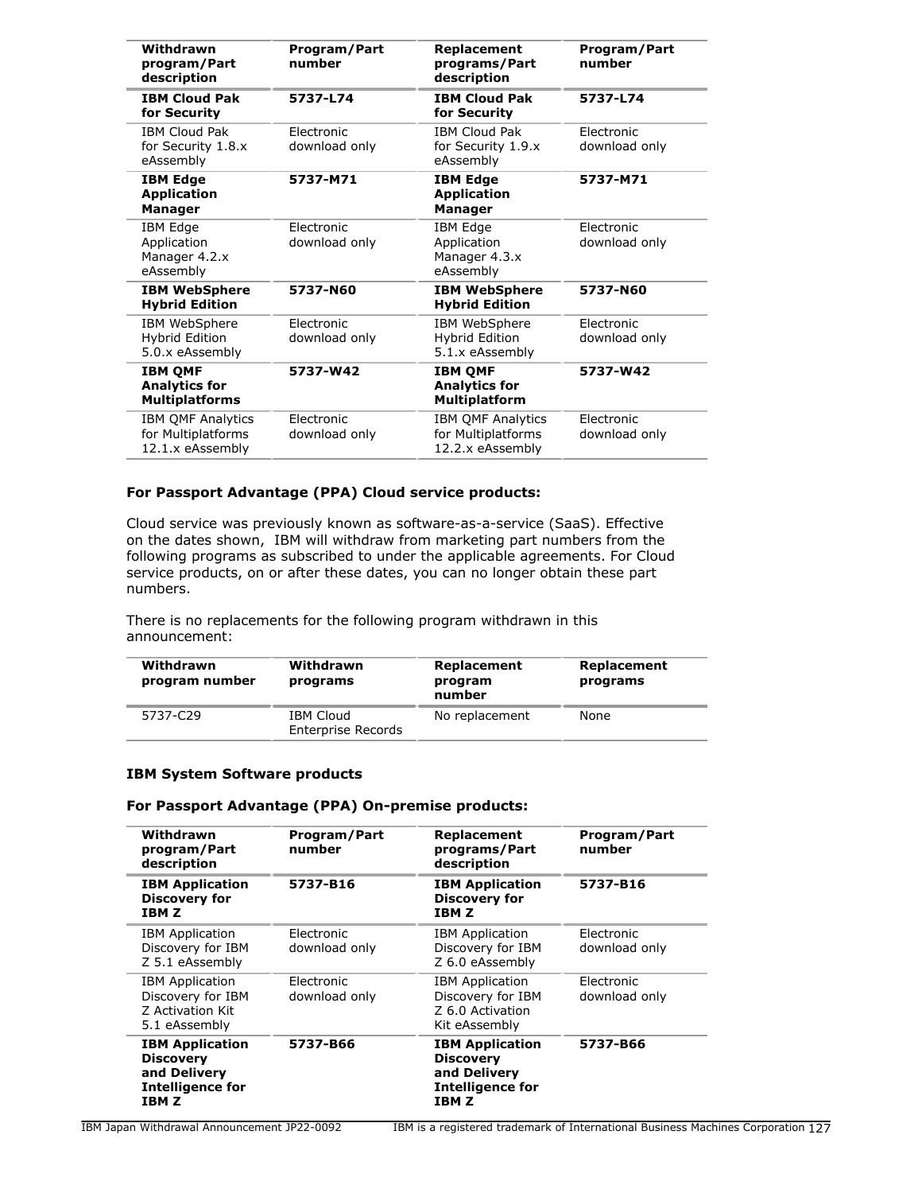| Withdrawn program/Part description | Program/Part number | Replacement programs/Part description | Program/Part number |
|---|---|---|---|
| **IBM Cloud Pak for Security** | **5737-L74** | **IBM Cloud Pak for Security** | **5737-L74** |
| IBM Cloud Pak for Security 1.8.x eAssembly | Electronic download only | IBM Cloud Pak for Security 1.9.x eAssembly | Electronic download only |
| **IBM Edge Application Manager** | **5737-M71** | **IBM Edge Application Manager** | **5737-M71** |
| IBM Edge Application Manager 4.2.x eAssembly | Electronic download only | IBM Edge Application Manager 4.3.x eAssembly | Electronic download only |
| **IBM WebSphere Hybrid Edition** | **5737-N60** | **IBM WebSphere Hybrid Edition** | **5737-N60** |
| IBM WebSphere Hybrid Edition 5.0.x eAssembly | Electronic download only | IBM WebSphere Hybrid Edition 5.1.x eAssembly | Electronic download only |
| **IBM QMF Analytics for Multiplatforms** | **5737-W42** | **IBM QMF Analytics for Multiplatform** | **5737-W42** |
| IBM QMF Analytics for Multiplatforms 12.1.x eAssembly | Electronic download only | IBM QMF Analytics for Multiplatforms 12.2.x eAssembly | Electronic download only |

**For Passport Advantage (PPA) Cloud service products:**

Cloud service was previously known as software-as-a-service (SaaS). Effective on the dates shown, IBM will withdraw from marketing part numbers from the following programs as subscribed to under the applicable agreements. For Cloud service products, on or after these dates, you can no longer obtain these part numbers.

There is no replacements for the following program withdrawn in this announcement:

| Withdrawn program number | Withdrawn programs | Replacement program number | Replacement programs |
|---|---|---|---|
| 5737-C29 | IBM Cloud Enterprise Records | No replacement | None |

**IBM System Software products**

**For Passport Advantage (PPA) On-premise products:**

| Withdrawn program/Part description | Program/Part number | Replacement programs/Part description | Program/Part number |
|---|---|---|---|
| **IBM Application Discovery for IBM Z** | **5737-B16** | **IBM Application Discovery for IBM Z** | **5737-B16** |
| IBM Application Discovery for IBM Z 5.1 eAssembly | Electronic download only | IBM Application Discovery for IBM Z 6.0 eAssembly | Electronic download only |
| IBM Application Discovery for IBM Z Activation Kit 5.1 eAssembly | Electronic download only | IBM Application Discovery for IBM Z 6.0 Activation Kit eAssembly | Electronic download only |
| **IBM Application Discovery and Delivery Intelligence for IBM Z** | **5737-B66** | **IBM Application Discovery and Delivery Intelligence for IBM Z** | **5737-B66** |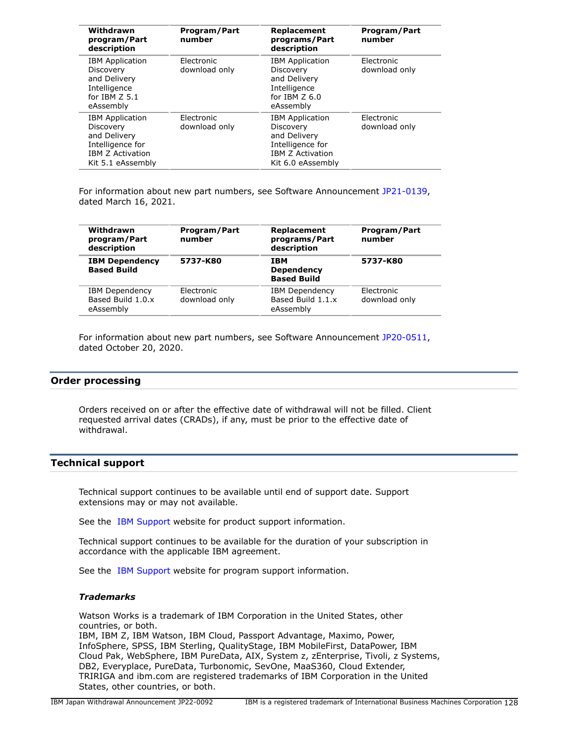| Withdrawn program/Part description | Program/Part number | Replacement programs/Part description | Program/Part number |
|---|---|---|---|
| IBM Application Discovery and Delivery Intelligence for IBM Z 5.1 eAssembly | Electronic download only | IBM Application Discovery and Delivery Intelligence for IBM Z 6.0 eAssembly | Electronic download only |
| IBM Application Discovery and Delivery Intelligence for IBM Z Activation Kit 5.1 eAssembly | Electronic download only | IBM Application Discovery and Delivery Intelligence for IBM Z Activation Kit 6.0 eAssembly | Electronic download only |

For information about new part numbers, see Software Announcement JP21-0139, dated March 16, 2021.

| Withdrawn program/Part description | Program/Part number | Replacement programs/Part description | Program/Part number |
|---|---|---|---|
| **IBM Dependency Based Build** | **5737-K80** | **IBM Dependency Based Build** | **5737-K80** |
| IBM Dependency Based Build 1.0.x eAssembly | Electronic download only | IBM Dependency Based Build 1.1.x eAssembly | Electronic download only |

For information about new part numbers, see Software Announcement JP20-0511, dated October 20, 2020.

## Order processing

Orders received on or after the effective date of withdrawal will not be filled. Client requested arrival dates (CRADs), if any, must be prior to the effective date of withdrawal.

## Technical support

Technical support continues to be available until end of support date. Support extensions may or may not available.

See the IBM Support website for product support information.

Technical support continues to be available for the duration of your subscription in accordance with the applicable IBM agreement.

See the IBM Support website for program support information.

### *Trademarks*

Watson Works is a trademark of IBM Corporation in the United States, other countries, or both.
IBM, IBM Z, IBM Watson, IBM Cloud, Passport Advantage, Maximo, Power, InfoSphere, SPSS, IBM Sterling, QualityStage, IBM MobileFirst, DataPower, IBM Cloud Pak, WebSphere, IBM PureData, AIX, System z, zEnterprise, Tivoli, z Systems, DB2, Everyplace, PureData, Turbonomic, SevOne, MaaS360, Cloud Extender, TRIRIGA and ibm.com are registered trademarks of IBM Corporation in the United States, other countries, or both.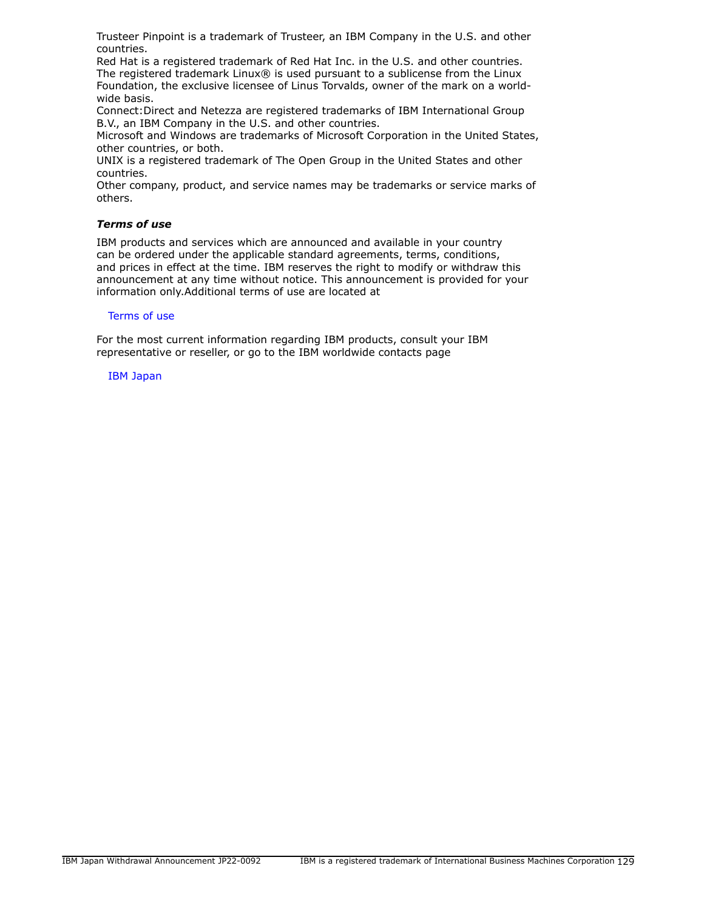Trusteer Pinpoint is a trademark of Trusteer, an IBM Company in the U.S. and other countries.
Red Hat is a registered trademark of Red Hat Inc. in the U.S. and other countries.
The registered trademark Linux® is used pursuant to a sublicense from the Linux Foundation, the exclusive licensee of Linus Torvalds, owner of the mark on a world-wide basis.
Connect:Direct and Netezza are registered trademarks of IBM International Group B.V., an IBM Company in the U.S. and other countries.
Microsoft and Windows are trademarks of Microsoft Corporation in the United States, other countries, or both.
UNIX is a registered trademark of The Open Group in the United States and other countries.
Other company, product, and service names may be trademarks or service marks of others.

***Terms of use***

IBM products and services which are announced and available in your country can be ordered under the applicable standard agreements, terms, conditions, and prices in effect at the time. IBM reserves the right to modify or withdraw this announcement at any time without notice. This announcement is provided for your information only.Additional terms of use are located at

Terms of use

For the most current information regarding IBM products, consult your IBM representative or reseller, or go to the IBM worldwide contacts page

IBM Japan